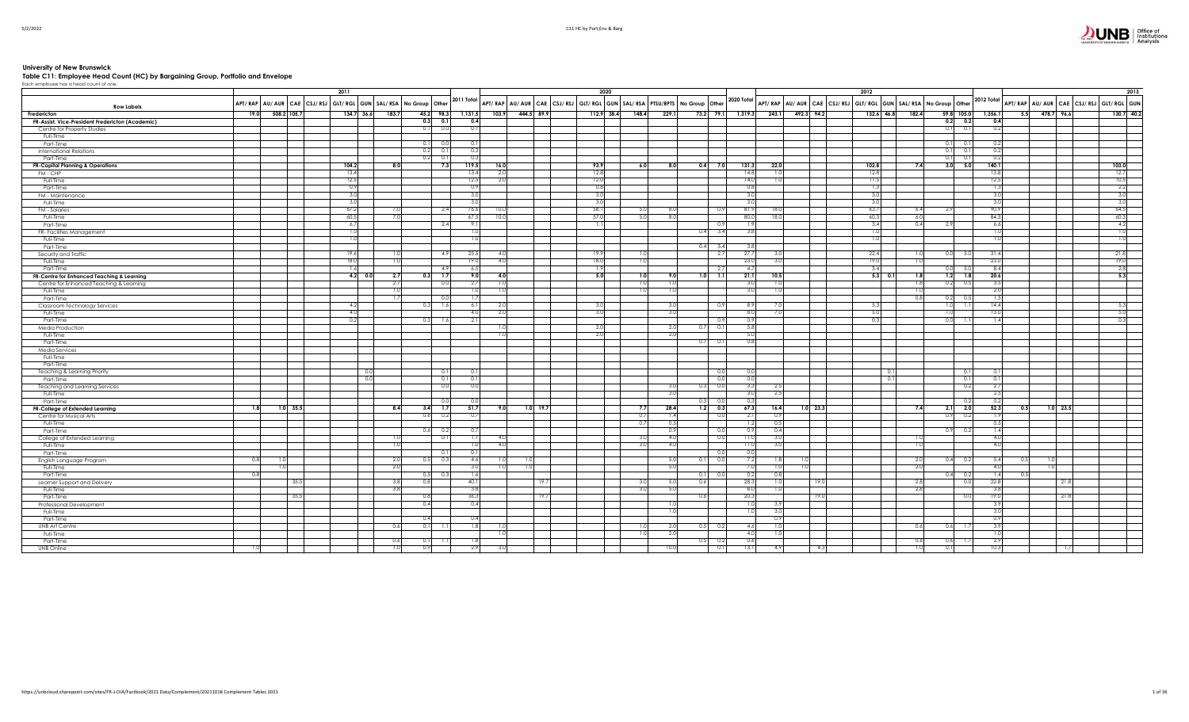# University of New Brunswick

## Table C11: Employee Head Count (HC) by Bargaining Group, Portfolio and Envelope

Each employee has a head count of one.

| Row Labels | 2011 | | | | | | | | | | 2020 | | | | | | | | | | | 2012 | | | | | | | | | | 2013 | | | | | |
|---|---|---|---|---|---|---|---|---|---|---|---|---|---|---|---|---|---|---|---|---|---|---|---|---|---|---|---|---|---|---|---|---|---|---|---|---|---|
| | APT/ RAP | AU/ AUR | CAE | CSJ/ RSJ | GLT/ RGL | GUN | SAL/ RSA | No Group | Other | 2011 Total | APT/ RAP | AU/ AUR | CAE | CSJ/ RSJ | GLT/ RGL | GUN | SAL/ RSA | PTSU/RPTS | No Group | Other | 2020 Total | APT/ RAP | AU/ AUR | CAE | CSJ/ RSJ | GLT/ RGL | GUN | SAL/ RSA | No Group | Other | 2012 Total | APT/ RAP | AU/ AUR | CAE | CSJ/ RSJ | GLT/ RGL | GUN |
| **Fredericton** | 19.0 | 508.2 | 105.7 | | 134.7 | 36.6 | 183.7 | 45.2 | 98.3 | 1,131.5 | 103.9 | 444.5 | 89.9 | | 112.9 | 38.4 | 148.4 | 229.1 | 73.2 | 79.1 | 1,319.3 | 243.1 | 492.3 | 94.2 | | 132.6 | 46.8 | 182.4 | 59.8 | 105.0 | 1,356.1 | 5.5 | 478.7 | 96.6 | | 130.7 | 40.2 |
| **FR-Assist. Vice-President Fredericton (Academic)** | | | | | | | | 0.3 | 0.1 | 0.4 | | | | | | | | | | | | | | | | | | | 0.2 | 0.2 | 0.4 | | | | | | |
| Centre for Property Studies | | | | | | | | 0.1 | 0.0 | 0.1 | | | | | | | | | | | | | | | | | | | 0.1 | 0.1 | 0.2 | | | | | | |
| Full-Time | | | | | | | | | | | | | | | | | | | | | | | | | | | | | | | | | | | | | |
| Part-Time | | | | | | | | 0.1 | 0.0 | 0.1 | | | | | | | | | | | | | | | | | | | 0.1 | 0.1 | 0.2 | | | | | | |
| International Relations | | | | | | | | 0.2 | 0.1 | 0.3 | | | | | | | | | | | | | | | | | | | 0.1 | 0.1 | 0.2 | | | | | | |
| Part-Time | | | | | | | | 0.2 | 0.1 | 0.3 | | | | | | | | | | | | | | | | | | | 0.1 | 0.1 | 0.2 | | | | | | |
| **FR-Capital Planning & Operations** | | | | | 104.2 | | 8.0 | | 7.3 | 119.5 | 16.0 | | | | 93.9 | | 6.0 | 8.0 | 0.4 | 7.0 | 131.3 | 22.0 | | | | 102.8 | | 7.4 | 3.0 | 5.0 | 140.1 | | | | | 103.0 | |
| FM - CHP | | | | | 13.4 | | | | | 13.4 | 2.0 | | | | 12.8 | | | | | | 14.8 | 1.0 | | | | 12.8 | | | | | 13.8 | | | | | 12.7 | |
| Full-Time | | | | | 12.5 | | | | | 12.5 | 2.0 | | | | 12.0 | | | | | | 14.0 | 1.0 | | | | 11.5 | | | | | 12.5 | | | | | 10.5 | |
| Part-Time | | | | | 0.9 | | | | | 0.9 | | | | | 0.8 | | | | | | 0.8 | | | | | 1.3 | | | | | 1.3 | | | | | 2.2 | |
| FM - Maintenance | | | | | 3.0 | | | | | 3.0 | | | | | 3.0 | | | | | | 3.0 | | | | | 3.0 | | | | | 3.0 | | | | | 3.0 | |
| Full-Time | | | | | 3.0 | | | | | 3.0 | | | | | 3.0 | | | | | | 3.0 | | | | | 3.0 | | | | | 3.0 | | | | | 3.0 | |
| FM - Salaries | | | | | 67.2 | | 7.0 | | 2.4 | 76.6 | 10.0 | | | | 58.1 | | 5.0 | 8.0 | | 0.9 | 81.9 | 18.0 | | | | 63.7 | | 6.4 | 2.9 | | 90.9 | | | | | 64.5 | |
| Full-Time | | | | | 60.5 | | 7.0 | | | 67.5 | 10.0 | | | | 57.0 | | 5.0 | 8.0 | | | 80.0 | 18.0 | | | | 60.3 | | 6.0 | | | 84.3 | | | | | 60.3 | |
| Part-Time | | | | | 6.7 | | | | 2.4 | 9.1 | | | | | 1.1 | | | | | 0.9 | 1.9 | | | | | 3.4 | | 0.4 | 2.9 | | 6.6 | | | | | 4.2 | |
| FR-Facilities Management | | | | | 1.0 | | | | | 1.0 | | | | | | | | | 0.4 | 3.4 | 3.8 | | | | | 1.0 | | | | | 1.0 | | | | | 1.0 | |
| Full-Time | | | | | 1.0 | | | | | 1.0 | | | | | | | | | | | | | | | | 1.0 | | | | | 1.0 | | | | | 1.0 | |
| Part-Time | | | | | | | | | | | | | | | | | | | 0.4 | 3.4 | 3.8 | | | | | | | | | | | | | | | | |
| Security and Traffic | | | | | 19.6 | | 1.0 | | 4.9 | 25.5 | 4.0 | | | | 19.9 | | 1.0 | | | 2.7 | 27.7 | 3.0 | | | | 22.4 | | 1.0 | 0.0 | 5.0 | 31.4 | | | | | 21.8 | |
| Full-Time | | | | | 18.0 | | 1.0 | | | 19.0 | 4.0 | | | | 18.0 | | 1.0 | | | | 23.0 | 3.0 | | | | 19.0 | | 1.0 | | | 23.0 | | | | | 19.0 | |
| Part-Time | | | | | 1.6 | | | | 4.9 | 6.5 | | | | | 1.9 | | | | | 2.7 | 4.7 | | | | | 3.4 | | | 0.0 | 5.0 | 8.4 | | | | | 2.8 | |
| **FR-Centre for Enhanced Teaching & Learning** | | | | | 4.2 | 0.0 | 2.7 | 0.3 | 1.7 | 9.0 | 4.0 | | | | 5.0 | | 1.0 | 9.0 | 1.0 | 1.1 | 21.1 | 10.5 | | | | 5.3 | 0.1 | 1.8 | 1.2 | 1.8 | 20.6 | | | | | 5.3 | |
| Centre for Enhanced Teaching & Learning | | | | | | | 2.7 | | 0.0 | 2.7 | 1.0 | | | | | | 1.0 | 1.0 | | | 3.0 | 1.0 | | | | | | 1.8 | 0.2 | 0.5 | 3.5 | | | | | | |
| Full-Time | | | | | | | 1.0 | | | 1.0 | 1.0 | | | | | | 1.0 | 1.0 | | | 3.0 | 1.0 | | | | | | 1.0 | | | 2.0 | | | | | | |
| Part-Time | | | | | | | 1.7 | | 0.0 | 1.7 | | | | | | | | | | | | | | | | | | 0.8 | 0.2 | 0.5 | 1.5 | | | | | | |
| Classroom Technology Services | | | | | 4.2 | | | 0.3 | 1.6 | 6.1 | 2.0 | | | | 3.0 | | | 3.0 | | 0.9 | 8.9 | 7.0 | | | | 5.3 | | | 1.0 | 1.1 | 14.4 | | | | | 5.3 | |
| Full-Time | | | | | 4.0 | | | | | 4.0 | 2.0 | | | | 3.0 | | | 3.0 | | | 8.0 | 7.0 | | | | 5.0 | | | 1.0 | | 13.0 | | | | | 5.0 | |
| Part-Time | | | | | 0.2 | | | 0.3 | 1.6 | 2.1 | | | | | | | | | | 0.9 | 0.9 | | | | | 0.3 | | | 0.0 | 1.1 | 1.4 | | | | | 0.3 | |
| Media Production | | | | | | | | | | | 1.0 | | | | 2.0 | | | 2.0 | 0.7 | 0.1 | 5.8 | | | | | | | | | | | | | | | | |
| Full-Time | | | | | | | | | | | 1.0 | | | | 2.0 | | | 2.0 | | | 5.0 | | | | | | | | | | | | | | | | |
| Part-Time | | | | | | | | | | | | | | | | | | | 0.7 | 0.1 | 0.8 | | | | | | | | | | | | | | | | |
| Media Services | | | | | | | | | | | | | | | | | | | | | | | | | | | | | | | | | | | | | |
| Full-Time | | | | | | | | | | | | | | | | | | | | | | | | | | | | | | | | | | | | | |
| Part-Time | | | | | | | | | | | | | | | | | | | | | | | | | | | | | | | | | | | | | |
| Teaching & Learning Priority | | | | | | 0.0 | | | 0.1 | 0.1 | | | | | | | | | | 0.0 | 0.0 | | | | | | 0.1 | | | 0.1 | 0.1 | | | | | | |
| Part-Time | | | | | | 0.0 | | | 0.1 | 0.1 | | | | | | | | | | 0.0 | 0.0 | | | | | | 0.1 | | | 0.1 | 0.1 | | | | | | |
| Teaching and Learning Services | | | | | | | | | 0.0 | 0.0 | | | | | | | | 3.0 | 0.3 | 0.0 | 3.3 | 2.5 | | | | | | | | 0.2 | 2.7 | | | | | | |
| Full-Time | | | | | | | | | | | | | | | | | | 3.0 | | | 3.0 | 2.5 | | | | | | | | | 2.5 | | | | | | |
| Part-Time | | | | | | | | | 0.0 | 0.0 | | | | | | | | | 0.3 | 0.0 | 0.3 | | | | | | | | | 0.2 | 0.2 | | | | | | |
| **FR-College of Extended Learning** | 1.8 | 1.0 | 35.5 | | | | 8.4 | 3.4 | 1.7 | 51.7 | 9.0 | 1.0 | 19.7 | | | | 7.7 | 28.4 | 1.2 | 0.3 | 67.3 | 16.4 | 1.0 | 23.3 | | | | 7.4 | 2.1 | 2.0 | 52.3 | 0.5 | 1.0 | 23.5 | | | |
| Centre for Musical Arts | | | | | | | | 0.5 | 0.2 | 0.7 | | | | | | | 0.7 | 1.4 | | 0.0 | 2.1 | 0.9 | | | | | | | 0.9 | 0.2 | 1.9 | | | | | | |
| Full-Time | | | | | | | | | | | | | | | | | 0.7 | 0.5 | | | 1.2 | 0.5 | | | | | | | | | 0.5 | | | | | | |
| Part-Time | | | | | | | | 0.6 | 0.2 | 0.7 | | | | | | | | 0.9 | | 0.0 | 0.9 | 0.4 | | | | | | | 0.9 | 0.2 | 1.4 | | | | | | |
| College of Extended Learning | | | | | | | 1.0 | | 0.1 | 1.1 | 4.0 | | | | | | 3.0 | 4.0 | | 0.0 | 11.0 | 3.0 | | | | | | 1.0 | | | 4.0 | | | | | | |
| Full-Time | | | | | | | 1.0 | | | 1.0 | 4.0 | | | | | | 3.0 | 4.0 | | | 11.0 | 3.0 | | | | | | 1.0 | | | 4.0 | | | | | | |
| Part-Time | | | | | | | | | 0.1 | 0.1 | | | | | | | | | | 0.0 | 0.0 | | | | | | | | | | | | | | | | |
| English Language Program | 0.8 | 1.0 | | | | | 2.0 | 0.5 | 0.3 | 4.6 | 1.0 | 1.0 | | | | | | 5.0 | 0.1 | 0.0 | 7.2 | 1.8 | 1.0 | | | | | 2.0 | 0.4 | 0.2 | 5.4 | 0.5 | 1.0 | | | | |
| Full-Time | | 1.0 | | | | | 2.0 | | | 3.0 | 1.0 | 1.0 | | | | | | 5.0 | | | 7.0 | 1.0 | 1.0 | | | | | 2.0 | | | 4.0 | | 1.0 | | | | |
| Part-Time | 0.8 | | | | | | | 0.5 | 0.3 | 1.6 | | | | | | | | | 0.1 | 0.0 | 0.2 | 0.8 | | | | | | | 0.4 | 0.2 | 1.4 | 0.5 | | | | | |
| Learner Support and Delivery | | | 35.5 | | | | 3.8 | 0.8 | | 40.1 | | | 19.7 | | | | 3.0 | 5.0 | 0.6 | | 28.3 | 1.0 | | 19.0 | | | | 2.8 | | 0.0 | 22.8 | | | 21.8 | | | |
| Full-Time | | | | | | | 3.8 | | | 3.8 | | | | | | | 3.0 | 5.0 | | | 8.0 | 1.0 | | | | | | 2.8 | | | 3.8 | | | | | | |
| Part-Time | | | 35.5 | | | | | 0.8 | | 36.3 | | | 19.7 | | | | | | 0.6 | | 20.3 | | | 19.0 | | | | | | 0.0 | 19.0 | | | 21.8 | | | |
| Professional Development | | | | | | | | 0.4 | | 0.4 | | | | | | | | 1.0 | | | 1.0 | 3.9 | | | | | | | | | 3.9 | | | | | | |
| Full-Time | | | | | | | | | | | | | | | | | | 1.0 | | | 1.0 | 3.0 | | | | | | | | | 3.0 | | | | | | |
| Part-Time | | | | | | | | 0.4 | | 0.4 | | | | | | | | | | | | 0.9 | | | | | | | | | 0.9 | | | | | | |
| UNB Art Centre | | | | | | | 0.6 | 0.1 | 1.1 | 1.8 | 1.0 | | | | | | 1.0 | 2.0 | 0.5 | 0.2 | 4.6 | 1.0 | | | | | | 0.6 | 0.6 | 1.7 | 3.9 | | | | | | |
| Full-Time | | | | | | | | | | | 1.0 | | | | | | 1.0 | 2.0 | | | 4.0 | 1.0 | | | | | | | | | 1.0 | | | | | | |
| Part-Time | | | | | | | 0.6 | 0.1 | 1.1 | 1.8 | | | | | | | | | 0.5 | 0.2 | 0.6 | | | | | | | 0.6 | 0.6 | 1.7 | 2.9 | | | | | | |
| UNB Online | 1.0 | | | | | | 1.0 | 0.9 | | 2.9 | 3.0 | | | | | | | 10.0 | | 0.1 | 13.1 | 4.9 | | 4.3 | | | | 1.0 | 0.1 | | 10.3 | | | 1.7 | | | |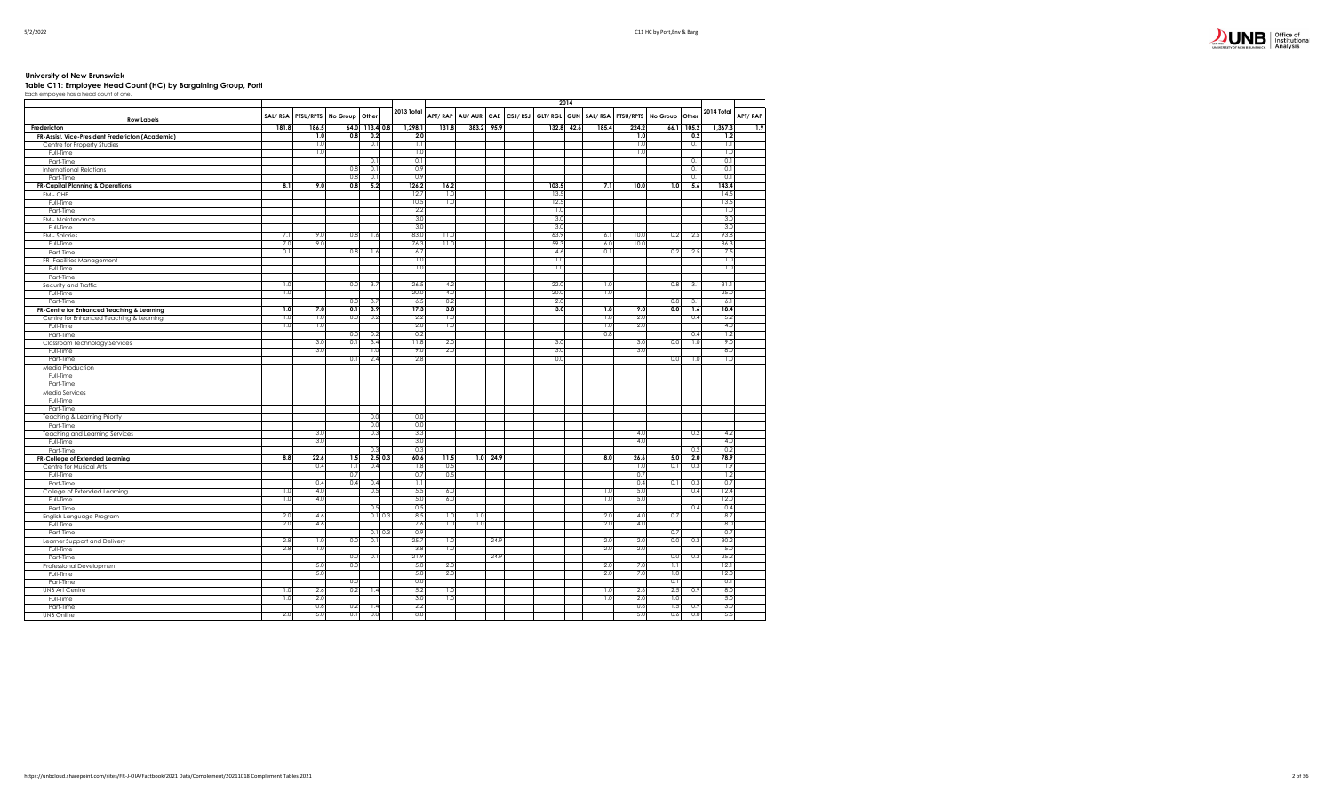# University of New Brunswick

## Table C11: Employee Head Count (HC) by Bargaining Group, Portl

Each employee has a head count of one.

| Row Labels | SAL/ RSA | PTSU/RPTS | No Group | Other | | 2013 Total | 2014 | | | | | | | | | | | | | | |
|---|---|---|---|---|---|---|---|---|---|---|---|---|---|---|---|---|---|---|---|---|---|
| | | | | | | | APT/ RAP | AU/ AUR | CAE | CSJ/ RSJ | GLT/ RGL | GUN | SAL/ RSA | PTSU/RPTS | No Group | Other | 2014 Total | APT/ RAP |
| **Fredericton** | **181.8** | **186.5** | **64.0** | **113.4** | **0.8** | **1,298.1** | **131.8** | **383.2** | **95.9** | | **132.8** | **42.6** | **185.4** | **224.2** | **66.1** | **105.2** | **1,367.3** | **1.9** |
| **FR-Assist. Vice-President Fredericton (Academic)** | | **1.0** | **0.8** | **0.2** | | **2.0** | | | | | | | | **1.0** | | **0.2** | **1.2** | |
| Centre for Property Studies | | 1.0 | | 0.1 | | 1.1 | | | | | | | | 1.0 | | 0.1 | 1.1 | |
| Full-Time | | 1.0 | | | | 1.0 | | | | | | | | 1.0 | | | 1.0 | |
| Part-Time | | | | 0.1 | | 0.1 | | | | | | | | | | 0.1 | 0.1 | |
| International Relations | | | 0.8 | 0.1 | | 0.9 | | | | | | | | | | 0.1 | 0.1 | |
| Part-Time | | | 0.8 | 0.1 | | 0.9 | | | | | | | | | | 0.1 | 0.1 | |
| **FR-Capital Planning & Operations** | **8.1** | **9.0** | **0.8** | **5.2** | | **126.2** | **16.2** | | | | **103.5** | | **7.1** | **10.0** | **1.0** | **5.6** | **143.4** | |
| FM - CHP | | | | | | 12.7 | 1.0 | | | | 13.5 | | | | | | 14.5 | |
| Full-Time | | | | | | 10.5 | 1.0 | | | | 12.5 | | | | | | 13.5 | |
| Part-Time | | | | | | 2.2 | | | | | 1.0 | | | | | | 1.0 | |
| FM - Maintenance | | | | | | 3.0 | | | | | 3.0 | | | | | | 3.0 | |
| Full-Time | | | | | | 3.0 | | | | | 3.0 | | | | | | 3.0 | |
| FM - Salaries | 7.1 | 9.0 | 0.8 | 1.6 | | 83.0 | 11.0 | | | | 63.9 | | 6.1 | 10.0 | 0.2 | 2.5 | 93.8 | |
| Full-Time | 7.0 | 9.0 | | | | 76.3 | 11.0 | | | | 59.3 | | 6.0 | 10.0 | | | 86.3 | |
| Part-Time | 0.1 | | 0.8 | 1.6 | | 6.7 | | | | | 4.6 | | 0.1 | | 0.2 | 2.5 | 7.5 | |
| FR- Facilities Management | | | | | | 1.0 | | | | | 1.0 | | | | | | 1.0 | |
| Full-Time | | | | | | 1.0 | | | | | 1.0 | | | | | | 1.0 | |
| Part-Time | | | | | | | | | | | | | | | | | | |
| Security and Traffic | 1.0 | | 0.0 | 3.7 | | 26.5 | 4.2 | | | | 22.0 | | 1.0 | | 0.8 | 3.1 | 31.1 | |
| Full-Time | 1.0 | | | | | 20.0 | 4.0 | | | | 20.0 | | 1.0 | | | | 25.0 | |
| Part-Time | | | 0.0 | 3.7 | | 6.5 | 0.2 | | | | 2.0 | | | | 0.8 | 3.1 | 6.1 | |
| **FR-Centre for Enhanced Teaching & Learning** | **1.0** | **7.0** | **0.1** | **3.9** | | **17.3** | **3.0** | | | | **3.0** | | **1.8** | **9.0** | **0.0** | **1.6** | **18.4** | |
| Centre for Enhanced Teaching & Learning | 1.0 | 1.0 | 0.0 | 0.2 | | 2.2 | 1.0 | | | | | | 1.8 | 2.0 | | 0.4 | 5.2 | |
| Full-Time | 1.0 | 1.0 | | | | 2.0 | 1.0 | | | | | | 1.0 | 2.0 | | | 4.0 | |
| Part-Time | | | 0.0 | 0.2 | | 0.2 | | | | | | | 0.8 | | | 0.4 | 1.2 | |
| Classroom Technology Services | | 3.0 | 0.1 | 3.4 | | 11.8 | 2.0 | | | | 3.0 | | | 3.0 | 0.0 | 1.0 | 9.0 | |
| Full-Time | | 3.0 | | 1.0 | | 9.0 | 2.0 | | | | 3.0 | | | 3.0 | | | 8.0 | |
| Part-Time | | | 0.1 | 2.4 | | 2.8 | | | | | 0.0 | | | | 0.0 | 1.0 | 1.0 | |
| Media Production | | | | | | | | | | | | | | | | | | |
| Full-Time | | | | | | | | | | | | | | | | | | |
| Part-Time | | | | | | | | | | | | | | | | | | |
| Media Services | | | | | | | | | | | | | | | | | | |
| Full-Time | | | | | | | | | | | | | | | | | | |
| Part-Time | | | | | | | | | | | | | | | | | | |
| Teaching & Learning Priority | | | | 0.0 | | 0.0 | | | | | | | | | | | | |
| Part-Time | | | | 0.0 | | 0.0 | | | | | | | | | | | | |
| Teaching and Learning Services | | 3.0 | | 0.3 | | 3.3 | | | | | | | | 4.0 | | 0.2 | 4.2 | |
| Full-Time | | 3.0 | | | | 3.0 | | | | | | | | 4.0 | | | 4.0 | |
| Part-Time | | | | 0.3 | | 0.3 | | | | | | | | | | 0.2 | 0.2 | |
| **FR-College of Extended Learning** | **8.8** | **22.6** | **1.5** | **2.5** | **0.3** | **60.6** | **11.5** | | **1.0** | **24.9** | | | **8.0** | **26.6** | **5.0** | **2.0** | **78.9** | |
| Centre for Musical Arts | | 0.4 | 1.1 | 0.4 | | 1.8 | 0.5 | | | | | | | 1.0 | 0.1 | 0.3 | 1.9 | |
| Full-Time | | | 0.7 | | | 0.7 | 0.5 | | | | | | | 0.7 | | | 1.2 | |
| Part-Time | | 0.4 | 0.4 | 0.4 | | 1.1 | | | | | | | | 0.4 | 0.1 | 0.3 | 0.7 | |
| College of Extended Learning | 1.0 | 4.0 | | 0.5 | | 5.5 | 6.0 | | | | | | 1.0 | 5.0 | | 0.4 | 12.4 | |
| Full-Time | 1.0 | 4.0 | | | | 5.0 | 6.0 | | | | | | 1.0 | 5.0 | | | 12.0 | |
| Part-Time | | | | 0.5 | | 0.5 | | | | | | | | | | 0.4 | 0.4 | |
| English Language Program | 2.0 | 4.6 | | 0.1 | 0.3 | 8.5 | 1.0 | 1.0 | | | | | 2.0 | 4.0 | 0.7 | | 8.7 | |
| Full-Time | 2.0 | 4.6 | | | | 7.6 | 1.0 | 1.0 | | | | | 2.0 | 4.0 | | | 8.0 | |
| Part-Time | | | | 0.1 | 0.3 | 0.9 | | | | | | | | | 0.7 | | 0.7 | |
| Learner Support and Delivery | 2.8 | 1.0 | 0.0 | 0.1 | | 25.7 | 1.0 | | | 24.9 | | | 2.0 | 2.0 | 0.0 | 0.3 | 30.2 | |
| Full-Time | 2.8 | 1.0 | | | | 3.8 | 1.0 | | | | | | 2.0 | 2.0 | | | 5.0 | |
| Part-Time | | | 0.0 | 0.1 | | 21.9 | | | | 24.9 | | | | | 0.0 | 0.3 | 25.2 | |
| Professional Development | | 5.0 | 0.0 | | | 5.0 | 2.0 | | | | | | 2.0 | 7.0 | 1.1 | | 12.1 | |
| Full-Time | | 5.0 | | | | 5.0 | 2.0 | | | | | | 2.0 | 7.0 | 1.0 | | 12.0 | |
| Part-Time | | | 0.0 | | | 0.0 | | | | | | | | | 0.1 | | 0.1 | |
| UNB Art Centre | 1.0 | 2.6 | 0.2 | 1.4 | | 5.2 | 1.0 | | | | | | 1.0 | 2.6 | 2.5 | 0.9 | 8.0 | |
| Full-Time | 1.0 | 2.0 | | | | 3.0 | 1.0 | | | | | | 1.0 | 2.0 | 1.0 | | 5.0 | |
| Part-Time | | 0.6 | 0.2 | 1.4 | | 2.2 | | | | | | | | 0.6 | 1.5 | 0.9 | 3.0 | |
| UNB Online | 2.0 | 5.0 | 0.1 | 0.0 | | 8.8 | | | | | | | | 5.0 | 0.6 | 0.0 | 5.6 | |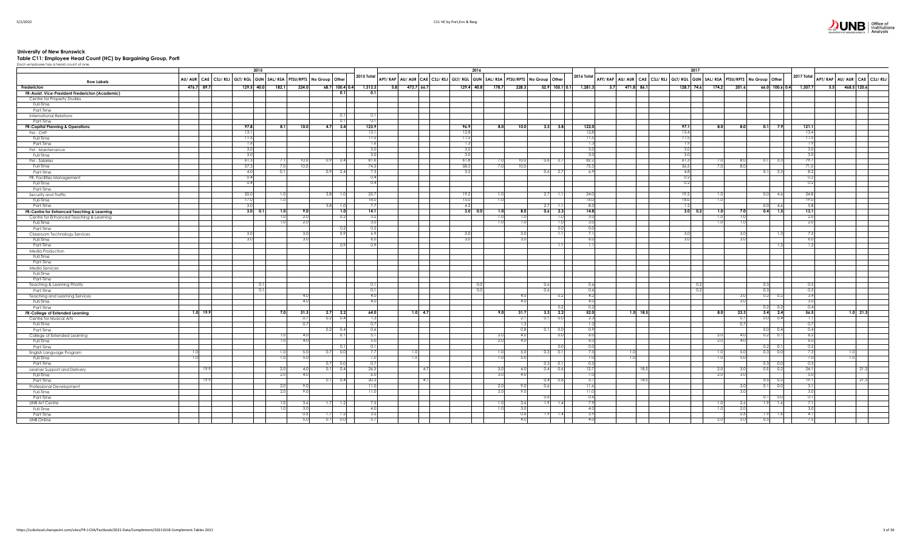# University of New Brunswick

## Table C11: Employee Head Count (HC) by Bargaining Group, Portl

Each employee has a head count of one.

| | 2015 | | | | | | | | | | | 2016 | | | | | | | | | | | | 2017 | | | | | | | | | | | | | | | |
|---|---|---|---|---|---|---|---|---|---|---|---|---|---|---|---|---|---|---|---|---|---|---|---|---|---|---|---|---|---|---|---|---|---|---|---|---|---|---|---|
| **Row Labels** | AU/ AUR | CAE | CSJ/ RSJ | GLT/ RGL | GUN | SAL/ RSA | PTSU/ RPTS | No Group | Other | | 2015 Total | APT/ RAP | AU/ AUR | CAE | CSJ/ RSJ | GLT/ RGL | GUN | SAL/ RSA | PTSU/ RPTS | No Group | Other | | 2016 Total | APT/ RAP | AU/ AUR | CAE | CSJ/ RSJ | GLT/ RGL | GUN | SAL/ RSA | PTSU/ RPTS | No Group | Other | | 2017 Total | APT/ RAP | AU/ AUR | CAE | CSJ/ RSJ |
| **Fredericton** | 476.7 | 89.7 | | 129.5 | 40.0 | 182.1 | 224.0 | 68.7 | 100.4 | 0.4 | 1,313.3 | 5.8 | 473.7 | 66.7 | | 129.4 | 40.8 | 178.7 | 228.3 | 52.9 | 105.1 | 0.1 | 1,281.3 | 3.7 | 471.8 | 86.1 | | 128.7 | 74.6 | 174.2 | 201.6 | 66.0 | 100.6 | 0.4 | 1,307.7 | 5.5 | 468.5 | 120.6 | |
| **FR-Assist. Vice-President Fredericton (Academic)** | | | | | | | | | 0.1 | | 0.1 | | | | | | | | | | | | | | | | | | | | | | | | | | | | |
| Centre for Property Studies | | | | | | | | | | | | | | | | | | | | | | | | | | | | | | | | | | | | | | | |
| Full-Time | | | | | | | | | | | | | | | | | | | | | | | | | | | | | | | | | | | | | | | |
| Part-Time | | | | | | | | | | | | | | | | | | | | | | | | | | | | | | | | | | | | | | | |
| International Relations | | | | | | | | | 0.1 | | 0.1 | | | | | | | | | | | | | | | | | | | | | | | | | | | | |
| Part-Time | | | | | | | | | 0.1 | | 0.1 | | | | | | | | | | | | | | | | | | | | | | | | | | | | |
| **FR-Capital Planning & Operations** | | | | 97.8 | | 8.1 | 10.0 | 4.7 | 3.4 | | 123.9 | | | | | 96.9 | | 8.0 | 10.0 | 3.3 | 3.8 | | 122.0 | | | | | 97.1 | | 8.0 | 8.0 | 0.1 | 7.9 | | 121.1 | | | | |
| FM - CHP | | | | 13.1 | | | | | | | 13.1 | | | | | 12.8 | | | | | | | 12.8 | | | | | 13.4 | | | | | | | 13.4 | | | | |
| Full-Time | | | | 11.5 | | | | | | | 11.5 | | | | | 11.5 | | | | | | | 11.5 | | | | | 11.5 | | | | | | | 11.5 | | | | |
| Part-Time | | | | 1.6 | | | | | | | 1.6 | | | | | 1.3 | | | | | | | 1.3 | | | | | 1.9 | | | | | | | 1.9 | | | | |
| FM - Maintenance | | | | 3.0 | | | | | | | 3.0 | | | | | 3.0 | | | | | | | 3.0 | | | | | 3.0 | | | | | | | 3.0 | | | | |
| Full-Time | | | | 3.0 | | | | | | | 3.0 | | | | | 3.0 | | | | | | | 3.0 | | | | | 3.0 | | | | | | | 3.0 | | | | |
| FM - Salaries | | | | 61.3 | | 7.1 | 10.0 | 0.9 | 2.4 | | 81.6 | | | | | 61.8 | | 7.0 | 10.0 | 0.6 | 2.7 | | 82.2 | | | | | 61.3 | | 7.0 | 8.0 | 0.1 | 3.3 | | 79.7 | | | | |
| Full-Time | | | | 57.3 | | 7.0 | 10.0 | | | | 74.3 | | | | | 58.3 | | 7.0 | 10.0 | | | | 75.3 | | | | | 56.5 | | 7.0 | 8.0 | | | | 71.5 | | | | |
| Part-Time | | | | 4.0 | | 0.1 | | 0.9 | 2.4 | | 7.3 | | | | | 3.5 | | | | 0.6 | 2.7 | | 6.9 | | | | | 4.8 | | | | 0.1 | 3.3 | | 8.2 | | | | |
| FR- Facilities Management | | | | 0.4 | | | | | | | 0.4 | | | | | | | | | | | | | | | | | 0.2 | | | | | | | 0.2 | | | | |
| Full-Time | | | | 0.4 | | | | | | | 0.4 | | | | | | | | | | | | | | | | | 0.2 | | | | | | | 0.2 | | | | |
| Part-Time | | | | | | | | | | | | | | | | | | | | | | | | | | | | | | | | | | | | | | | |
| Security and Traffic | | | | 20.0 | | 1.0 | | 3.8 | 1.0 | | 25.7 | | | | | 19.2 | | 1.0 | | 2.7 | 1.1 | | 24.0 | | | | | 19.2 | | 1.0 | | 0.0 | 4.6 | | 24.8 | | | | |
| Full-Time | | | | 17.0 | | 1.0 | | | | | 18.0 | | | | | 15.0 | | 1.0 | | | | | 16.0 | | | | | 18.0 | | 1.0 | | | | | 19.0 | | | | |
| Part-Time | | | | 3.0 | | | | 3.8 | 1.0 | | 7.7 | | | | | 4.2 | | | | 2.7 | 1.1 | | 8.0 | | | | | 1.2 | | | | 0.0 | 4.6 | | 5.8 | | | | |
| **FR-Centre for Enhanced Teaching & Learning** | | | | 3.0 | 0.1 | 1.0 | 9.0 | | 1.0 | | 14.1 | | | | | 3.0 | 0.0 | 1.0 | 8.0 | 0.6 | 2.3 | | 14.8 | | | | | 3.0 | 0.2 | 1.0 | 7.0 | 0.4 | 1.5 | | 13.1 | | | | |
| Centre for Enhanced Teaching & Learning | | | | | | 1.0 | 2.0 | | 0.2 | | 3.2 | | | | | | | 1.0 | 1.0 | | 1.0 | | 3.0 | | | | | | | 1.0 | 1.0 | | | | 2.0 | | | | |
| Full-Time | | | | | | 1.0 | 2.0 | | | | 3.0 | | | | | | | 1.0 | 1.0 | | 1.0 | | 3.0 | | | | | | | 1.0 | 1.0 | | | | 2.0 | | | | |
| Part-Time | | | | | | | | | 0.2 | | 0.2 | | | | | | | | | | 0.0 | | 0.0 | | | | | | | | | | | | | | | | |
| Classroom Technology Services | | | | 3.0 | | | 3.0 | | 0.9 | | 6.9 | | | | | 3.0 | | | 3.0 | | 1.1 | | 7.1 | | | | | 3.0 | | | 3.0 | | 1.3 | | 7.3 | | | | |
| Full-Time | | | | 3.0 | | | 3.0 | | | | 6.0 | | | | | 3.0 | | | 3.0 | | | | 6.0 | | | | | 3.0 | | | 3.0 | | | | 6.0 | | | | |
| Part-Time | | | | | | | | | 0.9 | | 0.9 | | | | | | | | | | 1.1 | | 1.1 | | | | | | | | | | 1.3 | | 1.3 | | | | |
| Media Production | | | | | | | | | | | | | | | | | | | | | | | | | | | | | | | | | | | | | | | |
| Full-Time | | | | | | | | | | | | | | | | | | | | | | | | | | | | | | | | | | | | | | | |
| Part-Time | | | | | | | | | | | | | | | | | | | | | | | | | | | | | | | | | | | | | | | |
| Media Services | | | | | | | | | | | | | | | | | | | | | | | | | | | | | | | | | | | | | | | |
| Full-Time | | | | | | | | | | | | | | | | | | | | | | | | | | | | | | | | | | | | | | | |
| Part-Time | | | | | | | | | | | | | | | | | | | | | | | | | | | | | | | | | | | | | | | |
| Teaching & Learning Priority | | | | | 0.1 | | | | | | 0.1 | | | | | | 0.0 | | | 0.6 | | | 0.6 | | | | | | 0.2 | | | 0.3 | | | 0.5 | | | | |
| Part-Time | | | | | 0.1 | | | | | | 0.1 | | | | | | 0.0 | | | 0.6 | | | 0.6 | | | | | | 0.2 | | | 0.3 | | | 0.5 | | | | |
| Teaching and Learning Services | | | | | | | 4.0 | | | | 4.0 | | | | | | | | 4.0 | | 0.2 | | 4.2 | | | | | | | | 3.0 | 0.2 | 0.2 | | 3.4 | | | | |
| Full-Time | | | | | | | 4.0 | | | | 4.0 | | | | | | | | 4.0 | | | | 4.0 | | | | | | | | 3.0 | | | | 3.0 | | | | |
| Part-Time | | | | | | | | | | | | | | | | | | | | | 0.2 | | 0.2 | | | | | | | | | 0.2 | 0.2 | | 0.4 | | | | |
| **FR-College of Extended Learning** | 1.0 | 19.9 | | | | 7.0 | 31.3 | 2.7 | 2.2 | | 64.0 | | 1.0 | 4.7 | | | | 9.0 | 31.7 | 3.3 | 2.2 | | 52.0 | | 1.0 | 18.5 | | | | 8.0 | 23.3 | 3.4 | 2.4 | | 56.5 | | 1.0 | 21.3 | |
| Centre for Musical Arts | | | | | | | 0.7 | 0.2 | 0.4 | | 1.3 | | | | | | | | 2.1 | 0.1 | 0.0 | | 2.3 | | | | | | | | 0.7 | 0.0 | 0.4 | | 1.1 | | | | |
| Full-Time | | | | | | | 0.7 | | | | 0.7 | | | | | | | | 1.3 | | | | 1.3 | | | | | | | | 0.7 | | | | 0.7 | | | | |
| Part-Time | | | | | | | | 0.2 | 0.4 | | 0.6 | | | | | | | | 0.8 | 0.1 | 0.0 | | 0.9 | | | | | | | | | 0.0 | 0.4 | | 0.4 | | | | |
| College of Extended Learning | | | | | | 1.0 | 4.0 | | 0.1 | | 5.1 | | | | | | | 2.0 | 4.0 | | 0.0 | | 6.0 | | | | | | | 2.0 | 4.0 | 0.2 | 0.1 | | 6.2 | | | | |
| Full-Time | | | | | | 1.0 | 4.0 | | | | 5.0 | | | | | | | 2.0 | 4.0 | | | | 6.0 | | | | | | | 2.0 | 4.0 | | | | 6.0 | | | | |
| Part-Time | | | | | | | | | 0.1 | | 0.1 | | | | | | | | | | 0.0 | | 0.0 | | | | | | | | | 0.2 | 0.1 | | 0.2 | | | | |
| English Language Program | 1.0 | | | | | 1.0 | 5.0 | 0.7 | 0.0 | | 7.7 | | 1.0 | | | | | 1.0 | 5.0 | 0.3 | 0.1 | | 7.5 | | 1.0 | | | | | 1.0 | 5.0 | 0.3 | 0.0 | | 7.3 | | 1.0 | | |
| Full-Time | 1.0 | | | | | 1.0 | 5.0 | | | | 7.0 | | 1.0 | | | | | 1.0 | 5.0 | | | | 7.0 | | 1.0 | | | | | 1.0 | 5.0 | | | | 7.0 | | 1.0 | | |
| Part-Time | | | | | | | | 0.7 | 0.0 | | 0.7 | | | | | | | | | 0.3 | 0.1 | | 0.5 | | | | | | | | | 0.3 | 0.0 | | 0.3 | | | | |
| Learner Support and Delivery | | 19.9 | | | | 2.0 | 4.0 | 0.1 | 0.4 | | 26.3 | | | 4.7 | | | | 3.0 | 4.0 | 0.4 | 0.6 | | 12.7 | | | 18.5 | | | | 2.0 | 3.0 | 0.5 | 0.2 | | 24.1 | | | 21.3 | |
| Full-Time | | | | | | 2.0 | 4.0 | | | | 6.0 | | | | | | | 3.0 | 4.0 | | | | 7.0 | | | | | | | 2.0 | 3.0 | | | | 5.0 | | | | |
| Part-Time | | 19.9 | | | | | | 0.1 | 0.4 | | 20.3 | | | 4.7 | | | | | | 0.4 | 0.6 | | 5.7 | | | 18.5 | | | | | | 0.5 | 0.2 | | 19.1 | | | 21.3 | |
| Professional Development | | | | | | 2.0 | 9.0 | | | | 11.0 | | | | | | | 2.0 | 9.0 | 0.6 | | | 11.6 | | | | | | | | 3.0 | 0.1 | 0.0 | | 3.1 | | | | |
| Full-Time | | | | | | 2.0 | 9.0 | | | | 11.0 | | | | | | | 2.0 | 9.0 | | | | 11.0 | | | | | | | | 3.0 | | | | 3.0 | | | | |
| Part-Time | | | | | | | | | | | | | | | | | | | | 0.6 | | | 0.6 | | | | | | | | | 0.1 | 0.0 | | 0.1 | | | | |
| UNB Art Centre | | | | | | 1.0 | 3.6 | 1.7 | 1.2 | | 7.5 | | | | | | | 1.0 | 3.6 | 1.9 | 1.4 | | 7.9 | | | | | | | 1.0 | 2.6 | 1.9 | 1.6 | | 7.1 | | | | |
| Full-Time | | | | | | 1.0 | 3.0 | | | | 4.0 | | | | | | | 1.0 | 3.0 | | | | 4.0 | | | | | | | 1.0 | 2.0 | | | | 3.0 | | | | |
| Part-Time | | | | | | | 0.6 | 1.7 | 1.2 | | 3.5 | | | | | | | | 0.6 | 1.9 | 1.4 | | 3.9 | | | | | | | | 0.6 | 1.9 | 1.6 | | 4.1 | | | | |
| UNB Online | | | | | | | 5.0 | 0.1 | 0.0 | | 5.1 | | | | | | | | 4.0 | | | | 4.0 | | | | | | | 2.0 | 5.0 | 0.5 | | | 7.5 | | | | |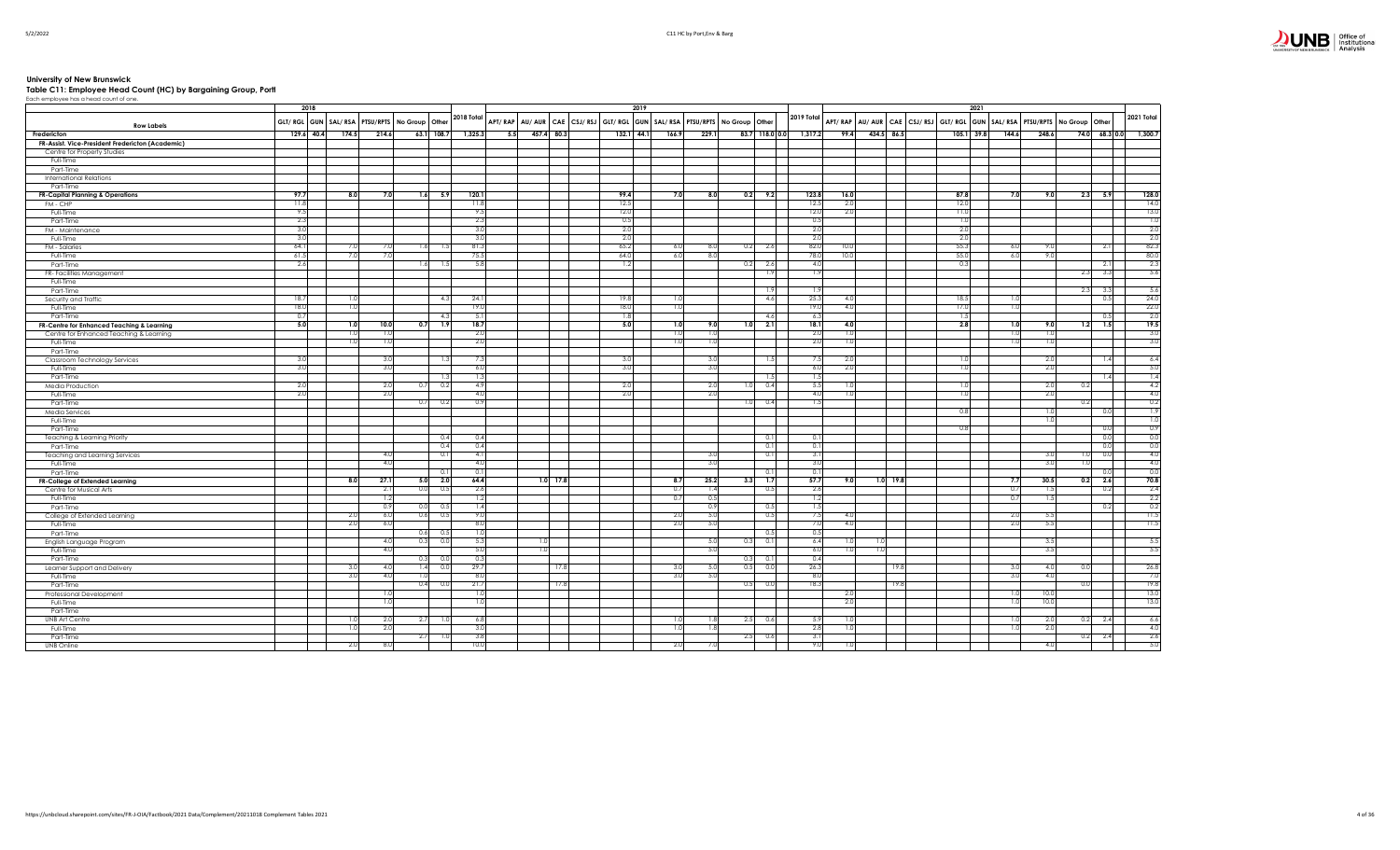## University of New Brunswick

### Table C11: Employee Head Count (HC) by Bargaining Group, Portf

Each employee has a head count of one.

| | 2018 | | | | | | | 2019 | | | | | | | | | | | | 2021 | | | | | | | | | | | |
|---|---|---|---|---|---|---|---|---|---|---|---|---|---|---|---|---|---|---|---|---|---|---|---|---|---|---|---|---|---|---|---|
| Row Labels | GLT/RGL | GUN | SAL/RSA | PTSU/RPTS | No Group | Other | 2018 Total | APT/RAP | AU/AUR | CAE | CSJ/RSJ | GLT/RGL | GUN | SAL/RSA | PTSU/RPTS | No Group | Other | | 2019 Total | APT/RAP | AU/AUR | CAE | CSJ/RSJ | GLT/RGL | GUN | SAL/RSA | PTSU/RPTS | No Group | Other | | 2021 Total |
| **Fredericton** | 129.6 | 40.4 | 174.5 | 214.6 | 63.1 | 108.7 | 1,325.3 | 5.5 | 457.4 | 80.3 | | 132.1 | 44.1 | 166.9 | 229.1 | 83.7 | 118.0 | 0.0 | 1,317.2 | 99.4 | 434.5 | 86.5 | | 105.1 | 39.8 | 144.6 | 248.6 | 74.0 | 68.3 | 0.0 | 1,300.7 |
| **FR-Assist. Vice-President Fredericton (Academic)** | | | | | | | | | | | | | | | | | | | | | | | | | | | | | | | |
| Centre for Property Studies | | | | | | | | | | | | | | | | | | | | | | | | | | | | | | | |
| Full-Time | | | | | | | | | | | | | | | | | | | | | | | | | | | | | | | |
| Part-Time | | | | | | | | | | | | | | | | | | | | | | | | | | | | | | | |
| International Relations | | | | | | | | | | | | | | | | | | | | | | | | | | | | | | | |
| Part-Time | | | | | | | | | | | | | | | | | | | | | | | | | | | | | | | |
| **FR-Capital Planning & Operations** | 97.7 | | 8.0 | 7.0 | 1.6 | 5.9 | 120.1 | | | | | 99.4 | | 7.0 | 8.0 | 0.2 | 9.2 | | 123.8 | 16.0 | | | | 87.8 | | 7.0 | 9.0 | 2.3 | 5.9 | | 128.0 |
| FM - CHP | 11.8 | | | | | | 11.8 | | | | | 12.5 | | | | | | | 12.5 | 2.0 | | | | 12.0 | | | | | | | 14.0 |
| Full-Time | 9.5 | | | | | | 9.5 | | | | | 12.0 | | | | | | | 12.0 | 2.0 | | | | 11.0 | | | | | | | 13.0 |
| Part-Time | 2.3 | | | | | | 2.3 | | | | | 0.5 | | | | | | | 0.5 | | | | | 1.0 | | | | | | | 1.0 |
| FM - Maintenance | 3.0 | | | | | | 3.0 | | | | | 2.0 | | | | | | | 2.0 | | | | | 2.0 | | | | | | | 2.0 |
| Full-Time | 3.0 | | | | | | 3.0 | | | | | 2.0 | | | | | | | 2.0 | | | | | 2.0 | | | | | | | 2.0 |
| FM - Salaries | 64.1 | | 7.0 | 7.0 | 1.6 | 1.5 | 81.3 | | | | | 65.2 | | 6.0 | 8.0 | 0.2 | 2.6 | | 82.0 | 10.0 | | | | 55.3 | | 6.0 | 9.0 | | 2.1 | | 82.3 |
| Full-Time | 61.5 | | 7.0 | 7.0 | | | 75.5 | | | | | 64.0 | | 6.0 | 8.0 | | | | 78.0 | 10.0 | | | | 55.0 | | 6.0 | 9.0 | | | | 80.0 |
| Part-Time | 2.6 | | | | 1.6 | 1.5 | 5.8 | | | | | 1.2 | | | | 0.2 | 2.6 | | 4.0 | | | | | 0.3 | | | | | 2.1 | | 2.3 |
| FR-Facilities Management | | | | | | | | | | | | | | | | | 1.9 | | 1.9 | | | | | | | | | 2.3 | 3.3 | | 5.6 |
| Full-Time | | | | | | | | | | | | | | | | | | | | | | | | | | | | | | | |
| Part-Time | | | | | | | | | | | | | | | | | 1.9 | | 1.9 | | | | | | | | | 2.3 | 3.3 | | 5.6 |
| Security and Traffic | 18.7 | | 1.0 | | | 4.3 | 24.1 | | | | | 19.8 | | 1.0 | | | 4.6 | | 25.3 | 4.0 | | | | 18.5 | | 1.0 | | | 0.5 | | 24.0 |
| Full-Time | 18.0 | | 1.0 | | | | 19.0 | | | | | 18.0 | | 1.0 | | | | | 19.0 | 4.0 | | | | 17.0 | | 1.0 | | | | | 22.0 |
| Part-Time | 0.7 | | | | | 4.3 | 5.1 | | | | | 1.8 | | | | | 4.6 | | 6.3 | | | | | 1.5 | | | | | 0.5 | | 2.0 |
| **FR-Centre for Enhanced Teaching & Learning** | 5.0 | | 1.0 | 10.0 | 0.7 | 1.9 | 18.7 | | | | | 5.0 | | 1.0 | 9.0 | 1.0 | 2.1 | | 18.1 | 4.0 | | | | 2.8 | | 1.0 | 9.0 | 1.2 | 1.5 | | 19.5 |
| Centre for Enhanced Teaching & Learning | | | 1.0 | 1.0 | | | 2.0 | | | | | | | 1.0 | 1.0 | | | | 2.0 | 1.0 | | | | | | 1.0 | 1.0 | | | | 3.0 |
| Full-Time | | | 1.0 | 1.0 | | | 2.0 | | | | | | | 1.0 | 1.0 | | | | 2.0 | 1.0 | | | | | | 1.0 | 1.0 | | | | 3.0 |
| Part-Time | | | | | | | | | | | | | | | | | | | | | | | | | | | | | | | |
| Classroom Technology Services | 3.0 | | | 3.0 | | 1.3 | 7.3 | | | | | 3.0 | | | 3.0 | | 1.5 | | 7.5 | 2.0 | | | | 1.0 | | | 2.0 | | 1.4 | | 6.4 |
| Full-Time | 3.0 | | | 3.0 | | | 6.0 | | | | | 3.0 | | | 3.0 | | | | 6.0 | 2.0 | | | | 1.0 | | | 2.0 | | | | 5.0 |
| Part-Time | | | | | | 1.3 | 1.3 | | | | | | | | | | 1.5 | | 1.5 | | | | | | | | | | 1.4 | | 1.4 |
| Media Production | 2.0 | | | 2.0 | 0.7 | 0.2 | 4.9 | | | | | 2.0 | | | 2.0 | 1.0 | 0.4 | | 5.5 | 1.0 | | | | 1.0 | | | 2.0 | 0.2 | | | 4.2 |
| Full-Time | 2.0 | | | 2.0 | | | 4.0 | | | | | 2.0 | | | 2.0 | | | | 4.0 | 1.0 | | | | 1.0 | | | 2.0 | | | | 4.0 |
| Part-Time | | | | | 0.7 | 0.2 | 0.9 | | | | | | | | | 1.0 | 0.4 | | 1.5 | | | | | | | | | 0.2 | | | 0.2 |
| Media Services | | | | | | | | | | | | | | | | | | | | | | | | 0.8 | | | 1.0 | | 0.0 | | 1.9 |
| Full-Time | | | | | | | | | | | | | | | | | | | | | | | | | | | 1.0 | | | | 1.0 |
| Part-Time | | | | | | | | | | | | | | | | | | | | | | | | 0.8 | | | | | 0.0 | | 0.9 |
| Teaching & Learning Priority | | | | | | 0.4 | 0.4 | | | | | | | | | | 0.1 | | 0.1 | | | | | | | | | | 0.0 | | 0.0 |
| Part-Time | | | | | | 0.4 | 0.4 | | | | | | | | | | 0.1 | | 0.1 | | | | | | | | | | 0.0 | | 0.0 |
| Teaching and Learning Services | | | | 4.0 | | 0.1 | 4.1 | | | | | | | | 3.0 | | 0.1 | | 3.1 | | | | | | | | 3.0 | 1.0 | 0.0 | | 4.0 |
| Full-Time | | | | 4.0 | | | 4.0 | | | | | | | | 3.0 | | | | 3.0 | | | | | | | | 3.0 | 1.0 | | | 4.0 |
| Part-Time | | | | | | 0.1 | 0.1 | | | | | | | | | | 0.1 | | 0.1 | | | | | | | | | | 0.0 | | 0.0 |
| **FR-College of Extended Learning** | | | 8.0 | 27.1 | 5.0 | 2.0 | 64.4 | | 1.0 | 17.8 | | | | 8.7 | 25.2 | 3.3 | 1.7 | | 57.7 | 9.0 | 1.0 | 19.8 | | | | 7.7 | 30.5 | 0.2 | 2.6 | | 70.8 |
| Centre for Musical Arts | | | | 2.1 | 0.0 | 0.5 | 2.6 | | | | | | | 0.7 | 1.4 | | 0.5 | | 2.6 | | | | | | | 0.7 | 1.5 | | 0.2 | | 2.4 |
| Full-Time | | | | 1.2 | | | 1.2 | | | | | | | 0.7 | 0.5 | | | | 1.2 | | | | | | | 0.7 | 1.5 | | | | 2.2 |
| Part-Time | | | | 0.9 | 0.0 | 0.5 | 1.4 | | | | | | | | 0.9 | | 0.5 | | 1.5 | | | | | | | | | | 0.2 | | 0.2 |
| College of Extended Learning | | | 2.0 | 6.0 | 0.6 | 0.5 | 9.0 | | | | | | | 2.0 | 5.0 | | 0.5 | | 7.5 | 4.0 | | | | | | 2.0 | 5.5 | | | | 11.5 |
| Full-Time | | | 2.0 | 6.0 | | | 8.0 | | | | | | | 2.0 | 5.0 | | | | 7.0 | 4.0 | | | | | | 2.0 | 5.5 | | | | 11.5 |
| Part-Time | | | | | 0.6 | 0.5 | 1.0 | | | | | | | | | | 0.5 | | 0.5 | | | | | | | | | | | | |
| English Language Program | | | | 4.0 | 0.3 | 0.0 | 5.3 | | 1.0 | | | | | | 5.0 | 0.3 | 0.1 | | 6.4 | 1.0 | 1.0 | | | | | | 3.5 | | | | 5.5 |
| Full-Time | | | | 4.0 | | | 5.0 | | 1.0 | | | | | | 5.0 | | | | 6.0 | 1.0 | 1.0 | | | | | | 3.5 | | | | 5.5 |
| Part-Time | | | | | 0.3 | 0.0 | 0.3 | | | | | | | | | 0.3 | 0.1 | | 0.4 | | | | | | | | | | | | |
| Learner Support and Delivery | | | 3.0 | 4.0 | 1.4 | 0.0 | 29.7 | | | 17.8 | | | | 3.0 | 5.0 | 0.5 | 0.0 | | 26.3 | | | 19.8 | | | | 3.0 | 4.0 | 0.0 | | | 26.8 |
| Full-Time | | | 3.0 | 4.0 | 1.0 | | 8.0 | | | | | | | 3.0 | 5.0 | | | | 8.0 | | | | | | | 3.0 | 4.0 | | | | 7.0 |
| Part-Time | | | | | 0.4 | 0.0 | 21.7 | | | 17.8 | | | | | | 0.5 | 0.0 | | 18.3 | | | 19.8 | | | | | | 0.0 | | | 19.8 |
| Professional Development | | | | 1.0 | | | 1.0 | | | | | | | | | | | | | 2.0 | | | | | | 1.0 | 10.0 | | | | 13.0 |
| Full-Time | | | | 1.0 | | | 1.0 | | | | | | | | | | | | | 2.0 | | | | | | 1.0 | 10.0 | | | | 13.0 |
| Part-Time | | | | | | | | | | | | | | | | | | | | | | | | | | | | | | | |
| UNB Art Centre | | | 1.0 | 2.0 | 2.7 | 1.0 | 6.8 | | | | | | | 1.0 | 1.8 | 2.5 | 0.6 | | 5.9 | 1.0 | | | | | | 1.0 | 2.0 | 0.2 | 2.4 | | 6.6 |
| Full-Time | | | 1.0 | 2.0 | | | 3.0 | | | | | | | 1.0 | 1.8 | | | | 2.8 | 1.0 | | | | | | 1.0 | 2.0 | | | | 4.0 |
| Part-Time | | | | | 2.7 | 1.0 | 3.8 | | | | | | | | | 2.5 | 0.6 | | 3.1 | | | | | | | | | 0.2 | 2.4 | | 2.6 |
| UNB Online | | | 2.0 | 8.0 | | | 10.0 | | | | | | | 2.0 | 7.0 | | | | 9.0 | 1.0 | | | | | | | 4.0 | | | | 5.0 |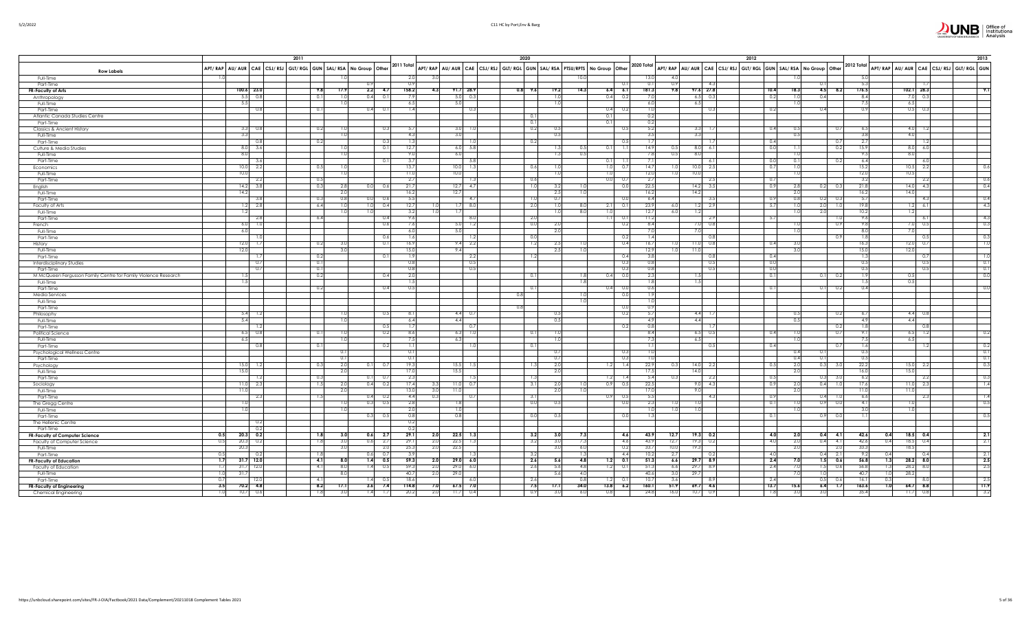| Row Labels | 2011 | | | | | | | | | | 2020 | | | | | | | | | | | 2012 | | | | | | | | | | 2013 | | | | | |
|---|---|---|---|---|---|---|---|---|---|---|---|---|---|---|---|---|---|---|---|---|---|---|---|---|---|---|---|---|---|---|---|---|---|---|---|---|---|
| | APT/RAP | AU/AUR | CAE | CSJ/RSJ | GLT/RGL | GUN | SAL/RSA | No Group | Other | 2011 Total | APT/RAP | AU/AUR | CAE | CSJ/RSJ | GLT/RGL | GUN | SAL/RSA | PTSU/RPTS | No Group | Other | 2020 Total | APT/RAP | AU/AUR | CAE | CSJ/RSJ | GLT/RGL | GUN | SAL/RSA | No Group | Other | 2012 Total | APT/RAP | AU/AUR | CAE | CSJ/RSJ | GLT/RGL | GUN |
| Full-Time | 1.0 | | | | | | 1.0 | | | 2.0 | 3.0 | | | | | | | 10.0 | | | 13.0 | 4.0 | | | | | | 1.0 | | | 5.0 | | | | | | |
| Part-Time | | | | | | | | 0.9 | | 0.9 | | | | | | | | | | 0.1 | 0.1 | 0.9 | | 4.3 | | | | | 0.1 | | 5.3 | | | 1.7 | | | |
| **FR-Faculty of Arts** | | **100.6** | **23.0** | | | **9.8** | **17.9** | **2.2** | **4.7** | **158.2** | **4.3** | **91.7** | **28.9** | | **0.8** | **9.6** | **19.2** | **14.3** | **6.4** | **6.1** | **181.3** | **9.8** | **97.6** | **27.8** | | | **10.4** | **18.3** | **4.5** | **8.2** | **176.5** | | **102.1** | **28.3** | | | **9.1** |
| Anthropology | | 5.5 | 0.8 | | | 0.1 | 1.0 | 0.4 | 0.1 | 7.9 | | 5.0 | 0.3 | | | | 1.0 | | 0.4 | 0.2 | 7.0 | | 6.5 | 0.3 | | | 0.2 | 1.0 | 0.4 | | 8.4 | | 7.0 | 0.3 | | | |
| Full-Time | | 5.5 | | | | | 1.0 | | | 6.5 | | 5.0 | | | | | 1.0 | | | | 6.0 | | 6.5 | | | | | 1.0 | | | 7.5 | | 6.5 | | | | |
| Part-Time | | | 0.8 | | | 0.1 | | 0.4 | 0.1 | 1.4 | | | 0.3 | | | | | | 0.4 | 0.2 | 1.0 | | | 0.3 | | | 0.2 | | 0.4 | | 0.9 | | 0.5 | 0.3 | | | |
| Atlantic Canada Studies Centre | | | | | | | | | | | | | | | | 0.1 | | | 0.1 | | 0.2 | | | | | | | | | | | | | | | | |
| Part-Time | | | | | | | | | | | | | | | | 0.1 | | | 0.1 | | 0.2 | | | | | | | | | | | | | | | | |
| Classics & Ancient History | | 3.3 | 0.8 | | | 0.2 | 1.0 | | 0.3 | 5.7 | | 3.0 | 1.0 | | | 0.2 | 0.5 | | | 0.5 | 5.2 | | 3.3 | 1.7 | | | 0.4 | 0.5 | | 0.7 | 6.5 | | 4.0 | 1.2 | | | |
| Full-Time | | 3.3 | | | | | 1.0 | | | 4.3 | | 3.0 | | | | | 0.5 | | | | 3.5 | | 3.3 | | | | | 0.5 | | | 3.8 | | 4.0 | | | | |
| Part-Time | | | 0.8 | | | 0.2 | | | 0.3 | 1.3 | | | 1.0 | | | 0.2 | | | | 0.5 | 1.7 | | | 1.7 | | | 0.4 | | | 0.7 | 2.7 | | | 1.2 | | | |
| Culture & Media Studies | | 8.0 | 3.6 | | | | 1.0 | | 0.1 | 12.7 | | 6.0 | 5.8 | | | | 1.3 | 0.5 | 0.1 | 1.1 | 14.9 | 0.5 | 8.0 | 6.1 | | | 0.0 | 1.1 | | 0.2 | 15.9 | | 8.0 | 6.0 | | | |
| Full-Time | | 8.0 | | | | | 1.0 | | | 9.0 | | 6.0 | | | | | 1.3 | 0.5 | | | 7.8 | 0.5 | 8.0 | | | | | 1.0 | | | 9.5 | | 8.0 | | | | |
| Part-Time | | | 3.6 | | | | | | 0.1 | 3.7 | | | 5.8 | | | | | | 0.1 | 1.1 | 7.1 | | | 6.1 | | | 0.0 | 0.1 | | 0.2 | 6.4 | | | 6.0 | | | |
| Economics | | 10.0 | 2.2 | | | 0.5 | 1.0 | | | 13.7 | | 10.0 | 1.3 | | | 0.6 | 1.0 | | 1.0 | 0.7 | 14.7 | 1.0 | 10.0 | 2.5 | | | 0.7 | 1.0 | | | 15.2 | | 10.5 | 2.2 | | | 0.6 |
| Full-Time | | 10.0 | | | | | 1.0 | | | 11.0 | | 10.0 | | | | | 1.0 | | 1.0 | | 12.0 | 1.0 | 10.0 | | | | | 1.0 | | | 12.0 | | 10.5 | | | | |
| Part-Time | | | 2.2 | | | 0.5 | | | | 2.7 | | | 1.3 | | | 0.6 | | | 0.0 | 0.7 | 2.7 | | | 2.5 | | | 0.7 | | | | 3.2 | | | 2.2 | | | 0.6 |
| English | | 14.2 | 3.8 | | | 0.3 | 2.8 | 0.0 | 0.6 | 21.7 | | 12.7 | 4.7 | | | 1.0 | 3.2 | 1.0 | | 0.0 | 22.5 | | 14.2 | 3.5 | | | 0.9 | 2.8 | 0.2 | 0.3 | 21.8 | | 14.0 | 4.3 | | | 0.4 |
| Full-Time | | 14.2 | | | | | 2.0 | | | 16.2 | | 12.7 | | | | | 2.5 | 1.0 | | | 16.2 | | 14.2 | | | | | 2.0 | | | 16.2 | | 14.0 | | | | |
| Part-Time | | | 3.8 | | | 0.3 | 0.8 | 0.0 | 0.6 | 5.5 | | | 4.7 | | | 1.0 | 0.7 | | | 0.0 | 6.4 | | | 3.5 | | | 0.9 | 0.8 | 0.2 | 0.3 | 5.7 | | | 4.3 | | | 0.4 |
| Faculty of Arts | | 1.2 | 2.8 | | | 6.4 | 1.0 | 1.0 | 0.4 | 12.7 | 1.0 | 1.7 | 8.0 | | | 2.0 | 1.0 | 8.0 | 2.1 | 0.1 | 23.9 | 6.0 | 1.2 | 2.9 | | | 5.7 | 1.0 | 2.0 | 1.0 | 19.8 | | 1.2 | 6.1 | | | 4.3 |
| Full-Time | | 1.2 | | | | | 1.0 | 1.0 | | 3.2 | 1.0 | 1.7 | | | | | 1.0 | 8.0 | 1.0 | | 12.7 | 6.0 | 1.2 | | | | | 1.0 | 2.0 | | 10.2 | | 1.2 | | | | |
| Part-Time | | | 2.8 | | | 6.4 | | | 0.4 | 9.6 | | | 8.0 | | | 2.0 | | | 1.1 | 0.1 | 11.2 | | | 2.9 | | | 5.7 | | | 1.0 | 9.6 | | | 6.1 | | | 4.3 |
| French | | 6.0 | 1.0 | | | | | | 0.6 | 7.6 | | 5.0 | 1.2 | | | 0.0 | 2.0 | | | 0.2 | 8.4 | | 7.0 | 0.8 | | | | 1.0 | | 0.9 | 9.8 | | 7.0 | 0.5 | | | 0.5 |
| Full-Time | | 6.0 | | | | | | | | 6.0 | | 5.0 | | | | | 2.0 | | | | 7.0 | | 7.0 | | | | | 1.0 | | | 8.0 | | 7.0 | | | | |
| Part-Time | | | 1.0 | | | | | | 0.6 | 1.6 | | | 1.2 | | | 0.0 | | | | 0.2 | 1.4 | | | 0.8 | | | | | | 0.9 | 1.8 | | | 0.5 | | | 0.5 |
| History | | 12.0 | 1.7 | | | 0.2 | 3.0 | | 0.1 | 16.9 | | 9.4 | 2.2 | | | 1.2 | 2.5 | 1.0 | | 0.4 | 16.7 | 1.0 | 11.0 | 0.8 | | | 0.4 | 3.0 | | | 16.3 | | 12.0 | 0.7 | | | 1.0 |
| Full-Time | | 12.0 | | | | | 3.0 | | | 15.0 | | 9.4 | | | | | 2.5 | 1.0 | | | 12.9 | 1.0 | 11.0 | | | | | 3.0 | | | 15.0 | | 12.0 | | | | |
| Part-Time | | | 1.7 | | | 0.2 | | | 0.1 | 1.9 | | | 2.2 | | | 1.2 | | | | 0.4 | 3.8 | | | 0.8 | | | 0.4 | | | | 1.3 | | | 0.7 | | | 1.0 |
| Interdisciplinary Studies | | | 0.7 | | | 0.1 | | | | 0.8 | | | 0.5 | | | | | | | 0.3 | 0.8 | | | 0.5 | | | 0.0 | | | | 0.5 | | | 0.5 | | | 0.1 |
| Part-Time | | | 0.7 | | | 0.1 | | | | 0.8 | | | 0.5 | | | | | | | 0.3 | 0.8 | | | 0.5 | | | 0.0 | | | | 0.5 | | | 0.5 | | | 0.1 |
| M McQueen Fergusson Family Centre for Family Violence Research | | 1.5 | | | | 0.2 | | | 0.4 | 2.0 | | | | | | 0.1 | | 1.8 | 0.4 | 0.0 | 2.3 | | 1.5 | | | | 0.1 | | 0.1 | 0.2 | 1.9 | | 0.5 | | | | 0.0 |
| Full-Time | | 1.5 | | | | | | | | 1.5 | | | | | | | | 1.8 | | | 1.8 | | 1.5 | | | | | | | | 1.5 | | 0.5 | | | | |
| Part-Time | | | | | | 0.2 | | | 0.4 | 0.5 | | | | | | 0.1 | | | 0.4 | 0.0 | 0.6 | | | | | | 0.1 | | 0.1 | 0.2 | 0.4 | | | | | | 0.0 |
| Media Services | | | | | | | | | | | | | | | 0.8 | | | 1.0 | | 0.0 | 1.9 | | | | | | | | | | | | | | | | |
| Full-Time | | | | | | | | | | | | | | | | | | 1.0 | | | 1.0 | | | | | | | | | | | | | | | | |
| Part-Time | | | | | | | | | | | | | | | 0.8 | | | | | 0.0 | 0.9 | | | | | | | | | | | | | | | | |
| Philosophy | | 5.4 | 1.2 | | | | 1.0 | | 0.5 | 8.1 | | 4.4 | 0.7 | | | | 0.5 | | | 0.2 | 5.7 | | 4.4 | 1.7 | | | | 0.5 | | 0.2 | 6.7 | | 4.4 | 0.8 | | | |
| Full-Time | | 5.4 | | | | | 1.0 | | | 6.4 | | 4.4 | | | | | 0.5 | | | | 4.9 | | 4.4 | | | | | 0.5 | | | 4.9 | | 4.4 | | | | |
| Part-Time | | | 1.2 | | | | | | 0.5 | 1.7 | | | 0.7 | | | | | | | 0.2 | 0.8 | | | 1.7 | | | | | | 0.2 | 1.8 | | | 0.8 | | | |
| Political Science | | 6.5 | 0.8 | | | 0.1 | 1.0 | | 0.2 | 8.6 | | 6.3 | 1.0 | | | 0.1 | 1.0 | | | | 8.4 | | 6.5 | 0.5 | | | 0.4 | 1.0 | | 0.7 | 9.1 | | 6.5 | 1.2 | | | 0.2 |
| Full-Time | | 6.5 | | | | | 1.0 | | | 7.5 | | 6.3 | | | | | 1.0 | | | | 7.3 | | 6.5 | | | | | 1.0 | | | 7.5 | | 6.5 | | | | |
| Part-Time | | | 0.8 | | | 0.1 | | | 0.2 | 1.1 | | | 1.0 | | | 0.1 | | | | | 1.1 | | | 0.5 | | | 0.4 | | | 0.7 | 1.6 | | | 1.2 | | | 0.2 |
| Psychological Wellness Centre | | | | | | | 0.1 | | | 0.1 | | | | | | | 0.7 | | | 0.3 | 1.0 | | | | | | | 0.4 | 0.1 | | 0.5 | | | | | | 0.1 |
| Part-Time | | | | | | | 0.1 | | | 0.1 | | | | | | | 0.7 | | | 0.3 | 1.0 | | | | | | | 0.4 | 0.1 | | 0.5 | | | | | | 0.1 |
| Psychology | | 15.0 | 1.2 | | | 0.3 | 2.0 | 0.1 | 0.7 | 19.3 | | 15.5 | 1.5 | | | 1.3 | 2.0 | | 1.2 | 1.4 | 22.9 | 0.3 | 14.0 | 2.2 | | | 0.3 | 2.0 | 0.3 | 3.0 | 22.2 | | 15.0 | 2.2 | | | 0.3 |
| Full-Time | | 15.0 | | | | | 2.0 | | | 17.0 | | 15.5 | | | | | 2.0 | | | | 17.5 | | 14.0 | | | | | 2.0 | | | 16.0 | | 15.0 | | | | |
| Part-Time | | | 1.2 | | | 0.3 | | 0.1 | 0.7 | 2.3 | | | 1.5 | | | 1.3 | | | 1.2 | 1.4 | 5.4 | 0.3 | | 2.2 | | | 0.3 | | 0.3 | 3.0 | 6.2 | | | 2.2 | | | 0.3 |
| Sociology | | 11.0 | 2.3 | | | 1.5 | 2.0 | 0.4 | 0.2 | 17.4 | 3.3 | 11.0 | 0.7 | | | 3.1 | 2.0 | 1.0 | 0.9 | 0.5 | 22.5 | | 9.0 | 4.3 | | | 0.9 | 2.0 | 0.4 | 1.0 | 17.6 | | 11.0 | 2.3 | | | 1.4 |
| Full-Time | | 11.0 | | | | | 2.0 | | | 13.0 | 3.0 | 11.0 | | | | | 2.0 | 1.0 | | | 17.0 | | 9.0 | | | | | 2.0 | | | 11.0 | | 11.0 | | | | |
| Part-Time | | | 2.3 | | | 1.5 | | 0.4 | 0.2 | 4.4 | 0.3 | | 0.7 | | | 3.1 | | | 0.9 | 0.5 | 5.5 | | | 4.3 | | | 0.9 | | 0.4 | 1.0 | 6.6 | | | 2.3 | | | 1.4 |
| The Gregg Centre | | 1.0 | | | | | 1.0 | 0.3 | 0.5 | 2.8 | | 1.8 | | | | 0.0 | 0.5 | | | 0.0 | 2.3 | 1.0 | 1.0 | | | | 0.1 | 1.0 | 0.9 | 0.0 | 4.1 | | 1.0 | | | | 0.5 |
| Full-Time | | 1.0 | | | | | 1.0 | | | 2.0 | | 1.0 | | | | | | | | | 1.0 | 1.0 | 1.0 | | | | | 1.0 | | | 3.0 | | 1.0 | | | | |
| Part-Time | | | | | | | | 0.3 | 0.5 | 0.8 | | 0.8 | | | | 0.0 | 0.5 | | | 0.0 | 1.3 | | | | | | 0.1 | | 0.9 | 0.0 | 1.1 | | | | | | 0.5 |
| The Hellenic Centre | | | 0.2 | | | | | | | 0.2 | | | | | | | | | | | | | | | | | | | | | | | | | | | |
| Part-Time | | | 0.2 | | | | | | | 0.2 | | | | | | | | | | | | | | | | | | | | | | | | | | | |
| **FR-Faculty of Computer Science** | **0.5** | **20.3** | **0.2** | | | **1.8** | **3.0** | **0.6** | **2.7** | **29.1** | **2.0** | **22.5** | **1.3** | | | **3.2** | **3.0** | **7.3** | | **4.6** | **43.9** | **12.7** | **19.3** | **0.2** | | | **4.0** | **2.0** | **0.4** | **4.1** | **42.6** | **0.4** | **18.5** | **0.4** | | | **2.1** |
| Faculty of Computer Science | 0.5 | 20.3 | 0.2 | | | 1.8 | 3.0 | 0.6 | 2.7 | 29.1 | 2.0 | 22.5 | 1.3 | | | 3.2 | 3.0 | 7.3 | | 4.6 | 43.9 | 12.7 | 19.3 | 0.2 | | | 4.0 | 2.0 | 0.4 | 4.1 | 42.6 | 0.4 | 18.5 | 0.4 | | | 2.1 |
| Full-Time | | 20.3 | | | | | 3.0 | | 2.0 | 25.3 | 2.0 | 22.5 | | | | | 3.0 | 6.0 | | 0.2 | 33.7 | 10.0 | 19.3 | | | | | 2.0 | | 2.0 | 33.3 | | 18.5 | | | | |
| Part-Time | 0.5 | | 0.2 | | | 1.8 | | 0.6 | 0.7 | 3.9 | | | 1.3 | | | 3.2 | | 1.3 | | 4.4 | 10.2 | 2.7 | | 0.2 | | | 4.0 | | 0.4 | 2.1 | 9.2 | 0.4 | | 0.4 | | | 2.1 |
| **FR-Faculty of Education** | **1.7** | **31.7** | **12.0** | | | **4.1** | **8.0** | **1.4** | **0.5** | **59.3** | **2.0** | **29.0** | **6.0** | | | **2.6** | **5.6** | **4.8** | **1.2** | **0.1** | **51.3** | **6.6** | **29.7** | **8.9** | | | **2.4** | **7.0** | **1.5** | **0.6** | **56.8** | **1.3** | **28.2** | **8.0** | | | **2.5** |
| Faculty of Education | 1.7 | 31.7 | 12.0 | | | 4.1 | 8.0 | 1.4 | 0.5 | 59.3 | 2.0 | 29.0 | 6.0 | | | 2.6 | 5.6 | 4.8 | 1.2 | 0.1 | 51.3 | 6.6 | 29.7 | 8.9 | | | 2.4 | 7.0 | 1.5 | 0.6 | 56.8 | 1.3 | 28.2 | 8.0 | | | 2.5 |
| Full-Time | 1.0 | 31.7 | | | | | 8.0 | | | 40.7 | 2.0 | 29.0 | | | | | 5.6 | 4.0 | | | 40.6 | 3.0 | 29.7 | | | | | 7.0 | 1.0 | | 40.7 | 1.0 | 28.2 | | | | |
| Part-Time | 0.7 | | 12.0 | | | 4.1 | | 1.4 | 0.5 | 18.6 | | | 6.0 | | | 2.6 | | 0.8 | 1.2 | 0.1 | 10.7 | 3.6 | | 8.9 | | | 2.4 | | 0.5 | 0.6 | 16.1 | 0.3 | | 8.0 | | | 2.5 |
| **FR-Faculty of Engineering** | **3.5** | **70.2** | **4.8** | | | **8.2** | **17.1** | **3.6** | **7.4** | **114.8** | **7.0** | **67.5** | **7.0** | | | **7.5** | **17.1** | **34.0** | **13.8** | **6.2** | **160.1** | **51.9** | **69.7** | **4.6** | | | **13.7** | **15.6** | **6.4** | **1.7** | **163.6** | **1.0** | **64.7** | **8.8** | | | **11.9** |
| Chemical Engineering | 1.0 | 10.7 | 0.6 | | | 1.8 | 3.0 | 1.4 | 1.7 | 20.2 | 2.0 | 11.7 | 0.4 | | | 0.9 | 3.0 | 6.0 | | 0.8 | 24.8 | 16.0 | 10.7 | 0.9 | | | 1.8 | 3.0 | 3.0 | | 35.4 | | 11.7 | 0.8 | | | 3.2 |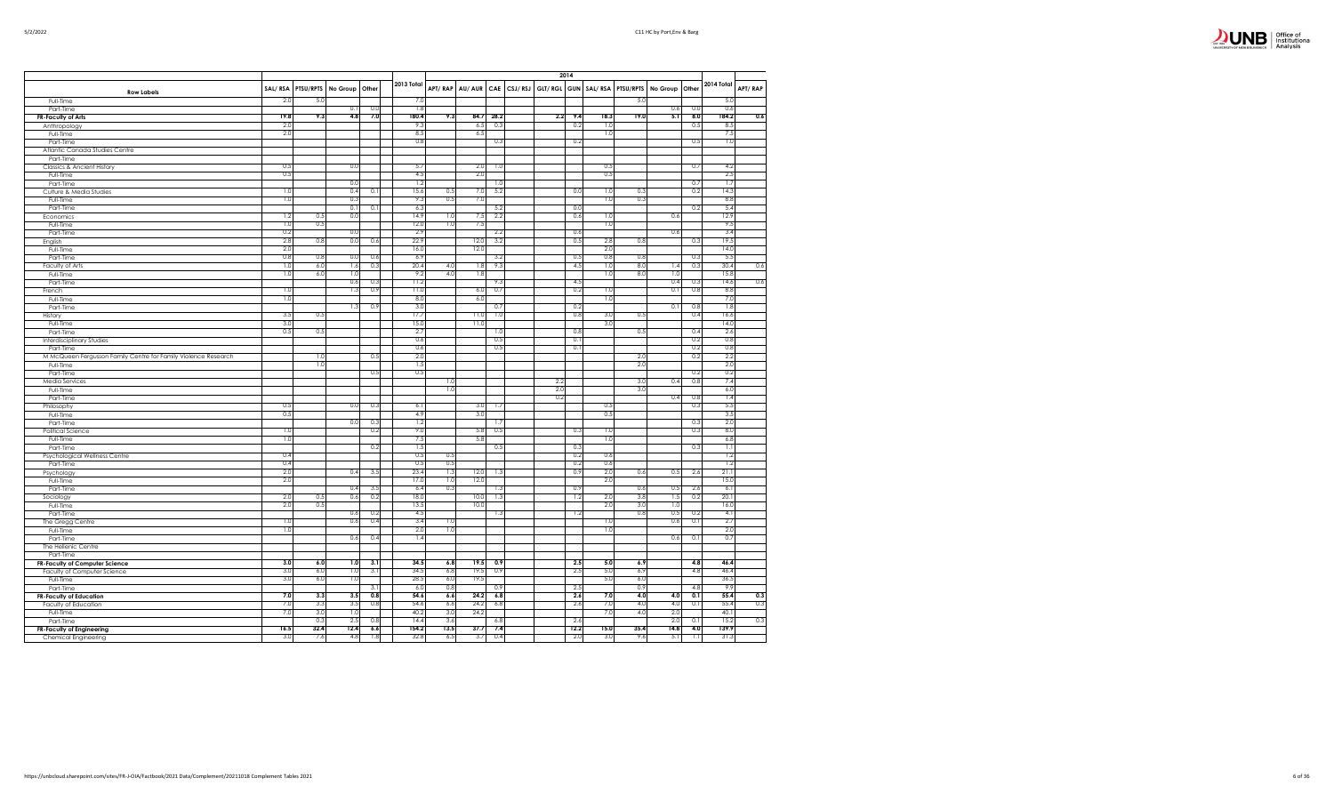| Row Labels | SAL/ RSA | PTSU/RPTS | No Group | Other | 2013 Total | 2014 | | | | | | | | | | 2014 Total | APT/ RAP |
|---|---|---|---|---|---|---|---|---|---|---|---|---|---|---|---|---|---|
| | | | | | | APT/ RAP | AU/ AUR | CAE | CSJ/ RSJ | GLT/ RGL | GUN | SAL/ RSA | PTSU/RPTS | No Group | Other | | |
| Full-Time | 2.0 | 5.0 | | | 7.0 | | | | | | | | 5.0 | | | 5.0 | |
| Part-Time | | | 0.1 | 0.0 | 1.8 | | | | | | | | | 0.6 | 0.0 | 0.6 | |
| **FR-Faculty of Arts** | **19.8** | **9.3** | **4.8** | **7.0** | **180.4** | **9.3** | **84.7** | **28.2** | | **2.2** | **9.4** | **18.3** | **19.0** | **5.1** | **8.0** | **184.2** | **0.6** |
| Anthropology | 2.0 | | | | 9.3 | | 6.5 | 0.3 | | | 0.2 | 1.0 | | | 0.5 | 8.5 | |
| Full-Time | 2.0 | | | | 8.5 | | 6.5 | | | | | 1.0 | | | | 7.5 | |
| Part-Time | | | | | 0.8 | | | 0.3 | | | 0.2 | | | | 0.5 | 1.0 | |
| Atlantic Canada Studies Centre | | | | | | | | | | | | | | | | | |
| Part-Time | | | | | | | | | | | | | | | | | |
| Classics & Ancient History | 0.5 | | 0.0 | | 5.7 | | 2.0 | 1.0 | | | | 0.5 | | | 0.7 | 4.2 | |
| Full-Time | 0.5 | | | | 4.5 | | 2.0 | | | | | 0.5 | | | | 2.5 | |
| Part-Time | | | 0.0 | | 1.2 | | | 1.0 | | | | | | | 0.7 | 1.7 | |
| Culture & Media Studies | 1.0 | | 0.4 | 0.1 | 15.6 | 0.5 | 7.0 | 5.2 | | | 0.0 | 1.0 | 0.3 | | 0.2 | 14.3 | |
| Full-Time | 1.0 | | 0.3 | | 9.3 | 0.5 | 7.0 | | | | | 1.0 | 0.3 | | | 8.8 | |
| Part-Time | | | 0.1 | 0.1 | 6.3 | | | 5.2 | | | 0.0 | | | | 0.2 | 5.4 | |
| Economics | 1.2 | 0.5 | 0.0 | | 14.9 | 1.0 | 7.5 | 2.2 | | | 0.6 | 1.0 | | 0.6 | | 12.9 | |
| Full-Time | 1.0 | 0.5 | | | 12.0 | 1.0 | 7.5 | | | | | 1.0 | | | | 9.5 | |
| Part-Time | 0.2 | | 0.0 | | 2.9 | | | 2.2 | | | 0.6 | | | 0.6 | | 3.4 | |
| English | 2.8 | 0.8 | 0.0 | 0.6 | 22.9 | | 12.0 | 3.2 | | | 0.5 | 2.8 | 0.8 | | 0.3 | 19.5 | |
| Full-Time | 2.0 | | | | 16.0 | | 12.0 | | | | | 2.0 | | | | 14.0 | |
| Part-Time | 0.8 | 0.8 | 0.0 | 0.6 | 6.9 | | | 3.2 | | | 0.5 | 0.8 | 0.8 | | 0.3 | 5.5 | |
| Faculty of Arts | 1.0 | 6.0 | 1.6 | 0.3 | 20.4 | 4.0 | 1.8 | 9.3 | | | 4.5 | 1.0 | 8.0 | 1.4 | 0.3 | 30.4 | 0.6 |
| Full-Time | 1.0 | 6.0 | 1.0 | | 9.2 | 4.0 | 1.8 | | | | | 1.0 | 8.0 | 1.0 | | 15.8 | |
| Part-Time | | | 0.6 | 0.3 | 11.2 | | | 9.3 | | | 4.5 | | | 0.4 | 0.3 | 14.6 | 0.6 |
| French | 1.0 | | 1.3 | 0.9 | 11.0 | | 6.0 | 0.7 | | | 0.2 | 1.0 | | 0.1 | 0.8 | 8.8 | |
| Full-Time | 1.0 | | | | 8.0 | | 6.0 | | | | | 1.0 | | | | 7.0 | |
| Part-Time | | | 1.3 | 0.9 | 3.0 | | | 0.7 | | | 0.2 | | | 0.1 | 0.8 | 1.8 | |
| History | 3.5 | 0.5 | | | 17.7 | | 11.0 | 1.0 | | | 0.8 | 3.0 | 0.5 | | 0.4 | 16.6 | |
| Full-Time | 3.0 | | | | 15.0 | | 11.0 | | | | | 3.0 | | | | 14.0 | |
| Part-Time | 0.5 | 0.5 | | | 2.7 | | | 1.0 | | | 0.8 | | 0.5 | | 0.4 | 2.6 | |
| Interdisciplinary Studies | | | | | 0.6 | | | 0.5 | | | 0.1 | | | | 0.2 | 0.8 | |
| Part-Time | | | | | 0.6 | | | 0.5 | | | 0.1 | | | | 0.2 | 0.8 | |
| M McQueen Fergusson Family Centre for Family Violence Research | | 1.0 | | 0.5 | 2.0 | | | | | | | | 2.0 | | 0.2 | 2.2 | |
| Full-Time | | 1.0 | | | 1.5 | | | | | | | | 2.0 | | | 2.0 | |
| Part-Time | | | | 0.5 | 0.5 | | | | | | | | | | 0.2 | 0.2 | |
| Media Services | | | | | | 1.0 | | | | 2.2 | | | 3.0 | 0.4 | 0.8 | 7.4 | |
| Full-Time | | | | | | 1.0 | | | | 2.0 | | | 3.0 | | | 6.0 | |
| Part-Time | | | | | | | | | | 0.2 | | | | 0.4 | 0.8 | 1.4 | |
| Philosophy | 0.5 | | 0.0 | 0.3 | 6.1 | | 3.0 | 1.7 | | | | 0.5 | | | 0.3 | 5.5 | |
| Full-Time | 0.5 | | | | 4.9 | | 3.0 | | | | | 0.5 | | | | 3.5 | |
| Part-Time | | | 0.0 | 0.3 | 1.2 | | | 1.7 | | | | | | | 0.3 | 2.0 | |
| Political Science | 1.0 | | | 0.2 | 9.0 | | 5.8 | 0.5 | | | 0.3 | 1.0 | | | 0.3 | 8.0 | |
| Full-Time | 1.0 | | | | 7.5 | | 5.8 | | | | | 1.0 | | | | 6.8 | |
| Part-Time | | | | 0.2 | 1.5 | | | 0.5 | | | 0.3 | | | | 0.3 | 1.1 | |
| Psychological Wellness Centre | 0.4 | | | | 0.5 | 0.5 | | | | | 0.2 | 0.6 | | | | 1.2 | |
| Part-Time | 0.4 | | | | 0.5 | 0.5 | | | | | 0.2 | 0.6 | | | | 1.2 | |
| Psychology | 2.0 | | 0.4 | 3.5 | 23.4 | 1.3 | 12.0 | 1.3 | | | 0.9 | 2.0 | 0.6 | 0.5 | 2.6 | 21.1 | |
| Full-Time | 2.0 | | | | 17.0 | 1.0 | 12.0 | | | | | 2.0 | | | | 15.0 | |
| Part-Time | | | 0.4 | 3.5 | 6.4 | 0.3 | | 1.3 | | | 0.9 | | 0.6 | 0.5 | 2.6 | 6.1 | |
| Sociology | 2.0 | 0.5 | 0.6 | 0.2 | 18.0 | | 10.0 | 1.3 | | | 1.2 | 2.0 | 3.8 | 1.5 | 0.2 | 20.1 | |
| Full-Time | 2.0 | 0.5 | | | 13.5 | | 10.0 | | | | | 2.0 | 3.0 | 1.0 | | 16.0 | |
| Part-Time | | | 0.6 | 0.2 | 4.5 | | | 1.3 | | | 1.2 | | 0.8 | 0.5 | 0.2 | 4.1 | |
| The Gregg Centre | 1.0 | | 0.6 | 0.4 | 3.4 | 1.0 | | | | | | 1.0 | | 0.6 | 0.1 | 2.7 | |
| Full-Time | 1.0 | | | | 2.0 | 1.0 | | | | | | 1.0 | | | | 2.0 | |
| Part-Time | | | 0.6 | 0.4 | 1.4 | | | | | | | | | 0.6 | 0.1 | 0.7 | |
| The Hellenic Centre | | | | | | | | | | | | | | | | | |
| Part-Time | | | | | | | | | | | | | | | | | |
| **FR-Faculty of Computer Science** | **3.0** | **6.0** | **1.0** | **3.1** | **34.5** | **6.8** | **19.5** | **0.9** | | | **2.5** | **5.0** | **6.9** | | **4.8** | **46.4** | |
| Faculty of Computer Science | 3.0 | 6.0 | 1.0 | 3.1 | 34.5 | 6.8 | 19.5 | 0.9 | | | 2.5 | 5.0 | 6.9 | | 4.8 | 46.4 | |
| Full-Time | 3.0 | 6.0 | 1.0 | | 28.5 | 6.0 | 19.5 | | | | | 5.0 | 6.0 | | | 36.5 | |
| Part-Time | | | | 3.1 | 6.0 | 0.8 | | 0.9 | | | 2.5 | | 0.9 | | 4.8 | 9.9 | |
| **FR-Faculty of Education** | **7.0** | **3.3** | **3.5** | **0.8** | **54.6** | **6.6** | **24.2** | **6.8** | | | **2.6** | **7.0** | **4.0** | **4.0** | **0.1** | **55.4** | **0.3** |
| Faculty of Education | 7.0 | 3.3 | 3.5 | 0.8 | 54.6 | 6.6 | 24.2 | 6.8 | | | 2.6 | 7.0 | 4.0 | 4.0 | 0.1 | 55.4 | 0.3 |
| Full-Time | 7.0 | 3.0 | 1.0 | | 40.2 | 3.0 | 24.2 | | | | | 7.0 | 4.0 | 2.0 | | 40.1 | |
| Part-Time | | 0.3 | 2.5 | 0.8 | 14.4 | 3.6 | | 6.8 | | | 2.6 | | | 2.0 | 0.1 | 15.2 | 0.3 |
| **FR-Faculty of Engineering** | **16.5** | **32.4** | **12.4** | **6.6** | **154.2** | **13.5** | **37.7** | **7.4** | | | **12.2** | **15.0** | **35.4** | **14.8** | **4.0** | **159.9** | |
| Chemical Engineering | 3.0 | 7.6 | 4.8 | 1.8 | 32.8 | 6.5 | 3.7 | 0.4 | | | 2.0 | 3.0 | 9.6 | 5.1 | 1.1 | 31.3 | |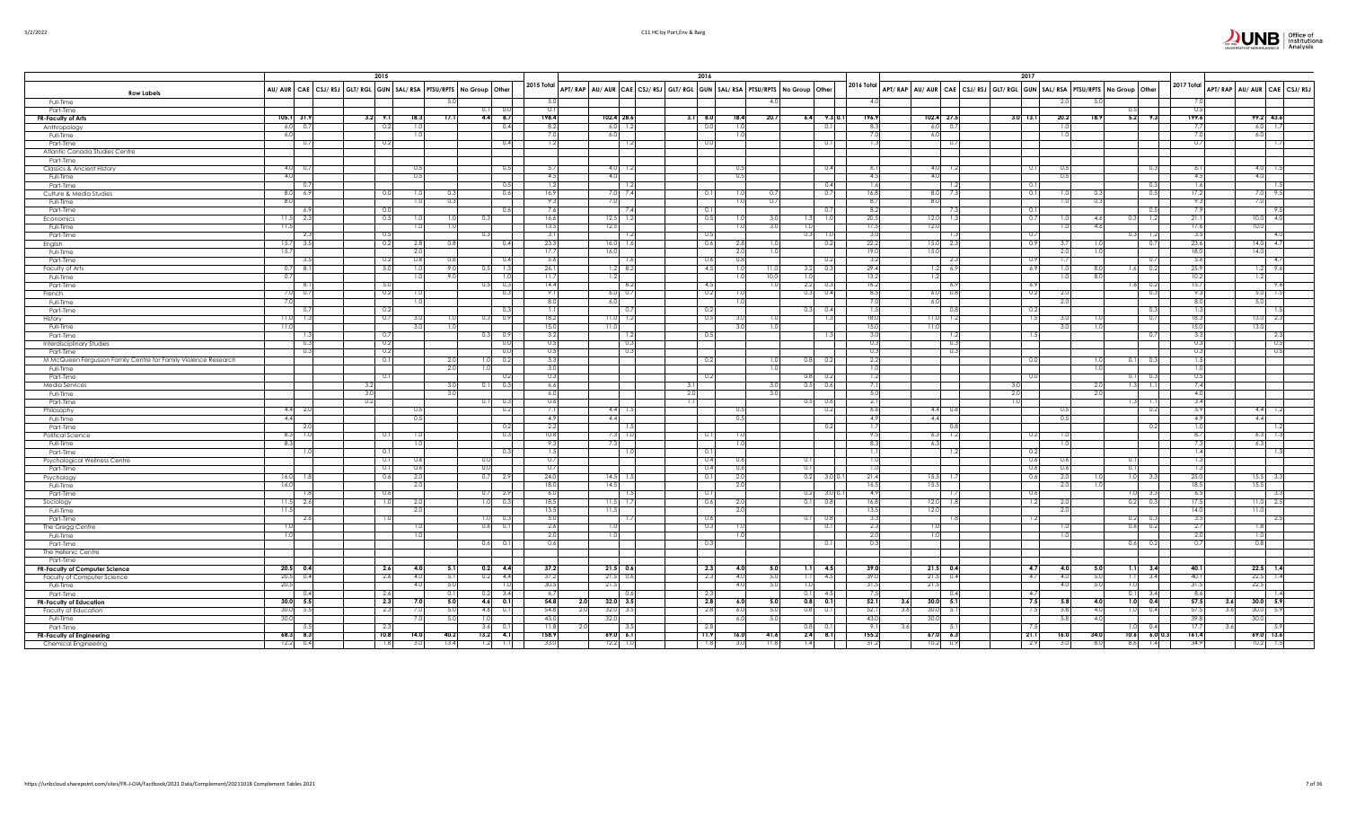| Row Labels | 2015 | | | | | | | | | 2015 Total | 2016 | | | | | | | | | | 2016 Total | 2017 | | | | | | | | | | 2017 Total | | | | |
|---|---|---|---|---|---|---|---|---|---|---|---|---|---|---|---|---|---|---|---|---|---|---|---|---|---|---|---|---|---|---|---|---|---|---|---|
| | AU/ AUR | CAE | CSJ/ RSJ | GLT/ RGL | GUN | SAL/ RSA | PTSU/RPTS | No Group | Other | | APT/ RAP | AU/ AUR | CAE | CSJ/ RSJ | GLT/ RGL | GUN | SAL/ RSA | PTSU/RPTS | No Group | Other | | APT/ RAP | AU/ AUR | CAE | CSJ/ RSJ | GLT/ RGL | GUN | SAL/ RSA | PTSU/RPTS | No Group | Other | | APT/ RAP | AU/ AUR | CAE | CSJ/ RSJ |
| Full-Time | | | | | | | 5.0 | | | 5.0 | | | | | | | | 4.0 | | | 4.0 | | | | | | | 2.0 | 5.0 | | | 7.0 | | | | |
| Part-Time | | | | | | | | 0.1 | 0.0 | 0.1 | | | | | | | | | | | | | | | | | | | | 0.5 | | 0.5 | | | | |
| **FR-Faculty of Arts** | 105.1 | 31.9 | | 3.2 | 9.1 | 18.3 | 17.1 | 4.4 | 8.7 | 198.6 | | 102.4 | 28.6 | | 3.1 | 8.0 | 18.4 | 20.7 | 6.4 | 9.3 0.1 | 196.9 | | 102.4 | 27.5 | | 3.0 | 13.1 | 20.2 | 18.9 | 5.2 | 9.3 | 199.6 | | 99.2 | 43.6 | |
| Anthropology | 6.0 | 0.7 | | | 0.2 | 1.0 | | | 0.4 | 8.2 | | 6.0 | 1.2 | | | 0.0 | 1.0 | | | 0.1 | 8.3 | | 6.0 | 0.7 | | | | 1.0 | | | | 7.7 | | 6.0 | 1.7 | |
| Full-Time | 6.0 | | | | | 1.0 | | | | 7.0 | | 6.0 | | | | | 1.0 | | | | 7.0 | | 6.0 | | | | | 1.0 | | | | 7.0 | | 6.0 | | |
| Part-Time | | 0.7 | | | 0.2 | | | | 0.4 | 1.2 | | | 1.2 | | | 0.0 | | | | 0.1 | 1.3 | | | 0.7 | | | | | | | | 0.7 | | | 1.7 | |
| Atlantic Canada Studies Centre | | | | | | | | | | | | | | | | | | | | | | | | | | | | | | | | | | | | |
| Part-Time | | | | | | | | | | | | | | | | | | | | | | | | | | | | | | | | | | | | |
| Classics & Ancient History | 4.0 | 0.7 | | | | 0.5 | | | 0.5 | 5.7 | | 4.0 | 1.2 | | | | 0.5 | | | 0.4 | 6.1 | | 4.0 | 1.2 | | | 0.1 | 0.5 | | | 0.3 | 6.1 | | 4.0 | 1.5 | |
| Full-Time | 4.0 | | | | | 0.5 | | | | 4.5 | | 4.0 | | | | | 0.5 | | | | 4.5 | | 4.0 | | | | | 0.5 | | | | 4.5 | | 4.0 | | |
| Part-Time | | 0.7 | | | | | | | 0.5 | 1.2 | | | 1.2 | | | | | | | 0.4 | 1.6 | | | 1.2 | | | 0.1 | | | | 0.3 | 1.6 | | | 1.5 | |
| Culture & Media Studies | 8.0 | 6.9 | | | 0.0 | 1.0 | 0.3 | | 0.6 | 16.9 | | 7.0 | 7.4 | | | 0.1 | 1.0 | 0.7 | | 0.7 | 16.8 | | 8.0 | 7.3 | | | 0.1 | 1.0 | 0.3 | | 0.5 | 17.2 | | 7.0 | 9.5 | |
| Full-Time | 8.0 | | | | | 1.0 | 0.3 | | | 9.3 | | 7.0 | | | | | 1.0 | 0.7 | | | 8.7 | | 8.0 | | | | | 1.0 | 0.3 | | | 9.3 | | 7.0 | | |
| Part-Time | | 6.9 | | | 0.0 | | | | 0.6 | 7.6 | | | 7.4 | | | 0.1 | | | | 0.7 | 8.2 | | | 7.3 | | | 0.1 | | | | 0.5 | 7.9 | | | 9.5 | |
| Economics | 11.5 | 2.3 | | | 0.5 | 1.0 | 1.0 | 0.3 | | 16.6 | | 12.5 | 1.2 | | | 0.5 | 1.0 | 3.0 | 1.3 | 1.0 | 20.5 | | 12.0 | 1.3 | | | 0.7 | 1.0 | 4.6 | 0.3 | 1.2 | 21.1 | | 10.0 | 4.0 | |
| Full-Time | 11.5 | | | | | 1.0 | 1.0 | | | 13.5 | | 12.5 | | | | | 1.0 | 3.0 | | 1.0 | 17.5 | | 12.0 | | | | | 1.0 | 4.6 | | | 17.6 | | 10.0 | | |
| Part-Time | | 2.3 | | | 0.5 | | | 0.3 | | 3.1 | | | 1.2 | | | 0.5 | | | 1.3 | | 3.0 | | | 1.3 | | | 0.7 | | | 0.3 | 1.2 | 3.5 | | | 4.0 | |
| English | 15.7 | 3.5 | | | 0.2 | 2.8 | 0.8 | | 0.4 | 23.3 | | 16.0 | 1.6 | | | 0.6 | 2.8 | 1.0 | | 0.2 | 22.2 | | 15.0 | 2.3 | | | 0.9 | 3.7 | 1.0 | | 0.7 | 23.6 | | 14.0 | 4.7 | |
| Full-Time | 15.7 | | | | | 2.0 | | | | 17.7 | | 16.0 | | | | | 2.0 | 1.0 | | | 19.0 | | 15.0 | | | | | 2.0 | 1.0 | | | 18.0 | | 14.0 | | |
| Part-Time | | 3.5 | | | 0.2 | 0.8 | 0.8 | | 0.4 | 5.6 | | | 1.6 | | | 0.6 | 0.8 | | | 0.2 | 3.2 | | | 2.3 | | | 0.9 | 1.7 | | | 0.7 | 5.6 | | | 4.7 | |
| Faculty of Arts | 0.7 | 8.1 | | | 5.0 | 1.0 | 9.0 | 0.5 | 1.8 | 26.1 | | 1.2 | 8.2 | | | 4.5 | 1.0 | 11.0 | 3.2 | 0.3 | 29.4 | | 1.2 | 6.9 | | | 6.9 | 1.0 | 8.0 | 1.6 | 0.2 | 25.9 | | 1.2 | 9.6 | |
| Full-Time | 0.7 | | | | | 1.0 | 9.0 | | 1.0 | 11.7 | | 1.2 | | | | | 1.0 | 10.0 | 1.0 | | 13.2 | | 1.2 | | | | | 1.0 | 8.0 | | | 10.2 | | 1.2 | | |
| Part-Time | | 8.1 | | | 5.0 | | | 0.5 | 0.8 | 14.4 | | | 8.2 | | | 4.5 | | 1.0 | 2.2 | 0.3 | 16.2 | | | 6.9 | | | 6.9 | | | 1.6 | 0.2 | 15.7 | | | 9.6 | |
| French | 7.0 | 0.7 | | | 0.2 | 1.0 | | | 0.3 | 9.1 | | 6.0 | 0.7 | | | 0.2 | 1.0 | | 0.3 | 0.4 | 8.5 | | 6.0 | 0.8 | | | 0.2 | 2.0 | | | 0.3 | 9.3 | | 5.0 | 1.5 | |
| Full-Time | 7.0 | | | | | 1.0 | | | | 8.0 | | 6.0 | | | | | 1.0 | | | | 7.0 | | 6.0 | | | | | 2.0 | | | | 8.0 | | 5.0 | | |
| Part-Time | | 0.7 | | | 0.2 | | | | 0.3 | 1.1 | | | 0.7 | | | 0.2 | | | 0.3 | 0.4 | 1.5 | | | 0.8 | | | 0.2 | | | | 0.3 | 1.3 | | | 1.5 | |
| History | 11.0 | 1.3 | | | 0.7 | 3.0 | 1.0 | 0.3 | 0.9 | 18.2 | | 11.0 | 1.2 | | | 0.5 | 3.0 | 1.0 | | 1.3 | 18.0 | | 11.0 | 1.2 | | | 1.5 | 3.0 | 1.0 | | 0.7 | 18.3 | | 13.0 | 2.3 | |
| Full-Time | 11.0 | | | | | 3.0 | 1.0 | | | 15.0 | | 11.0 | | | | | 3.0 | 1.0 | | | 15.0 | | 11.0 | | | | | 3.0 | 1.0 | | | 15.0 | | 13.0 | | |
| Part-Time | | 1.3 | | | 0.7 | | | 0.3 | 0.9 | 3.2 | | | 1.2 | | | 0.5 | | | | 1.3 | 3.0 | | | 1.2 | | | 1.5 | | | | 0.7 | 3.3 | | | 2.3 | |
| Interdisciplinary Studies | | 0.5 | | | 0.2 | | | | 0.0 | 0.5 | | | 0.3 | | | | | | | | 0.3 | | | 0.3 | | | | | | | | 0.3 | | | 0.5 | |
| Part-Time | | 0.5 | | | 0.2 | | | | 0.0 | 0.5 | | | 0.3 | | | | | | | | 0.3 | | | 0.3 | | | | | | | | 0.3 | | | 0.5 | |
| MC McQueen Fergusson Family Centre for Family Violence Research | | | | | 0.1 | | 2.0 | 1.0 | 0.2 | 3.3 | | | | | | 0.2 | | 1.0 | 0.8 | 0.2 | 2.2 | | | | | | 0.0 | | 1.0 | 0.1 | 0.3 | 1.5 | | | | |
| Full-Time | | | | | | | 2.0 | 1.0 | | 3.0 | | | | | | | | 1.0 | | | 1.0 | | | | | | | | 1.0 | | | 1.0 | | | | |
| Part-Time | | | | | 0.1 | | | | 0.2 | 0.3 | | | | | | 0.2 | | | 0.8 | 0.2 | 1.2 | | | | | | 0.0 | | | 0.1 | 0.3 | 0.5 | | | | |
| Media Services | | | | 3.2 | | | 3.0 | 0.1 | 0.3 | 6.6 | | | | | 3.1 | | | 3.0 | 0.5 | 0.6 | 7.1 | | | | | 3.0 | | | 2.0 | 1.3 | 1.1 | 7.4 | | | | |
| Full-Time | | | | 3.0 | | | 3.0 | | | 6.0 | | | | | 2.0 | | | 3.0 | | | 5.0 | | | | | 2.0 | | | 2.0 | | | 4.0 | | | | |
| Part-Time | | | | 0.2 | | | | 0.1 | 0.3 | 0.6 | | | | | 1.1 | | | | 0.5 | 0.6 | 2.1 | | | | | 1.0 | | | | 1.3 | 1.1 | 3.4 | | | | |
| Philosophy | 4.4 | 2.0 | | | | 0.5 | | | 0.2 | 7.1 | | 4.4 | 1.5 | | | | 0.5 | | | 0.2 | 6.6 | | 4.4 | 0.8 | | | | 0.5 | | | 0.2 | 5.9 | | 4.4 | 1.2 | |
| Full-Time | 4.4 | | | | | 0.5 | | | | 4.9 | | 4.4 | | | | | 0.5 | | | | 4.9 | | 4.4 | | | | | 0.5 | | | | 4.9 | | 4.4 | | |
| Part-Time | | 2.0 | | | | | | | 0.2 | 2.2 | | | 1.5 | | | | | | | 0.2 | 1.7 | | | 0.8 | | | | | | | 0.2 | 1.0 | | | 1.2 | |
| Political Science | 8.3 | 1.0 | | | 0.1 | 1.0 | | | 0.3 | 10.8 | | 7.3 | 1.0 | | | 0.1 | 1.0 | | | | 9.5 | | 6.3 | 1.2 | | | 0.2 | 1.0 | | | | 8.7 | | 6.3 | 1.3 | |
| Full-Time | 8.3 | | | | | 1.0 | | | | 9.3 | | 7.3 | | | | | 1.0 | | | | 8.3 | | 6.3 | | | | | 1.0 | | | | 7.3 | | 6.3 | | |
| Part-Time | | 1.0 | | | 0.1 | | | | 0.3 | 1.5 | | | 1.0 | | | 0.1 | | | | | 1.1 | | | 1.2 | | | 0.2 | | | | | 1.4 | | | 1.3 | |
| Psychological Wellness Centre | | | | | 0.1 | 0.6 | | 0.0 | | 0.7 | | | | | | 0.4 | 0.6 | | 0.1 | | 1.0 | | | | | | 0.6 | 0.6 | | 0.1 | | 1.3 | | | | |
| Part-Time | | | | | 0.1 | 0.6 | | 0.0 | | 0.7 | | | | | | 0.4 | 0.6 | | 0.1 | | 1.0 | | | | | | 0.6 | 0.6 | | 0.1 | | 1.3 | | | | |
| Psychology | 16.0 | 1.8 | | | 0.6 | 2.0 | | 0.7 | 2.9 | 24.0 | | 14.5 | 1.5 | | | 0.1 | 2.0 | | 0.2 | 3.0 0.1 | 21.4 | | 15.5 | 1.7 | | | 0.6 | 2.0 | 1.0 | 1.0 | 3.5 | 25.0 | | 15.5 | 3.3 | |
| Full-Time | 16.0 | | | | | 2.0 | | | | 18.0 | | 14.5 | | | | | 2.0 | | | | 16.5 | | 15.5 | | | | | 2.0 | 1.0 | | | 18.5 | | 15.5 | | |
| Part-Time | | 1.8 | | | 0.6 | | | 0.7 | 2.9 | 6.0 | | | 1.5 | | | 0.1 | | | 0.2 | 3.0 0.1 | 4.9 | | | 1.7 | | | 0.6 | | | 1.0 | 3.5 | 6.5 | | | 3.3 | |
| Sociology | 11.5 | 2.6 | | | 1.0 | 2.0 | | 1.0 | 0.3 | 18.5 | | 11.5 | 1.7 | | | 0.6 | 2.0 | | 0.1 | 0.8 | 16.8 | | 12.0 | 1.8 | | | 1.2 | 2.0 | | 0.2 | 0.3 | 17.5 | | 11.0 | 2.5 | |
| Full-Time | 11.5 | | | | | 2.0 | | | | 13.5 | | 11.5 | | | | | 2.0 | | | | 13.5 | | 12.0 | | | | | 2.0 | | | | 14.0 | | 11.0 | | |
| Part-Time | | 2.6 | | | 1.0 | | | 1.0 | 0.3 | 5.0 | | | 1.7 | | | 0.6 | | | 0.1 | 0.8 | 3.3 | | | 1.8 | | | 1.2 | | | 0.2 | 0.3 | 3.5 | | | 2.5 | |
| The Gregg Centre | 1.0 | | | | | 1.0 | | 0.6 | 0.1 | 2.6 | | 1.0 | | | | 0.3 | 1.0 | | | 0.1 | 2.3 | | | | | | | 1.0 | | 0.6 | 0.2 | 2.7 | | 1.8 | | |
| Full-Time | 1.0 | | | | | 1.0 | | | | 2.0 | | 1.0 | | | | | 1.0 | | | | 2.0 | | | | | | | 1.0 | | | | 2.0 | | 1.0 | | |
| Part-Time | | | | | | | | 0.6 | 0.1 | 0.6 | | | | | | 0.3 | | | | 0.1 | 0.3 | | | | | | | | | 0.6 | 0.2 | 0.7 | | 0.8 | | |
| The Hellenic Centre | | | | | | | | | | | | | | | | | | | | | | | | | | | | | | | | | | | | |
| Part-Time | | | | | | | | | | | | | | | | | | | | | | | | | | | | | | | | | | | | |
| **FR-Faculty of Computer Science** | 20.5 | 0.4 | | | 2.6 | 4.0 | 5.1 | 0.2 | 4.4 | 37.2 | | 21.5 | 0.6 | | | 2.3 | 4.0 | 5.0 | 1.1 | 4.5 | 39.0 | | 21.5 | 0.4 | | | 4.7 | 4.0 | 5.0 | 1.1 | 3.4 | 40.1 | | 22.5 | 1.4 | |
| Faculty of Computer Science | 20.5 | 0.4 | | | 2.6 | 4.0 | 5.1 | 0.2 | 4.4 | 37.2 | | 21.5 | 0.6 | | | 2.3 | 4.0 | 5.0 | 1.1 | 4.5 | 39.0 | | 21.5 | 0.4 | | | 4.7 | 4.0 | 5.0 | 1.1 | 3.4 | 40.1 | | 22.5 | 1.4 | |
| Full-Time | 20.5 | | | | | 4.0 | 5.0 | | 1.0 | 30.5 | | 21.5 | | | | | 4.0 | 5.0 | 1.0 | | 31.5 | | 21.5 | | | | | 4.0 | 5.0 | 1.0 | | 31.5 | | 22.5 | | |
| Part-Time | | 0.4 | | | 2.6 | | 0.1 | 0.2 | 3.4 | 6.7 | | | 0.6 | | | 2.3 | | | 0.1 | 4.5 | 7.5 | | | 0.4 | | | 4.7 | | | 0.1 | 3.4 | 8.6 | | | 1.4 | |
| **FR-Faculty of Education** | 30.0 | 5.5 | | | 2.3 | 7.0 | 5.0 | 4.6 | 0.1 | 54.8 | 2.0 | 32.0 | 3.5 | | | 2.8 | 6.0 | 5.0 | 0.8 | 0.1 | 52.1 | 3.6 | 30.0 | 5.1 | | | 7.5 | 5.8 | 4.0 | 1.0 | 0.4 | 57.5 | 3.6 | 30.0 | 5.9 | |
| Faculty of Education | 30.0 | 5.5 | | | 2.3 | 7.0 | 5.0 | 4.6 | 0.1 | 54.8 | 2.0 | 32.0 | 3.5 | | | 2.8 | 6.0 | 5.0 | 0.8 | 0.1 | 52.1 | 3.6 | 30.0 | 5.1 | | | 7.5 | 5.8 | 4.0 | 1.0 | 0.4 | 57.5 | 3.6 | 30.0 | 5.9 | |
| Full-Time | 30.0 | | | | | 7.0 | 5.0 | 1.0 | | 43.0 | | 32.0 | | | | | 6.0 | 5.0 | | | 43.0 | | 30.0 | | | | | 5.8 | 4.0 | | | 39.8 | | 30.0 | | |
| Part-Time | | 5.5 | | | 2.3 | | | 3.6 | 0.1 | 11.8 | 2.0 | | 3.5 | | | 2.8 | | | 0.8 | 0.1 | 9.1 | 3.6 | | 5.1 | | | 7.5 | | | 1.0 | 0.4 | 17.7 | 3.6 | | 5.9 | |
| **FR-Faculty of Engineering** | 68.3 | 8.3 | | | 10.8 | 14.0 | 40.2 | 13.2 | 4.1 | 158.9 | | 69.0 | 6.1 | | | 11.9 | 16.0 | 41.6 | 2.4 | 8.1 | 155.2 | | 67.0 | 6.3 | | | 21.1 | 16.0 | 34.0 | 10.6 | 6.0 0.3 | 161.4 | | 69.0 | 13.6 | |
| Chemical Engineering | 12.2 | 0.4 | | | 1.8 | 3.0 | 13.4 | 1.2 | 1.1 | 33.0 | | 12.2 | 1.0 | | | 1.8 | 3.0 | 11.8 | 1.4 | | 31.2 | | 10.2 | 0.9 | | | 2.9 | 3.0 | 8.0 | 8.6 | 1.4 | 34.9 | | 10.2 | 1.5 | |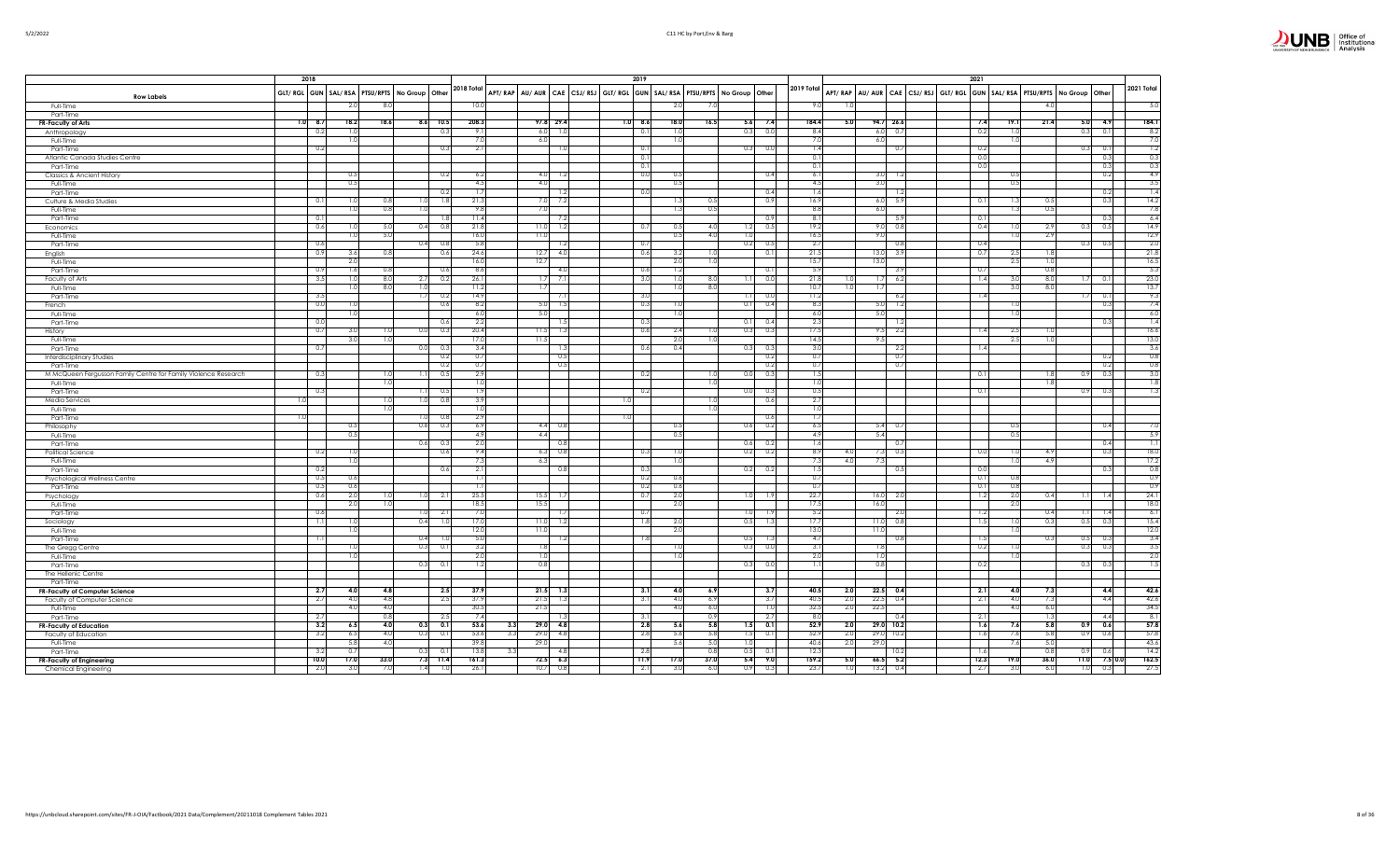| Row Labels | 2018 | | | | | | | 2019 | | | | | | | | | | | 2021 | | | | | | | | | | |
|---|---|---|---|---|---|---|---|---|---|---|---|---|---|---|---|---|---|---|---|---|---|---|---|---|---|---|---|---|---|
| | GLT/ RGL | GUN | SAL/ RSA | PTSU/RPTS | No Group | Other | 2018 Total | APT/ RAP | AU/ AUR | CAE | CSJ/ RSJ | GLT/ RGL | GUN | SAL/ RSA | PTSU/RPTS | No Group | Other | 2019 Total | APT/ RAP | AU/ AUR | CAE | CSJ/ RSJ | GLT/ RGL | GUN | SAL/ RSA | PTSU/RPTS | No Group | Other | 2021 Total |
| Full-Time | | | 2.0 | 8.0 | | | 10.0 | | | | | | | 2.0 | 7.0 | | | 9.0 | 1.0 | | | | | | | 4.0 | | | 5.0 |
| Part-Time | | | | | | | | | | | | | | | | | | | | | | | | | | | | | |
| **FR-Faculty of Arts** | **1.0** | **8.7** | **18.2** | **18.6** | **8.6** | **10.5** | **208.3** | | **97.8** | **29.4** | | **1.0** | **8.6** | **18.0** | **16.5** | **5.6** | **7.4** | **184.4** | **5.0** | **94.7** | **26.6** | | | **7.4** | **19.1** | **21.4** | **5.0** | **4.9** | **184.1** |
| Anthropology | | 0.2 | 1.0 | | | 0.3 | 9.1 | | 6.0 | 1.0 | | | 0.1 | 1.0 | | 0.3 | 0.0 | 8.4 | | 6.0 | 0.7 | | | 0.2 | 1.0 | | 0.3 | 0.1 | 8.2 |
| Full-Time | | | 1.0 | | | | 7.0 | | 6.0 | | | | | 1.0 | | | | 7.0 | | 6.0 | | | | | 1.0 | | | | 7.0 |
| Part-Time | | 0.2 | | | | 0.3 | 2.1 | | | 1.0 | | | 0.1 | | | 0.3 | 0.0 | 1.4 | | | 0.7 | | | 0.2 | | | 0.3 | 0.1 | 1.2 |
| Atlantic Canada Studies Centre | | | | | | | | | | | | | 0.1 | | | | | 0.1 | | | | | | 0.0 | | | | 0.3 | 0.3 |
| Part-Time | | | | | | | | | | | | | 0.1 | | | | | 0.1 | | | | | | 0.0 | | | | 0.3 | 0.3 |
| Classics & Ancient History | | | 0.5 | | | 0.2 | 6.2 | | 4.0 | 1.2 | | | 0.0 | 0.5 | | | 0.4 | 6.1 | | 3.0 | 1.2 | | | | 0.5 | | | 0.2 | 4.9 |
| Full-Time | | | 0.5 | | | | 4.5 | | 4.0 | | | | | 0.5 | | | | 4.5 | | 3.0 | | | | | 0.5 | | | | 3.5 |
| Part-Time | | | | | | 0.2 | 1.7 | | | 1.2 | | | 0.0 | | | | 0.4 | 1.6 | | | 1.2 | | | | | | | 0.2 | 1.4 |
| Culture & Media Studies | | 0.1 | 1.0 | 0.8 | 1.0 | 1.8 | 21.3 | | 7.0 | 7.2 | | | | 1.3 | 0.5 | | 0.9 | 16.9 | | 6.0 | 5.9 | | | 0.1 | 1.3 | 0.5 | | 0.3 | 14.2 |
| Full-Time | | | 1.0 | 0.8 | 1.0 | | 9.8 | | 7.0 | | | | | 1.3 | 0.5 | | | 8.8 | | 6.0 | | | | | 1.3 | 0.5 | | | 7.8 |
| Part-Time | | 0.1 | | | | 1.8 | 11.4 | | | 7.2 | | | | | | | 0.9 | 8.1 | | | 5.9 | | | 0.1 | | | | 0.3 | 6.4 |
| Economics | | 0.6 | 1.0 | 5.0 | 0.4 | 0.8 | 21.8 | | 11.0 | 1.2 | | | 0.7 | 0.5 | 4.0 | 1.2 | 0.5 | 19.2 | | 9.0 | 0.8 | | | 0.4 | 1.0 | 2.9 | 0.3 | 0.5 | 14.9 |
| Full-Time | | | 1.0 | 5.0 | | | 16.0 | | 11.0 | | | | | 0.5 | 4.0 | 1.0 | | 16.5 | | 9.0 | | | | | 1.0 | 2.9 | | | 12.9 |
| Part-Time | | 0.6 | | | 0.4 | 0.8 | 5.8 | | | 1.2 | | | 0.7 | | | 0.2 | 0.5 | 2.7 | | | 0.8 | | | 0.4 | | | 0.3 | 0.5 | 2.0 |
| English | | 0.9 | 3.6 | 0.8 | | 0.6 | 24.6 | | 12.7 | 4.0 | | | 0.6 | 3.2 | 1.0 | | 0.1 | 21.5 | | 13.0 | 3.9 | | | 0.7 | 2.5 | 1.8 | | | 21.8 |
| Full-Time | | | 2.0 | | | | 16.0 | | 12.7 | | | | | 2.0 | 1.0 | | | 15.7 | | 13.0 | | | | | 2.5 | 1.0 | | | 16.5 |
| Part-Time | | 0.9 | 1.6 | 0.8 | | 0.6 | 8.6 | | | 4.0 | | | 0.6 | 1.2 | | | 0.1 | 5.9 | | | 3.9 | | | 0.7 | | 0.9 | | | 5.3 |
| Faculty of Arts | | 3.5 | 1.0 | 8.0 | 2.7 | 0.2 | 26.1 | | 1.7 | 7.1 | | | 3.0 | 1.0 | 8.0 | 1.1 | 0.0 | 21.8 | 1.0 | 1.7 | 6.2 | | | 1.4 | 3.0 | 8.0 | 1.7 | 0.1 | 23.0 |
| Full-Time | | | 1.0 | 8.0 | 1.0 | | 11.2 | | 1.7 | | | | | 1.0 | 8.0 | | | 10.7 | 1.0 | 1.7 | | | | | 3.0 | 8.0 | | | 13.7 |
| Part-Time | | 3.5 | | | 1.7 | 0.2 | 14.9 | | | 7.1 | | | 3.0 | | | 1.1 | 0.0 | 11.2 | | | 6.2 | | | 1.4 | | | 1.7 | 0.1 | 9.3 |
| French | | 0.0 | 1.0 | | | 0.6 | 8.2 | | 5.0 | 1.5 | | | 0.3 | 1.0 | | 0.1 | 0.4 | 8.3 | | 5.0 | 1.2 | | | | 1.0 | | | 0.3 | 7.4 |
| Full-Time | | | 1.0 | | | | 6.0 | | 5.0 | | | | | 1.0 | | | | 6.0 | | 5.0 | | | | | 1.0 | | | | 6.0 |
| Part-Time | | 0.0 | | | | 0.6 | 2.2 | | | 1.5 | | | 0.3 | | | 0.1 | 0.4 | 2.3 | | | 1.2 | | | | | | | 0.3 | 1.4 |
| History | | 0.7 | 3.0 | 1.0 | 0.0 | 0.3 | 20.4 | | 11.5 | 1.3 | | | 0.6 | 2.4 | 1.0 | 0.3 | 0.3 | 17.5 | | 9.5 | 2.2 | | | 1.4 | 2.5 | 1.0 | | | 18.6 |
| Full-Time | | | 3.0 | 1.0 | | | 17.0 | | 11.5 | | | | | 2.0 | 1.0 | | | 14.5 | | 9.5 | | | | | 2.5 | 1.0 | | | 13.0 |
| Part-Time | | 0.7 | | | 0.0 | 0.3 | 3.4 | | | 1.3 | | | 0.6 | 0.4 | | 0.3 | 0.3 | 3.0 | | | 2.2 | | | 1.4 | | | | | 3.6 |
| Interdisciplinary Studies | | | | | | 0.2 | 0.7 | | | 0.5 | | | | | | | 0.2 | 0.7 | | | 0.7 | | | | | | | 0.2 | 0.8 |
| Part-Time | | | | | | 0.2 | 0.7 | | | 0.5 | | | | | | | 0.2 | 0.7 | | | 0.7 | | | | | | | 0.2 | 0.8 |
| M McQueen Fergusson Family Centre for Family Violence Research | | 0.3 | | 1.0 | 1.1 | 0.5 | 2.9 | | | | | | 0.2 | | 1.0 | 0.0 | 0.3 | 1.5 | | | | | | 0.1 | | 1.8 | 0.9 | 0.3 | 3.0 |
| Full-Time | | | | 1.0 | | | 1.0 | | | | | | | | 1.0 | | | 1.0 | | | | | | | | 1.8 | | | 1.8 |
| Part-Time | | 0.3 | | | 1.1 | 0.5 | 1.9 | | | | | | 0.2 | | | 0.0 | 0.3 | 0.5 | | | | | | 0.1 | | | 0.9 | 0.3 | 1.3 |
| Media Services | 1.0 | | | 1.0 | 1.0 | 0.8 | 3.9 | | | | | 1.0 | | | 1.0 | | 0.6 | 2.7 | | | | | | | | | | | |
| Full-Time | | | | 1.0 | | | 1.0 | | | | | | | | 1.0 | | | 1.0 | | | | | | | | | | | |
| Part-Time | 1.0 | | | | 1.0 | 0.8 | 2.9 | | | | | 1.0 | | | | | 0.6 | 1.7 | | | | | | | | | | | |
| Philosophy | | | 0.5 | | 0.6 | 0.3 | 6.9 | | 4.4 | 0.8 | | | | 0.5 | | 0.6 | 0.2 | 6.5 | | 5.4 | 0.7 | | | | 0.5 | | | 0.4 | 7.0 |
| Full-Time | | | 0.5 | | | | 4.9 | | 4.4 | | | | | 0.5 | | | | 4.9 | | 5.4 | | | | | 0.5 | | | | 5.9 |
| Part-Time | | | | | 0.6 | 0.3 | 2.0 | | | 0.8 | | | | | | 0.6 | 0.2 | 1.6 | | | 0.7 | | | | | | | 0.4 | 1.1 |
| Political Science | | 0.2 | 1.0 | | | 0.6 | 9.4 | | 6.3 | 0.8 | | | 0.3 | 1.0 | | 0.2 | 0.2 | 8.9 | 4.0 | 7.3 | 0.5 | | | 0.0 | 1.0 | 4.9 | | 0.3 | 18.0 |
| Full-Time | | | 1.0 | | | | 7.3 | | 6.3 | | | | | 1.0 | | | | 7.3 | 4.0 | 7.3 | | | | | 1.0 | 4.9 | | | 17.2 |
| Part-Time | | 0.2 | | | | 0.6 | 2.1 | | | 0.8 | | | 0.3 | | | 0.2 | 0.2 | 1.5 | | | 0.5 | | | 0.0 | | | | 0.3 | 0.8 |
| Psychological Wellness Centre | | 0.5 | 0.6 | | | | 1.1 | | | | | | 0.2 | 0.6 | | | | 0.7 | | | | | | 0.1 | 0.8 | | | | 0.9 |
| Part-Time | | 0.5 | 0.6 | | | | 1.1 | | | | | | 0.2 | 0.6 | | | | 0.7 | | | | | | 0.1 | 0.8 | | | | 0.9 |
| Psychology | | 0.6 | 2.0 | 1.0 | 1.0 | 2.1 | 25.5 | | 15.5 | 1.7 | | | 0.7 | 2.0 | | 1.0 | 1.9 | 22.7 | | 16.0 | 2.0 | | | 1.2 | 2.0 | 0.4 | 1.1 | 1.4 | 24.1 |
| Full-Time | | | 2.0 | 1.0 | | | 18.5 | | 15.5 | | | | | 2.0 | | | | 17.5 | | 16.0 | | | | | 2.0 | | | | 18.0 |
| Part-Time | | 0.6 | | | 1.0 | 2.1 | 7.0 | | | 1.7 | | | 0.7 | | | 1.0 | 1.9 | 5.2 | | | 2.0 | | | 1.2 | | 0.4 | 1.1 | 1.4 | 6.1 |
| Sociology | | 1.1 | 1.0 | | 0.4 | 1.0 | 17.0 | | 11.0 | 1.2 | | | 1.8 | 2.0 | | 0.5 | 1.5 | 17.7 | | 11.0 | 0.8 | | | 1.5 | 1.0 | 0.3 | 0.5 | 0.3 | 15.4 |
| Full-Time | | | 1.0 | | | | 12.0 | | 11.0 | | | | | 2.0 | | | | 13.0 | | 11.0 | | | | | 1.0 | | | | 12.0 |
| Part-Time | | 1.1 | | | 0.4 | 1.0 | 5.0 | | | 1.2 | | | 1.8 | | | 0.5 | 1.5 | 4.7 | | | 0.8 | | | 1.5 | | 0.3 | 0.5 | 0.3 | 3.4 |
| The Gregg Centre | | | 1.0 | | 0.3 | 0.1 | 3.2 | | 1.8 | | | | | 1.0 | | 0.3 | 0.0 | 3.1 | | 1.8 | | | | 0.2 | 1.0 | | 0.3 | 0.3 | 3.5 |
| Full-Time | | | 1.0 | | | | 2.0 | | 1.0 | | | | | 1.0 | | | | 2.0 | | 1.0 | | | | | 1.0 | | | | 2.0 |
| Part-Time | | | | | 0.3 | 0.1 | 1.2 | | 0.8 | | | | | | | 0.3 | 0.0 | 1.1 | | 0.8 | | | | 0.2 | | | 0.3 | 0.3 | 1.5 |
| The Hellenic Centre | | | | | | | | | | | | | | | | | | | | | | | | | | | | | |
| Part-Time | | | | | | | | | | | | | | | | | | | | | | | | | | | | | |
| **FR-Faculty of Computer Science** | | **2.7** | **4.0** | **4.8** | | **2.5** | **37.9** | | **21.5** | **1.3** | | | **3.1** | **4.0** | **6.9** | | **3.7** | **40.5** | **2.0** | **22.5** | **0.4** | | | **2.1** | **4.0** | **7.3** | | **4.4** | **42.6** |
| Faculty of Computer Science | | 2.7 | 4.0 | 4.8 | | 2.5 | 37.9 | | 21.5 | 1.3 | | | 3.1 | 4.0 | 6.9 | | 3.7 | 40.5 | 2.0 | 22.5 | 0.4 | | | 2.1 | 4.0 | 7.3 | | 4.4 | 42.6 |
| Full-Time | | | 4.0 | 4.0 | | | 30.5 | | 21.5 | | | | | 4.0 | 6.0 | | 1.0 | 32.5 | 2.0 | 22.5 | | | | | 4.0 | 6.0 | | | 34.5 |
| Part-Time | | 2.7 | | 0.8 | | 2.5 | 7.4 | | | 1.3 | | | 3.1 | | 0.9 | | 2.7 | 8.0 | | | 0.4 | | | 2.1 | | 1.3 | | 4.4 | 8.1 |
| **FR-Faculty of Education** | | **3.2** | **6.5** | **4.0** | **0.3** | **0.1** | **53.6** | **3.3** | **29.0** | **4.8** | | | **2.8** | **5.6** | **5.8** | **1.5** | **0.1** | **52.9** | **2.0** | **29.0** | **10.2** | | | **1.6** | **7.6** | **5.8** | **0.9** | **0.6** | **57.8** |
| Faculty of Education | | 3.2 | 6.5 | 4.0 | 0.3 | 0.1 | 53.6 | 3.3 | 29.0 | 4.8 | | | 2.8 | 5.6 | 5.8 | 1.5 | 0.1 | 52.9 | 2.0 | 29.0 | 10.2 | | | 1.6 | 7.6 | 5.8 | 0.9 | 0.6 | 57.8 |
| Full-Time | | | 5.8 | 4.0 | | | 39.8 | | 29.0 | | | | | 5.6 | 5.0 | 1.0 | | 40.6 | 2.0 | 29.0 | | | | | 7.6 | 5.0 | | | 43.6 |
| Part-Time | | 3.2 | 0.7 | | 0.3 | 0.1 | 13.8 | 3.3 | | 4.8 | | | 2.8 | | 0.8 | 0.5 | 0.1 | 12.3 | | | 10.2 | | | 1.6 | | 0.8 | 0.9 | 0.6 | 14.2 |
| **FR-Faculty of Engineering** | | **10.0** | **17.0** | **33.0** | **7.3** | **11.4** | **161.3** | | **72.5** | **6.3** | | | **11.9** | **17.0** | **37.0** | **5.4** | **9.0** | **159.2** | **5.0** | **66.5** | **5.2** | | | **12.3** | **19.0** | **36.0** | **11.0** | **7.5 0.0** | **162.5** |
| Chemical Engineering | | 2.0 | 3.0 | 7.0 | 1.4 | 1.0 | 26.1 | | 10.7 | 0.8 | | | 2.1 | 3.0 | 6.0 | 0.9 | 0.3 | 23.7 | 1.0 | 13.2 | 0.4 | | | 2.7 | 3.0 | 6.0 | 1.0 | 0.3 | 27.5 |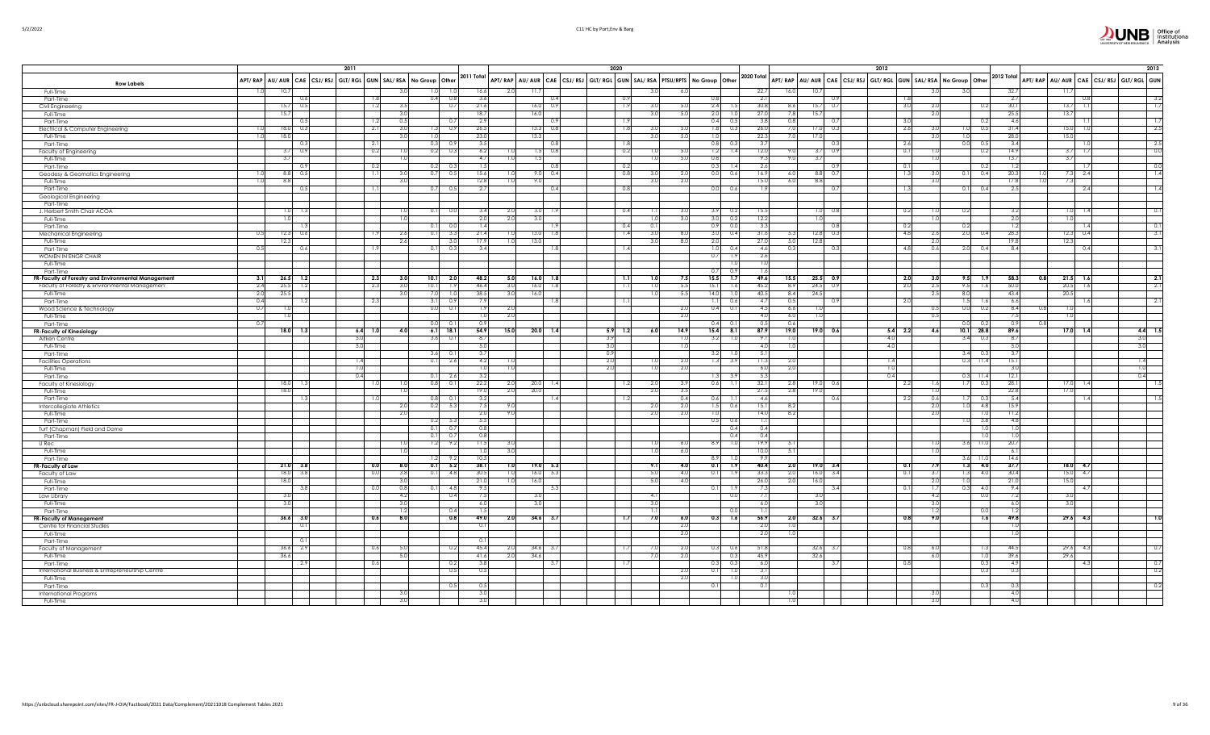| Row Labels | 2011 | | | | | | | | | | 2020 | | | | | | | | | | | 2012 | | | | | | | | | | 2013 | | | | | |
|---|---|---|---|---|---|---|---|---|---|---|---|---|---|---|---|---|---|---|---|---|---|---|---|---|---|---|---|---|---|---|---|---|---|---|---|---|---|
| | APT/RAP | AU/AUR | CAE | CSJ/RSJ | GLT/RGL | GUN | SAL/RSA | No Group | Other | 2011 Total | APT/RAP | AU/AUR | CAE | CSJ/RSJ | GLT/RGL | GUN | SAL/RSA | PTSU/RPTS | No Group | Other | 2020 Total | APT/RAP | AU/AUR | CAE | CSJ/RSJ | GLT/RGL | GUN | SAL/RSA | No Group | Other | 2012 Total | APT/RAP | AU/AUR | CAE | CSJ/RSJ | GLT/RGL | GUN |
| Full-Time | 1.0 | 10.7 | | | | | 3.0 | 1.0 | 1.0 | 16.6 | 2.0 | 11.7 | | | | | 3.0 | 6.0 | | | 22.7 | 16.0 | 10.7 | | | | | 3.0 | 3.0 | | 32.7 | | 11.7 | | | | |
| Part-Time | | | 0.6 | | | 1.8 | | 0.4 | 0.8 | 3.6 | | | 0.4 | | | 0.9 | | | 0.8 | | 2.1 | | | 0.9 | | | 1.8 | | | | 2.7 | | | 0.8 | | | 3.2 |
| Civil Engineering | | 15.7 | 0.5 | | | 1.2 | 3.5 | | 0.7 | 21.6 | | 16.0 | 0.9 | | | 1.9 | 3.0 | 5.0 | 2.4 | 1.5 | 30.8 | 8.6 | 15.7 | 0.7 | | | 3.0 | 2.0 | | 0.2 | 30.1 | | 13.7 | 1.1 | | | 1.7 |
| Full-Time | | 15.7 | | | | | 3.0 | | | 18.7 | | 16.0 | | | | | 3.0 | 5.0 | 2.0 | 1.0 | 27.0 | 7.8 | 15.7 | | | | | 2.0 | | | 25.5 | | 13.7 | | | | |
| Part-Time | | | 0.5 | | | 1.2 | 0.5 | | 0.7 | 2.9 | | | 0.9 | | | 1.9 | | | 0.4 | 0.5 | 3.8 | 0.8 | | 0.7 | | | 3.0 | | | 0.2 | 4.6 | | | 1.1 | | | 1.7 |
| Electrical & Computer Engineering | 1.0 | 18.0 | 0.3 | | | 2.1 | 3.0 | 1.3 | 0.9 | 26.5 | | 13.3 | 0.8 | | | 1.8 | 3.0 | 5.0 | 1.8 | 0.3 | 26.0 | 7.0 | 17.0 | 0.3 | | | 2.6 | 3.0 | 1.0 | 0.5 | 31.4 | | 15.0 | 1.0 | | | 2.5 |
| Full-Time | 1.0 | 18.0 | | | | | 3.0 | 1.0 | | 23.0 | | 13.3 | | | | | 3.0 | 5.0 | 1.0 | | 22.3 | 7.0 | 17.0 | | | | | 3.0 | 1.0 | | 28.0 | | 15.0 | | | | |
| Part-Time | | | 0.3 | | | 2.1 | | 0.3 | 0.9 | 3.5 | | | 0.8 | | | 1.8 | | | 0.8 | 0.3 | 3.7 | | | 0.3 | | | 2.6 | | 0.0 | 0.5 | 3.4 | | | 1.0 | | | 2.5 |
| Faculty of Engineering | | 3.7 | 0.9 | | | 0.2 | 1.0 | 0.2 | 0.3 | 6.2 | 1.0 | 1.5 | 0.8 | | | 0.2 | 1.0 | 5.0 | 1.2 | 1.4 | 12.0 | 9.0 | 3.7 | 0.9 | | | 0.1 | 1.0 | | 0.2 | 14.9 | | 3.7 | 1.7 | | | 0.0 |
| Full-Time | | 3.7 | | | | | 1.0 | | | 4.7 | 1.0 | 1.5 | | | | | 1.0 | 5.0 | 0.8 | | 9.3 | 9.0 | 3.7 | | | | | 1.0 | | | 13.7 | | 3.7 | | | | |
| Part-Time | | | 0.9 | | | 0.2 | | 0.2 | 0.3 | 1.5 | | | 0.8 | | | 0.2 | | | 0.3 | 1.4 | 2.6 | | | 0.9 | | | 0.1 | | | 0.2 | 1.2 | | | 1.7 | | | 0.0 |
| Geodesy & Geomatics Engineering | 1.0 | 8.8 | 0.5 | | | 1.1 | 3.0 | 0.7 | 0.5 | 15.6 | 1.0 | 9.0 | 0.4 | | | 0.8 | 3.0 | 2.0 | 0.0 | 0.6 | 16.9 | 6.0 | 8.8 | 0.7 | | | 1.3 | 3.0 | 0.1 | 0.4 | 20.3 | 1.0 | 7.3 | 2.4 | | | 1.4 |
| Full-Time | 1.0 | 8.8 | | | | | 3.0 | | | 12.8 | 1.0 | 9.0 | | | | | 3.0 | 2.0 | | | 15.0 | 6.0 | 8.8 | | | | | 3.0 | | | 17.8 | 1.0 | 7.3 | | | | |
| Part-Time | | | 0.5 | | | 1.1 | | 0.7 | 0.5 | 2.7 | | | 0.4 | | | 0.8 | | | 0.0 | 0.6 | 1.9 | | | 0.7 | | | 1.3 | | 0.1 | 0.4 | 2.5 | | | 2.4 | | | 1.4 |
| Geological Engineering | | | | | | | | | | | | | | | | | | | | | | | | | | | | | | | | | | | | | |
| Part-Time | | | | | | | | | | | | | | | | | | | | | | | | | | | | | | | | | | | | | |
| J. Herbert Smith Chair ACOA | | 1.0 | 1.3 | | | | 1.0 | 0.1 | 0.0 | 3.4 | 2.0 | 3.0 | 1.9 | | | 0.4 | 1.1 | 3.0 | 3.9 | 0.2 | 15.5 | | 1.0 | 0.8 | | | 0.2 | 1.0 | 0.2 | | 3.2 | | 1.0 | 1.4 | | | 0.1 |
| Full-Time | | 1.0 | | | | | 1.0 | | | 2.0 | 2.0 | 3.0 | | | | | 1.0 | 3.0 | 3.0 | 0.2 | 12.2 | | 1.0 | | | | | 1.0 | | | 2.0 | | 1.0 | | | | |
| Part-Time | | | 1.3 | | | | | 0.1 | 0.0 | 1.4 | | | 1.9 | | | 0.4 | 0.1 | | 0.9 | 0.0 | 3.3 | | | 0.8 | | | 0.2 | | 0.2 | | 1.2 | | | 1.4 | | | 0.1 |
| Mechanical Engineering | 0.5 | 12.3 | 0.6 | | | 1.9 | 2.6 | 0.1 | 3.3 | 21.4 | 1.0 | 13.0 | 1.8 | | | 1.4 | 3.0 | 8.0 | 3.0 | 0.4 | 31.6 | 5.3 | 12.8 | 0.3 | | | 4.8 | 2.6 | 2.0 | 0.4 | 28.3 | | 12.3 | 0.4 | | | 3.1 |
| Full-Time | | 12.3 | | | | | 2.6 | | 3.0 | 17.9 | 1.0 | 13.0 | | | | | 3.0 | 8.0 | 2.0 | | 27.0 | 5.0 | 12.8 | | | | | 2.0 | | | 19.8 | | 12.3 | | | | |
| Part-Time | 0.5 | | 0.6 | | | 1.9 | | 0.1 | 0.3 | 3.4 | | | 1.8 | | | 1.4 | | | 1.0 | 0.4 | 4.6 | 0.3 | | 0.3 | | | 4.8 | 0.6 | 2.0 | 0.4 | 8.4 | | | 0.4 | | | 3.1 |
| WOMEN IN ENGR CHAIR | | | | | | | | | | | | | | | | | | | 0.7 | 1.9 | 2.6 | | | | | | | | | | | | | | | | |
| Full-Time | | | | | | | | | | | | | | | | | | | | 1.0 | 1.0 | | | | | | | | | | | | | | | | |
| Part-Time | | | | | | | | | | | | | | | | | | | 0.7 | 0.9 | 1.6 | | | | | | | | | | | | | | | | |
| **FR-Faculty of Forestry and Environmental Management** | **3.1** | **26.5** | **1.2** | | | **2.3** | **3.0** | **10.1** | **2.0** | **48.2** | **5.0** | **16.0** | **1.8** | | | **1.1** | **1.0** | **7.5** | **15.5** | **1.7** | **49.6** | **15.5** | **25.5** | **0.9** | | | **2.0** | **3.0** | **9.5** | **1.9** | **58.3** | **0.8** | **21.5** | **1.6** | | | **2.1** |
| Faculty of Forestry & Environmental Management | 2.4 | 25.5 | 1.2 | | | 2.3 | 3.0 | 10.1 | 1.9 | 46.4 | 3.0 | 16.0 | 1.8 | | | 1.1 | 1.0 | 5.5 | 15.1 | 1.6 | 45.2 | 8.9 | 24.5 | 0.9 | | | 2.0 | 2.5 | 9.5 | 1.6 | 50.0 | | 20.5 | 1.6 | | | 2.1 |
| Full-Time | 2.0 | 25.5 | | | | | 3.0 | 7.0 | 1.0 | 38.5 | 3.0 | 16.0 | | | | | 1.0 | 5.5 | 14.0 | 1.0 | 40.5 | 8.4 | 24.5 | | | | | 2.5 | 8.0 | | 43.4 | | 20.5 | | | | |
| Part-Time | 0.4 | | 1.2 | | | 2.3 | | 3.1 | 0.9 | 7.9 | | | 1.8 | | | 1.1 | | | 1.1 | 0.6 | 4.7 | 0.5 | | 0.9 | | | 2.0 | | 1.5 | 1.6 | 6.6 | | | 1.6 | | | 2.1 |
| Wood Science & Technology | 0.7 | 1.0 | | | | | | 0.0 | 0.1 | 1.9 | 2.0 | | | | | | | 2.0 | 0.4 | 0.1 | 4.5 | 6.6 | 1.0 | | | | | 0.5 | 0.0 | 0.2 | 8.4 | 0.8 | 1.0 | | | | |
| Full-Time | | 1.0 | | | | | | | | 1.0 | 2.0 | | | | | | | 2.0 | | | 4.0 | 6.0 | 1.0 | | | | | 0.5 | | | 7.5 | | 1.0 | | | | |
| Part-Time | 0.7 | | | | | | | 0.0 | 0.1 | 0.9 | | | | | | | | | 0.4 | 0.1 | 0.5 | 0.6 | | | | | | | 0.0 | 0.2 | 0.9 | 0.8 | | | | | |
| **FR-Faculty of Kinesiology** | | **18.0** | **1.3** | | **6.4** | **1.0** | **4.0** | **6.1** | **18.1** | **54.9** | **15.0** | **20.0** | **1.4** | | **5.9** | **1.2** | **6.0** | **14.9** | **15.4** | **8.1** | **87.9** | **19.0** | **19.0** | **0.6** | | **5.4** | **2.2** | **4.6** | **10.1** | **28.8** | **89.6** | | **17.0** | **1.4** | | **4.4** | **1.5** |
| Aitken Centre | | | | | 5.0 | | | 3.6 | 0.1 | 8.7 | | | | | 3.9 | | | 1.0 | 3.2 | 1.0 | 9.1 | 1.0 | | | | 4.0 | | | 3.4 | 0.3 | 8.7 | | | | | 3.0 | |
| Full-Time | | | | | 5.0 | | | | | 5.0 | | | | | 3.0 | | | 1.0 | | | 4.0 | 1.0 | | | | 4.0 | | | | | 5.0 | | | | | 3.0 | |
| Part-Time | | | | | | | | 3.6 | 0.1 | 3.7 | | | | | 0.9 | | | | 3.2 | 1.0 | 5.1 | | | | | | | | 3.4 | 0.3 | 3.7 | | | | | | |
| Facilities Operations | | | | | 1.4 | | | 0.1 | 2.6 | 4.2 | 1.0 | | | | 2.0 | | 1.0 | 2.0 | 1.3 | 3.9 | 11.3 | 2.0 | | | | 1.4 | | | 0.3 | 11.4 | 15.1 | | | | | 1.4 | |
| Full-Time | | | | | 1.0 | | | | | 1.0 | 1.0 | | | | 2.0 | | 1.0 | 2.0 | | | 6.0 | 2.0 | | | | 1.0 | | | | | 3.0 | | | | | 1.0 | |
| Part-Time | | | | | 0.4 | | | 0.1 | 2.6 | 3.2 | | | | | | | | | 1.3 | 3.9 | 5.3 | | | | | 0.4 | | | 0.3 | 11.4 | 12.1 | | | | | 0.4 | |
| Faculty of Kinesiology | | 18.0 | 1.3 | | | 1.0 | 1.0 | 0.8 | 0.1 | 22.2 | 2.0 | 20.0 | 1.4 | | | 1.2 | 2.0 | 3.9 | 0.6 | 1.1 | 32.1 | 2.8 | 19.0 | 0.6 | | | 2.2 | 1.6 | 1.7 | 0.3 | 28.1 | | 17.0 | 1.4 | | | 1.5 |
| Full-Time | | 18.0 | | | | | 1.0 | | | 19.0 | 2.0 | 20.0 | | | | | 2.0 | 3.5 | | | 27.5 | 2.8 | 19.0 | | | | | 1.0 | | | 22.8 | | 17.0 | | | | |
| Part-Time | | | 1.3 | | | 1.0 | | 0.8 | 0.1 | 3.2 | | | 1.4 | | | 1.2 | | 0.4 | 0.6 | 1.1 | 4.6 | | | 0.6 | | | 2.2 | 0.6 | 1.7 | 0.3 | 5.4 | | | 1.4 | | | 1.5 |
| Intercollegiate Athletics | | | | | | | 2.0 | 0.2 | 5.3 | 7.5 | 9.0 | | | | | | 2.0 | 2.0 | 1.5 | 0.6 | 15.1 | 8.2 | | | | | | 2.0 | 1.0 | 4.8 | 15.9 | | | | | | |
| Full-Time | | | | | | | 2.0 | | | 2.0 | 9.0 | | | | | | 2.0 | 2.0 | 1.0 | | 14.0 | 8.2 | | | | | | 2.0 | | 1.0 | 11.2 | | | | | | |
| Part-Time | | | | | | | | 0.2 | 5.3 | 5.5 | | | | | | | | | 0.5 | 0.6 | 1.1 | | | | | | | | 1.0 | 3.8 | 4.8 | | | | | | |
| Turf (Chapman) Field and Dome | | | | | | | | 0.1 | 0.7 | 0.8 | | | | | | | | | | 0.4 | 0.4 | | | | | | | | | 1.0 | 1.0 | | | | | | |
| Part-Time | | | | | | | | 0.1 | 0.7 | 0.8 | | | | | | | | | | 0.4 | 0.4 | | | | | | | | | 1.0 | 1.0 | | | | | | |
| U Rec | | | | | | | 1.0 | 1.2 | 9.2 | 11.5 | 3.0 | | | | | | 1.0 | 6.0 | 8.9 | 1.0 | 19.9 | 5.1 | | | | | | 1.0 | 3.6 | 11.0 | 20.7 | | | | | | |
| Full-Time | | | | | | | 1.0 | | | 1.0 | 3.0 | | | | | | 1.0 | 6.0 | | | 10.0 | 5.1 | | | | | | 1.0 | | | 6.1 | | | | | | |
| Part-Time | | | | | | | | 1.2 | 9.2 | 10.5 | | | | | | | | | 8.9 | 1.0 | 9.9 | | | | | | | | 3.6 | 11.0 | 14.6 | | | | | | |
| **FR-Faculty of Law** | | **21.0** | **3.8** | | | **0.0** | **8.0** | **0.1** | **5.2** | **38.1** | **1.0** | **19.0** | **5.3** | | | | **9.1** | **4.0** | **0.1** | **1.9** | **40.4** | **2.0** | **19.0** | **3.4** | | | **0.1** | **7.9** | **1.3** | **4.0** | **37.7** | | **18.0** | **4.7** | | | |
| Faculty of Law | | 18.0 | 3.8 | | | 0.0 | 3.8 | 0.1 | 4.8 | 30.5 | 1.0 | 16.0 | 5.3 | | | | 5.0 | 4.0 | 0.1 | 1.9 | 33.3 | 2.0 | 16.0 | 3.4 | | | 0.1 | 3.7 | 1.3 | 4.0 | 30.4 | | 15.0 | 4.7 | | | |
| Full-Time | | 18.0 | | | | | 3.0 | | | 21.0 | 1.0 | 16.0 | | | | | 5.0 | 4.0 | | | 26.0 | 2.0 | 16.0 | | | | | 2.0 | 1.0 | | 21.0 | | 15.0 | | | | |
| Part-Time | | | 3.8 | | | 0.0 | 0.8 | 0.1 | 4.8 | 9.5 | | | 5.3 | | | | | | 0.1 | 1.9 | 7.3 | | | 3.4 | | | 0.1 | 1.7 | 0.3 | 4.0 | 9.4 | | | 4.7 | | | |
| Law Library | | 3.0 | | | | | 4.2 | | 0.4 | 7.5 | | 3.0 | | | | | 4.1 | | | 0.0 | 7.1 | | 3.0 | | | | | 4.2 | | 0.0 | 7.2 | | 3.0 | | | | |
| Full-Time | | 3.0 | | | | | 3.0 | | | 6.0 | | 3.0 | | | | | 3.0 | | | | 6.0 | | 3.0 | | | | | 3.0 | | | 6.0 | | 3.0 | | | | |
| Part-Time | | | | | | | 1.2 | | 0.4 | 1.5 | | | | | | | 1.1 | | | 0.0 | 1.1 | | | | | | | 1.2 | | 0.0 | 1.2 | | | | | | |
| **FR-Faculty of Management** | | **36.6** | **3.0** | | | **0.6** | **8.0** | | **0.8** | **49.0** | **2.0** | **34.6** | **3.7** | | | **1.7** | **7.0** | **6.0** | **0.3** | **1.6** | **56.9** | **2.0** | **32.6** | **3.7** | | | **0.8** | **9.0** | | **1.6** | **49.8** | | **29.6** | **4.3** | | | **1.0** |
| Centre for Financial Studies | | | 0.1 | | | | | | | 0.1 | | | | | | | | 2.0 | | | 2.0 | 1.0 | | | | | | | | | 1.0 | | | | | | |
| Full-Time | | | | | | | | | | | | | | | | | | 2.0 | | | 2.0 | 1.0 | | | | | | | | | 1.0 | | | | | | |
| Part-Time | | | 0.1 | | | | | | | 0.1 | | | | | | | | | | | | | | | | | | | | | | | | | | | |
| Faculty of Management | | 36.6 | 2.9 | | | 0.6 | 5.0 | | 0.2 | 45.4 | 2.0 | 34.6 | 3.7 | | | 1.7 | 7.0 | 2.0 | 0.3 | 0.6 | 51.8 | | 32.6 | 3.7 | | | 0.8 | 6.0 | | 1.3 | 44.5 | | 29.6 | 4.3 | | | 0.7 |
| Full-Time | | 36.6 | | | | | 5.0 | | | 41.6 | 2.0 | 34.6 | | | | | 7.0 | 2.0 | | 0.3 | 45.9 | | 32.6 | | | | | 6.0 | | 1.0 | 39.6 | | 29.6 | | | | |
| Part-Time | | | 2.9 | | | 0.6 | | | 0.2 | 3.8 | | | 3.7 | | | 1.7 | | | 0.3 | 0.3 | 6.0 | | | 3.7 | | | 0.8 | | | 0.3 | 4.9 | | | 4.3 | | | 0.7 |
| International Business & Entrepreneurship Centre | | | | | | | | | 0.5 | 0.5 | | | | | | | | 2.0 | 0.1 | 1.0 | 3.1 | | | | | | | | | 0.3 | 0.3 | | | | | | 0.2 |
| Full-Time | | | | | | | | | | | | | | | | | | 2.0 | | 1.0 | 3.0 | | | | | | | | | | | | | | | | |
| Part-Time | | | | | | | | | 0.5 | 0.5 | | | | | | | | | 0.1 | | 0.1 | | | | | | | | | 0.3 | 0.3 | | | | | | 0.2 |
| International Programs | | | | | | | 3.0 | | | 3.0 | | | | | | | | | | | | 1.0 | | | | | | 3.0 | | | 4.0 | | | | | | |
| Full-Time | | | | | | | 3.0 | | | 3.0 | | | | | | | | | | | | 1.0 | | | | | | 3.0 | | | 4.0 | | | | | | |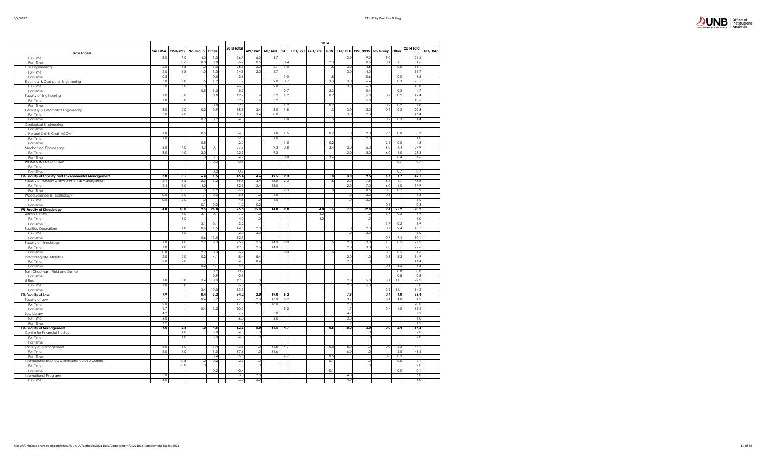| Row Labels | SAL/ RSA | PTSU/RPTS | No Group | Other | 2013 Total | 2014 | | | | | | | | | | 2014 Total | APT/ RAP |
|---|---|---|---|---|---|---|---|---|---|---|---|---|---|---|---|---|---|
| | | | | | | APT/ RAP | AU/ AUR | CAE | CSJ/ RSJ | GLT/ RGL | GUN | SAL/ RSA | PTSU/RPTS | No Group | Other | | |
| Full-Time | 3.0 | 7.0 | 4.0 | 1.0 | 26.7 | 6.0 | 3.7 | | | | | 3.0 | 9.0 | 5.0 | | 26.6 | |
| Part-Time | 0.1 | 0.8 | 0.8 | 0.8 | 6.2 | 0.5 | | 0.4 | | | 2.0 | | 0.6 | 0.1 | 1.1 | 4.6 | |
| Civil Engineering | 2.5 | 6.8 | 1.0 | 1.5 | 28.3 | 2.0 | 2.7 | 1.0 | | | 1.8 | 3.0 | 4.6 | | 0.0 | 15.1 | |
| Full-Time | 2.0 | 6.8 | 1.0 | 1.0 | 24.5 | 2.0 | 2.7 | | | | | 3.0 | 4.0 | | | 11.7 | |
| Part-Time | 0.5 | | | 0.5 | 3.8 | | | 1.0 | | | 1.8 | | 0.6 | | 0.0 | 3.5 | |
| Electrical & Computer Engineering | 3.0 | 7.0 | 1.5 | 1.2 | 31.2 | | 9.8 | 0.7 | | | 3.3 | 3.0 | 6.4 | | 0.3 | 23.5 | |
| Full-Time | 3.0 | 7.0 | 1.0 | | 26.0 | | 9.8 | | | | | 3.0 | 6.0 | | | 18.8 | |
| Part-Time | | | 0.5 | 1.2 | 5.2 | | | 0.7 | | | 3.3 | | 0.4 | | 0.3 | 4.7 | |
| Faculty of Engineering | 1.0 | 5.0 | | 0.8 | 12.2 | 1.6 | 3.2 | 1.2 | | | 0.2 | | 5.8 | 0.2 | 0.2 | 12.4 | |
| Full-Time | 1.0 | 5.0 | | | 9.7 | 1.6 | 3.2 | | | | | | 5.8 | | | 10.6 | |
| Part-Time | | | | 0.8 | 2.5 | | | 1.2 | | | 0.2 | | | 0.2 | 0.2 | 1.8 | |
| Geodesy & Geomatics Engineering | 3.0 | 2.0 | 0.2 | 0.9 | 18.1 | 3.4 | 8.0 | 1.8 | | | 1.3 | 3.0 | 2.0 | 0.9 | 0.3 | 20.8 | |
| Full-Time | 3.0 | 2.0 | | | 13.3 | 3.4 | 8.0 | | | | | 3.0 | 2.0 | | | 16.4 | |
| Part-Time | | | 0.2 | 0.9 | 4.8 | | | 1.8 | | | 1.3 | | | 0.9 | 0.3 | 4.4 | |
| Geological Engineering | | | | | | | | | | | | | | | | | |
| Part-Time | | | | | | | | | | | | | | | | | |
| J. Herbert Smith Chair ACOA | 1.0 | | 0.5 | | 4.0 | | 1.0 | 1.5 | | | 0.2 | 1.0 | 2.0 | 2.6 | 0.0 | 8.3 | |
| Full-Time | 1.0 | | | | 2.0 | | 1.0 | | | | | 1.0 | 2.0 | | | 4.0 | |
| Part-Time | | | 0.5 | | 2.0 | | | 1.5 | | | 0.2 | | | 2.6 | 0.0 | 4.3 | |
| Mechanical Engineering | 3.0 | 4.0 | 4.3 | 0.1 | 27.3 | | 9.3 | 0.8 | | | 3.4 | 2.0 | 5.0 | 6.0 | 1.4 | 27.9 | |
| Full-Time | 3.0 | 4.0 | 3.0 | | 22.3 | | 9.3 | | | | | 2.0 | 5.0 | 6.0 | 1.0 | 23.3 | |
| Part-Time | | | 1.3 | 0.1 | 4.9 | | | 0.8 | | | 3.4 | | | | 0.4 | 4.6 | |
| WOMEN IN ENGR CHAIR | | | | 0.3 | 0.3 | | | | | | | | | | 0.7 | 0.7 | |
| Full-Time | | | | | | | | | | | | | | | | | |
| Part-Time | | | | 0.3 | 0.3 | | | | | | | | | | 0.7 | 0.7 | |
| **FR-Faculty of Forestry and Environmental Management** | **3.0** | **8.5** | **6.4** | **1.5** | **45.4** | **4.6** | **19.5** | **2.3** | | | **1.8** | **3.0** | **9.5** | **6.6** | **1.7** | **49.1** | |
| Faculty of Forestry & Environmental Management | 2.4 | 6.5 | 5.3 | 1.2 | 39.6 | 3.4 | 18.5 | 2.3 | | | 1.8 | 2.0 | 7.5 | 6.5 | 1.7 | 43.8 | |
| Full-Time | 2.4 | 6.0 | 4.0 | | 32.9 | 3.4 | 18.5 | | | | | 2.0 | 7.0 | 6.0 | 1.0 | 37.9 | |
| Part-Time | | 0.5 | 1.3 | 1.2 | 6.7 | | | 2.3 | | | 1.8 | | 0.5 | 0.5 | 0.7 | 5.9 | |
| Wood Science & Technology | 0.6 | 2.0 | 1.1 | 0.3 | 5.8 | 1.2 | 1.0 | | | | | 1.0 | 2.0 | 0.1 | | 5.3 | |
| Full-Time | 0.6 | 2.0 | 1.0 | | 4.6 | 1.0 | 1.0 | | | | | 1.0 | 2.0 | | | 5.0 | |
| Part-Time | | | 0.1 | 0.3 | 1.2 | 0.2 | | | | | | | | 0.1 | | 0.3 | |
| **FR-Faculty of Kinesiology** | **4.8** | **10.0** | **9.5** | **26.8** | **75.5** | **15.0** | **14.0** | **2.0** | | **4.0** | **1.6** | **7.0** | **12.0** | **9.4** | **25.2** | **90.2** | |
| Aitken Centre | | 1.0 | 3.1 | 0.1 | 7.2 | 1.0 | | | | 4.0 | | | 1.0 | 3.7 | 0.2 | 9.9 | |
| Full-Time | | 1.0 | | | 4.0 | 1.0 | | | | 4.0 | | | 1.0 | | | 6.0 | |
| Part-Time | | | 3.1 | 0.1 | 3.2 | | | | | | | | | 3.7 | 0.2 | 3.9 | |
| Facilities Operations | | 1.0 | 0.6 | 11.5 | 14.5 | 2.0 | | | | | | 1.0 | 2.0 | 0.7 | 9.4 | 15.1 | |
| Full-Time | | 1.0 | | | 2.0 | 2.0 | | | | | | 1.0 | 2.0 | | | 5.0 | |
| Part-Time | | | 0.6 | 11.5 | 12.5 | | | | | | | | | 0.7 | 9.4 | 10.1 | |
| Faculty of Kinesiology | 1.8 | 1.0 | 2.2 | 0.3 | 25.2 | 2.6 | 14.0 | 2.0 | | | 1.6 | 2.0 | 3.0 | 1.5 | 0.5 | 27.2 | |
| Full-Time | 1.0 | 1.0 | | | 19.0 | 2.6 | 14.0 | | | | | 2.0 | 3.0 | 1.0 | | 22.6 | |
| Part-Time | 0.8 | | 2.2 | 0.3 | 6.2 | | | 2.0 | | | 1.6 | | | 0.5 | 0.5 | 4.6 | |
| Intercollegiate Athletics | 2.0 | 2.0 | 0.2 | 4.1 | 8.4 | 8.4 | | | | | | 2.0 | 1.0 | 0.3 | 3.2 | 14.9 | |
| Full-Time | 2.0 | 2.0 | | | 4.0 | 8.4 | | | | | | 2.0 | 1.0 | | | 11.4 | |
| Part-Time | | | 0.2 | 4.1 | 4.4 | | | | | | | | | 0.3 | 3.2 | 3.5 | |
| Turf (Chapman) Field and Dome | | | | 0.9 | 0.9 | | | | | | | | | | 0.8 | 0.8 | |
| Part-Time | | | | 0.9 | 0.9 | | | | | | | | | | 0.8 | 0.8 | |
| U Rec | 1.0 | 5.0 | 3.4 | 10.0 | 19.3 | 1.0 | | | | | | 2.0 | 5.0 | 3.1 | 11.1 | 22.2 | |
| Full-Time | 1.0 | 5.0 | | | 6.0 | 1.0 | | | | | | 2.0 | 5.0 | | | 8.0 | |
| Part-Time | | | 3.4 | 10.0 | 13.3 | | | | | | | | | 3.1 | 11.1 | 14.2 | |
| **FR-Faculty of Law** | **7.9** | | **0.4** | **3.2** | **34.2** | **2.0** | **19.0** | **5.2** | | | | **7.9** | | **0.4** | **4.0** | **38.4** | |
| Faculty of Law | 3.7 | | 0.4 | 3.2 | 27.0 | 2.0 | 16.0 | 5.2 | | | | 3.7 | | 0.4 | 4.0 | 31.2 | |
| Full-Time | 2.0 | | | | 17.0 | 2.0 | 16.0 | | | | | 2.0 | | | | 20.0 | |
| Part-Time | 1.7 | | 0.4 | 3.2 | 10.0 | | | 5.2 | | | | 1.7 | | 0.4 | 4.0 | 11.2 | |
| Law Library | 4.2 | | | | 7.2 | | 3.0 | | | | | 4.2 | | | | 7.2 | |
| Full-Time | 3.0 | | | | 6.0 | | 3.0 | | | | | 3.0 | | | | 6.0 | |
| Part-Time | 1.2 | | | | 1.2 | | | | | | | 1.2 | | | | 1.2 | |
| **FR-Faculty of Management** | **9.0** | **2.8** | **1.0** | **4.6** | **52.3** | **5.0** | **31.6** | **4.7** | | | **0.6** | **10.0** | **3.0** | **0.0** | **2.4** | **57.3** | |
| Centre for Financial Studies | | 1.0 | | 3.0 | 4.0 | 1.0 | | | | | | | 1.0 | | | 2.0 | |
| Full-Time | | 1.0 | | 3.0 | 4.0 | 1.0 | | | | | | | 1.0 | | | 2.0 | |
| Part-Time | | | | | | | | | | | | | | | | | |
| Faculty of Management | 6.0 | 1.0 | | 1.4 | 43.1 | 1.0 | 31.6 | 4.7 | | | 0.5 | 6.0 | 1.0 | 0.0 | 2.3 | 47.1 | |
| Full-Time | 6.0 | 1.0 | | 1.0 | 37.6 | 1.0 | 31.6 | | | | | 6.0 | 1.0 | | 2.0 | 41.6 | |
| Part-Time | | | | 0.4 | 5.5 | | | 4.7 | | | 0.5 | | | 0.0 | 0.3 | 5.5 | |
| International Business & Entrepreneurship Centre | | 0.8 | 1.0 | 0.2 | 2.2 | 1.0 | | | | | 0.1 | | 1.0 | | 0.0 | 2.1 | |
| Full-Time | | 0.8 | 1.0 | | 1.8 | 1.0 | | | | | | | 1.0 | | | 2.0 | |
| Part-Time | | | | 0.2 | 0.4 | | | | | | 0.1 | | | | 0.0 | 0.1 | |
| International Programs | 3.0 | | | | 3.0 | 2.0 | | | | | | 4.0 | | | | 6.0 | |
| Full-Time | 3.0 | | | | 3.0 | 2.0 | | | | | | 4.0 | | | | 6.0 | |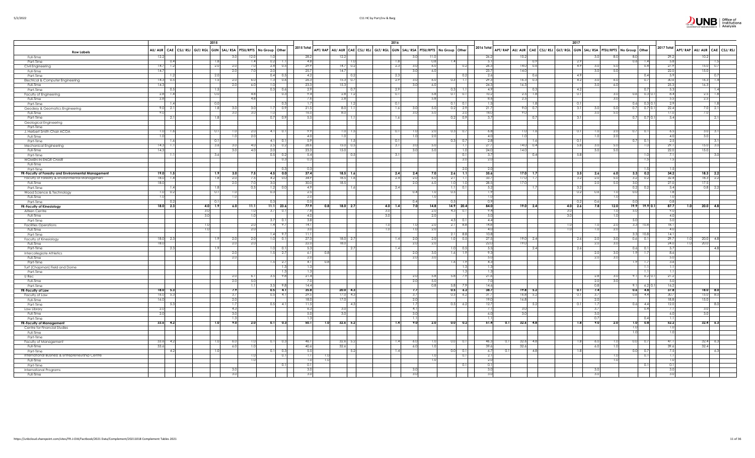| Row Labels | 2015 | | | | | | | | | | 2016 | | | | | | | | | | | 2017 | | | | | | | | | | | | | | | |
|---|---|---|---|---|---|---|---|---|---|---|---|---|---|---|---|---|---|---|---|---|---|---|---|---|---|---|---|---|---|---|---|---|---|---|---|---|---|
| | AU/ AUR | CAE | CSJ/ RSJ | GLT/ RGL | GUN | SAL/ RSA | PTSU/RPTS | No Group | Other | 2015 Total | APT/ RAP | AU/ AUR | CAE | CSJ/ RSJ | GLT/ RGL | GUN | SAL/ RSA | PTSU/RPTS | No Group | Other | 2016 Total | APT/ RAP | AU/ AUR | CAE | CSJ/ RSJ | GLT/ RGL | GUN | SAL/ RSA | PTSU/RPTS | No Group | Other | | 2017 Total | APT/ RAP | AU/ AUR | CAE | CSJ/ RSJ |
| Full-Time | 12.2 | | | | | 3.0 | 12.0 | 1.0 | | 28.2 | | 12.2 | | | | | 3.0 | 11.0 | | | 26.2 | | 10.2 | | | | | 3.0 | 8.0 | 8.0 | | | 29.2 | | 10.2 | | |
| Part-Time | | 0.4 | | | 1.8 | | 1.4 | 0.2 | 1.1 | 4.8 | | | 1.0 | | | 1.8 | | 0.8 | 1.4 | | 5.1 | | | 0.9 | | | 2.9 | | | 0.6 | 1.4 | | 5.8 | | | 1.5 | |
| Civil Engineering | 14.7 | 1.2 | | | 2.0 | 2.0 | 7.0 | 2.4 | 0.5 | 29.9 | | 14.7 | 0.2 | | | 2.3 | 3.0 | 6.0 | | 0.2 | 26.5 | | 14.0 | 0.6 | | | 4.9 | 3.0 | 5.0 | | 0.4 | | 27.9 | | 15.0 | 0.7 | |
| Full-Time | 14.7 | | | | | 2.0 | 7.0 | 2.0 | | 25.7 | | 14.7 | | | | | 3.0 | 6.0 | | | 23.7 | | 14.0 | | | | | 3.0 | 5.0 | | | | 22.0 | | 15.0 | | |
| Part-Time | | 1.2 | | | 2.0 | | | 0.4 | 0.5 | 4.2 | | | 0.2 | | | 2.3 | | | | 0.2 | 2.6 | | | 0.6 | | | 4.9 | | | | 0.4 | | 5.9 | | | 0.7 | |
| Electrical & Computer Engineering | 14.3 | 0.5 | | | 1.5 | 2.0 | 6.0 | 1.3 | 0.6 | 26.3 | | 15.3 | 0.7 | | | 2.9 | 3.0 | 6.0 | 0.3 | 1.1 | 29.3 | | 16.3 | 0.3 | | | 4.2 | 3.0 | 6.0 | | 0.7 | | 30.6 | | 16.3 | 1.4 | |
| Full-Time | 14.3 | | | | | 2.0 | 6.0 | 1.0 | | 23.3 | | 15.3 | | | | | 3.0 | 6.0 | | | 24.3 | | 16.3 | | | | | 3.0 | 6.0 | | | | 25.3 | | 16.3 | | |
| Part-Time | | 0.5 | | | 1.5 | | | 0.3 | 0.6 | 2.9 | | | 0.7 | | | 2.9 | | | 0.3 | 1.1 | 4.9 | | | 0.3 | | | 4.2 | | | | 0.7 | | 5.3 | | | 1.4 | |
| Faculty of Engineering | 2.8 | 1.4 | | | 0.0 | | 4.8 | | 0.3 | 9.4 | | 2.8 | 1.2 | | | 0.1 | | 5.8 | 0.1 | 0.1 | 10.2 | | 2.5 | 1.8 | | | 0.1 | | 3.0 | 0.6 | 0.3 | 0.1 | 8.4 | | 2.5 | 1.8 | |
| Full-Time | 2.8 | | | | | | 4.8 | | | 7.6 | | 2.8 | | | | | | 5.8 | | | 8.6 | | 2.5 | | | | | | 3.0 | | | | 5.5 | | 2.5 | | |
| Part-Time | | 1.4 | | | 0.0 | | | | 0.3 | 1.7 | | | 1.2 | | | 0.1 | | | 0.1 | 0.1 | 1.5 | | | | | | 0.1 | | | 0.6 | 0.3 | 0.1 | 2.9 | | | 1.8 | |
| Geodesy & Geomatics Engineering | 9.0 | 2.1 | | | 1.8 | 3.0 | 3.0 | 1.7 | 0.9 | 21.5 | | 8.0 | 1.1 | | | 1.6 | 3.0 | 5.0 | 0.2 | 2.9 | 21.7 | | 9.0 | 0.7 | | | 3.1 | 3.0 | 5.0 | 0.7 | 0.7 | 0.1 | 22.4 | | 7.0 | 2.1 | |
| Full-Time | 9.0 | | | | | 3.0 | 3.0 | 1.0 | | 16.0 | | 8.0 | | | | | 3.0 | 5.0 | | 2.0 | 18.0 | | 9.0 | | | | | 3.0 | 5.0 | | | | 17.0 | | 7.0 | | |
| Part-Time | | 2.1 | | | 1.8 | | | 0.7 | 0.9 | 5.5 | | | 1.1 | | | 1.6 | | | 0.2 | 0.9 | 3.7 | | | 0.7 | | | 3.1 | | | 0.7 | 0.7 | 0.1 | 5.4 | | | 2.1 | |
| Geological Engineering | | | | | | | | | | | | | | | | | | | | | | | | | | | | | | | | | | | | | |
| Part-Time | | | | | | | | | | | | | | | | | | | | | | | | | | | | | | | | | | | | | |
| J. Herbert Smith Chair ACOA | 1.0 | 1.6 | | | 0.1 | 1.0 | 2.0 | 4.1 | 0.1 | 9.9 | | 1.0 | 1.5 | | | 0.1 | 1.0 | 2.0 | 0.3 | 0.7 | 6.8 | | 1.0 | 1.6 | | | 0.1 | 1.0 | 2.0 | 0.7 | 0.1 | | 6.5 | | 3.0 | 3.1 | |
| Full-Time | 1.0 | | | | | 1.0 | 2.0 | | | 4.0 | | 1.0 | | | | | 1.0 | 2.0 | | | 4.0 | | 1.0 | | | | | 1.0 | 2.0 | | | | 4.0 | | 3.0 | | |
| Part-Time | | 1.6 | | | 0.1 | | | 4.1 | 0.1 | 5.9 | | | 1.5 | | | 0.1 | | | 0.3 | 0.7 | 2.8 | | | 1.6 | | | 0.1 | | | 0.7 | 0.1 | | 2.5 | | | 3.1 | |
| Mechanical Engineering | 14.3 | 1.1 | | | 3.6 | 3.0 | 4.0 | 2.5 | 0.2 | 28.6 | | 15.0 | 0.5 | | | 3.1 | 3.0 | 5.0 | | 1.1 | 27.7 | | 14.0 | 0.4 | | | 5.8 | 3.0 | 5.0 | | 1.0 | | 29.1 | | 15.0 | 3.0 | |
| Full-Time | 14.3 | | | | | 3.0 | 4.0 | 2.0 | | 23.3 | | 15.0 | | | | | 3.0 | 5.0 | | 1.0 | 24.0 | | 14.0 | | | | | 3.0 | 5.0 | | | | 22.0 | | 15.0 | | |
| Part-Time | | 1.1 | | | 3.6 | | | 0.5 | 0.2 | 5.4 | | | 0.5 | | | 3.1 | | | | 0.1 | 3.7 | | | 0.4 | | | 5.8 | | | | 1.0 | | 7.1 | | | 3.0 | |
| WOMEN IN ENGR CHAIR | | | | | | | | | 0.3 | 0.3 | | | | | | | | | | 2.0 | 2.0 | | | | | | | | | | 1.5 | | 1.5 | | | | |
| Full-Time | | | | | | | | | | | | | | | | | | | | | | | | | | | | | | | | | | | | | |
| Part-Time | | | | | | | | | 0.3 | 0.3 | | | | | | | | | | 2.0 | 2.0 | | | | | | | | | | 1.5 | | 1.5 | | | | |
| **FR-Faculty of Forestry and Environmental Management** | **19.0** | **1.5** | | | **1.9** | **3.0** | **7.5** | **4.5** | **0.0** | **37.4** | | **18.5** | **1.6** | | | **2.4** | **2.4** | **7.0** | **2.6** | **1.1** | **35.6** | | **17.0** | **1.7** | | | **3.5** | **2.6** | **6.0** | **3.3** | **0.2** | | **34.2** | | **18.3** | **2.2** | |
| Faculty of Forestry & Environmental Management | 18.0 | 1.4 | | | 1.8 | 2.0 | 7.5 | 4.2 | 0.0 | 34.9 | | 18.5 | 1.6 | | | 2.4 | 2.0 | 6.0 | 2.1 | 1.1 | 33.7 | | 17.0 | 1.7 | | | 3.2 | 2.0 | 5.0 | 3.2 | 0.2 | | 32.4 | | 18.3 | 2.2 | |
| Full-Time | 18.0 | | | | | 2.0 | 7.0 | 3.0 | | 30.0 | | 18.5 | | | | | 2.0 | 6.0 | 1.0 | 1.0 | 28.5 | | 17.0 | | | | | 2.0 | 5.0 | 3.0 | | | 27.0 | | 17.5 | | |
| Part-Time | | 1.4 | | | 1.8 | | 0.5 | 1.2 | 0.0 | 4.9 | | | 1.6 | | | 2.4 | | | 1.1 | 0.1 | 5.2 | | | 1.7 | | | 3.2 | | | 0.2 | 0.2 | | 5.4 | | 0.8 | 2.2 | |
| Wood Science & Technology | 1.0 | 0.2 | | | 0.1 | 1.0 | | 0.3 | | 2.5 | | | | | | | 0.4 | 1.0 | 0.5 | | 1.9 | | | | | | 0.2 | 0.6 | 1.0 | 0.0 | | | 1.8 | | | | |
| Full-Time | 1.0 | | | | | 1.0 | | | | 2.0 | | | | | | | | 1.0 | | | 1.0 | | | | | | | | 1.0 | | | | 1.0 | | | | |
| Part-Time | | 0.2 | | | 0.1 | | | 0.3 | | 0.5 | | | | | | | 0.4 | | 0.5 | | 0.9 | | | | | | 0.2 | 0.6 | | 0.0 | | | 0.8 | | | | |
| **FR-Faculty of Kinesiology** | **18.0** | **2.3** | | **4.0** | **1.9** | **6.0** | **11.1** | **11.1** | **23.6** | **77.9** | **0.8** | **18.0** | **2.7** | | **4.0** | **1.4** | **7.0** | **14.8** | **14.9** | **20.4** | **84.0** | | **19.0** | **2.4** | | **4.0** | **2.6** | **7.8** | **12.0** | **19.9** | **19.9** | **0.1** | **87.7** | **1.0** | **20.0** | **4.8** | |
| Aitken Centre | | | | 3.0 | | | 1.0 | 3.7 | 0.1 | 7.8 | | | | | 3.0 | | | 2.0 | 4.3 | 0.1 | 9.4 | | | | | 3.0 | | | 1.0 | 5.0 | | | 9.0 | | | | |
| Full-Time | | | | 3.0 | | | 1.0 | | | 4.0 | | | | | 3.0 | | | 2.0 | | | 5.0 | | | | | 3.0 | | | 1.0 | | | | 4.0 | | | | |
| Part-Time | | | | | | | | 3.7 | 0.1 | 3.8 | | | | | | | | | 4.3 | 0.1 | 4.4 | | | | | | | | | 5.0 | | | 5.0 | | | | |
| Facilities Operations | | | | 1.0 | | | 2.0 | 1.4 | 9.7 | 14.1 | | | | | 1.0 | | 1.0 | 2.0 | 2.1 | 8.8 | 14.8 | | | | | 1.0 | | 1.0 | 2.0 | 3.3 | 10.8 | | 18.1 | | | | |
| Full-Time | | | | 1.0 | | | 2.0 | | | 3.0 | | | | | 1.0 | | 1.0 | 2.0 | | | 4.0 | | | | | 1.0 | | 1.0 | 2.0 | | | | 4.0 | | | | |
| Part-Time | | | | | | | | 1.4 | 9.7 | 11.1 | | | | | | | | | 2.1 | 8.8 | 10.8 | | | | | | | | | 3.3 | 10.8 | | 14.1 | | | | |
| Faculty of Kinesiology | 18.0 | 2.3 | | | 1.9 | 2.0 | 2.0 | 1.0 | 0.1 | 27.3 | | 18.0 | 2.7 | | | 1.4 | 2.0 | 2.0 | 1.0 | 0.5 | 27.5 | | 19.0 | 2.4 | | | 2.6 | 2.0 | 3.0 | 0.6 | 0.1 | | 29.7 | 1.0 | 20.0 | 4.8 | |
| Full-Time | 18.0 | | | | | 2.0 | 2.0 | | | 22.0 | | 18.0 | | | | | 2.0 | 2.0 | | | 22.0 | | 19.0 | | | | | 2.0 | 3.0 | | | | 24.0 | 1.0 | 20.0 | | |
| Part-Time | | 2.3 | | | 1.9 | | | 1.0 | 0.1 | 5.3 | | | 2.7 | | | 1.4 | | | 1.0 | 0.5 | 5.5 | | | 2.4 | | | 2.6 | | | 0.6 | 0.1 | | 5.7 | | | 4.8 | |
| Intercollegiate Athletics | | | | | | 2.0 | | 1.5 | 2.7 | 6.1 | 0.8 | | | | | | 2.0 | 3.0 | 1.6 | 1.9 | 9.3 | | | | | | | 2.0 | 3.0 | 1.9 | 1.7 | | 8.6 | | | | |
| Full-Time | | | | | | 2.0 | | | | 2.0 | | | | | | | 2.0 | 3.0 | | | 5.0 | | | | | | | 2.0 | 3.0 | | | | 5.0 | | | | |
| Part-Time | | | | | | | | 1.5 | 2.7 | 4.1 | 0.8 | | | | | | | | 1.6 | 1.9 | 4.3 | | | | | | | | | 1.9 | 1.7 | | 3.6 | | | | |
| Turf (Chapman) Field and Dome | | | | | | | | | 1.3 | 1.3 | | | | | | | | | | 1.3 | 1.3 | | | | | | | | | | 1.1 | | 1.1 | | | | |
| Part-Time | | | | | | | | | 1.3 | 1.3 | | | | | | | | | | 1.3 | 1.3 | | | | | | | | | | 1.1 | | 1.1 | | | | |
| U Rec | | | | | | 2.0 | 6.1 | 3.5 | 9.8 | 21.4 | | | | | | | 2.0 | 5.8 | 5.8 | 7.9 | 21.6 | | | | | | | 2.8 | 3.0 | 9.1 | 6.2 | 0.1 | 21.2 | | | | |
| Full-Time | | | | | | 2.0 | 5.0 | | | 7.0 | | | | | | | 2.0 | 5.0 | | | 7.0 | | | | | | | 2.0 | 3.0 | | | | 5.0 | | | | |
| Part-Time | | | | | | | 1.1 | 3.5 | 9.8 | 14.4 | | | | | | | | 0.8 | 5.8 | 7.9 | 14.6 | | | | | | | 0.8 | | 9.1 | 6.2 | 0.1 | 16.2 | | | | |
| **FR-Faculty of Law** | **18.0** | **5.3** | | | | **7.9** | | **0.5** | **4.1** | **35.8** | | **20.0** | **4.3** | | | | **7.7** | | **0.5** | **6.2** | **38.7** | | **19.8** | **5.2** | | | **0.1** | **7.4** | | **0.6** | **4.8** | | **37.8** | | **18.0** | **8.0** | |
| Faculty of Law | 16.0 | 5.3 | | | | 3.7 | | 0.5 | 4.1 | 29.5 | | 17.0 | 4.3 | | | | 3.7 | | 0.5 | 6.2 | 31.7 | | 16.8 | 5.2 | | | 0.1 | 3.7 | | 0.6 | 4.4 | | 30.7 | | 15.0 | 8.0 | |
| Full-Time | 16.0 | | | | | 2.0 | | | | 18.0 | | 17.0 | | | | | 2.0 | | | | 19.0 | | 16.8 | | | | | 2.0 | | | | | 18.8 | | 15.0 | | |
| Part-Time | | 5.3 | | | | 1.7 | | 0.5 | 4.1 | 11.5 | | | 4.3 | | | | 1.7 | | 0.5 | 6.2 | 12.7 | | | 5.2 | | | 0.1 | 1.7 | | 0.6 | 4.4 | | 12.0 | | | 8.0 | |
| Law Library | 2.0 | | | | | 4.3 | | | | 6.3 | | 3.0 | | | | | 4.1 | | | | 7.1 | | 3.0 | | | | | 3.7 | | | 0.4 | | 7.1 | | 3.0 | | |
| Full-Time | 2.0 | | | | | 3.0 | | | | 5.0 | | 3.0 | | | | | 3.0 | | | | 6.0 | | 3.0 | | | | | 3.0 | | | | | 6.0 | | 3.0 | | |
| Part-Time | | | | | | 1.3 | | | | 1.3 | | | | | | | 1.1 | | | | 1.1 | | | | | | | 0.7 | | | 0.4 | | 1.1 | | | | |
| **FR-Faculty of Management** | **33.6** | **4.2** | | | **1.0** | **9.0** | **2.0** | **0.1** | **0.3** | **50.1** | **1.0** | **32.6** | **5.2** | | | **1.4** | **9.0** | **2.0** | **0.0** | **0.2** | **51.4** | **0.1** | **32.6** | **4.8** | | | **1.8** | **9.0** | **2.0** | **1.0** | **0.8** | | **52.2** | | **32.4** | **6.3** | |
| Centre for Financial Studies | | | | | | | | | | | | | | | | | | | | | | | | | | | | | | 1.0 | | | 1.0 | | | | |
| Full-Time | | | | | | | | | | | | | | | | | | | | | | | | | | | | | | 1.0 | | | 1.0 | | | | |
| Part-Time | | | | | | | | | | | | | | | | | | | | | | | | | | | | | | | | | | | | | |
| Faculty of Management | 33.6 | 4.2 | | | 1.0 | 6.0 | 1.0 | 0.1 | 0.3 | 46.1 | | 32.6 | 5.2 | | | 1.4 | 6.0 | 1.0 | 0.0 | 0.1 | 46.3 | 0.1 | 32.6 | 4.8 | | | 1.8 | 6.0 | 1.0 | 0.0 | 0.7 | | 47.1 | | 32.4 | 6.3 | |
| Full-Time | 33.6 | | | | | 6.0 | 1.0 | | | 40.6 | | 32.6 | | | | | 6.0 | 1.0 | | | 39.6 | | 32.6 | | | | | 6.0 | 1.0 | | | | 39.6 | | 32.4 | | |
| Part-Time | | 4.2 | | | 1.0 | | | 0.1 | 0.3 | 5.5 | | | 5.2 | | | 1.4 | | | 0.0 | 0.1 | 6.7 | 0.1 | | 4.8 | | | 1.8 | | | 0.0 | 0.7 | | 7.3 | | | 6.3 | |
| International Business & Entrepreneurship Centre | | | | | | | 1.0 | | 0.1 | 1.1 | 1.0 | | | | | | | 1.0 | | 0.1 | 2.1 | | | | | | | | 1.0 | | 0.1 | | 1.1 | | | | |
| Full-Time | | | | | | | 1.0 | | | 1.0 | 1.0 | | | | | | | 1.0 | | | 2.0 | | | | | | | | 1.0 | | | | 1.0 | | | | |
| Part-Time | | | | | | | | | 0.1 | 0.1 | | | | | | | | | | 0.1 | 0.1 | | | | | | | | | | 0.1 | | 0.1 | | | | |
| International Programs | | | | | | 3.0 | | | | 3.0 | | | | | | | 3.0 | | | | 3.0 | | | | | | | 3.0 | | | | | 3.0 | | | | |
| Full-Time | | | | | | 3.0 | | | | 3.0 | | | | | | | 3.0 | | | | 3.0 | | | | | | | 3.0 | | | | | 3.0 | | | | |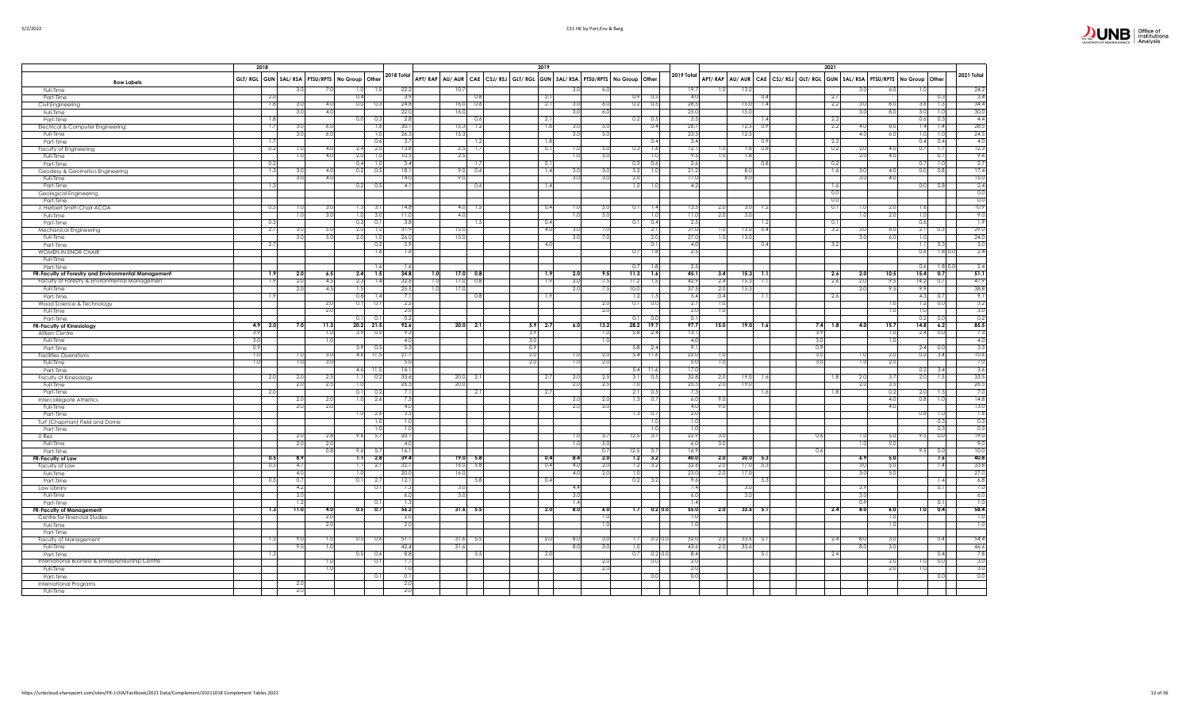| | 2018 | | | | | | | 2019 | | | | | | | | | | | 2021 | | | | | | | | | | |
|---|---|---|---|---|---|---|---|---|---|---|---|---|---|---|---|---|---|---|---|---|---|---|---|---|---|---|---|---|---|
| **Row Labels** | GLT/ RGL | GUN | SAL/ RSA | PTSU/RPTS | No Group | Other | 2018 Total | APT/ RAP | AU/ AUR | CAE | CSJ/ RSJ | GLT/ RGL | GUN | SAL/ RSA | PTSU/RPTS | No Group | Other | 2019 Total | APT/ RAP | AU/ AUR | CAE | CSJ/ RSJ | GLT/ RGL | GUN | SAL/ RSA | PTSU/RPTS | No Group | Other | 2021 Total |
| Full-Time | | | 3.0 | 7.0 | 1.0 | 1.0 | 22.2 | | 10.7 | | | | | 3.0 | 6.0 | | | 19.7 | 1.0 | 13.2 | | | | | 3.0 | 6.0 | 1.0 | | 24.2 |
| Part-Time | | 2.0 | | | 0.4 | 1.5 | 3.9 | | | 0.8 | | | 2.1 | | | 0.9 | 0.3 | 4.0 | | | 0.4 | | | 2.7 | | | | 0.3 | 3.4 |
| Civil Engineering | | 1.8 | 3.0 | 4.0 | 0.0 | 0.3 | 24.8 | | 16.0 | 0.6 | | | 2.1 | 3.0 | 6.0 | 0.2 | 0.5 | 28.5 | | 15.0 | 1.4 | | | 2.2 | 3.0 | 8.0 | 3.6 | 1.5 | 34.4 |
| Full-Time | | | 3.0 | 4.0 | | | 22.0 | | 16.0 | | | | | 3.0 | 6.0 | | | 25.0 | | 15.0 | | | | | 3.0 | 8.0 | 3.0 | 1.0 | 30.0 |
| Part-Time | | 1.8 | | | 0.0 | 0.3 | 2.8 | | | 0.6 | | | 2.1 | | | 0.2 | 0.5 | 3.5 | | | 1.4 | | | 2.2 | | | 0.6 | 0.5 | 4.4 |
| Electrical & Computer Engineering | | 1.7 | 3.0 | 6.0 | | 1.6 | 30.1 | | 15.3 | 1.2 | | | 1.8 | 3.0 | 5.0 | | 0.4 | 26.7 | | 12.5 | 0.9 | | | 2.2 | 4.0 | 6.0 | 1.4 | 1.4 | 28.5 |
| Full-Time | | | 3.0 | 6.0 | | 1.0 | 26.3 | | 15.3 | | | | | 3.0 | 5.0 | | | 23.3 | | 12.5 | | | | | 4.0 | 6.0 | 1.0 | 1.0 | 24.5 |
| Part-Time | | 1.7 | | | | 0.6 | 3.7 | | | 1.2 | | | 1.8 | | | | 0.4 | 3.4 | | | 0.9 | | | 2.2 | | | 0.4 | 0.4 | 4.0 |
| Faculty of Engineering | | 0.2 | 1.0 | 4.0 | 2.4 | 2.0 | 13.8 | | 2.5 | 1.7 | | | 0.1 | 1.0 | 5.0 | 0.3 | 1.6 | 12.1 | 1.0 | 1.8 | 0.8 | | | 0.2 | 2.0 | 4.0 | 0.7 | 1.7 | 12.3 |
| Full-Time | | | 1.0 | 4.0 | 2.0 | 1.0 | 10.5 | | 2.5 | | | | | 1.0 | 5.0 | | 1.0 | 9.5 | 1.0 | 1.8 | | | | | 2.0 | 4.0 | | 0.7 | 9.6 |
| Part-Time | | 0.2 | | | 0.4 | 1.2 | 3.4 | | | 1.7 | | | 0.1 | | | 0.3 | 0.6 | 2.6 | | | 0.8 | | | 0.2 | | | 0.7 | 1.0 | 2.7 |
| Geodesy & Geomatics Engineering | | 1.3 | 3.0 | 4.0 | 0.2 | 0.5 | 18.1 | | 9.0 | 0.6 | | | 1.4 | 3.0 | 3.0 | 3.2 | 1.0 | 21.2 | | 8.0 | | | | 1.6 | 3.0 | 4.0 | 0.0 | 0.8 | 17.4 |
| Full-Time | | | 3.0 | 4.0 | | | 14.0 | | 9.0 | | | | | 3.0 | 3.0 | 2.0 | | 17.0 | | 8.0 | | | | | 3.0 | 4.0 | | | 15.0 |
| Part-Time | | 1.3 | | | 0.2 | 0.5 | 4.1 | | | 0.6 | | | 1.4 | | | 1.2 | 1.0 | 4.2 | | | | | | 1.6 | | | 0.0 | 0.8 | 2.4 |
| Geological Engineering | | | | | | | | | | | | | | | | | | | | | | | | 0.0 | | | | | 0.0 |
| Part-Time | | | | | | | | | | | | | | | | | | | | | | | | 0.0 | | | | | 0.0 |
| J. Herbert Smith Chair ACOA | | 0.3 | 1.0 | 3.0 | 1.3 | 3.1 | 14.8 | | 4.0 | 1.5 | | | 0.4 | 1.0 | 5.0 | 0.1 | 1.4 | 13.5 | 2.0 | 3.0 | 1.2 | | | 0.1 | 1.0 | 2.0 | 1.6 | | 10.9 |
| Full-Time | | | 1.0 | 3.0 | 1.0 | 3.0 | 11.0 | | 4.0 | | | | | 1.0 | 5.0 | | 1.0 | 11.0 | 2.0 | 3.0 | | | | | 1.0 | 2.0 | 1.0 | | 9.0 |
| Part-Time | | 0.3 | | | 0.3 | 0.1 | 3.8 | | | 1.5 | | | 0.4 | | | 0.1 | 0.4 | 2.5 | | | 1.2 | | | 0.1 | | | 0.6 | | 1.9 |
| Mechanical Engineering | | 2.7 | 3.0 | 5.0 | 2.0 | 1.2 | 31.9 | | 15.0 | | | | 4.0 | 3.0 | 7.0 | | 2.1 | 31.0 | 1.0 | 13.0 | 0.4 | | | 3.2 | 3.0 | 6.0 | 2.1 | 0.3 | 29.0 |
| Full-Time | | | 3.0 | 5.0 | 2.0 | 1.0 | 26.0 | | 15.0 | | | | | 3.0 | 7.0 | | 2.0 | 27.0 | 1.0 | 13.0 | | | | | 3.0 | 6.0 | 1.0 | | 24.0 |
| Part-Time | | 2.7 | | | | 0.2 | 5.9 | | | | | | 4.0 | | | | 0.1 | 4.0 | | | 0.4 | | | 3.2 | | | 1.1 | 0.3 | 5.0 |
| WOMEN IN ENGR CHAIR | | | | | | 1.6 | 1.6 | | | | | | | | | 0.7 | 1.8 | 2.5 | | | | | | | | | 0.6 | 1.8 0.0 | 2.4 |
| Full-Time | | | | | | | | | | | | | | | | | | | | | | | | | | | | | |
| Part-Time | | | | | | 1.6 | 1.6 | | | | | | | | | 0.7 | 1.8 | 2.5 | | | | | | | | | 0.6 | 1.8 0.0 | 2.4 |
| **FR-Faculty of Forestry and Environmental Management** | | **1.9** | **2.0** | **6.5** | **2.4** | **1.5** | **34.8** | **1.0** | **17.0** | **0.8** | | | **1.9** | **2.0** | **9.5** | **11.3** | **1.6** | **45.1** | **3.4** | **15.3** | **1.1** | | | **2.6** | **2.0** | **10.5** | **15.4** | **0.7** | **51.1** |
| Faculty of Forestry & Environmental Management | | 1.9 | 2.0 | 4.5 | 2.3 | 1.4 | 32.6 | 1.0 | 17.0 | 0.8 | | | 1.9 | 2.0 | 7.5 | 11.2 | 1.5 | 42.9 | 2.4 | 15.3 | 1.1 | | | 2.6 | 2.0 | 9.5 | 14.2 | 0.7 | 47.9 |
| Full-Time | | | 2.0 | 4.5 | 1.5 | | 25.5 | 1.0 | 17.0 | | | | | 2.0 | 7.5 | 10.0 | | 37.5 | 2.0 | 15.3 | | | | | 2.0 | 9.5 | 9.9 | | 38.8 |
| Part-Time | | 1.9 | | | 0.8 | 1.4 | 7.1 | | | 0.8 | | | 1.9 | | | 1.2 | 1.5 | 5.4 | 0.4 | | 1.1 | | | 2.6 | | | 4.3 | 0.7 | 9.1 |
| Wood Science & Technology | | | | 2.0 | 0.1 | 0.1 | 2.2 | | | | | | | | 2.0 | 0.1 | 0.0 | 2.1 | 1.0 | | | | | | | 1.0 | 1.2 | 0.0 | 3.2 |
| Full-Time | | | | 2.0 | | | 2.0 | | | | | | | | 2.0 | | | 2.0 | 1.0 | | | | | | | 1.0 | 1.0 | | 3.0 |
| Part-Time | | | | | 0.1 | 0.1 | 0.2 | | | | | | | | | 0.1 | 0.0 | 0.1 | | | | | | | | | 0.2 | 0.0 | 0.2 |
| **FR-Faculty of Kinesiology** | **4.9** | **2.0** | **7.0** | **11.3** | **20.2** | **21.5** | **92.6** | | **20.0** | **2.1** | | **5.9** | **2.7** | **6.0** | **13.2** | **28.2** | **19.7** | **97.7** | **15.0** | **19.0** | **1.6** | | **7.4** | **1.8** | **4.0** | **15.7** | **14.8** | **6.2** | **85.5** |
| Aitken Centre | 3.9 | | | 1.0 | 3.9 | 0.5 | 9.3 | | | | | 3.9 | | | 1.0 | 5.8 | 2.4 | 13.1 | | | | | 3.9 | | | 1.0 | 2.4 | 0.0 | 7.3 |
| Full-Time | 3.0 | | | 1.0 | | | 4.0 | | | | | 3.0 | | | 1.0 | | | 4.0 | | | | | 3.0 | | | 1.0 | | | 4.0 |
| Part-Time | 0.9 | | | | 3.9 | 0.5 | 5.3 | | | | | 0.9 | | | | 5.8 | 2.4 | 9.1 | | | | | 0.9 | | | | 2.4 | 0.0 | 3.3 |
| Facilities Operations | 1.0 | | 1.0 | 3.0 | 4.6 | 11.5 | 21.1 | | | | | 2.0 | | 1.0 | 2.0 | 5.4 | 11.6 | 22.0 | 1.0 | | | | 3.0 | | 1.0 | 2.0 | 0.2 | 3.4 | 10.6 |
| Full-Time | 1.0 | | 1.0 | 3.0 | | | 5.0 | | | | | 2.0 | | 1.0 | 2.0 | | | 5.0 | 1.0 | | | | 3.0 | | 1.0 | 2.0 | | | 7.0 |
| Part-Time | | | | | 4.6 | 11.5 | 16.1 | | | | | | | | | 5.4 | 11.6 | 17.0 | | | | | | | | | 0.2 | 3.4 | 3.6 |
| Faculty of Kinesiology | | 2.0 | 2.0 | 2.5 | 1.1 | 0.2 | 33.6 | | 20.0 | 2.1 | | | 2.7 | 2.0 | 2.5 | 3.1 | 0.5 | 32.8 | 2.0 | 19.0 | 1.6 | | | 1.8 | 2.0 | 3.7 | 2.0 | 1.5 | 33.5 |
| Full-Time | | | 2.0 | 2.5 | 1.0 | | 26.5 | | 20.0 | | | | | 2.0 | 2.5 | 1.0 | | 25.5 | 2.0 | 19.0 | | | | | 2.0 | 3.5 | | | 26.5 |
| Part-Time | | 2.0 | | | 0.1 | 0.2 | 7.1 | | | 2.1 | | | 2.7 | | | 2.1 | 0.5 | 7.3 | | | 1.6 | | | 1.8 | | 0.2 | 2.0 | 1.5 | 7.0 |
| Intercollegiate Athletics | | | 2.0 | 2.0 | 1.0 | 2.6 | 7.5 | | | | | | | 2.0 | 2.0 | 1.3 | 0.7 | 6.0 | 9.0 | | | | | | | 4.0 | 0.8 | 1.0 | 14.8 |
| Full-Time | | | 2.0 | 2.0 | | | 4.0 | | | | | | | 2.0 | 2.0 | | | 4.0 | 9.0 | | | | | | | 4.0 | | | 13.0 |
| Part-Time | | | | | 1.0 | 2.6 | 3.5 | | | | | | | | | 1.3 | 0.7 | 2.0 | | | | | | | | | 0.8 | 1.0 | 1.8 |
| Turf (Chapman) Field and Dome | | | | | | 1.0 | 1.0 | | | | | | | | | | 1.0 | 1.0 | | | | | | | | | | 0.3 | 0.3 |
| Part-Time | | | | | | 1.0 | 1.0 | | | | | | | | | | 1.0 | 1.0 | | | | | | | | | | 0.3 | 0.3 |
| U Rec | | | 2.0 | 2.8 | 9.6 | 5.7 | 20.1 | | | | | | | 1.0 | 5.7 | 12.5 | 3.7 | 22.9 | 3.0 | | | | 0.6 | | 1.0 | 5.0 | 9.5 | 0.0 | 19.0 |
| Full-Time | | | 2.0 | 2.0 | | | 4.0 | | | | | | | 1.0 | 5.0 | | | 6.0 | 3.0 | | | | | | 1.0 | 5.0 | | | 9.0 |
| Part-Time | | | | 0.8 | 9.6 | 5.7 | 16.1 | | | | | | | | 0.7 | 12.5 | 3.7 | 16.9 | | | | | 0.6 | | | | 9.5 | 0.0 | 10.0 |
| **FR-Faculty of Law** | | **0.5** | **8.9** | | **1.1** | **2.8** | **39.4** | | **19.0** | **5.8** | | | **0.4** | **8.4** | **2.0** | **1.2** | **3.2** | **40.0** | **2.0** | **20.0** | **5.3** | | | | **6.9** | **5.0** | | **1.6** | **40.8** |
| Faculty of Law | | 0.5 | 4.7 | | 1.1 | 2.7 | 32.1 | | 16.0 | 5.8 | | | 0.4 | 4.0 | 2.0 | 1.2 | 3.2 | 32.6 | 2.0 | 17.0 | 5.3 | | | | 3.0 | 5.0 | | 1.4 | 33.8 |
| Full-Time | | | 4.0 | | 1.0 | | 20.0 | | 16.0 | | | | | 4.0 | 2.0 | 1.0 | | 23.0 | 2.0 | 17.0 | | | | | 3.0 | 5.0 | | | 27.0 |
| Part-Time | | 0.5 | 0.7 | | 0.1 | 2.7 | 12.7 | | | 5.8 | | | 0.4 | | | 0.2 | 3.2 | 9.6 | | | 5.3 | | | | | | | 1.4 | 6.8 |
| Law Library | | | 4.2 | | | 0.1 | 7.3 | | 3.0 | | | | | 4.4 | | | | 7.4 | | 3.0 | | | | | 3.9 | | | 0.1 | 7.0 |
| Full-Time | | | 3.0 | | | | 6.0 | | 3.0 | | | | | 3.0 | | | | 6.0 | | 3.0 | | | | | 3.0 | | | | 6.0 |
| Part-Time | | | 1.2 | | | 0.1 | 1.3 | | | | | | | 1.4 | | | | 1.4 | | | | | | | 0.9 | | | 0.1 | 1.0 |
| **FR-Faculty of Management** | | **1.3** | **11.0** | **4.0** | **0.5** | **0.7** | **56.2** | | **31.6** | **5.5** | | | **2.0** | **8.0** | **6.0** | **1.7** | **0.2 0.0** | **55.0** | **2.0** | **33.6** | **5.1** | | | **2.4** | **8.0** | **6.0** | **1.0** | **0.4** | **58.4** |
| Centre for Financial Studies | | | | 2.0 | | | 2.0 | | | | | | | | 1.0 | | | 1.0 | | | | | | | | 1.0 | | | 1.0 |
| Full-Time | | | | 2.0 | | | 2.0 | | | | | | | | 1.0 | | | 1.0 | | | | | | | | 1.0 | | | 1.0 |
| Part-Time | | | | | | | | | | | | | | | | | | | | | | | | | | | | | |
| Faculty of Management | | 1.3 | 9.0 | 1.0 | 0.5 | 0.6 | 51.1 | | 31.6 | 5.5 | | | 2.0 | 8.0 | 3.0 | 1.7 | 0.2 0.0 | 52.0 | 2.0 | 33.6 | 5.1 | | | 2.4 | 8.0 | 3.0 | | 0.4 | 54.4 |
| Full-Time | | | 9.0 | 1.0 | | | 42.4 | | 31.6 | | | | | 8.0 | 3.0 | 1.0 | | 43.6 | 2.0 | 33.6 | | | | | 8.0 | 3.0 | | | 46.6 |
| Part-Time | | 1.3 | | | 0.5 | 0.6 | 8.8 | | | 5.5 | | | 2.0 | | | 0.7 | 0.2 0.0 | 8.4 | | | 5.1 | | | 2.4 | | | | 0.4 | 7.8 |
| International Business & Entrepreneurship Centre | | | | 1.0 | | 0.1 | 1.1 | | | | | | | | 2.0 | | 0.0 | 2.0 | | | | | | | | 2.0 | 1.0 | 0.0 | 3.0 |
| Full-Time | | | | 1.0 | | | 1.0 | | | | | | | | 2.0 | | | 2.0 | | | | | | | | 2.0 | 1.0 | | 3.0 |
| Part-Time | | | | | | 0.1 | 0.1 | | | | | | | | | | 0.0 | 0.0 | | | | | | | | | | 0.0 | 0.0 |
| International Programs | | | 2.0 | | | | 2.0 | | | | | | | | | | | | | | | | | | | | | | |
| Full-Time | | | 2.0 | | | | 2.0 | | | | | | | | | | | | | | | | | | | | | | |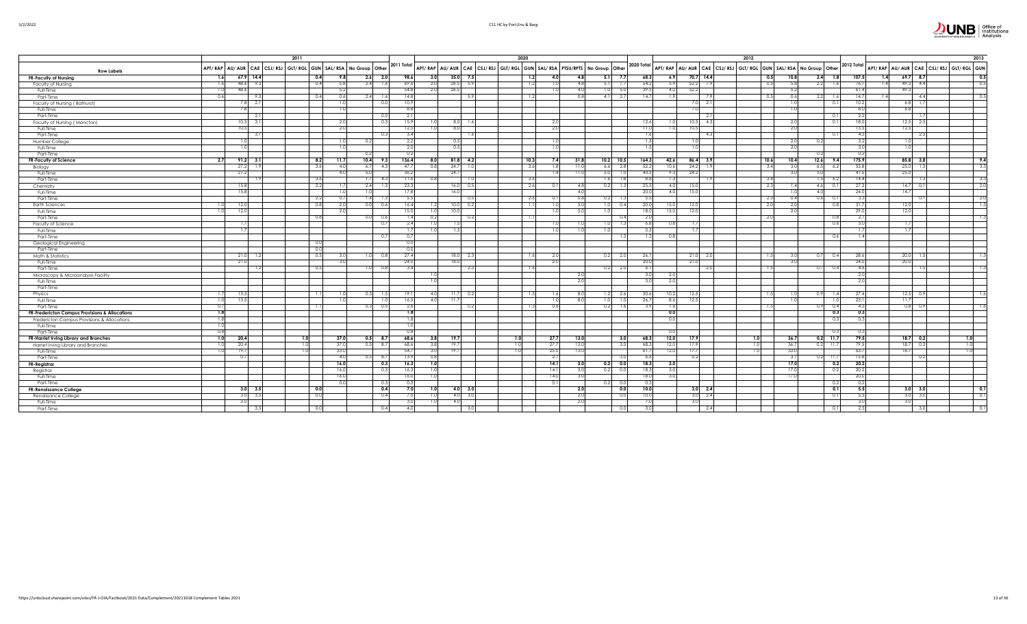| Row Labels | 2011 | | | | | | | | | | 2020 | | | | | | | | | | | 2012 | | | | | | | | | | 2013 | | | | | |
|---|---|---|---|---|---|---|---|---|---|---|---|---|---|---|---|---|---|---|---|---|---|---|---|---|---|---|---|---|---|---|---|---|---|---|---|---|---|
| | APT/ RAP | AU/ AUR | CAE | CSJ/ RSJ | GLT/ RGL | GUN | SAL/ RSA | No Group | Other | 2011 Total | APT/ RAP | AU/ AUR | CAE | CSJ/ RSJ | GLT/ RGL | GUN | SAL/ RSA | PTSU/RPTS | No Group | Other | 2020 Total | APT/ RAP | AU/ AUR | CAE | CSJ/ RSJ | GLT/ RGL | GUN | SAL/ RSA | No Group | Other | 2012 Total | APT/ RAP | AU/ AUR | CAE | CSJ/ RSJ | GLT/ RGL | GUN |
| **FR-Faculty of Nursing** | **1.6** | **67.9** | **14.4** | | | **0.4** | **9.8** | **2.6** | **2.0** | **98.6** | **3.0** | **35.0** | **7.5** | | | **1.2** | **4.0** | **4.8** | **5.1** | **7.7** | **68.3** | **6.9** | **70.7** | **14.4** | | | **0.5** | **10.8** | **2.4** | **1.8** | **107.5** | **1.4** | **69.7** | **8.7** | | | **0.5** |
| Faculty of Nursing | 1.6 | 48.6 | 9.3 | | | 0.4 | 5.8 | 2.4 | 1.6 | 69.6 | 2.0 | 26.5 | 5.9 | | | 1.2 | 1.0 | 4.8 | 5.1 | 7.7 | 54.2 | 5.9 | 52.2 | 7.9 | | | 0.5 | 5.8 | 2.2 | 1.6 | 76.1 | 1.4 | 49.3 | 4.4 | | | 0.5 |
| Full-Time | 1.0 | 48.6 | | | | | 5.2 | | | 54.8 | 2.0 | 26.5 | | | | | 1.0 | 4.0 | 1.0 | 5.0 | 39.5 | 4.0 | 52.2 | | | | | 5.2 | | | 61.4 | | 49.3 | | | | |
| Part-Time | 0.6 | | 9.3 | | | 0.4 | 0.6 | 2.4 | 1.6 | 14.8 | | | 5.9 | | | 1.2 | | 0.8 | 4.1 | 2.7 | 14.7 | 1.9 | | 7.9 | | | 0.5 | 0.6 | 2.2 | 1.6 | 14.7 | 1.4 | | 4.4 | | | 0.5 |
| Faculty of Nursing ( Bathurst) | | 7.8 | 2.1 | | | | 1.0 | | 0.0 | 10.9 | | | | | | | | | | | | | 7.0 | 2.1 | | | | 1.0 | | 0.1 | 10.2 | | 6.8 | 1.7 | | | |
| Full-Time | | 7.8 | | | | | 1.0 | | | 8.8 | | | | | | | | | | | | | 7.0 | | | | | 1.0 | | | 8.0 | | 6.8 | | | | |
| Part-Time | | | 2.1 | | | | | | 0.0 | 2.1 | | | | | | | | | | | | | | 2.1 | | | | | | 0.1 | 2.2 | | | 1.7 | | | |
| Faculty of Nursing ( Moncton) | | 10.5 | 3.1 | | | | 2.0 | | 0.3 | 15.9 | 1.0 | 8.0 | 1.6 | | | | 2.0 | | | | 12.6 | 1.0 | 10.5 | 4.3 | | | | 2.0 | | 0.1 | 18.0 | | 12.5 | 2.5 | | | |
| Full-Time | | 10.5 | | | | | 2.0 | | | 12.5 | 1.0 | 8.0 | | | | | 2.0 | | | | 11.0 | 1.0 | 10.5 | | | | | 2.0 | | | 13.5 | | 12.5 | | | | |
| Part-Time | | | 3.1 | | | | | | 0.3 | 3.4 | | | 1.6 | | | | | | | | 1.6 | | | 4.3 | | | | | | 0.1 | 4.5 | | | 2.5 | | | |
| Humber College | | 1.0 | | | | | 1.0 | 0.2 | | 2.2 | | 0.5 | | | | | 1.0 | | | | 1.5 | | 1.0 | | | | | 2.0 | 0.2 | | 3.2 | | 1.0 | | | | |
| Full-Time | | 1.0 | | | | | 1.0 | | | 2.0 | | 0.5 | | | | | 1.0 | | | | 1.5 | | 1.0 | | | | | 2.0 | | | 3.0 | | 1.0 | | | | |
| Part-Time | | | | | | | | 0.2 | | 0.2 | | | | | | | | | | | | | | | | | | | 0.2 | | 0.2 | | | | | | |
| **FR-Faculty of Science** | **2.7** | **91.2** | **3.1** | | | **8.2** | **11.7** | **10.4** | **9.3** | **136.4** | **8.0** | **81.8** | **4.2** | | | **10.3** | **7.4** | **31.8** | **10.2** | **10.5** | **164.3** | **42.6** | **86.4** | **3.9** | | | **10.6** | **10.4** | **12.6** | **9.4** | **175.9** | | **85.8** | **3.8** | | | **9.4** |
| Biology | | 27.2 | 1.9 | | | 3.6 | 4.0 | 6.7 | 4.3 | 47.7 | 0.8 | 24.7 | 1.0 | | | 3.6 | 1.8 | 11.0 | 6.6 | 2.8 | 52.2 | 10.6 | 24.2 | 1.9 | | | 3.4 | 3.0 | 6.5 | 6.2 | 55.8 | | 25.0 | 1.3 | | | 3.3 |
| Full-Time | | 27.2 | | | | | 4.0 | 5.0 | | 36.2 | | 24.7 | | | | | 1.8 | 11.0 | 5.0 | 1.0 | 43.5 | 9.3 | 24.2 | | | | | 3.0 | 5.0 | | 41.5 | | 25.0 | | | | |
| Part-Time | | | 1.9 | | | 3.6 | | 1.7 | 4.3 | 11.6 | 0.8 | | 1.0 | | | 3.6 | | | 1.6 | 1.8 | 8.8 | 1.3 | | 1.9 | | | 3.4 | | 1.5 | 6.2 | 14.4 | | | 1.3 | | | 3.3 |
| Chemistry | | 15.8 | | | | 2.2 | 1.7 | 2.4 | 1.3 | 23.3 | | 16.0 | 0.5 | | | 2.6 | 0.1 | 4.8 | 0.2 | 1.3 | 25.5 | 4.0 | 15.0 | | | | 2.3 | 1.4 | 4.6 | 0.1 | 27.3 | | 14.7 | 0.1 | | | 2.0 |
| Full-Time | | 15.8 | | | | | 1.0 | 1.0 | | 17.8 | | 16.0 | | | | | | 4.0 | | | 20.0 | 4.0 | 15.0 | | | | | 1.0 | 4.0 | | 24.0 | | 14.7 | | | | |
| Part-Time | | | | | | 2.2 | 0.7 | 1.4 | 1.3 | 5.5 | | | 0.5 | | | 2.6 | 0.1 | 0.8 | 0.2 | 1.3 | 5.5 | | | | | | 2.3 | 0.4 | 0.6 | 0.1 | 3.3 | | | 0.1 | | | 2.0 |
| Earth Sciences | 1.0 | 12.0 | | | | 0.8 | 2.0 | 0.0 | 0.6 | 16.4 | 1.2 | 10.0 | 0.2 | | | 1.1 | 1.0 | 5.0 | 1.0 | 0.4 | 20.0 | 15.0 | 12.0 | | | | 2.0 | 2.0 | | 0.8 | 31.7 | | 12.0 | | | | 1.3 |
| Full-Time | 1.0 | 12.0 | | | | | 2.0 | | | 15.0 | 1.0 | 10.0 | | | | | 1.0 | 5.0 | 1.0 | | 18.0 | 15.0 | 12.0 | | | | | 2.0 | | | 29.0 | | 12.0 | | | | |
| Part-Time | | | | | | 0.8 | | 0.0 | 0.6 | 1.4 | 0.2 | | 0.2 | | | 1.1 | | | | 0.4 | 2.0 | | | | | | 2.0 | | | 0.8 | 2.7 | | | | | | 1.3 |
| Faculty of Science | | 1.7 | | | | | | | 0.7 | 2.4 | 1.0 | 1.5 | | | | | 1.0 | 1.0 | 1.0 | 1.3 | 6.8 | 0.8 | 1.7 | | | | | | | 0.6 | 3.0 | | 1.7 | | | | |
| Full-Time | | 1.7 | | | | | | | | 1.7 | 1.0 | 1.5 | | | | | 1.0 | 1.0 | 1.0 | | 5.5 | | 1.7 | | | | | | | | 1.7 | | 1.7 | | | | |
| Part-Time | | | | | | | | | 0.7 | 0.7 | | | | | | | | | | 1.3 | 1.3 | 0.8 | | | | | | | | 0.6 | 1.4 | | | | | | |
| Geological Engineering | | | | | | 0.0 | | | | 0.0 | | | | | | | | | | | | | | | | | | | | | | | | | | | |
| Part-Time | | | | | | 0.0 | | | | 0.0 | | | | | | | | | | | | | | | | | | | | | | | | | | | |
| Math & Statistics | | 21.0 | 1.2 | | | 0.5 | 3.0 | 1.0 | 0.8 | 27.4 | | 18.0 | 2.3 | | | 1.6 | 2.0 | | 0.2 | 2.0 | 26.1 | | 21.0 | 2.0 | | | 1.5 | 3.0 | 0.7 | 0.4 | 28.6 | | 20.0 | 1.5 | | | 1.3 |
| Full-Time | | 21.0 | | | | | 3.0 | | | 24.0 | | 18.0 | | | | | 2.0 | | | | 20.0 | | 21.0 | | | | | 3.0 | | | 24.0 | | 20.0 | | | | |
| Part-Time | | | 1.2 | | | 0.5 | | 1.0 | 0.8 | 3.4 | | | 2.3 | | | 1.6 | | | 0.2 | 2.0 | 6.1 | | | 2.0 | | | 1.5 | | 0.7 | 0.4 | 4.6 | | | 1.5 | | | 1.3 |
| Microscopy & Microanalysis Facility | | | | | | | | | | | 1.0 | | | | | | | 2.0 | | | 3.0 | 2.0 | | | | | | | | | 2.0 | | | | | | |
| Full-Time | | | | | | | | | | | 1.0 | | | | | | | 2.0 | | | 3.0 | 2.0 | | | | | | | | | 2.0 | | | | | | |
| Part-Time | | | | | | | | | | | | | | | | | | | | | | | | | | | | | | | | | | | | | |
| Physics | 1.7 | 13.5 | | | | 1.1 | 1.0 | 0.3 | 1.5 | 19.1 | 4.0 | 11.7 | 0.2 | | | 1.3 | 1.6 | 8.0 | 1.2 | 2.6 | 30.6 | 10.2 | 12.5 | | | | 1.5 | 1.0 | 0.9 | 1.4 | 27.4 | | 12.5 | 0.9 | | | 1.6 |
| Full-Time | 1.0 | 13.5 | | | | | 1.0 | | 1.0 | 16.5 | 4.0 | 11.7 | | | | | 1.0 | 8.0 | 1.0 | 1.0 | 26.7 | 8.6 | 12.5 | | | | | 1.0 | | 1.0 | 23.1 | | 11.7 | | | | |
| Part-Time | 0.7 | | | | | 1.1 | | 0.3 | 0.5 | 2.6 | | | 0.2 | | | 1.3 | 0.6 | | 0.2 | 1.6 | 3.9 | 1.6 | | | | | 1.5 | | 0.9 | 0.4 | 4.3 | | 0.8 | 0.9 | | | 1.6 |
| **FR-Fredericton Campus Provisions & Allocations** | **1.8** | | | | | | | | | **1.8** | | | | | | | | | | | | **0.0** | | | | | | | | **0.3** | **0.3** | | | | | | |
| Fredericton Campus Provisions & Allocations | 1.8 | | | | | | | | | 1.8 | | | | | | | | | | | | 0.0 | | | | | | | | 0.3 | 0.3 | | | | | | |
| Full-Time | 1.0 | | | | | | | | | 1.0 | | | | | | | | | | | | | | | | | | | | | | | | | | | |
| Part-Time | 0.8 | | | | | | | | | 0.8 | | | | | | | | | | | | 0.0 | | | | | | | | 0.3 | 0.3 | | | | | | |
| **FR-Harriet Irving Library and Branches** | **1.0** | **20.4** | | | **1.0** | | **37.0** | **0.5** | **8.7** | **68.6** | **3.8** | **19.7** | | | **1.0** | | **27.7** | **13.0** | | **3.0** | **68.3** | **12.0** | **17.9** | | | **1.0** | | **36.7** | **0.2** | **11.7** | **79.5** | | **18.7** | **0.2** | | **1.0** | |
| Harriet Irving Library and Branches | 1.0 | 20.4 | | | 1.0 | | 37.0 | 0.5 | 8.7 | 68.6 | 3.8 | 19.7 | | | 1.0 | | 27.7 | 13.0 | | 3.0 | 68.3 | 12.0 | 17.9 | | | 1.0 | | 36.7 | 0.2 | 11.7 | 79.5 | | 18.7 | 0.2 | | 1.0 | |
| Full-Time | 1.0 | 19.7 | | | 1.0 | | 33.0 | | | 54.7 | 3.0 | 19.7 | | | 1.0 | | 25.0 | 13.0 | | | 61.7 | 12.0 | 17.7 | | | 1.0 | | 33.0 | | | 63.7 | | 18.7 | | | 1.0 | |
| Part-Time | | 0.7 | | | | | 4.0 | 0.5 | 8.7 | 13.9 | 0.8 | | | | | | 2.7 | | | 3.0 | 6.6 | | 0.2 | | | | | 3.7 | 0.2 | 11.7 | 15.8 | | | 0.2 | | | |
| **FR-Registrar** | | | | | | | **16.0** | | **0.3** | **16.3** | **1.0** | | | | | | **14.1** | **3.0** | **0.2** | **0.0** | **18.3** | **3.0** | | | | | | **17.0** | | **0.2** | **20.2** | | | | | | |
| Registrar | | | | | | | 16.0 | | 0.3 | 16.3 | 1.0 | | | | | | 14.1 | 3.0 | 0.2 | 0.0 | 18.3 | 3.0 | | | | | | 17.0 | | 0.2 | 20.2 | | | | | | |
| Full-Time | | | | | | | 16.0 | | | 16.0 | 1.0 | | | | | | 14.0 | 3.0 | | | 18.0 | 3.0 | | | | | | 17.0 | | | 20.0 | | | | | | |
| Part-Time | | | | | | | 0.0 | | 0.3 | 0.3 | | | | | | | 0.1 | | 0.2 | 0.0 | 0.3 | | | | | | | | | 0.2 | 0.2 | | | | | | |
| **FR-Renaissance College** | | **3.0** | **3.5** | | | **0.0** | | | **0.4** | **7.0** | **1.0** | **4.0** | **3.0** | | | | | **2.0** | | **0.0** | **10.0** | | **3.0** | **2.4** | | | | | | **0.1** | **5.5** | | **3.0** | **3.0** | | | **0.1** |
| Renaissance College | | 3.0 | 3.5 | | | 0.0 | | | 0.4 | 7.0 | 1.0 | 4.0 | 3.0 | | | | | 2.0 | | 0.0 | 10.0 | | 3.0 | 2.4 | | | | | | 0.1 | 5.5 | | 3.0 | 3.0 | | | 0.1 |
| Full-Time | | 3.0 | | | | | | | | 3.0 | 1.0 | 4.0 | | | | | | 2.0 | | | 7.0 | | 3.0 | | | | | | | | 3.0 | | 3.0 | | | | |
| Part-Time | | | 3.5 | | | 0.0 | | | 0.4 | 4.0 | | | 3.0 | | | | | | | 0.0 | 3.0 | | | 2.4 | | | | | | 0.1 | 2.5 | | | 3.0 | | | 0.1 |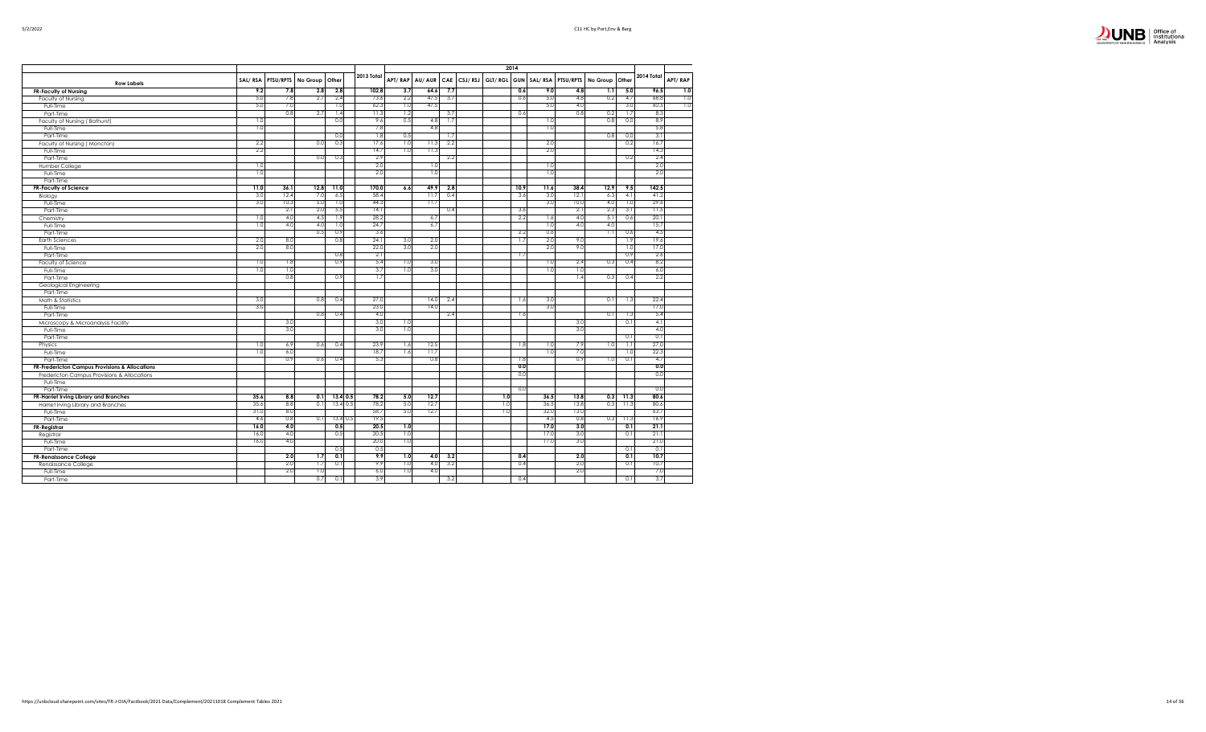| Row Labels | SAL/ RSA | PTSU/RPTS | No Group | Other | 2013 Total | 2014 | | | | | | | | | | 2014 Total | APT/ RAP |
|---|---|---|---|---|---|---|---|---|---|---|---|---|---|---|---|---|---|
| | | | | | | APT/ RAP | AU/ AUR | CAE | CSJ/ RSJ | GLT/ RGL | GUN | SAL/ RSA | PTSU/RPTS | No Group | Other | | |
| **FR-Faculty of Nursing** | **9.2** | **7.8** | **2.8** | **2.8** | **102.8** | **3.7** | **64.6** | **7.7** | | | **0.6** | **9.0** | **4.8** | **1.1** | **5.0** | **96.5** | **1.0** |
| Faculty of Nursing | 5.0 | 7.8 | 2.7 | 2.4 | 73.6 | 2.2 | 47.5 | 3.7 | | | 0.6 | 5.0 | 4.8 | 0.2 | 4.7 | 68.8 | 1.0 |
| Full-Time | 5.0 | 7.0 | | 1.0 | 62.3 | 1.0 | 47.5 | | | | | 5.0 | 4.0 | | 3.0 | 60.5 | 1.0 |
| Part-Time | | 0.8 | 2.7 | 1.4 | 11.3 | 1.2 | | 3.7 | | | 0.6 | | 0.8 | 0.2 | 1.7 | 8.3 | |
| Faculty of Nursing ( Bathurst) | 1.0 | | | 0.0 | 9.6 | 0.5 | 4.8 | 1.7 | | | | 1.0 | | 0.8 | 0.0 | 8.9 | |
| Full-Time | 1.0 | | | | 7.8 | | 4.8 | | | | | 1.0 | | | | 5.8 | |
| Part-Time | | | | 0.0 | 1.8 | 0.5 | | 1.7 | | | | | | 0.8 | 0.0 | 3.1 | |
| Faculty of Nursing ( Moncton) | 2.2 | | 0.0 | 0.3 | 17.6 | 1.0 | 11.3 | 2.2 | | | | 2.0 | | | 0.2 | 16.7 | |
| Full-Time | 2.2 | | | | 14.7 | 1.0 | 11.3 | | | | | 2.0 | | | | 14.3 | |
| Part-Time | | | 0.0 | 0.3 | 2.9 | | | 2.2 | | | | | | | 0.2 | 2.4 | |
| Humber College | 1.0 | | | | 2.0 | | 1.0 | | | | | 1.0 | | | | 2.0 | |
| Full-Time | 1.0 | | | | 2.0 | | 1.0 | | | | | 1.0 | | | | 2.0 | |
| Part-Time | | | | | | | | | | | | | | | | | |
| **FR-Faculty of Science** | **11.0** | **36.1** | **12.8** | **11.0** | **170.0** | **6.6** | **49.9** | **2.8** | | | **10.9** | **11.4** | **38.4** | **12.9** | **9.5** | **142.5** | |
| Biology | 3.0 | 12.4 | 7.0 | 6.5 | 58.4 | | 11.7 | 0.4 | | | 3.6 | 3.0 | 12.1 | 6.3 | 4.1 | 41.2 | |
| Full-Time | 3.0 | 10.3 | 5.0 | 1.0 | 44.3 | | 11.7 | | | | | 3.0 | 10.0 | 4.0 | 1.0 | 29.8 | |
| Part-Time | | 2.1 | 2.0 | 5.5 | 14.1 | | | 0.4 | | | 3.6 | | 2.1 | 2.3 | 3.1 | 11.5 | |
| Chemistry | 1.0 | 4.0 | 4.5 | 1.9 | 28.2 | | 6.7 | | | | 2.2 | 1.6 | 4.0 | 5.1 | 0.6 | 20.1 | |
| Full-Time | 1.0 | 4.0 | 4.0 | 1.0 | 24.7 | | 6.7 | | | | | 1.0 | 4.0 | 4.0 | | 15.7 | |
| Part-Time | | | 0.5 | 0.9 | 3.6 | | | | | | 2.2 | 0.6 | | 1.1 | 0.6 | 4.5 | |
| Earth Sciences | 2.0 | 8.0 | | 0.8 | 24.1 | 3.0 | 2.0 | | | | 1.7 | 2.0 | 9.0 | | 1.9 | 19.6 | |
| Full-Time | 2.0 | 8.0 | | | 22.0 | 3.0 | 2.0 | | | | | 2.0 | 9.0 | | 1.0 | 17.0 | |
| Part-Time | | | | 0.8 | 2.1 | | | | | | 1.7 | | | | 0.9 | 2.6 | |
| Faculty of Science | 1.0 | 1.8 | | 0.9 | 5.4 | 1.0 | 3.0 | | | | | 1.0 | 2.4 | 0.3 | 0.4 | 8.2 | |
| Full-Time | 1.0 | 1.0 | | | 3.7 | 1.0 | 3.0 | | | | | 1.0 | 1.0 | | | 6.0 | |
| Part-Time | | 0.8 | | 0.9 | 1.7 | | | | | | | | 1.4 | 0.3 | 0.4 | 2.2 | |
| Geological Engineering | | | | | | | | | | | | | | | | | |
| Part-Time | | | | | | | | | | | | | | | | | |
| Math & Statistics | 3.0 | | 0.8 | 0.4 | 27.0 | | 14.0 | 2.4 | | | 1.6 | 3.0 | | 0.1 | 1.3 | 22.4 | |
| Full-Time | 3.0 | | | | 23.0 | | 14.0 | | | | | 3.0 | | | | 17.0 | |
| Part-Time | | | 0.8 | 0.4 | 4.0 | | | 2.4 | | | 1.6 | | | 0.1 | 1.3 | 5.4 | |
| Microscopy & Microanalysis Facility | | 3.0 | | | 3.0 | 1.0 | | | | | | | 3.0 | | 0.1 | 4.1 | |
| Full-Time | | 3.0 | | | 3.0 | 1.0 | | | | | | | 3.0 | | | 4.0 | |
| Part-Time | | | | | | | | | | | | | | | 0.1 | 0.1 | |
| Physics | 1.0 | 6.9 | 0.6 | 0.4 | 23.9 | 1.6 | 12.5 | | | | 1.8 | 1.0 | 7.9 | 1.0 | 1.1 | 27.0 | |
| Full-Time | 1.0 | 6.0 | | | 18.7 | 1.6 | 11.7 | | | | | 1.0 | 7.0 | | 1.0 | 22.3 | |
| Part-Time | | 0.9 | 0.6 | 0.4 | 5.3 | | 0.8 | | | | 1.8 | | 0.9 | 1.0 | 0.1 | 4.7 | |
| **FR-Fredericton Campus Provisions & Allocations** | | | | | | | | | | | **0.0** | | | | | **0.0** | |
| Fredericton Campus Provisions & Allocations | | | | | | | | | | | 0.0 | | | | | 0.0 | |
| Full-Time | | | | | | | | | | | | | | | | | |
| Part-Time | | | | | | | | | | | 0.0 | | | | | 0.0 | |
| **FR-Harriet Irving Library and Branches** | **35.6** | **8.8** | **0.1** | **13.4 0.5** | **78.2** | **5.0** | **12.7** | | | **1.0** | | **36.5** | **13.8** | **0.3** | **11.3** | **80.6** | |
| Harriet Irving Library and Branches | 35.6 | 8.8 | 0.1 | 13.4 0.5 | 78.2 | 5.0 | 12.7 | | | 1.0 | | 36.5 | 13.8 | 0.3 | 11.3 | 80.6 | |
| Full-Time | 31.0 | 8.0 | | | 58.7 | 5.0 | 12.7 | | | 1.0 | | 32.0 | 13.0 | | | 63.7 | |
| Part-Time | 4.6 | 0.8 | 0.1 | 13.4 0.5 | 19.5 | | | | | | | 4.5 | 0.8 | 0.3 | 11.3 | 16.9 | |
| **FR-Registrar** | **16.0** | **4.0** | | **0.5** | **20.5** | **1.0** | | | | | | **17.0** | **3.0** | | **0.1** | **21.1** | |
| Registrar | 16.0 | 4.0 | | 0.5 | 20.5 | 1.0 | | | | | | 17.0 | 3.0 | | 0.1 | 21.1 | |
| Full-Time | 16.0 | 4.0 | | | 20.0 | 1.0 | | | | | | 17.0 | 3.0 | | | 21.0 | |
| Part-Time | | | | 0.5 | 0.5 | | | | | | | | | | 0.1 | 0.1 | |
| **FR-Renaissance College** | | **2.0** | **1.7** | **0.1** | **9.9** | **1.0** | **4.0** | **3.2** | | | **0.4** | | **2.0** | | **0.1** | **10.7** | |
| Renaissance College | | 2.0 | 1.7 | 0.1 | 9.9 | 1.0 | 4.0 | 3.2 | | | 0.4 | | 2.0 | | 0.1 | 10.7 | |
| Full-Time | | 2.0 | 1.0 | | 6.0 | 1.0 | 4.0 | | | | | | 2.0 | | | 7.0 | |
| Part-Time | | | 0.7 | 0.1 | 3.9 | | | 3.2 | | | 0.4 | | | | 0.1 | 3.7 | |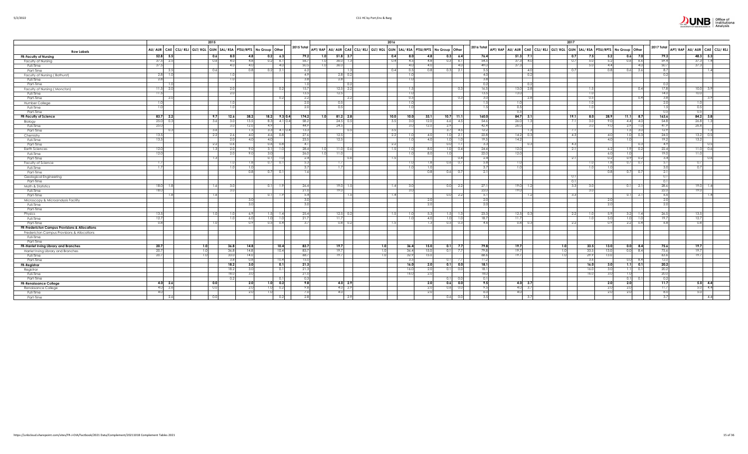| Row Labels | 2015 | | | | | | | | | | | 2016 | | | | | | | | | | | 2017 | | | | | | | | | | | | | | |
|---|---|---|---|---|---|---|---|---|---|---|---|---|---|---|---|---|---|---|---|---|---|---|---|---|---|---|---|---|---|---|---|---|---|---|---|---|---|
| | AU/ AUR | CAE | CSJ/ RSJ | GLT/ RGL | GUN | SAL/ RSA | PTSU/RPTS | No Group | Other | | 2015 Total | APT/ RAP | AU/ AUR | CAE | CSJ/ RSJ | GLT/ RGL | GUN | SAL/ RSA | PTSU/RPTS | No Group | Other | 2016 Total | APT/ RAP | AU/ AUR | CAE | CSJ/ RSJ | GLT/ RGL | GUN | SAL/ RSA | PTSU/RPTS | No Group | Other | 2017 Total | APT/ RAP | AU/ AUR | CAE | CSJ/ RSJ |
| **FR-Faculty of Nursing** | **52.8** | **5.5** | | | **0.6** | **8.0** | **4.8** | **0.2** | **6.3** | | **79.2** | **1.0** | **51.8** | **3.7** | | | **0.4** | **8.0** | **4.8** | **0.3** | **6.4** | **76.4** | | **51.3** | **7.1** | | | **0.7** | **7.5** | **5.2** | **0.6** | **7.0** | **79.3** | | **48.3** | **5.3** | |
| Faculty of Nursing | 37.5 | 2.5 | | | 0.6 | 4.0 | 4.8 | 0.2 | 6.1 | | 56.7 | 1.0 | 36.0 | 1.3 | | | 0.4 | 4.5 | 4.8 | 0.3 | 6.1 | 54.5 | | 37.5 | 4.0 | | | 0.7 | 5.0 | 5.2 | 0.6 | 6.8 | 59.4 | | 37.3 | 1.4 | |
| Full-Time | 37.5 | | | | | 4.0 | 4.0 | | 4.0 | | 50.5 | 1.0 | 36.0 | | | | | 4.0 | 4.0 | | 4.0 | 49.0 | | 37.5 | | | | | 5.0 | 4.4 | | 4.0 | 50.7 | | 37.3 | | |
| Part-Time | | 2.5 | | | 0.6 | | 0.8 | 0.2 | 2.1 | | 6.2 | | | 1.3 | | | 0.4 | 0.5 | 0.8 | 0.3 | 2.1 | 5.5 | | | 4.0 | | | 0.7 | | 0.8 | 0.6 | 2.6 | 8.7 | | | 1.4 | |
| Faculty of Nursing ( Bathurst) | 2.8 | 1.0 | | | | 1.0 | | | | | 4.9 | | 2.8 | 0.2 | | | | 1.0 | | | | 4.0 | | | 0.2 | | | | | | | | 0.2 | | | | |
| Full-Time | 2.8 | | | | | 1.0 | | | | | 3.8 | | 2.8 | | | | | 1.0 | | | | 3.8 | | | | | | | | | | | | | | | |
| Part-Time | | 1.0 | | | | | | | | | 1.0 | | | 0.2 | | | | | | | | 0.2 | | | 0.2 | | | | | | | | 0.2 | | | | |
| Faculty of Nursing ( Moncton) | 11.5 | 2.0 | | | | 2.0 | | | 0.2 | | 15.7 | | 12.5 | 2.2 | | | | 1.5 | | | 0.3 | 16.5 | | 13.0 | 2.8 | | | | 1.5 | | | 0.4 | 17.8 | | 10.0 | 3.9 | |
| Full-Time | 11.5 | | | | | 2.0 | | | | | 13.5 | | 12.5 | | | | | 1.0 | | | | 13.5 | | 13.0 | | | | | 1.0 | | | | 14.0 | | 10.0 | | |
| Part-Time | | 2.0 | | | | | | | 0.2 | | 2.2 | | | 2.2 | | | | 0.5 | | | 0.3 | 3.0 | | | 2.8 | | | | 0.5 | | | 0.4 | 3.8 | | | 3.9 | |
| Humber College | 1.0 | | | | | 1.0 | | | | | 2.0 | | 0.5 | | | | | 1.0 | | | | 1.5 | | 1.0 | | | | | 1.0 | | | | 2.0 | | 1.0 | | |
| Full-Time | 1.0 | | | | | 1.0 | | | | | 2.0 | | 0.5 | | | | | 1.0 | | | | 1.5 | | 0.5 | | | | | 1.0 | | | | 1.5 | | 0.5 | | |
| Part-Time | | | | | | | | | | | | | | | | | | | | | | | | 0.5 | | | | | | | | | 0.5 | | 0.5 | | |
| **FR-Faculty of Science** | **83.7** | **2.2** | | | **9.7** | **12.6** | **38.2** | **18.2** | **9.3** | **0.4** | **174.2** | **1.0** | **81.2** | **2.8** | | | **10.0** | **10.0** | **33.1** | **10.7** | **11.1** | **160.0** | | **84.7** | **3.1** | | | **19.1** | **8.0** | **28.9** | **11.1** | **8.7** | **163.6** | | **84.2** | **3.8** | |
| Biology | 25.0 | 0.5 | | | 3.6 | 3.0 | 13.5 | 8.3 | 4.1 | 0.4 | 58.2 | | 24.5 | 0.5 | | | 3.5 | 3.0 | 12.0 | 6.6 | 4.5 | 54.6 | | 26.0 | 1.3 | | | 7.1 | 3.0 | 9.0 | 4.4 | 4.0 | 54.8 | | 26.8 | 1.3 | |
| Full-Time | 25.0 | | | | | 3.0 | 12.0 | 4.9 | | | 44.9 | | 24.5 | | | | | 3.0 | 12.0 | 2.9 | | 42.4 | | 26.0 | | | | | 3.0 | 9.0 | 2.9 | 1.0 | 41.9 | | 26.8 | | |
| Part-Time | | 0.5 | | | 3.6 | | 1.5 | 3.3 | 4.1 | 0.4 | 13.3 | | | 0.5 | | | 3.5 | | | 3.7 | 4.5 | 12.2 | | | 1.3 | | | 7.1 | | | 1.5 | 3.0 | 12.9 | | | 1.3 | |
| Chemistry | 13.5 | | | | 2.2 | 2.6 | 4.0 | 4.6 | 0.8 | | 27.6 | | 12.5 | | | | 2.2 | 1.0 | 4.0 | 1.0 | 2.1 | 22.8 | | 14.2 | 0.3 | | | 4.3 | | 4.0 | 1.0 | 0.3 | 24.0 | | 13.2 | 0.5 | |
| Full-Time | 13.5 | | | | | 2.0 | 4.0 | 4.0 | | | 23.5 | | 12.5 | | | | | 1.0 | 4.0 | 1.0 | 1.0 | 19.5 | | 14.2 | | | | | | 4.0 | 1.0 | | 19.2 | | 13.2 | | |
| Part-Time | | | | | 2.2 | 0.6 | | 0.6 | 0.8 | | 4.1 | | | | | | 2.2 | | | 0.0 | 1.1 | 3.3 | | | 0.3 | | | 4.3 | | | | 0.3 | 4.9 | | | 0.5 | |
| Earth Sciences | 12.0 | | | | 1.3 | 2.0 | 9.0 | 3.1 | 1.0 | | 28.4 | 1.0 | 11.0 | 0.6 | | | 1.5 | 1.0 | 8.0 | 1.0 | 0.4 | 24.4 | | 12.0 | | | | 2.1 | | 6.2 | 1.9 | 0.2 | 22.4 | | 11.0 | 0.6 | |
| Full-Time | 12.0 | | | | | 2.0 | 9.0 | 3.0 | | | 26.0 | 1.0 | 11.0 | | | | | 1.0 | 8.0 | 1.0 | | 22.0 | | 12.0 | | | | | | 6.0 | 1.0 | | 19.0 | | 11.0 | | |
| Part-Time | | | | | 1.3 | | | 0.1 | 1.0 | | 2.4 | | | 0.6 | | | 1.5 | | | | 0.4 | 2.4 | | | | | | 2.1 | | 0.2 | 0.9 | 0.2 | 3.4 | | | 0.6 | |
| Faculty of Science | 1.7 | | | | | 1.0 | 1.8 | 0.7 | 0.1 | | 5.3 | | 1.7 | | | | | 1.0 | 1.8 | 0.6 | 0.7 | 5.8 | | 1.0 | | | | | 1.0 | 1.8 | 0.7 | 0.7 | 5.1 | | 0.7 | | |
| Full-Time | 1.7 | | | | | 1.0 | 1.0 | | | | 3.7 | | 1.7 | | | | | 1.0 | 1.0 | | | 3.7 | | 1.0 | | | | | 1.0 | 1.0 | | | 3.0 | | 0.7 | | |
| Part-Time | | | | | | | 0.8 | 0.7 | 0.1 | | 1.6 | | | | | | | | 0.8 | 0.6 | 0.7 | 2.1 | | | | | | | | 0.8 | 0.7 | 0.7 | 2.1 | | | | |
| Geological Engineering | | | | | | | | | | | | | | | | | | | | | | | | | | | | 0.1 | | | | | 0.1 | | | | |
| Part-Time | | | | | | | | | | | | | | | | | | | | | | | | | | | | 0.1 | | | | | 0.1 | | | | |
| Math & Statistics | 18.0 | 1.8 | | | 1.6 | 3.0 | | 0.1 | 1.9 | | 26.4 | | 19.0 | 1.5 | | | 1.4 | 3.0 | | 0.0 | 2.2 | 27.1 | | 19.0 | 1.2 | | | 3.3 | 3.0 | | 0.1 | 2.1 | 28.6 | | 19.0 | 1.4 | |
| Full-Time | 18.0 | | | | | 3.0 | | | | | 21.0 | | 19.0 | | | | | 3.0 | | | | 22.0 | | 19.0 | | | | | 3.0 | | | | 22.0 | | 19.0 | | |
| Part-Time | | 1.8 | | | 1.6 | | | 0.1 | 1.9 | | 5.4 | | | 1.5 | | | 1.4 | | | 0.0 | 2.2 | 5.1 | | | 1.2 | | | 3.3 | | | 0.1 | 2.1 | 6.6 | | | 1.4 | |
| Microscopy & Microanalysis Facility | | | | | | | 3.0 | | | | 3.0 | | | | | | | | 2.0 | | | 2.0 | | | | | | | | 2.0 | | | 2.0 | | | | |
| Full-Time | | | | | | | 3.0 | | | | 3.0 | | | | | | | | 2.0 | | | 2.0 | | | | | | | | 2.0 | | | 2.0 | | | | |
| Part-Time | | | | | | | | | | | | | | | | | | | | | | | | | | | | | | | | | | | | | |
| Physics | 13.5 | | | | 1.0 | 1.0 | 6.9 | 1.5 | 1.4 | | 25.4 | | 12.5 | 0.2 | | | 1.5 | 1.0 | 5.3 | 1.5 | 1.3 | 23.3 | | 12.5 | 0.3 | | | 2.2 | 1.0 | 5.9 | 3.2 | 1.4 | 26.5 | | 13.5 | | |
| Full-Time | 12.7 | | | | | 1.0 | 6.0 | 1.0 | 1.0 | | 21.7 | | 11.7 | | | | | 1.0 | 4.0 | 1.0 | 1.0 | 18.7 | | 11.7 | | | | | 1.0 | 5.0 | 1.0 | 1.0 | 19.7 | | 12.7 | | |
| Part-Time | 0.8 | | | | 1.0 | | 0.9 | 0.5 | 0.4 | | 3.7 | | 0.8 | 0.2 | | | 1.5 | | 1.3 | 0.5 | 0.3 | 4.6 | | 0.8 | 0.3 | | | 2.2 | | 0.9 | 2.2 | 0.4 | 6.8 | | 0.8 | | |
| **FR-Fredericton Campus Provisions & Allocations** | | | | | | | | | | | | | | | | | | | | | | | | | | | | | | | | | | | | | |
| Fredericton Campus Provisions & Allocations | | | | | | | | | | | | | | | | | | | | | | | | | | | | | | | | | | | | | |
| Full-Time | | | | | | | | | | | | | | | | | | | | | | | | | | | | | | | | | | | | | |
| Part-Time | | | | | | | | | | | | | | | | | | | | | | | | | | | | | | | | | | | | | |
| **FR-Harriet Irving Library and Branches** | **20.7** | | | **1.0** | | **36.8** | **14.8** | | **10.4** | | **83.7** | | **19.7** | | | **1.0** | | **36.4** | **15.0** | **0.1** | **7.7** | **79.8** | | **19.7** | | | **1.0** | | **33.5** | **13.0** | **0.0** | **8.4** | **75.6** | | **19.7** | | |
| Harriet Irving Library and Branches | 20.7 | | | 1.0 | | 36.8 | 14.8 | | 10.4 | | 83.7 | | 19.7 | | | 1.0 | | 36.4 | 15.0 | 0.1 | 7.7 | 79.8 | | 19.7 | | | 1.0 | | 33.5 | 13.0 | 0.0 | 8.4 | 75.6 | | 19.7 | | |
| Full-Time | 20.7 | | | 1.0 | | 33.0 | 14.0 | | | | 68.7 | | 19.7 | | | 1.0 | | 32.9 | 15.0 | | | 68.6 | | 19.7 | | | 1.0 | | 29.9 | 13.0 | | | 63.6 | | 19.7 | | |
| Part-Time | | | | | | 3.8 | 0.8 | | 10.4 | | 15.0 | | | | | | | 3.5 | | 0.1 | 7.7 | 11.2 | | | | | | | 3.6 | | 0.0 | 8.4 | 12.0 | | | | |
| **FR-Registrar** | | | | | | **18.2** | **3.0** | | **0.1** | | **21.3** | | | | | | | **16.0** | **2.0** | **0.1** | **0.0** | **18.1** | | | | | | | **16.0** | **3.0** | **1.1** | **0.1** | **20.2** | | | | |
| Registrar | | | | | | 18.2 | 3.0 | | 0.1 | | 21.3 | | | | | | | 16.0 | 2.0 | 0.1 | 0.0 | 18.1 | | | | | | | 16.0 | 3.0 | 1.1 | 0.1 | 20.2 | | | | |
| Full-Time | | | | | | 18.0 | 3.0 | | | | 21.0 | | | | | | | 16.0 | 2.0 | | | 18.0 | | | | | | | 16.0 | 3.0 | 1.0 | | 20.0 | | | | |
| Part-Time | | | | | | 0.2 | | | 0.1 | | 0.3 | | | | | | | | | 0.1 | 0.0 | 0.1 | | | | | | | | | 0.1 | 0.1 | 0.2 | | | | |
| **FR-Renaissance College** | **4.0** | **2.6** | | | **0.0** | | **2.0** | **1.0** | **0.2** | | **9.8** | | **4.0** | **2.9** | | | | | **2.0** | **0.6** | **0.0** | **9.5** | | **4.0** | **3.7** | | | | | **2.0** | **2.0** | | **11.7** | | **5.0** | **4.4** | |
| Renaissance College | 4.0 | 2.6 | | | 0.0 | | 2.0 | 1.0 | 0.2 | | 9.8 | | 4.0 | 2.9 | | | | | 2.0 | 0.6 | 0.0 | 9.5 | | 4.0 | 3.7 | | | | | 2.0 | 2.0 | | 11.7 | | 5.0 | 4.4 | |
| Full-Time | 4.0 | | | | | | 2.0 | 1.0 | | | 7.0 | | 4.0 | | | | | | 2.0 | | | 6.0 | | 4.0 | | | | | | 2.0 | 2.0 | | 8.0 | | 5.0 | | |
| Part-Time | | 2.6 | | | 0.0 | | | | 0.2 | | 2.8 | | | 2.9 | | | | | | 0.6 | 0.0 | 3.5 | | | 3.7 | | | | | | | | 3.7 | | | 4.4 | |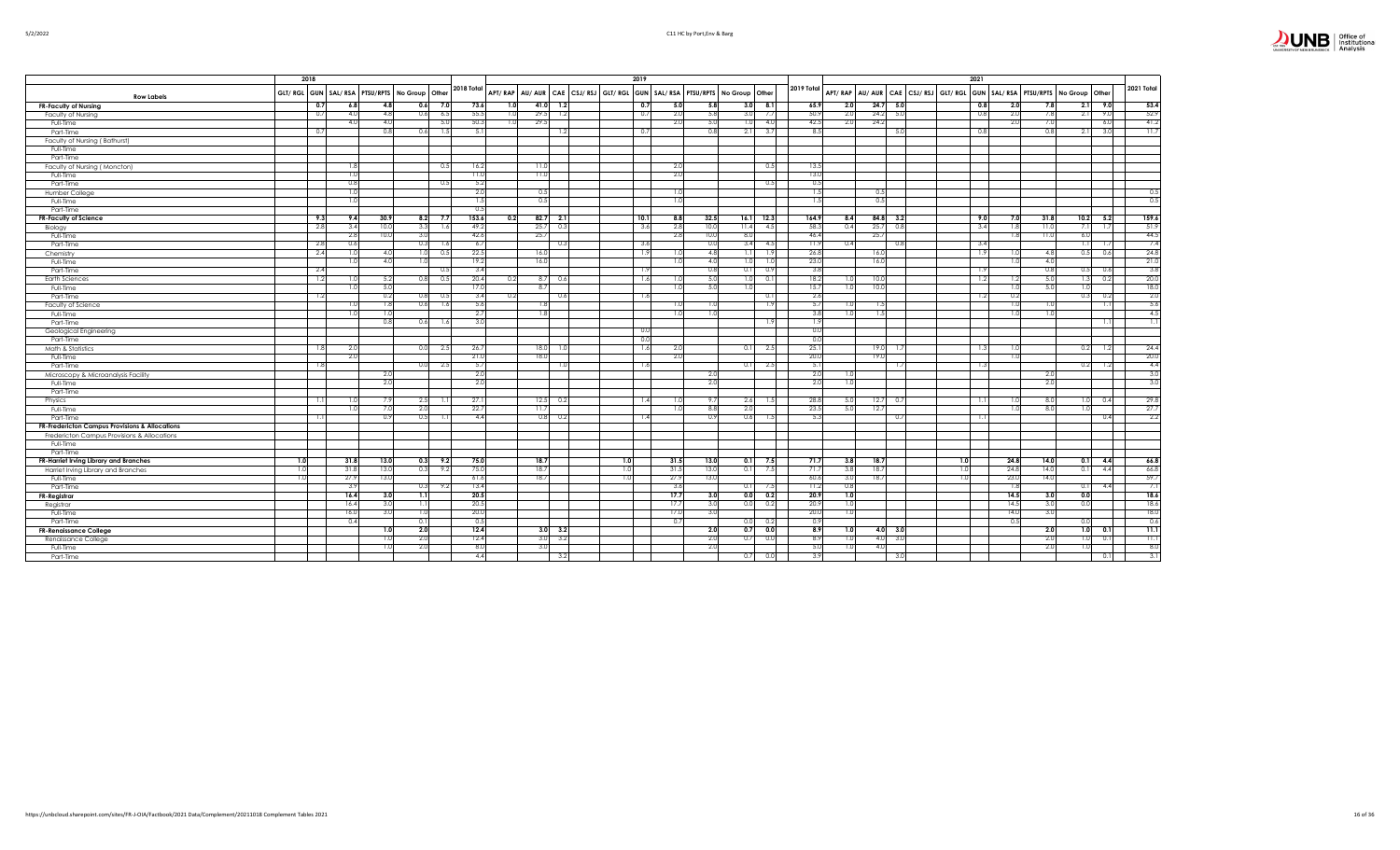| Row Labels | 2018 | | | | | | | | | | | | 2019 | | | | | | | | | | | 2021 | | | | | |
|---|---|---|---|---|---|---|---|---|---|---|---|---|---|---|---|---|---|---|---|---|---|---|---|---|---|---|---|---|---|
| | GLT/ RGL | GUN | SAL/ RSA | PTSU/RPTS | No Group | Other | 2018 Total | APT/ RAP | AU/ AUR | CAE | CSJ/ RSJ | GLT/ RGL | GUN | SAL/ RSA | PTSU/RPTS | No Group | Other | 2019 Total | APT/ RAP | AU/ AUR | CAE | CSJ/ RSJ | GLT/ RGL | GUN | SAL/ RSA | PTSU/RPTS | No Group | Other | 2021 Total |
| **FR-Faculty of Nursing** | | **0.7** | **6.8** | **4.8** | **0.6** | **7.0** | **73.6** | **1.0** | **41.0** | **1.2** | | | **0.7** | **5.0** | **5.8** | **3.0** | **8.1** | **65.9** | **2.0** | **24.7** | **5.0** | | | **0.8** | **2.0** | **7.8** | **2.1** | **9.0** | **53.4** |
| Faculty of Nursing | | 0.7 | 4.0 | 4.8 | 0.6 | 6.5 | 55.5 | 1.0 | 29.5 | 1.2 | | | 0.7 | 2.0 | 5.8 | 3.0 | 7.7 | 50.9 | 2.0 | 24.2 | 5.0 | | | 0.8 | 2.0 | 7.8 | 2.1 | 9.0 | 52.9 |
| Full-Time | | | 4.0 | 4.0 | | 5.0 | 50.5 | 1.0 | 29.5 | | | | | 2.0 | 5.0 | 1.0 | 4.0 | 42.5 | 2.0 | 24.2 | | | | | 2.0 | 7.0 | | 6.0 | 41.2 |
| Part-Time | | 0.7 | | 0.8 | 0.6 | 1.5 | 5.1 | | | 1.2 | | | 0.7 | | 0.8 | 2.1 | 3.7 | 8.5 | | | 5.0 | | | 0.8 | | 0.8 | 2.1 | 3.0 | 11.7 |
| Faculty of Nursing ( Bathurst) | | | | | | | | | | | | | | | | | | | | | | | | | | | | | |
| Full-Time | | | | | | | | | | | | | | | | | | | | | | | | | | | | | |
| Part-Time | | | | | | | | | | | | | | | | | | | | | | | | | | | | | |
| Faculty of Nursing ( Moncton) | | | 1.8 | | | 0.5 | 16.2 | | 11.0 | | | | | 2.0 | | | 0.5 | 13.5 | | | | | | | | | | | |
| Full-Time | | | 1.0 | | | | 11.0 | | 11.0 | | | | | 2.0 | | | | 13.0 | | | | | | | | | | | |
| Part-Time | | | 0.8 | | | 0.5 | 5.2 | | | | | | | | | | 0.5 | 0.5 | | | | | | | | | | | |
| Humber College | | | 1.0 | | | | 2.0 | | 0.5 | | | | | 1.0 | | | | 1.5 | | 0.5 | | | | | | | | | 0.5 |
| Full-Time | | | 1.0 | | | | 1.5 | | 0.5 | | | | | 1.0 | | | | 1.5 | | 0.5 | | | | | | | | | 0.5 |
| Part-Time | | | | | | | 0.5 | | | | | | | | | | | | | | | | | | | | | | |
| **FR-Faculty of Science** | | **9.3** | **9.4** | **30.9** | **8.2** | **7.7** | **153.6** | **0.2** | **82.7** | **2.1** | | | **10.1** | **8.8** | **32.5** | **16.1** | **12.3** | **164.9** | **8.4** | **84.8** | **3.2** | | | **9.0** | **7.0** | **31.8** | **10.2** | **5.2** | **159.6** |
| Biology | | 2.8 | 3.4 | 10.0 | 3.3 | 1.6 | 49.2 | | 25.7 | 0.3 | | | 3.6 | 2.8 | 10.0 | 11.4 | 4.5 | 58.3 | 0.4 | 25.7 | 0.8 | | | 3.4 | 1.8 | 11.0 | 7.1 | 1.7 | 51.9 |
| Full-Time | | | 2.8 | 10.0 | 3.0 | | 42.6 | | 25.7 | | | | | 2.8 | 10.0 | 8.0 | | 46.4 | | 25.7 | | | | | 1.8 | 11.0 | 6.0 | | 44.5 |
| Part-Time | | 2.8 | 0.6 | | 0.3 | 1.6 | 6.7 | | | 0.3 | | | 3.6 | | 0.0 | 3.4 | 4.5 | 11.9 | 0.4 | | 0.8 | | | 3.4 | | | 1.1 | 1.7 | 7.4 |
| Chemistry | | 2.4 | 1.0 | 4.0 | 1.0 | 0.5 | 22.5 | | 16.0 | | | | 1.9 | 1.0 | 4.8 | 1.1 | 1.9 | 26.8 | | 16.0 | | | | 1.9 | 1.0 | 4.8 | 0.5 | 0.6 | 24.8 |
| Full-Time | | | 1.0 | 4.0 | 1.0 | | 19.2 | | 16.0 | | | | | 1.0 | 4.0 | 1.0 | 1.0 | 23.0 | | 16.0 | | | | | 1.0 | 4.0 | | | 21.0 |
| Part-Time | | 2.4 | | | | 0.5 | 3.4 | | | | | | 1.9 | | 0.8 | 0.1 | 0.9 | 3.8 | | | | | | 1.9 | | 0.9 | 0.5 | 0.6 | 3.8 |
| Earth Sciences | | 1.2 | 1.0 | 5.2 | 0.8 | 0.5 | 20.4 | 0.2 | 8.7 | 0.6 | | | 1.6 | 1.0 | 5.0 | 1.0 | 0.1 | 18.2 | 1.0 | 10.0 | | | | 1.2 | 1.2 | 5.0 | 1.3 | 0.2 | 20.0 |
| Full-Time | | | 1.0 | 5.0 | | | 17.0 | | 8.7 | | | | | 1.0 | 5.0 | 1.0 | | 15.7 | 1.0 | 10.0 | | | | | 1.0 | 5.0 | 1.0 | | 18.0 |
| Part-Time | | 1.2 | | 0.2 | 0.8 | 0.5 | 3.4 | 0.2 | | 0.6 | | | 1.6 | | | | 0.1 | 2.6 | | | | | | 1.2 | 0.2 | | 0.3 | 0.2 | 2.0 |
| Faculty of Science | | | 1.0 | 1.8 | 0.6 | 1.6 | 5.6 | | 1.8 | | | | | 1.0 | 1.0 | | 1.9 | 5.7 | 1.0 | 1.5 | | | | | 1.0 | 1.0 | | 1.1 | 5.6 |
| Full-Time | | | 1.0 | 1.0 | | | 2.7 | | 1.8 | | | | | 1.0 | 1.0 | | | 3.8 | 1.0 | 1.5 | | | | | 1.0 | 1.0 | | | 4.5 |
| Part-Time | | | | 0.8 | 0.6 | 1.6 | 3.0 | | | | | | | | | | 1.9 | 1.9 | | | | | | | | | | 1.1 | 1.1 |
| Geological Engineering | | | | | | | | | | | | | 0.0 | | | | | 0.0 | | | | | | | | | | | |
| Part-Time | | | | | | | | | | | | | 0.0 | | | | | 0.0 | | | | | | | | | | | |
| Math & Statistics | | 1.8 | 2.0 | | 0.0 | 2.5 | 26.7 | | 18.0 | 1.0 | | | 1.3 | 2.0 | | 0.1 | 2.5 | 25.1 | | 19.0 | 1.7 | | | 1.3 | 1.0 | | 0.2 | 1.2 | 24.4 |
| Full-Time | | | 2.0 | | | | 21.0 | | 18.0 | | | | | 2.0 | | | | 20.0 | | 19.0 | | | | | 1.0 | | | | 20.0 |
| Part-Time | | 1.8 | | | 0.0 | 2.5 | 5.7 | | | 1.0 | | | 1.3 | | | 0.1 | 2.5 | 5.1 | | | 1.7 | | | 1.3 | | | 0.2 | 1.2 | 4.4 |
| Microscopy & Microanalysis Facility | | | | 2.0 | | | 2.0 | | | | | | | | 2.0 | | | 2.0 | 1.0 | | | | | | | 2.0 | | | 3.0 |
| Full-Time | | | | 2.0 | | | 2.0 | | | | | | | | 2.0 | | | 2.0 | 1.0 | | | | | | | 2.0 | | | 3.0 |
| Part-Time | | | | | | | | | | | | | | | | | | | | | | | | | | | | | |
| Physics | | 1.1 | 1.0 | 7.9 | 2.5 | 1.1 | 27.1 | | 12.5 | 0.2 | | | 1.4 | 1.0 | 9.7 | 2.6 | 1.5 | 28.8 | 5.0 | 12.7 | 0.7 | | | 1.1 | 1.0 | 8.0 | 1.0 | 0.4 | 29.8 |
| Full-Time | | | 1.0 | 7.0 | 2.0 | | 22.7 | | 11.7 | | | | | 1.0 | 8.8 | 2.0 | | 23.5 | 5.0 | 12.7 | | | | | 1.0 | 8.0 | 1.0 | | 27.7 |
| Part-Time | | 1.1 | | 0.9 | 0.5 | 1.1 | 4.4 | | 0.8 | 0.2 | | | 1.4 | | 0.9 | 0.6 | 1.5 | 5.3 | | | 0.7 | | | 1.1 | | | | 0.4 | 2.2 |
| **FR-Fredericton Campus Provisions & Allocations** | | | | | | | | | | | | | | | | | | | | | | | | | | | | | |
| Fredericton Campus Provisions & Allocations | | | | | | | | | | | | | | | | | | | | | | | | | | | | | |
| Full-Time | | | | | | | | | | | | | | | | | | | | | | | | | | | | | |
| Part-Time | | | | | | | | | | | | | | | | | | | | | | | | | | | | | |
| **FR-Harriet Irving Library and Branches** | **1.0** | | **31.8** | **13.0** | **0.3** | **9.2** | **75.0** | | **18.7** | | | **1.0** | | **31.5** | **13.0** | **0.1** | **7.5** | **71.7** | **3.8** | **18.7** | | | **1.0** | | **24.8** | **14.0** | **0.1** | **4.4** | **66.8** |
| Harriet Irving Library and Branches | 1.0 | | 31.8 | 13.0 | 0.3 | 9.2 | 75.0 | | 18.7 | | | 1.0 | | 31.5 | 13.0 | 0.1 | 7.5 | 71.7 | 3.8 | 18.7 | | | 1.0 | | 24.8 | 14.0 | 0.1 | 4.4 | 66.8 |
| Full-Time | 1.0 | | 27.9 | 13.0 | | | 61.6 | | 18.7 | | | 1.0 | | 27.9 | 13.0 | | | 60.6 | 3.0 | 18.7 | | | 1.0 | | 23.0 | 14.0 | | | 59.7 |
| Part-Time | | | 3.9 | | 0.3 | 9.2 | 13.4 | | | | | | | 3.6 | | 0.1 | 7.5 | 11.2 | 0.8 | | | | | | 1.8 | | 0.1 | 4.4 | 7.1 |
| **FR-Registrar** | | | **16.4** | **3.0** | **1.1** | | **20.5** | | | | | | | **17.7** | **3.0** | **0.0** | **0.2** | **20.9** | **1.0** | | | | | | **14.5** | **3.0** | **0.0** | | **18.6** |
| Registrar | | | 16.4 | 3.0 | 1.1 | | 20.5 | | | | | | | 17.7 | 3.0 | 0.0 | 0.2 | 20.9 | 1.0 | | | | | | 14.5 | 3.0 | 0.0 | | 18.6 |
| Full-Time | | | 16.0 | 3.0 | 1.0 | | 20.0 | | | | | | | 17.0 | 3.0 | | | 20.0 | 1.0 | | | | | | 14.0 | 3.0 | | | 18.0 |
| Part-Time | | | 0.4 | | 0.1 | | 0.5 | | | | | | | 0.7 | | 0.0 | 0.2 | 0.9 | | | | | | | 0.5 | | 0.0 | | 0.6 |
| **FR-Renaissance College** | | | | **1.0** | **2.0** | | **12.4** | | **3.0** | **3.2** | | | | | **2.0** | **0.7** | **0.0** | **8.9** | **1.0** | **4.0** | **3.0** | | | | | **2.0** | **1.0** | **0.1** | **11.1** |
| Renaissance College | | | | 1.0 | 2.0 | | 12.4 | | 3.0 | 3.2 | | | | | 2.0 | 0.7 | 0.0 | 8.9 | 1.0 | 4.0 | 3.0 | | | | | 2.0 | 1.0 | 0.1 | 11.1 |
| Full-Time | | | | 1.0 | 2.0 | | 8.0 | | 3.0 | | | | | | 2.0 | | | 5.0 | 1.0 | 4.0 | | | | | | 2.0 | 1.0 | | 8.0 |
| Part-Time | | | | | | | 4.4 | | | 3.2 | | | | | | 0.7 | 0.0 | 3.9 | | | 3.0 | | | | | | | 0.1 | 3.1 |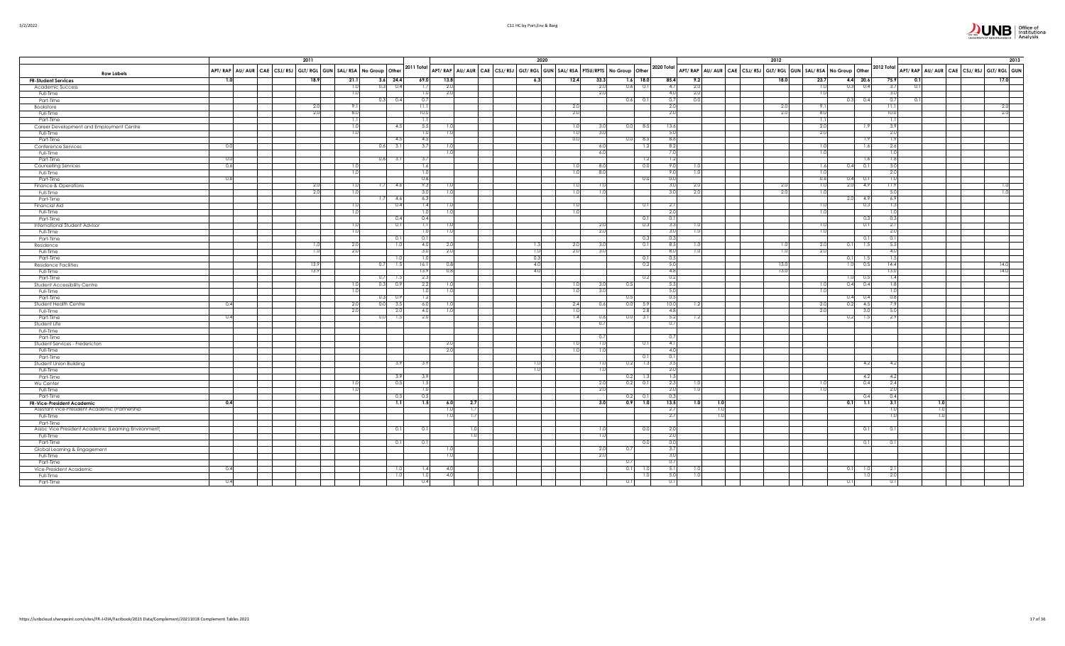| Row Labels | 2011 | | | | | | | | | | 2020 | | | | | | | | | | | 2012 | | | | | | | | | | 2013 | | | | | |
|---|---|---|---|---|---|---|---|---|---|---|---|---|---|---|---|---|---|---|---|---|---|---|---|---|---|---|---|---|---|---|---|---|---|---|---|---|---|
| | APT/ RAP | AU/ AUR | CAE | CSJ/ RSJ | GLT/ RGL | GUN | SAL/ RSA | No Group | Other | 2011 Total | APT/ RAP | AU/ AUR | CAE | CSJ/ RSJ | GLT/ RGL | GUN | SAL/ RSA | PTSU/ RPTS | No Group | Other | 2020 Total | APT/ RAP | AU/ AUR | CAE | CSJ/ RSJ | GLT/ RGL | GUN | SAL/ RSA | No Group | Other | 2012 Total | APT/ RAP | AU/ AUR | CAE | CSJ/ RSJ | GLT/ RGL | GUN |
| **FR-Student Services** | **1.0** | | | | **18.9** | | **21.1** | **3.6** | **24.4** | **69.0** | **13.8** | | | | **6.3** | | **12.4** | **33.3** | **1.6** | **18.0** | **85.4** | **9.2** | | | | **18.0** | | **23.7** | **4.4** | **20.6** | **75.9** | **0.1** | | | | **17.0** | |
| Academic Success | | | | | | | 1.0 | 0.3 | 0.4 | 1.7 | 2.0 | | | | | | | 2.0 | 0.6 | 0.1 | 4.7 | 2.0 | | | | | | 1.0 | 0.3 | 0.4 | 3.7 | 0.1 | | | | | |
| Full-Time | | | | | | | 1.0 | | | 1.0 | 2.0 | | | | | | | 2.0 | | | 4.0 | 2.0 | | | | | | 1.0 | | | 3.0 | | | | | | |
| Part-Time | | | | | | | | 0.3 | 0.4 | 0.7 | | | | | | | | | 0.6 | 0.1 | 0.7 | 0.0 | | | | | | | 0.3 | 0.4 | 0.7 | 0.1 | | | | | |
| Bookstore | | | | | 2.0 | | 9.1 | | | 11.1 | | | | | | | 2.0 | | | | 2.0 | | | | | 2.0 | | 9.1 | | | 11.1 | | | | | 2.0 | |
| Full-Time | | | | | 2.0 | | 8.0 | | | 10.0 | | | | | | | 2.0 | | | | 2.0 | | | | | 2.0 | | 8.0 | | | 10.0 | | | | | 2.0 | |
| Part-Time | | | | | | | 1.1 | | | 1.1 | | | | | | | | | | | | | | | | | | 1.1 | | | 1.1 | | | | | | |
| Career Development and Employment Centre | | | | | | | 1.0 | | 4.5 | 5.5 | 1.0 | | | | | | 1.0 | 3.0 | 0.0 | 8.5 | 13.6 | | | | | | | 2.0 | | 1.9 | 3.9 | | | | | | |
| Full-Time | | | | | | | 1.0 | | | 1.0 | 1.0 | | | | | | 1.0 | 3.0 | | | 5.0 | | | | | | | 2.0 | | | 2.0 | | | | | | |
| Part-Time | | | | | | | | | 4.5 | 4.5 | | | | | | | 0.0 | | 0.0 | 8.5 | 8.6 | | | | | | | | | 1.9 | 1.9 | | | | | | |
| Conference Services | 0.0 | | | | | | | 0.6 | 3.1 | 3.7 | 1.0 | | | | | | | 6.0 | | 1.2 | 8.2 | | | | | | | 1.0 | | 1.6 | 2.6 | | | | | | |
| Full-Time | | | | | | | | | | | 1.0 | | | | | | | 6.0 | | | 7.0 | | | | | | | 1.0 | | | 1.0 | | | | | | |
| Part-Time | 0.0 | | | | | | | 0.6 | 3.1 | 3.7 | | | | | | | | | | 1.2 | 1.2 | | | | | | | | | 1.6 | 1.6 | | | | | | |
| Counselling Services | 0.6 | | | | | | 1.0 | | | 1.6 | | | | | | | 1.0 | 8.0 | | 0.0 | 9.0 | 1.0 | | | | | | 1.6 | 0.4 | 0.1 | 3.0 | | | | | | |
| Full-Time | | | | | | | 1.0 | | | 1.0 | | | | | | | 1.0 | 8.0 | | | 9.0 | 1.0 | | | | | | 1.0 | | | 2.0 | | | | | | |
| Part-Time | 0.6 | | | | | | | | | 0.6 | | | | | | | | | | 0.0 | 0.0 | | | | | | | 0.6 | 0.4 | 0.1 | 1.0 | | | | | | |
| Finance & Operations | | | | | 2.0 | | 1.0 | 1.7 | 4.6 | 9.3 | 1.0 | | | | | | 1.0 | 1.0 | | | 3.0 | 2.0 | | | | 2.0 | | 1.0 | 2.0 | 4.9 | 11.9 | | | | | 1.0 | |
| Full-Time | | | | | 2.0 | | 1.0 | | | 3.0 | 1.0 | | | | | | 1.0 | 1.0 | | | 3.0 | 2.0 | | | | 2.0 | | 1.0 | | | 5.0 | | | | | 1.0 | |
| Part-Time | | | | | | | | 1.7 | 4.6 | 6.3 | | | | | | | | | | | | | | | | | | | 2.0 | 4.9 | 6.9 | | | | | | |
| Financial Aid | | | | | | | 1.0 | | 0.4 | 1.4 | 1.0 | | | | | | 1.0 | | | 0.1 | 2.1 | | | | | | | 1.0 | | 0.3 | 1.3 | | | | | | |
| Full-Time | | | | | | | 1.0 | | | 1.0 | 1.0 | | | | | | 1.0 | | | | 2.0 | | | | | | | 1.0 | | | 1.0 | | | | | | |
| Part-Time | | | | | | | | | 0.4 | 0.4 | | | | | | | | | | 0.1 | 0.1 | | | | | | | | | 0.3 | 0.3 | | | | | | |
| International Student Advisor | | | | | | | 1.0 | | 0.1 | 1.1 | 1.0 | | | | | | | 2.0 | | 0.3 | 3.3 | 1.0 | | | | | | 1.0 | | 0.1 | 2.1 | | | | | | |
| Full-Time | | | | | | | 1.0 | | | 1.0 | 1.0 | | | | | | | 2.0 | | | 3.0 | 1.0 | | | | | | 1.0 | | | 2.0 | | | | | | |
| Part-Time | | | | | | | | | 0.1 | 0.1 | | | | | | | | | | 0.3 | 0.3 | | | | | | | | | 0.1 | 0.1 | | | | | | |
| Residence | | | | | 1.0 | | 2.0 | | 1.0 | 4.0 | 2.0 | | | | 1.3 | | 2.0 | 3.0 | | 0.1 | 8.5 | 1.0 | | | | 1.0 | | 2.0 | 0.1 | 1.5 | 5.5 | | | | | | |
| Full-Time | | | | | 1.0 | | 2.0 | | | 3.0 | 2.0 | | | | 1.0 | | 2.0 | 3.0 | | | 8.0 | 1.0 | | | | 1.0 | | 2.0 | | | 4.0 | | | | | | |
| Part-Time | | | | | | | | | 1.0 | 1.0 | | | | | 0.3 | | | | | 0.1 | 0.5 | | | | | | | | 0.1 | 1.5 | 1.5 | | | | | | |
| Residence Facilities | | | | | 13.9 | | | 0.7 | 1.5 | 16.1 | 0.8 | | | | 4.0 | | | | | 0.2 | 5.0 | | | | | 13.0 | | | 1.0 | 0.5 | 14.4 | | | | | 14.0 | |
| Full-Time | | | | | 13.9 | | | | | 13.9 | 0.8 | | | | 4.0 | | | | | | 4.8 | | | | | 13.0 | | | | | 13.0 | | | | | 14.0 | |
| Part-Time | | | | | | | | 0.7 | 1.5 | 2.3 | | | | | | | | | | 0.2 | 0.2 | | | | | | | | 1.0 | 0.5 | 1.4 | | | | | | |
| Student Accessibility Centre | | | | | | | 1.0 | 0.3 | 0.9 | 2.2 | 1.0 | | | | | | 1.0 | 3.0 | 0.5 | | 5.5 | | | | | | | 1.0 | 0.4 | 0.4 | 1.8 | | | | | | |
| Full-Time | | | | | | | 1.0 | | | 1.0 | 1.0 | | | | | | 1.0 | 3.0 | | | 5.0 | | | | | | | 1.0 | | | 1.0 | | | | | | |
| Part-Time | | | | | | | | 0.3 | 0.9 | 1.2 | | | | | | | | | 0.5 | | 0.5 | | | | | | | | 0.4 | 0.4 | 0.8 | | | | | | |
| Student Health Centre | 0.4 | | | | | | 2.0 | 0.0 | 3.5 | 6.0 | 1.0 | | | | | | 2.4 | 0.6 | 0.0 | 5.9 | 10.0 | 1.2 | | | | | | 2.0 | 0.2 | 4.5 | 7.9 | | | | | | |
| Full-Time | | | | | | | 2.0 | | 2.0 | 4.0 | 1.0 | | | | | | 1.0 | | | 2.8 | 4.8 | | | | | | | 2.0 | | 3.0 | 5.0 | | | | | | |
| Part-Time | 0.4 | | | | | | | 0.0 | 1.5 | 2.0 | | | | | | | 1.4 | 0.6 | 0.0 | 3.1 | 5.2 | 1.2 | | | | | | | 0.2 | 1.5 | 2.9 | | | | | | |
| Student Life | | | | | | | | | | | | | | | | | | 0.7 | | | 0.7 | | | | | | | | | | | | | | | | |
| Full-Time | | | | | | | | | | | | | | | | | | | | | | | | | | | | | | | | | | | | | |
| Part-Time | | | | | | | | | | | | | | | | | | 0.7 | | | 0.7 | | | | | | | | | | | | | | | | |
| Student Services - Fredericton | | | | | | | | | | | 2.0 | | | | | | 1.0 | 1.0 | | 0.1 | 4.1 | | | | | | | | | | | | | | | | |
| Full-Time | | | | | | | | | | | 2.0 | | | | | | 1.0 | 1.0 | | | 4.0 | | | | | | | | | | | | | | | | |
| Part-Time | | | | | | | | | | | | | | | | | | | | 0.1 | 0.1 | | | | | | | | | | | | | | | | |
| Student Union Building | | | | | | | | | 3.9 | 3.9 | | | | | 1.0 | | | 1.0 | 0.2 | 1.3 | 3.5 | | | | | | | | | 4.2 | 4.2 | | | | | | |
| Full-Time | | | | | | | | | | | | | | | 1.0 | | | 1.0 | | | 2.0 | | | | | | | | | | | | | | | | |
| Part-Time | | | | | | | | | 3.9 | 3.9 | | | | | | | | | 0.2 | 1.3 | 1.5 | | | | | | | | | 4.2 | 4.2 | | | | | | |
| Wu Center | | | | | | | 1.0 | | 0.5 | 1.5 | | | | | | | | 2.0 | 0.2 | 0.1 | 2.3 | 1.0 | | | | | | 1.0 | | 0.4 | 2.4 | | | | | | |
| Full-Time | | | | | | | 1.0 | | | 1.0 | | | | | | | | 2.0 | | | 2.0 | 1.0 | | | | | | 1.0 | | | 2.0 | | | | | | |
| Part-Time | | | | | | | | | 0.5 | 0.5 | | | | | | | | | 0.2 | 0.1 | 0.3 | | | | | | | | | 0.4 | 0.4 | | | | | | |
| **FR-Vice-President Academic** | **0.4** | | | | | | | | **1.1** | **1.5** | **6.0** | **2.7** | | | | | | **3.0** | **0.9** | **1.0** | **13.5** | **1.0** | **1.0** | | | | | | **0.1** | **1.1** | **3.1** | | **1.0** | | | | |
| Assistant Vice-President Academic (Partnership) | | | | | | | | | | | 1.0 | 1.7 | | | | | | | | | 2.7 | | 1.0 | | | | | | | | 1.0 | | 1.0 | | | | |
| Full-Time | | | | | | | | | | | 1.0 | 1.7 | | | | | | | | | 2.7 | | 1.0 | | | | | | | | 1.0 | | 1.0 | | | | |
| Part-Time | | | | | | | | | | | | | | | | | | | | | | | | | | | | | | | | | | | | | |
| Assoc Vice President Academic (Learning Environment) | | | | | | | | | 0.1 | 0.1 | | 1.0 | | | | | | 1.0 | | 0.0 | 2.0 | | | | | | | | | 0.1 | 0.1 | | | | | | |
| Full-Time | | | | | | | | | | | | 1.0 | | | | | | 1.0 | | | 2.0 | | | | | | | | | | | | | | | | |
| Part-Time | | | | | | | | | 0.1 | 0.1 | | | | | | | | | | 0.0 | 0.0 | | | | | | | | | 0.1 | 0.1 | | | | | | |
| Global Learning & Engagement | | | | | | | | | | | 1.0 | | | | | | | 2.0 | 0.7 | | 3.7 | | | | | | | | | | | | | | | | |
| Full-Time | | | | | | | | | | | 1.0 | | | | | | | 2.0 | | | 3.0 | | | | | | | | | | | | | | | | |
| Part-Time | | | | | | | | | | | | | | | | | | | 0.7 | | 0.7 | | | | | | | | | | | | | | | | |
| Vice-President Academic | 0.4 | | | | | | | | 1.0 | 1.4 | 4.0 | | | | | | | | 0.1 | 1.0 | 5.1 | 1.0 | | | | | | | 0.1 | 1.0 | 2.1 | | | | | | |
| Full-Time | | | | | | | | | 1.0 | 1.0 | 4.0 | | | | | | | | | 1.0 | 5.0 | 1.0 | | | | | | | | 1.0 | 2.0 | | | | | | |
| Part-Time | 0.4 | | | | | | | | | 0.4 | | | | | | | | | 0.1 | | 0.1 | | | | | | | | 0.1 | | 0.1 | | | | | | |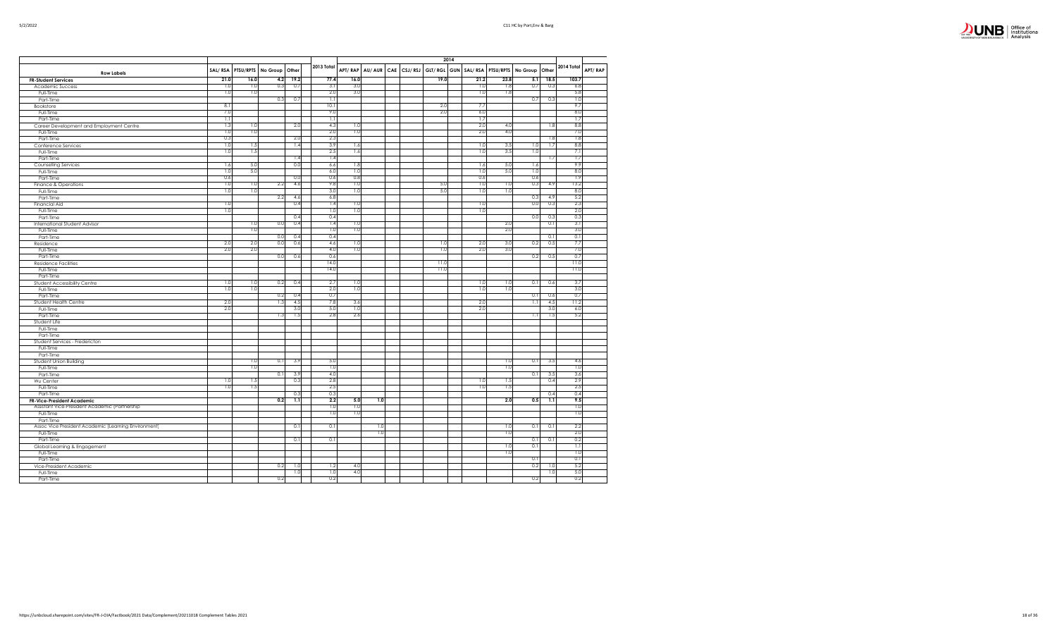| Row Labels | SAL/ RSA | PTSU/RPTS | No Group | Other | 2013 Total | 2014 | | | | | | | | | | 2014 Total | |
|---|---|---|---|---|---|---|---|---|---|---|---|---|---|---|---|---|---|
| | | | | | | APT/ RAP | AU/ AUR | CAE | CSJ/ RSJ | GLT/ RGL | GUN | SAL/ RSA | PTSU/RPTS | No Group | Other | | APT/ RAP |
| **FR-Student Services** | **21.0** | **16.0** | **4.2** | **19.2** | **77.4** | **16.0** | | | | **19.0** | | **21.2** | **23.8** | **5.1** | **18.5** | **103.7** | |
| Academic Success | 1.0 | 1.0 | 0.3 | 0.7 | 3.1 | 3.0 | | | | | | 1.0 | 1.8 | 0.7 | 0.3 | 6.8 | |
| Full-Time | 1.0 | 1.0 | | | 2.0 | 3.0 | | | | | | 1.0 | 1.8 | | | 5.8 | |
| Part-Time | | | 0.3 | 0.7 | 1.1 | | | | | | | | | 0.7 | 0.3 | 1.0 | |
| Bookstore | 8.1 | | | | 10.1 | | | | | 2.0 | | 7.7 | | | | 9.7 | |
| Full-Time | 7.0 | | | | 9.0 | | | | | 2.0 | | 6.0 | | | | 8.0 | |
| Part-Time | 1.1 | | | | 1.1 | | | | | | | 1.7 | | | | 1.7 | |
| Career Development and Employment Centre | 1.3 | 1.0 | | 2.0 | 4.3 | 1.0 | | | | | | 2.0 | 4.0 | | 1.8 | 8.8 | |
| Full-Time | 1.0 | 1.0 | | | 2.0 | 1.0 | | | | | | 2.0 | 4.0 | | | 7.0 | |
| Part-Time | 0.3 | | | 2.0 | 2.3 | | | | | | | | | | 1.8 | 1.8 | |
| Conference Services | 1.0 | 1.5 | | 1.4 | 3.9 | 1.6 | | | | | | 1.0 | 3.5 | 1.0 | 1.7 | 8.8 | |
| Full-Time | 1.0 | 1.5 | | | 2.5 | 1.6 | | | | | | 1.0 | 3.5 | 1.0 | | 7.1 | |
| Part-Time | | | | 1.4 | 1.4 | | | | | | | | | | 1.7 | 1.7 | |
| Counselling Services | 1.6 | 5.0 | | 0.0 | 6.6 | 1.8 | | | | | | 1.6 | 5.0 | 1.6 | | 9.9 | |
| Full-Time | 1.0 | 5.0 | | | 6.0 | 1.0 | | | | | | 1.0 | 5.0 | 1.0 | | 8.0 | |
| Part-Time | 0.6 | | | 0.0 | 0.6 | 0.8 | | | | | | 0.6 | | 0.6 | | 1.9 | |
| Finance & Operations | 1.0 | 1.0 | 2.2 | 4.6 | 9.8 | 1.0 | | | | 5.0 | | 1.0 | 1.0 | 0.3 | 4.9 | 13.2 | |
| Full-Time | 1.0 | 1.0 | | | 3.0 | 1.0 | | | | 5.0 | | 1.0 | 1.0 | | | 8.0 | |
| Part-Time | | | 2.2 | 4.6 | 6.8 | | | | | | | | | 0.3 | 4.9 | 5.2 | |
| Financial Aid | 1.0 | | | 0.4 | 1.4 | 1.0 | | | | | | 1.0 | | 0.0 | 0.3 | 2.3 | |
| Full-Time | 1.0 | | | | 1.0 | 1.0 | | | | | | 1.0 | | | | 2.0 | |
| Part-Time | | | | 0.4 | 0.4 | | | | | | | | | 0.0 | 0.3 | 0.3 | |
| International Student Advisor | | 1.0 | 0.0 | 0.4 | 1.4 | 1.0 | | | | | | | 2.0 | | 0.1 | 3.1 | |
| Full-Time | | 1.0 | | | 1.0 | 1.0 | | | | | | | 2.0 | | | 3.0 | |
| Part-Time | | | 0.0 | 0.4 | 0.4 | | | | | | | | | | 0.1 | 0.1 | |
| Residence | 2.0 | 2.0 | 0.0 | 0.6 | 4.6 | 1.0 | | | | 1.0 | | 2.0 | 3.0 | 0.2 | 0.5 | 7.7 | |
| Full-Time | 2.0 | 2.0 | | | 4.0 | 1.0 | | | | 1.0 | | 2.0 | 3.0 | | | 7.0 | |
| Part-Time | | | 0.0 | 0.6 | 0.6 | | | | | | | | | 0.2 | 0.5 | 0.7 | |
| Residence Facilities | | | | | 14.0 | | | | | 11.0 | | | | | | 11.0 | |
| Full-Time | | | | | 14.0 | | | | | 11.0 | | | | | | 11.0 | |
| Part-Time | | | | | | | | | | | | | | | | | |
| Student Accessibility Centre | 1.0 | 1.0 | 0.2 | 0.4 | 2.7 | 1.0 | | | | | | 1.0 | 1.0 | 0.1 | 0.6 | 3.7 | |
| Full-Time | 1.0 | 1.0 | | | 2.0 | 1.0 | | | | | | 1.0 | 1.0 | | | 3.0 | |
| Part-Time | | | 0.2 | 0.4 | 0.7 | | | | | | | | | 0.1 | 0.6 | 0.7 | |
| Student Health Centre | 2.0 | | 1.3 | 4.5 | 7.8 | 3.6 | | | | | | 2.0 | | 1.1 | 4.5 | 11.2 | |
| Full-Time | 2.0 | | | 3.0 | 5.0 | 1.0 | | | | | | 2.0 | | | 3.0 | 6.0 | |
| Part-Time | | | 1.3 | 1.5 | 2.8 | 2.6 | | | | | | | | 1.1 | 1.5 | 5.2 | |
| Student Life | | | | | | | | | | | | | | | | | |
| Full-Time | | | | | | | | | | | | | | | | | |
| Part-Time | | | | | | | | | | | | | | | | | |
| Student Services - Fredericton | | | | | | | | | | | | | | | | | |
| Full-Time | | | | | | | | | | | | | | | | | |
| Part-Time | | | | | | | | | | | | | | | | | |
| Student Union Building | | 1.0 | 0.1 | 3.9 | 5.0 | | | | | | | | 1.0 | 0.1 | 3.5 | 4.6 | |
| Full-Time | | 1.0 | | | 1.0 | | | | | | | | 1.0 | | | 1.0 | |
| Part-Time | | | 0.1 | 3.9 | 4.0 | | | | | | | | | 0.1 | 3.5 | 3.6 | |
| Wu Center | 1.0 | 1.5 | | 0.3 | 2.8 | | | | | | | 1.0 | 1.5 | | 0.4 | 2.9 | |
| Full-Time | 1.0 | 1.5 | | | 2.5 | | | | | | | 1.0 | 1.5 | | | 2.5 | |
| Part-Time | | | | 0.3 | 0.3 | | | | | | | | | | 0.4 | 0.4 | |
| **FR-Vice-President Academic** | | | **0.2** | **1.1** | **2.2** | **5.0** | **1.0** | | | | | | **2.0** | **0.5** | **1.1** | **9.5** | |
| Assistant Vice-President Academic (Partnership) | | | | | 1.0 | 1.0 | | | | | | | | | | 1.0 | |
| Full-Time | | | | | 1.0 | 1.0 | | | | | | | | | | 1.0 | |
| Part-Time | | | | | | | | | | | | | | | | | |
| Assoc Vice President Academic (Learning Environment) | | | | 0.1 | 0.1 | | 1.0 | | | | | | 1.0 | 0.1 | 0.1 | 2.2 | |
| Full-Time | | | | | | | 1.0 | | | | | | 1.0 | | | 2.0 | |
| Part-Time | | | | 0.1 | 0.1 | | | | | | | | | 0.1 | 0.1 | 0.2 | |
| Global Learning & Engagement | | | | | | | | | | | | | 1.0 | 0.1 | | 1.1 | |
| Full-Time | | | | | | | | | | | | | 1.0 | | | 1.0 | |
| Part-Time | | | | | | | | | | | | | | 0.1 | | 0.1 | |
| Vice-President Academic | | | 0.2 | 1.0 | 1.2 | 4.0 | | | | | | | | 0.2 | 1.0 | 5.2 | |
| Full-Time | | | | 1.0 | 1.0 | 4.0 | | | | | | | | | 1.0 | 5.0 | |
| Part-Time | | | 0.2 | | 0.2 | | | | | | | | | 0.2 | | 0.2 | |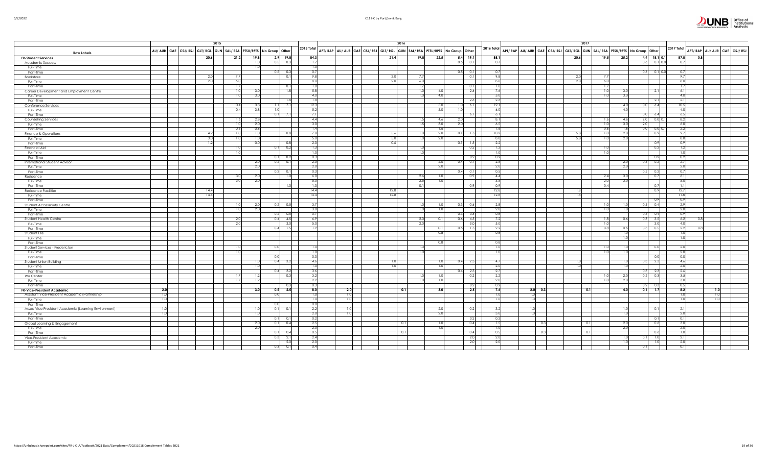| Row Labels | 2015 | | | | | | | | | | 2016 | | | | | | | | | | | 2017 | | | | | | | | | | | | | | | |
|---|---|---|---|---|---|---|---|---|---|---|---|---|---|---|---|---|---|---|---|---|---|---|---|---|---|---|---|---|---|---|---|---|---|---|---|---|---|
| | AU/ AUR | CAE | CSJ/ RSJ | GLT/ RGL | GUN | SAL/ RSA | PTSU/RPTS | No Group | Other | 2015 Total | APT/ RAP | AU/ AUR | CAE | CSJ/ RSJ | GLT/ RGL | GUN | SAL/ RSA | PTSU/RPTS | No Group | Other | 2016 Total | APT/ RAP | AU/ AUR | CAE | CSJ/ RSJ | GLT/ RGL | GUN | SAL/ RSA | PTSU/RPTS | No Group | Other | | 2017 Total | APT/ RAP | AU/ AUR | CAE | CSJ/ RSJ |
| **FR-Student Services** | | | | 20.6 | | 21.2 | 19.8 | 2.9 | 19.8 | 84.3 | | | | | 21.4 | | 19.8 | 22.5 | 5.4 | 19.1 | 88.1 | | | | | 20.6 | | 19.5 | 25.2 | 4.4 | 18.1 | 0.1 | 87.8 | 0.8 | | | |
| Academic Success | | | | | | | 1.0 | 0.5 | 0.3 | 1.7 | | | | | | | | | 0.5 | 0.1 | 0.7 | | | | | | | | | 0.6 | 0.1 | 0.0 | 0.7 | | | | |
| Full-Time | | | | | | | 1.0 | | | 1.0 | | | | | | | | | | | | | | | | | | | | | | | | | | | |
| Part-Time | | | | | | | | 0.5 | 0.3 | 0.7 | | | | | | | | | 0.5 | 0.1 | 0.7 | | | | | | | | | 0.6 | 0.1 | 0.0 | 0.7 | | | | |
| Bookstore | | | | 2.0 | | 7.7 | | | 0.1 | 9.8 | | | | | 2.0 | | 7.7 | | | 0.1 | 9.8 | | | | | 2.0 | | 7.7 | | | | | 9.7 | | | | |
| Full-Time | | | | 2.0 | | 6.0 | | | | 8.0 | | | | | 2.0 | | 6.0 | | | | 8.0 | | | | | 2.0 | | 6.0 | | | | | 8.0 | | | | |
| Part-Time | | | | | | 1.7 | | | 0.1 | 1.8 | | | | | | | 1.7 | | | 0.1 | 1.8 | | | | | | | 1.7 | | | | | 1.7 | | | | |
| Career Development and Employment Centre | | | | | | 1.0 | 3.0 | | 1.8 | 5.8 | | | | | | | 1.0 | 4.0 | | 2.6 | 7.6 | | | | | | | 1.0 | 3.0 | | 2.1 | | 6.1 | | | | |
| Full-Time | | | | | | 1.0 | 3.0 | | | 4.0 | | | | | | | 1.0 | 4.0 | | | 5.0 | | | | | | | 1.0 | 3.0 | | | | 4.0 | | | | |
| Part-Time | | | | | | | | | 1.8 | 1.8 | | | | | | | | | | 2.6 | 2.6 | | | | | | | | | | 2.1 | | 2.1 | | | | |
| Conference Services | | | | | | 0.4 | 3.8 | 1.1 | 7.1 | 12.3 | | | | | | | | 5.0 | 1.0 | 6.1 | 12.1 | | | | | | | | 4.0 | 0.0 | 6.4 | | 10.5 | | | | |
| Full-Time | | | | | | 0.4 | 3.8 | 1.0 | | 5.2 | | | | | | | | 5.0 | 1.0 | | 6.0 | | | | | | | | 4.0 | | | | 4.0 | | | | |
| Part-Time | | | | | | | | 0.1 | 7.1 | 7.1 | | | | | | | | | | 6.1 | 6.1 | | | | | | | | | 0.0 | 6.4 | | 6.5 | | | | |
| Counselling Services | | | | | | 1.6 | 2.8 | | | 4.4 | | | | | | | 1.5 | 4.6 | 2.0 | | 8.1 | | | | | | | 1.6 | 4.6 | 2.0 | 0.0 | 0.1 | 8.2 | | | | |
| Full-Time | | | | | | 1.0 | 2.0 | | | 3.0 | | | | | | | 1.5 | 3.0 | 2.0 | | 6.5 | | | | | | | 1.0 | 3.0 | 2.0 | | | 6.0 | | | | |
| Part-Time | | | | | | 0.6 | 0.8 | | | 1.4 | | | | | | | | 1.6 | | | 1.6 | | | | | | | 0.6 | 1.6 | 0.0 | 0.0 | 0.1 | 2.2 | | | | |
| Finance & Operations | | | | 4.2 | | 1.0 | 1.0 | | 0.8 | 7.0 | | | | | 5.6 | | 1.0 | 2.0 | 0.1 | 1.5 | 10.2 | | | | | 5.8 | | 1.0 | 2.0 | | 0.9 | | 9.7 | | | | |
| Full-Time | | | | 3.0 | | 1.0 | 1.0 | | | 5.0 | | | | | 5.0 | | 1.0 | 2.0 | | | 8.0 | | | | | 5.8 | | 1.0 | 2.0 | | | | 8.8 | | | | |
| Part-Time | | | | 1.2 | | | 0.0 | | 0.8 | 2.0 | | | | | 0.6 | | | | 0.1 | 1.5 | 2.2 | | | | | | | | | | 0.9 | | 0.9 | | | | |
| Financial Aid | | | | | | 1.0 | | 0.1 | 0.2 | 1.3 | | | | | | | 1.0 | | | 0.2 | 1.2 | | | | | | | 1.0 | | | 0.2 | | 1.2 | | | | |
| Full-Time | | | | | | 1.0 | | | | 1.0 | | | | | | | 1.0 | | | | 1.0 | | | | | | | 1.0 | | | | | 1.0 | | | | |
| Part-Time | | | | | | | | 0.1 | 0.2 | 0.3 | | | | | | | | | | 0.2 | 0.2 | | | | | | | | | | 0.2 | | 0.2 | | | | |
| International Student Advisor | | | | | | | 2.0 | 0.2 | 0.1 | 2.3 | | | | | | | | 2.0 | 0.4 | 0.1 | 2.5 | | | | | | | | 2.0 | 0.5 | 0.2 | | 2.7 | | | | |
| Full-Time | | | | | | | 2.0 | | | 2.0 | | | | | | | | 2.0 | | | 2.0 | | | | | | | | 2.0 | | | | 2.0 | | | | |
| Part-Time | | | | | | | | 0.2 | 0.1 | 0.3 | | | | | | | | | 0.4 | 0.1 | 0.5 | | | | | | | | | 0.5 | 0.2 | | 0.7 | | | | |
| Residence | | | | | | 3.0 | 2.0 | | 1.0 | 6.0 | | | | | | | 2.6 | 1.0 | | 0.9 | 4.4 | | | | | | | 2.4 | 3.0 | | 0.7 | | 6.1 | | | | |
| Full-Time | | | | | | 3.0 | 2.0 | | | 5.0 | | | | | | | 2.5 | 1.0 | | | 3.5 | | | | | | | 2.0 | 3.0 | | | | 5.0 | | | | |
| Part-Time | | | | | | | | | 1.0 | 1.0 | | | | | | | 0.1 | | | 0.9 | 0.9 | | | | | | | 0.4 | | | 0.7 | | 1.1 | | | | |
| Residence Facilities | | | 14.4 | | | | | | | 14.4 | | | | 12.8 | | | | | | | 12.8 | | | | 11.8 | | | | | | 0.9 | | 12.7 | | | | |
| Full-Time | | | 14.4 | | | | | | | 14.4 | | | | 12.8 | | | | | | | 12.8 | | | | 11.8 | | | | | | | | 11.8 | | | | |
| Part-Time | | | | | | | | | | | | | | | | | | | | | | | | | | | | | | | 0.9 | | 0.9 | | | | |
| Student Accessibility Centre | | | | | | 1.0 | 2.0 | 0.2 | 0.5 | 3.7 | | | | | | | 1.0 | 1.0 | 0.3 | 0.6 | 2.8 | | | | | | | 1.0 | 1.0 | 0.5 | 0.4 | | 2.9 | | | | |
| Full-Time | | | | | | 1.0 | 2.0 | | | 3.0 | | | | | | | 1.0 | 1.0 | | | 2.0 | | | | | | | 1.0 | 1.0 | | | | 2.0 | | | | |
| Part-Time | | | | | | | | 0.2 | 0.5 | 0.7 | | | | | | | | | 0.3 | 0.6 | 0.8 | | | | | | | | | 0.5 | 0.4 | | 0.9 | | | | |
| Student Health Centre | | | | | | 2.0 | | 0.4 | 4.5 | 6.9 | | | | | | | 2.0 | 0.1 | 0.6 | 4.5 | 7.2 | | | | | | | 1.8 | 0.6 | 0.3 | 3.5 | | 6.2 | 0.8 | | | |
| Full-Time | | | | | | 2.0 | | | 3.0 | 5.0 | | | | | | | 2.0 | | | 3.0 | 5.0 | | | | | | | 1.0 | | | 3.0 | | 4.0 | | | | |
| Part-Time | | | | | | | | 0.4 | 1.5 | 1.9 | | | | | | | | 0.1 | 0.6 | 1.5 | 2.2 | | | | | | | 0.8 | 0.6 | 0.3 | 0.5 | | 2.2 | 0.8 | | | |
| Student Life | | | | | | | | | | | | | | | | | | 0.8 | | | 0.8 | | | | | | | | 1.0 | | | | 1.0 | | | | |
| Full-Time | | | | | | | | | | | | | | | | | | | | | | | | | | | | | 1.0 | | | | 1.0 | | | | |
| Part-Time | | | | | | | | | | | | | | | | | | 0.8 | | | 0.8 | | | | | | | | | | | | | | | | |
| Student Services - Fredericton | | | | | | 1.0 | | 0.0 | | 1.0 | | | | | | | 1.0 | | | | 1.0 | | | | | | | 1.0 | 1.0 | 0.0 | | | 2.0 | | | | |
| Full-Time | | | | | | 1.0 | | | | 1.0 | | | | | | | 1.0 | | | | 1.0 | | | | | | | 1.0 | 1.0 | | | | 2.0 | | | | |
| Part-Time | | | | | | | | 0.0 | | 0.0 | | | | | | | | | | | | | | | | | | | | 0.0 | | | 0.0 | | | | |
| Student Union Building | | | | | | | 1.0 | 0.4 | 3.2 | 4.6 | | | | | 1.0 | | | 1.0 | 0.4 | 2.3 | 4.7 | | | | | 1.0 | | | 1.0 | 0.3 | 2.3 | | 4.6 | | | | |
| Full-Time | | | | | | | 1.0 | | | 1.0 | | | | | 1.0 | | | 1.0 | | | 2.0 | | | | | 1.0 | | | 1.0 | | | | 2.0 | | | | |
| Part-Time | | | | | | | | 0.4 | 3.2 | 3.6 | | | | | | | | | 0.4 | 2.3 | 2.7 | | | | | | | | | 0.3 | 2.3 | | 2.6 | | | | |
| Wu Center | | | | | | 1.7 | 1.2 | | 0.3 | 3.2 | | | | | | | 1.0 | 1.0 | | 0.2 | 2.2 | | | | | | | 1.0 | 2.0 | 0.2 | 0.3 | | 3.5 | | | | |
| Full-Time | | | | | | 1.7 | 1.2 | | | 2.9 | | | | | | | 1.0 | 1.0 | | | 2.0 | | | | | | | 1.0 | 2.0 | | | | 3.0 | | | | |
| Part-Time | | | | | | | | | 0.3 | 0.3 | | | | | | | | | | 0.2 | 0.2 | | | | | | | | | 0.2 | 0.3 | | 0.5 | | | | |
| **FR-Vice-President Academic** | 2.0 | | | | | | 3.0 | 0.5 | 2.5 | 8.0 | | 2.0 | | | | 0.1 | | 3.0 | | 2.5 | 7.6 | | 2.0 | 0.3 | | | 0.1 | | 4.0 | 0.1 | 1.7 | | 8.2 | | 1.0 | | |
| Assistant Vice-President Academic (Partnership) | 1.0 | | | | | | | 0.0 | | 1.0 | | 1.0 | | | | | | | | | 1.0 | | 1.0 | | | | | | | | | | 1.0 | | 1.0 | | |
| Full-Time | 1.0 | | | | | | | | | 1.0 | | 1.0 | | | | | | | | | 1.0 | | 1.0 | | | | | | | | | | 1.0 | | 1.0 | | |
| Part-Time | | | | | | | | 0.0 | | 0.0 | | | | | | | | | | | | | | | | | | | | | | | | | | | |
| Assoc Vice President Academic (Learning Environment) | 1.0 | | | | | | 1.0 | 0.1 | 0.1 | 2.2 | | 1.0 | | | | | | 2.0 | | 0.2 | 3.2 | | 1.0 | | | | | | 1.0 | | 0.1 | | 2.1 | | | | |
| Full-Time | 1.0 | | | | | | 1.0 | | | 2.0 | | 1.0 | | | | | | 2.0 | | | 3.0 | | 1.0 | | | | | | 1.0 | | | | 2.0 | | | | |
| Part-Time | | | | | | | | 0.1 | 0.1 | 0.2 | | | | | | | | | | 0.2 | 0.2 | | | | | | | | | | 0.1 | | 0.1 | | | | |
| Global Learning & Engagement | | | | | | | 2.0 | 0.1 | 0.4 | 2.5 | | | | | | 0.1 | | 1.0 | | 0.4 | 1.5 | | | 0.3 | | | 0.1 | | 2.0 | | 0.6 | | 3.0 | | | | |
| Full-Time | | | | | | | 2.0 | | | 2.0 | | | | | | | | 1.0 | | | 1.0 | | | | | | | | 2.0 | | | | 2.0 | | | | |
| Part-Time | | | | | | | | 0.1 | 0.4 | 0.5 | | | | | | 0.1 | | | | 0.4 | 0.5 | | | 0.3 | | | 0.1 | | | | 0.6 | | 1.0 | | | | |
| Vice-President Academic | | | | | | | | 0.3 | 2.1 | 2.4 | | | | | | | | | | 2.0 | 2.0 | | | | | | | | 1.0 | 0.1 | 1.0 | | 2.1 | | | | |
| Full-Time | | | | | | | | | 2.0 | 2.0 | | | | | | | | | | 2.0 | 2.0 | | | | | | | | 1.0 | | 1.0 | | 2.0 | | | | |
| Part-Time | | | | | | | | 0.3 | 0.1 | 0.4 | | | | | | | | | | | | | | | | | | | | 0.1 | | | 0.1 | | | | |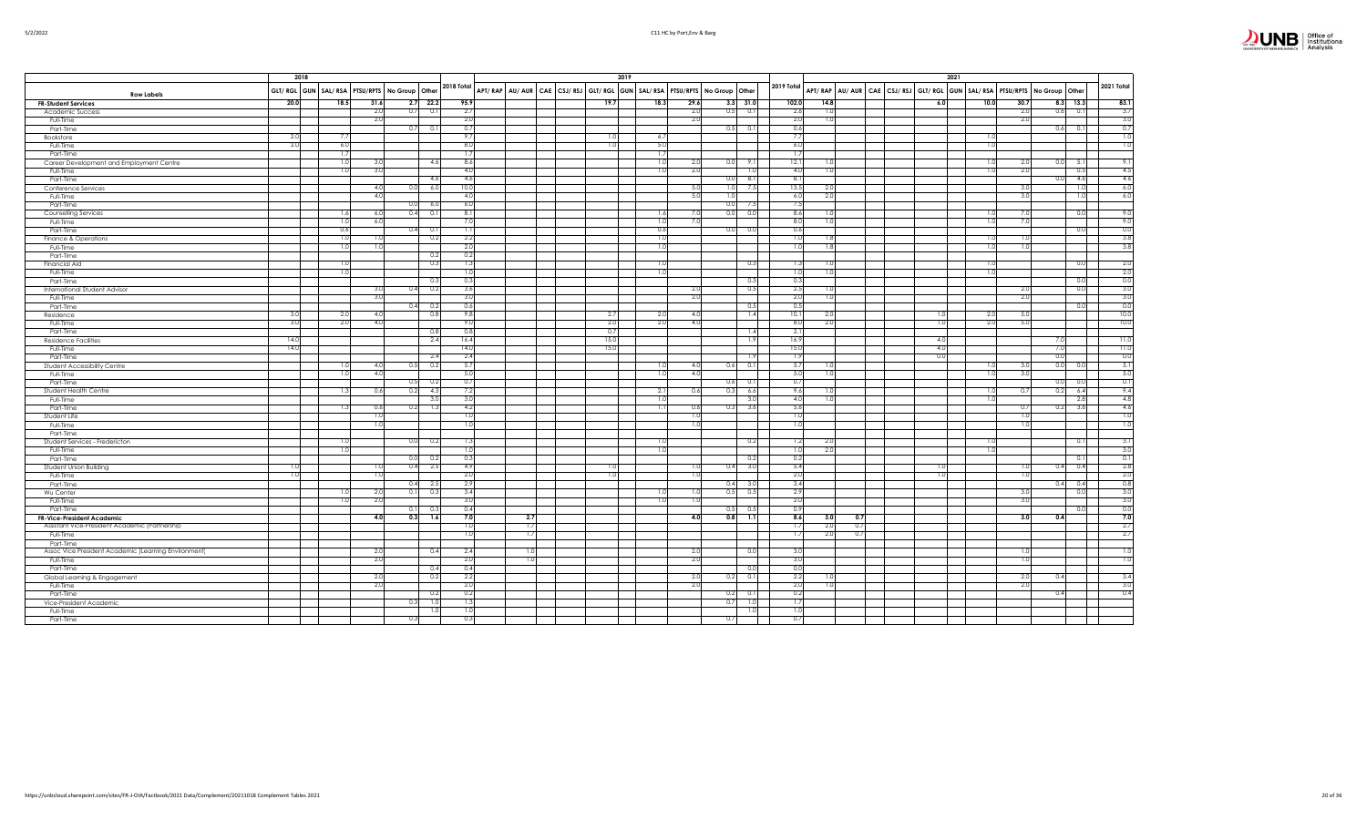| Row Labels | 2018 | | | | | | | 2019 | | | | | | | | | | | 2021 | | | | | | | | | | |
|---|---|---|---|---|---|---|---|---|---|---|---|---|---|---|---|---|---|---|---|---|---|---|---|---|---|---|---|---|---|
| | GLT/ RGL | GUN | SAL/ RSA | PTSU/RPTS | No Group | Other | 2018 Total | APT/ RAP | AU/ AUR | CAE | CSJ/ RSJ | GLT/ RGL | GUN | SAL/ RSA | PTSU/RPTS | No Group | Other | 2019 Total | APT/ RAP | AU/ AUR | CAE | CSJ/ RSJ | GLT/ RGL | GUN | SAL/ RSA | PTSU/RPTS | No Group | Other | 2021 Total |
| **FR-Student Services** | **20.0** | | **18.5** | **31.6** | **2.7** | **22.2** | **95.9** | | | | | **19.7** | | **18.3** | **29.6** | **3.3** | **31.0** | **102.0** | **14.8** | | | | **6.0** | | **10.0** | **30.7** | **8.3** | **13.3** | **83.1** |
| Academic Success | | | | 2.0 | 0.7 | 0.1 | 2.7 | | | | | | | | 2.0 | 0.5 | 0.1 | 2.6 | 1.0 | | | | | | | 2.0 | 0.6 | 0.1 | 3.7 |
| Full-Time | | | | 2.0 | | | 2.0 | | | | | | | | 2.0 | | | 2.0 | 1.0 | | | | | | | 2.0 | | | 3.0 |
| Part-Time | | | | | 0.7 | 0.1 | 0.7 | | | | | | | | | 0.5 | 0.1 | 0.6 | | | | | | | | | 0.6 | 0.1 | 0.7 |
| Bookstore | 2.0 | | 7.7 | | | | 9.7 | | | | | 1.0 | | 6.7 | | | | 7.7 | | | | | | | 1.0 | | | | 1.0 |
| Full-Time | 2.0 | | 6.0 | | | | 8.0 | | | | | 1.0 | | 5.0 | | | | 6.0 | | | | | | | 1.0 | | | | 1.0 |
| Part-Time | | | 1.7 | | | | 1.7 | | | | | | | 1.7 | | | | 1.7 | | | | | | | | | | | |
| Career Development and Employment Centre | | | 1.0 | 3.0 | | 4.6 | 8.6 | | | | | | | 1.0 | 2.0 | 0.0 | 9.1 | 12.1 | 1.0 | | | | | | 1.0 | 2.0 | 0.0 | 5.1 | 9.1 |
| Full-Time | | | 1.0 | 3.0 | | | 4.0 | | | | | | | 1.0 | 2.0 | | 1.0 | 4.0 | 1.0 | | | | | | 1.0 | 2.0 | | 0.5 | 4.5 |
| Part-Time | | | | | | 4.6 | 4.6 | | | | | | | | | 0.0 | 8.1 | 8.1 | | | | | | | | | 0.0 | 4.6 | 4.6 |
| Conference Services | | | | 4.0 | 0.0 | 6.0 | 10.0 | | | | | | | | 5.0 | 1.0 | 7.5 | 13.5 | 2.0 | | | | | | | 3.0 | | 1.0 | 6.0 |
| Full-Time | | | | 4.0 | | | 4.0 | | | | | | | | 5.0 | 1.0 | | 6.0 | 2.0 | | | | | | | 3.0 | | 1.0 | 6.0 |
| Part-Time | | | | | 0.0 | 6.0 | 6.0 | | | | | | | | | 0.0 | 7.5 | 7.5 | | | | | | | | | | | |
| Counselling Services | | | 1.6 | 6.0 | 0.4 | 0.1 | 8.1 | | | | | | | 1.6 | 7.0 | 0.0 | 0.0 | 8.6 | 1.0 | | | | | | 1.0 | 7.0 | | 0.0 | 9.0 |
| Full-Time | | | 1.0 | 6.0 | | | 7.0 | | | | | | | 1.0 | 7.0 | | | 8.0 | 1.0 | | | | | | 1.0 | 7.0 | | | 9.0 |
| Part-Time | | | 0.6 | | 0.4 | 0.1 | 1.1 | | | | | | | 0.6 | | 0.0 | 0.0 | 0.6 | | | | | | | | | | 0.0 | 0.0 |
| Finance & Operations | | | 1.0 | 1.0 | | 0.2 | 2.2 | | | | | | | 1.0 | | | | 1.0 | 1.8 | | | | | | 1.0 | 1.0 | | | 3.8 |
| Full-Time | | | 1.0 | 1.0 | | | 2.0 | | | | | | | 1.0 | | | | 1.0 | 1.8 | | | | | | 1.0 | 1.0 | | | 3.8 |
| Part-Time | | | | | | 0.2 | 0.2 | | | | | | | | | | | | | | | | | | | | | | |
| Financial Aid | | | 1.0 | | | 0.3 | 1.3 | | | | | | | 1.0 | | | 0.3 | 1.3 | 1.0 | | | | | | 1.0 | | | 0.0 | 2.0 |
| Full-Time | | | 1.0 | | | | 1.0 | | | | | | | 1.0 | | | | 1.0 | 1.0 | | | | | | 1.0 | | | | 2.0 |
| Part-Time | | | | | | 0.3 | 0.3 | | | | | | | | | | 0.3 | 0.3 | | | | | | | | | | 0.0 | 0.0 |
| International Student Advisor | | | | 3.0 | 0.4 | 0.2 | 3.6 | | | | | | | | 2.0 | | 0.5 | 2.5 | 1.0 | | | | | | | 2.0 | | 0.0 | 3.0 |
| Full-Time | | | | 3.0 | | | 3.0 | | | | | | | | 2.0 | | | 2.0 | 1.0 | | | | | | | 2.0 | | | 3.0 |
| Part-Time | | | | | 0.4 | 0.2 | 0.6 | | | | | | | | | | 0.5 | 0.5 | | | | | | | | | | 0.0 | 0.0 |
| Residence | 3.0 | | 2.0 | 4.0 | | 0.8 | 9.8 | | | | | 2.7 | | 2.0 | 4.0 | | 1.4 | 10.1 | 2.0 | | | | 1.0 | | 2.0 | 5.0 | | | 10.0 |
| Full-Time | 3.0 | | 2.0 | 4.0 | | | 9.0 | | | | | 2.0 | | 2.0 | 4.0 | | | 8.0 | 2.0 | | | | 1.0 | | 2.0 | 5.0 | | | 10.0 |
| Part-Time | | | | | | 0.8 | 0.8 | | | | | 0.7 | | | | | 1.4 | 2.1 | | | | | | | | | | | |
| Residence Facilities | 14.0 | | | | | 2.4 | 16.4 | | | | | 15.0 | | | | | 1.9 | 16.9 | | | | | 4.0 | | | | 7.0 | | 11.0 |
| Full-Time | 14.0 | | | | | | 14.0 | | | | | 15.0 | | | | | | 15.0 | | | | | 4.0 | | | | 7.0 | | 11.0 |
| Part-Time | | | | | | 2.4 | 2.4 | | | | | | | | | | 1.9 | 1.9 | | | | | 0.0 | | | | 0.0 | | 0.0 |
| Student Accessibility Centre | | | 1.0 | 4.0 | 0.5 | 0.2 | 5.7 | | | | | | | 1.0 | 4.0 | 0.6 | 0.1 | 5.7 | 1.0 | | | | | | 1.0 | 3.0 | 0.0 | 0.0 | 5.1 |
| Full-Time | | | 1.0 | 4.0 | | | 5.0 | | | | | | | 1.0 | 4.0 | | | 5.0 | 1.0 | | | | | | 1.0 | 3.0 | | | 5.0 |
| Part-Time | | | | | 0.5 | 0.2 | 0.7 | | | | | | | | | 0.6 | 0.1 | 0.7 | | | | | | | | | 0.0 | 0.0 | 0.1 |
| Student Health Centre | | | 1.3 | 0.6 | 0.2 | 4.3 | 7.2 | | | | | | | 2.1 | 0.6 | 0.3 | 6.6 | 9.6 | 1.0 | | | | | | 1.0 | 0.7 | 0.2 | 6.4 | 9.4 |
| Full-Time | | | | | | 3.0 | 3.0 | | | | | | | 1.0 | | | 3.0 | 4.0 | 1.0 | | | | | | 1.0 | | | 2.8 | 4.8 |
| Part-Time | | | 1.3 | 0.6 | 0.2 | 1.3 | 4.2 | | | | | | | 1.1 | 0.6 | 0.3 | 3.6 | 5.6 | | | | | | | | 0.7 | 0.2 | 3.6 | 4.6 |
| Student Life | | | | 1.0 | | | 1.0 | | | | | | | | 1.0 | | | 1.0 | | | | | | | | 1.0 | | | 1.0 |
| Full-Time | | | | 1.0 | | | 1.0 | | | | | | | | 1.0 | | | 1.0 | | | | | | | | 1.0 | | | 1.0 |
| Part-Time | | | | | | | | | | | | | | | | | | | | | | | | | | | | | |
| Student Services - Fredericton | | | 1.0 | | 0.0 | 0.2 | 1.3 | | | | | | | 1.0 | | | 0.2 | 1.2 | 2.0 | | | | | | 1.0 | | | 0.1 | 3.1 |
| Full-Time | | | 1.0 | | | | 1.0 | | | | | | | 1.0 | | | | 1.0 | 2.0 | | | | | | 1.0 | | | | 3.0 |
| Part-Time | | | | | 0.0 | 0.2 | 0.3 | | | | | | | | | | 0.2 | 0.2 | | | | | | | | | | 0.1 | 0.1 |
| Student Union Building | 1.0 | | | 1.0 | 0.4 | 2.5 | 4.9 | | | | | 1.0 | | | 1.0 | 0.4 | 3.0 | 5.4 | | | | | 1.0 | | | 1.0 | 0.4 | 0.4 | 2.8 |
| Full-Time | 1.0 | | | 1.0 | | | 2.0 | | | | | 1.0 | | | 1.0 | | | 2.0 | | | | | 1.0 | | | 1.0 | | | 2.0 |
| Part-Time | | | | | 0.4 | 2.5 | 2.9 | | | | | | | | | 0.4 | 3.0 | 3.4 | | | | | | | | | 0.4 | 0.4 | 0.8 |
| Wu Center | | | 1.0 | 2.0 | 0.1 | 0.3 | 3.4 | | | | | | | 1.0 | 1.0 | 0.5 | 0.5 | 2.9 | | | | | | | | 3.0 | | 0.0 | 3.0 |
| Full-Time | | | 1.0 | 2.0 | | | 3.0 | | | | | | | 1.0 | 1.0 | | | 2.0 | | | | | | | | 3.0 | | | 3.0 |
| Part-Time | | | | | 0.1 | 0.3 | 0.4 | | | | | | | | | 0.5 | 0.5 | 0.9 | | | | | | | | | | 0.0 | 0.0 |
| **FR-Vice-President Academic** | | | | **4.0** | **0.3** | **1.6** | **7.0** | | **2.7** | | | | | | **4.0** | **0.8** | **1.1** | **8.6** | **3.0** | **0.7** | | | | | | **3.0** | **0.4** | | **7.0** |
| Assistant Vice-President Academic (Partnership) | | | | | | | 1.0 | | 1.7 | | | | | | | | | 1.7 | 2.0 | 0.7 | | | | | | | | | 2.7 |
| Full-Time | | | | | | | 1.0 | | 1.7 | | | | | | | | | 1.7 | 2.0 | 0.7 | | | | | | | | | 2.7 |
| Part-Time | | | | | | | | | | | | | | | | | | | | | | | | | | | | | |
| Assoc Vice President Academic (Learning Environment) | | | | 2.0 | | 0.4 | 2.4 | | 1.0 | | | | | | 2.0 | | 0.0 | 3.0 | | | | | | | | 1.0 | | | 1.0 |
| Full-Time | | | | 2.0 | | | 2.0 | | 1.0 | | | | | | 2.0 | | | 3.0 | | | | | | | | 1.0 | | | 1.0 |
| Part-Time | | | | | | 0.4 | 0.4 | | | | | | | | | | 0.0 | 0.0 | | | | | | | | | | | |
| Global Learning & Engagement | | | | 2.0 | | 0.2 | 2.2 | | | | | | | | 2.0 | 0.2 | 0.1 | 2.2 | 1.0 | | | | | | | 2.0 | 0.4 | | 3.4 |
| Full-Time | | | | 2.0 | | | 2.0 | | | | | | | | 2.0 | | | 2.0 | 1.0 | | | | | | | 2.0 | | | 3.0 |
| Part-Time | | | | | | 0.2 | 0.2 | | | | | | | | | 0.2 | 0.1 | 0.2 | | | | | | | | | 0.4 | | 0.4 |
| Vice-President Academic | | | | | 0.3 | 1.0 | 1.3 | | | | | | | | | 0.7 | 1.0 | 1.7 | | | | | | | | | | | |
| Full-Time | | | | | | 1.0 | 1.0 | | | | | | | | | | 1.0 | 1.0 | | | | | | | | | | | |
| Part-Time | | | | | 0.3 | | 0.3 | | | | | | | | | 0.7 | | 0.7 | | | | | | | | | | | |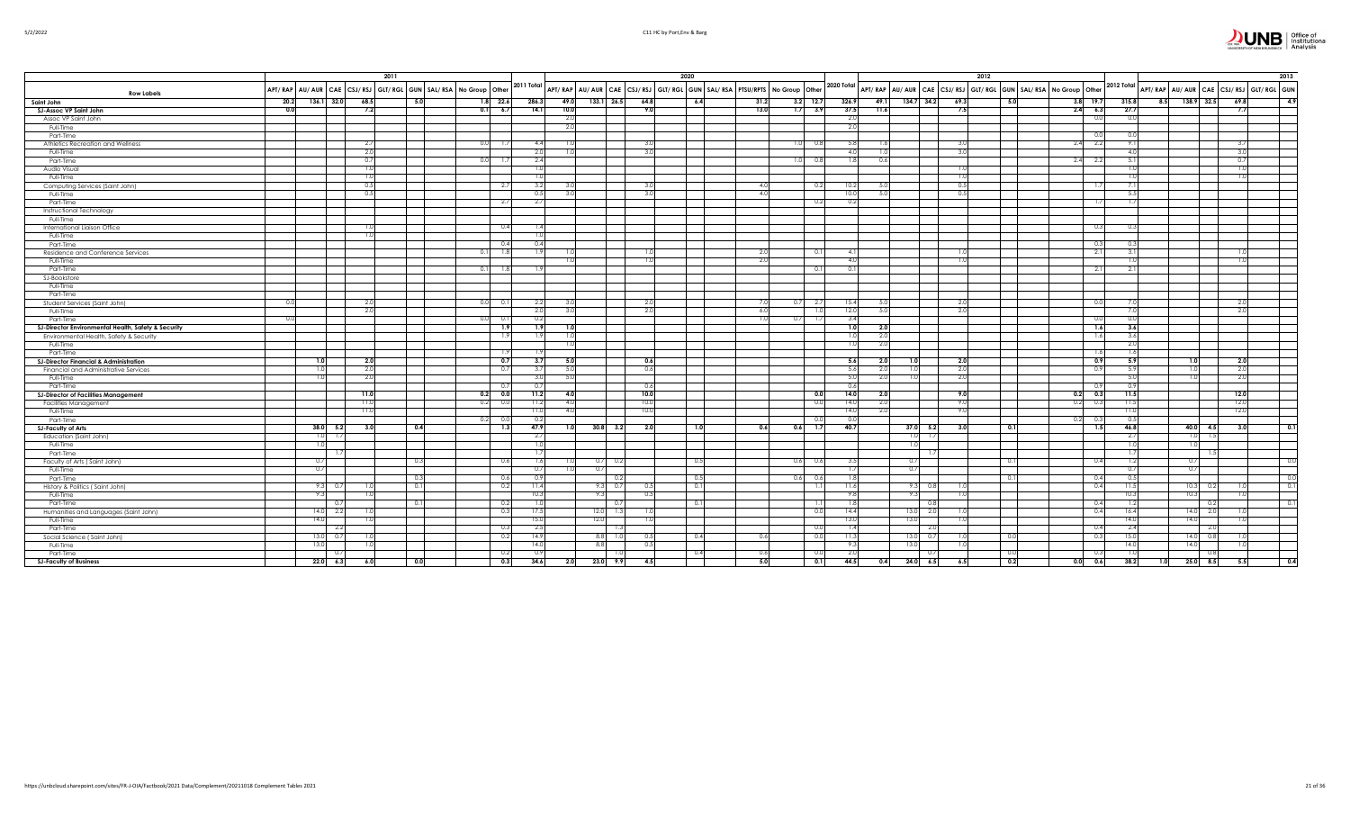| Row Labels | 2011 | | | | | | | | | | 2020 | | | | | | | | | | | 2012 | | | | | | | | | | 2013 | | | | | |
|---|---|---|---|---|---|---|---|---|---|---|---|---|---|---|---|---|---|---|---|---|---|---|---|---|---|---|---|---|---|---|---|---|---|---|---|---|---|
| | APT/ RAP | AU/ AUR | CAE | CSJ/ RSJ | GLT/ RGL | GUN | SAL/ RSA | No Group | Other | 2011 Total | APT/ RAP | AU/ AUR | CAE | CSJ/ RSJ | GLT/ RGL | GUN | SAL/ RSA | PTSU/ RPTS | No Group | Other | 2020 Total | APT/ RAP | AU/ AUR | CAE | CSJ/ RSJ | GLT/ RGL | GUN | SAL/ RSA | No Group | Other | 2012 Total | APT/ RAP | AU/ AUR | CAE | CSJ/ RSJ | GLT/ RGL | GUN |
| **Saint John** | **20.2** | **136.1** | **32.0** | **68.5** | | **5.0** | | **1.8** | **22.6** | **286.3** | **49.0** | **133.1** | **26.5** | **64.8** | | **6.4** | | **31.2** | **3.2** | **12.7** | **326.9** | **49.1** | **134.7** | **34.2** | **69.3** | | **5.0** | | **3.8** | **19.7** | **315.8** | **8.5** | **138.9** | **32.5** | **69.8** | | **4.9** |
| **SJ-Assoc VP Saint John** | **0.0** | | | **7.2** | | | | **0.1** | **6.7** | **14.1** | **10.0** | | | **9.0** | | | | **13.0** | **1.7** | **3.9** | **37.5** | **11.6** | | | **7.5** | | | | **2.4** | **6.3** | **27.7** | | | | **7.7** | | |
| Assoc VP Saint John | | | | | | | | | | | 2.0 | | | | | | | | | | 2.0 | | | | | | | | | 0.0 | 0.0 | | | | | | |
| Full-Time | | | | | | | | | | | 2.0 | | | | | | | | | | 2.0 | | | | | | | | | | | | | | | | |
| Part-Time | | | | | | | | | | | | | | | | | | | | | | | | | | | | | | 0.0 | 0.0 | | | | | | |
| Athletics Recreation and Wellness | | | | 2.7 | | | | 0.0 | 1.7 | 4.4 | 1.0 | | | 3.0 | | | | | 1.0 | 0.8 | 5.8 | 1.6 | | | 3.0 | | | | 2.4 | 2.2 | 9.1 | | | | 3.7 | | |
| Full-Time | | | | 2.0 | | | | | | 2.0 | 1.0 | | | 3.0 | | | | | | | 4.0 | 1.0 | | | 3.0 | | | | | | 4.0 | | | | 3.0 | | |
| Part-Time | | | | 0.7 | | | | 0.0 | 1.7 | 2.4 | | | | | | | | | 1.0 | 0.8 | 1.8 | 0.6 | | | | | | | 2.4 | 2.2 | 5.1 | | | | 0.7 | | |
| Audio Visual | | | | 1.0 | | | | | | 1.0 | | | | | | | | | | | | | | | 1.0 | | | | | | 1.0 | | | | 1.0 | | |
| Full-Time | | | | 1.0 | | | | | | 1.0 | | | | | | | | | | | | | | | 1.0 | | | | | | 1.0 | | | | 1.0 | | |
| Computing Services (Saint John) | | | | 0.5 | | | | | 2.7 | 3.2 | 3.0 | | | 3.0 | | | | 4.0 | | 0.2 | 10.2 | 5.0 | | | 0.5 | | | | | 1.7 | 7.1 | | | | | | |
| Full-Time | | | | 0.5 | | | | | | 0.5 | 3.0 | | | 3.0 | | | | 4.0 | | | 10.0 | 5.0 | | | 0.5 | | | | | | 5.5 | | | | | | |
| Part-Time | | | | | | | | | 2.7 | 2.7 | | | | | | | | | | 0.2 | 0.2 | | | | | | | | | 1.7 | 1.7 | | | | | | |
| Instructional Technology | | | | | | | | | | | | | | | | | | | | | | | | | | | | | | | | | | | | | |
| Full-Time | | | | | | | | | | | | | | | | | | | | | | | | | | | | | | | | | | | | | |
| International Liaison Office | | | | 1.0 | | | | | 0.4 | 1.4 | | | | | | | | | | | | | | | | | | | | 0.3 | 0.3 | | | | | | |
| Full-Time | | | | 1.0 | | | | | | 1.0 | | | | | | | | | | | | | | | | | | | | | | | | | | | |
| Part-Time | | | | | | | | | 0.4 | 0.4 | | | | | | | | | | | | | | | | | | | | 0.3 | 0.3 | | | | | | |
| Residence and Conference Services | | | | | | | | 0.1 | 1.8 | 1.9 | 1.0 | | | 1.0 | | | | 2.0 | | 0.1 | 4.1 | | | | 1.0 | | | | | 2.1 | 3.1 | | | | 1.0 | | |
| Full-Time | | | | | | | | | | | 1.0 | | | 1.0 | | | | 2.0 | | | 4.0 | | | | 1.0 | | | | | | 1.0 | | | | 1.0 | | |
| Part-Time | | | | | | | | 0.1 | 1.8 | 1.9 | | | | | | | | | | 0.1 | 0.1 | | | | | | | | | 2.1 | 2.1 | | | | | | |
| SJ-Bookstore | | | | | | | | | | | | | | | | | | | | | | | | | | | | | | | | | | | | | |
| Full-Time | | | | | | | | | | | | | | | | | | | | | | | | | | | | | | | | | | | | | |
| Part-Time | | | | | | | | | | | | | | | | | | | | | | | | | | | | | | | | | | | | | |
| Student Services (Saint John) | 0.0 | | | 2.0 | | | | 0.0 | 0.1 | 2.2 | 3.0 | | | 2.0 | | | | 7.0 | 0.7 | 2.7 | 15.4 | 5.0 | | | 2.0 | | | | | 0.0 | 7.0 | | | | 2.0 | | |
| Full-Time | | | | 2.0 | | | | | | 2.0 | 3.0 | | | 2.0 | | | | 6.0 | | 1.0 | 12.0 | 5.0 | | | 2.0 | | | | | | 7.0 | | | | 2.0 | | |
| Part-Time | 0.0 | | | | | | | 0.0 | 0.1 | 0.2 | | | | | | | | 1.0 | 0.7 | 1.7 | 3.4 | | | | | | | | | 0.0 | 0.0 | | | | | | |
| **SJ-Director Environmental Health, Safety & Security** | | | | | | | | | **1.9** | **1.9** | **1.0** | | | | | | | | | | **1.0** | **2.0** | | | | | | | | **1.6** | **3.6** | | | | | | |
| Environmental Health, Safety & Security | | | | | | | | | 1.9 | 1.9 | 1.0 | | | | | | | | | | 1.0 | 2.0 | | | | | | | | 1.6 | 3.6 | | | | | | |
| Full-Time | | | | | | | | | | | 1.0 | | | | | | | | | | 1.0 | 2.0 | | | | | | | | | 2.0 | | | | | | |
| Part-Time | | | | | | | | | 1.9 | 1.9 | | | | | | | | | | | | | | | | | | | | 1.6 | 1.6 | | | | | | |
| **SJ-Director Financial & Administration** | **1.0** | | | **2.0** | | | | | **0.7** | **3.7** | **5.0** | | | **0.6** | | | | | | | **5.6** | **2.0** | **1.0** | | **2.0** | | | | | **0.9** | **5.9** | | **1.0** | | **2.0** | | |
| Financial and Administrative Services | 1.0 | | | 2.0 | | | | | 0.7 | 3.7 | 5.0 | | | 0.6 | | | | | | | 5.6 | 2.0 | 1.0 | | 2.0 | | | | | 0.9 | 5.9 | | 1.0 | | 2.0 | | |
| Full-Time | 1.0 | | | 2.0 | | | | | | 3.0 | 5.0 | | | | | | | | | | 5.0 | 2.0 | 1.0 | | 2.0 | | | | | | 5.0 | | 1.0 | | 2.0 | | |
| Part-Time | | | | | | | | | 0.7 | 0.7 | | | | 0.6 | | | | | | | 0.6 | | | | | | | | | 0.9 | 0.9 | | | | | | |
| **SJ-Director of Facilities Management** | | | | **11.0** | | | | **0.2** | **0.0** | **11.2** | **4.0** | | | **10.0** | | | | | | **0.0** | **14.0** | **2.0** | | | **9.0** | | | | **0.2** | **0.3** | **11.5** | | | | **12.0** | | |
| Facilities Management | | | | 11.0 | | | | 0.2 | 0.0 | 11.2 | 4.0 | | | 10.0 | | | | | | 0.0 | 14.0 | 2.0 | | | 9.0 | | | | 0.2 | 0.3 | 11.5 | | | | 12.0 | | |
| Full-Time | | | | 11.0 | | | | | | 11.0 | 4.0 | | | 10.0 | | | | | | | 14.0 | 2.0 | | | 9.0 | | | | | | 11.0 | | | | 12.0 | | |
| Part-Time | | | | | | | | 0.2 | 0.0 | 0.2 | | | | | | | | | | 0.0 | 0.0 | | | | | | | | 0.2 | 0.3 | 0.5 | | | | | | |
| **SJ-Faculty of Arts** | | **38.0** | **5.2** | **3.0** | | **0.4** | | | **1.3** | **47.9** | **1.0** | **30.8** | **3.2** | **2.0** | | **1.0** | | **0.6** | **0.6** | **1.7** | **40.7** | | **37.0** | **5.2** | **3.0** | | **0.1** | | | **1.5** | **46.8** | | **40.0** | **4.5** | **3.0** | | **0.1** |
| Education (Saint John) | | 1.0 | 1.7 | | | | | | | 2.7 | | | | | | | | | | | | | 1.0 | 1.7 | | | | | | | 2.7 | | 1.0 | 1.5 | | | |
| Full-Time | | 1.0 | | | | | | | | 1.0 | | | | | | | | | | | | | 1.0 | | | | | | | | 1.0 | | 1.0 | | | | |
| Part-Time | | | 1.7 | | | | | | | 1.7 | | | | | | | | | | | | | | 1.7 | | | | | | | 1.7 | | | 1.5 | | | |
| Faculty of Arts ( Saint John) | | 0.7 | | | | 0.3 | | | 0.6 | 1.6 | 1.0 | 0.7 | 0.2 | | | 0.5 | | | 0.6 | 0.6 | 3.5 | | 0.7 | | | | 0.1 | | | 0.4 | 1.2 | | 0.7 | | | | 0.0 |
| Full-Time | | 0.7 | | | | | | | | 0.7 | 1.0 | 0.7 | | | | | | | | | 1.7 | | 0.7 | | | | | | | | 0.7 | | 0.7 | | | | |
| Part-Time | | | | | | 0.3 | | | 0.6 | 0.9 | | | 0.2 | | | 0.5 | | | 0.6 | 0.6 | 1.8 | | | | | | 0.1 | | | 0.4 | 0.5 | | | | | | 0.0 |
| History & Politics ( Saint John) | | 9.3 | 0.7 | 1.0 | | 0.1 | | | 0.2 | 11.4 | | 9.3 | 0.7 | 0.5 | | 0.1 | | | | 1.1 | 11.6 | | 9.3 | 0.8 | 1.0 | | | | | 0.4 | 11.5 | | 10.3 | 0.2 | 1.0 | | 0.1 |
| Full-Time | | 9.3 | | 1.0 | | | | | | 10.3 | | 9.3 | | 0.5 | | | | | | | 9.8 | | 9.3 | | 1.0 | | | | | | 10.3 | | 10.3 | | 1.0 | | |
| Part-Time | | | 0.7 | | | 0.1 | | | 0.2 | 0.9 | | | 0.7 | | | 0.1 | | | | 1.1 | 1.8 | | | 0.8 | | | 0.1 | | | 0.4 | 1.2 | | | 0.2 | | | 0.1 |
| Humanities and Languages (Saint John) | | 14.0 | 2.2 | 1.0 | | | | | 0.3 | 17.5 | | 12.0 | 1.3 | 1.0 | | | | | | 0.0 | 14.4 | | 13.0 | 2.0 | 1.0 | | | | | 0.4 | 16.4 | | 14.0 | 2.0 | 1.0 | | |
| Full-Time | | 14.0 | | 1.0 | | | | | | 15.0 | | 12.0 | | 1.0 | | | | | | | 13.0 | | 13.0 | | 1.0 | | | | | | 14.0 | | 14.0 | | 1.0 | | |
| Part-Time | | | 2.2 | | | | | | 0.3 | 2.5 | | | 1.3 | | | | | | | 0.0 | 1.4 | | | 2.0 | | | | | | 0.4 | 2.4 | | | 2.0 | | | |
| Social Science ( Saint John) | | 13.0 | 0.7 | 1.0 | | | | | 0.2 | 14.9 | | 8.8 | 1.0 | 0.5 | | 0.4 | | 0.6 | | 0.0 | 11.3 | | 13.0 | 0.7 | 1.0 | | 0.0 | | | 0.3 | 15.0 | | 14.0 | 0.8 | 1.0 | | |
| Full-Time | | 13.0 | | 1.0 | | | | | | 14.0 | | 8.8 | | 0.5 | | | | | | | 9.3 | | 13.0 | | 1.0 | | | | | | 14.0 | | 14.0 | | 1.0 | | |
| Part-Time | | | 0.7 | | | | | | 0.2 | 0.9 | | | 1.0 | | | 0.4 | | 0.6 | | 0.0 | 2.0 | | | 0.7 | | | 0.0 | | | 0.3 | 1.0 | | | 0.8 | | | |
| **SJ-Faculty of Business** | | **22.0** | **6.3** | **6.0** | | **0.0** | | | **0.3** | **34.6** | **2.0** | **23.0** | **9.9** | **4.5** | | | | **5.0** | | **0.1** | **44.5** | **0.4** | **24.0** | **6.5** | **6.5** | | **0.2** | | **0.0** | **0.6** | **38.2** | **1.0** | **25.0** | **8.5** | **5.5** | | **0.4** |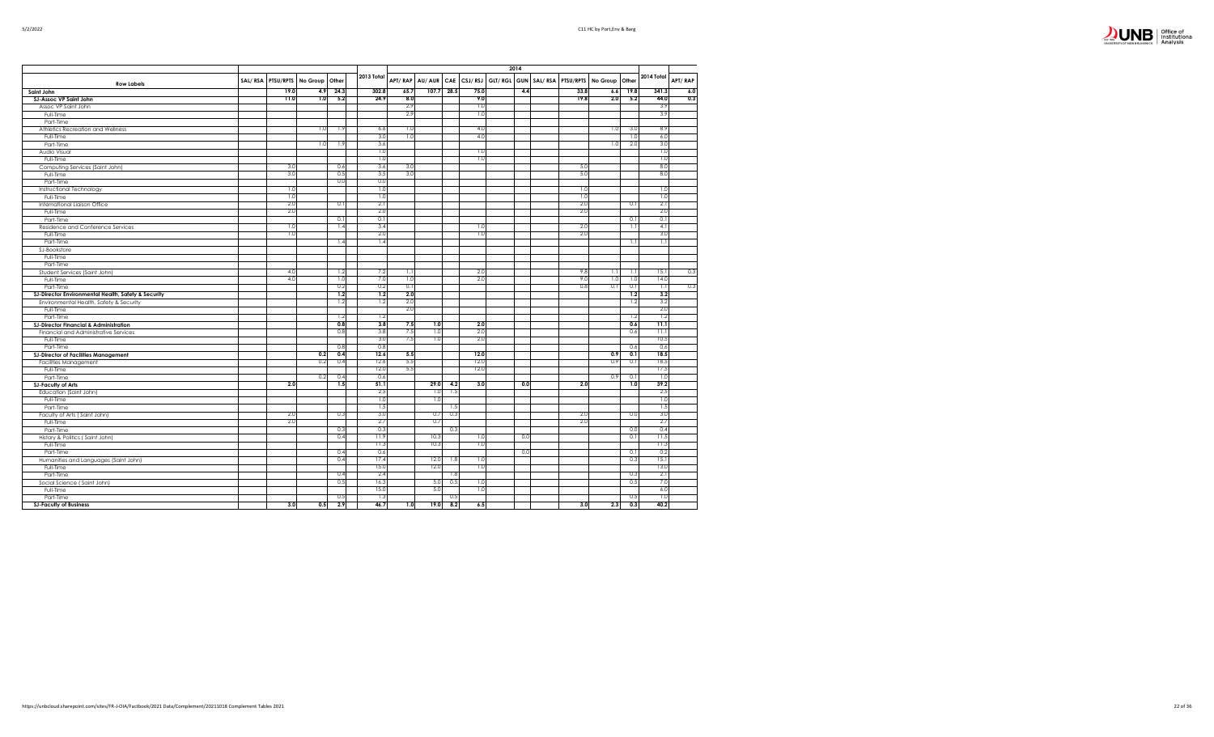| Row Labels | SAL/ RSA | PTSU/RPTS | No Group | Other | 2013 Total | 2014 | | | | | | | | | | | |
|---|---|---|---|---|---|---|---|---|---|---|---|---|---|---|---|---|---|
| | | | | | | APT/ RAP | AU/ AUR | CAE | CSJ/ RSJ | GLT/ RGL | GUN | SAL/ RSA | PTSU/RPTS | No Group | Other | 2014 Total | APT/ RAP |
| **Saint John** | | **19.0** | **4.9** | **24.3** | **302.8** | **65.7** | **107.7** | **28.5** | **75.0** | | **4.4** | | **33.8** | **6.6** | **19.8** | **341.3** | **6.0** |
| **SJ-Assoc VP Saint John** | | **11.0** | **1.0** | **5.2** | **24.9** | **8.0** | | | **9.0** | | | | **19.8** | **2.0** | **5.2** | **44.0** | **0.3** |
| Assoc VP Saint John | | | | | | 2.9 | | | 1.0 | | | | | | | 3.9 | |
| Full-Time | | | | | | 2.9 | | | 1.0 | | | | | | | 3.9 | |
| Part-Time | | | | | | | | | | | | | | | | | |
| Athletics Recreation and Wellness | | | 1.0 | 1.9 | 6.6 | 1.0 | | | 4.0 | | | | | 1.0 | 3.0 | 8.9 | |
| Full-Time | | | | | 3.0 | 1.0 | | | 4.0 | | | | | | 1.0 | 6.0 | |
| Part-Time | | | 1.0 | 1.9 | 3.6 | | | | | | | | | 1.0 | 2.0 | 3.0 | |
| Audio Visual | | | | | 1.0 | | | | 1.0 | | | | | | | 1.0 | |
| Full-Time | | | | | 1.0 | | | | 1.0 | | | | | | | 1.0 | |
| Computing Services (Saint John) | | 3.0 | | 0.6 | 3.6 | 3.0 | | | | | | | 5.0 | | | 8.0 | |
| Full-Time | | 3.0 | | 0.5 | 3.5 | 3.0 | | | | | | | 5.0 | | | 8.0 | |
| Part-Time | | | | 0.0 | 0.0 | | | | | | | | | | | | |
| Instructional Technology | | 1.0 | | | 1.0 | | | | | | | | 1.0 | | | 1.0 | |
| Full-Time | | 1.0 | | | 1.0 | | | | | | | | 1.0 | | | 1.0 | |
| International Liaison Office | | 2.0 | | 0.1 | 2.1 | | | | | | | | 2.0 | | 0.1 | 2.1 | |
| Full-Time | | 2.0 | | | 2.0 | | | | | | | | 2.0 | | | 2.0 | |
| Part-Time | | | | 0.1 | 0.1 | | | | | | | | | | 0.1 | 0.1 | |
| Residence and Conference Services | | 1.0 | | 1.4 | 3.4 | | | | 1.0 | | | | 2.0 | | 1.1 | 4.1 | |
| Full-Time | | 1.0 | | | 2.0 | | | | 1.0 | | | | 2.0 | | | 3.0 | |
| Part-Time | | | | 1.4 | 1.4 | | | | | | | | | | 1.1 | 1.1 | |
| SJ-Bookstore | | | | | | | | | | | | | | | | | |
| Full-Time | | | | | | | | | | | | | | | | | |
| Part-Time | | | | | | | | | | | | | | | | | |
| Student Services (Saint John) | | 4.0 | | 1.2 | 7.2 | 1.1 | | | 2.0 | | | | 9.8 | 1.1 | 1.1 | 15.1 | 0.3 |
| Full-Time | | 4.0 | | 1.0 | 7.0 | 1.0 | | | 2.0 | | | | 9.0 | 1.0 | 1.0 | 14.0 | |
| Part-Time | | | | 0.2 | 0.2 | 0.1 | | | | | | | 0.8 | 0.1 | 0.1 | 1.1 | 0.3 |
| **SJ-Director Environmental Health, Safety & Security** | | | | **1.2** | **1.2** | **2.0** | | | | | | | | | **1.2** | **3.2** | |
| Environmental Health, Safety & Security | | | | 1.2 | 1.2 | 2.0 | | | | | | | | | 1.2 | 3.2 | |
| Full-Time | | | | | | 2.0 | | | | | | | | | | 2.0 | |
| Part-Time | | | | 1.2 | 1.2 | | | | | | | | | | 1.2 | 1.2 | |
| **SJ-Director Financial & Administration** | | | | **0.8** | **3.8** | **7.5** | **1.0** | | **2.0** | | | | | | **0.6** | **11.1** | |
| Financial and Administrative Services | | | | 0.8 | 3.8 | 7.5 | 1.0 | | 2.0 | | | | | | 0.6 | 11.1 | |
| Full-Time | | | | | 3.0 | 7.5 | 1.0 | | 2.0 | | | | | | | 10.5 | |
| Part-Time | | | | 0.8 | 0.8 | | | | | | | | | | 0.6 | 0.6 | |
| **SJ-Director of Facilities Management** | | | **0.2** | **0.4** | **12.6** | **5.5** | | | **12.0** | | | | | **0.9** | **0.1** | **18.5** | |
| Facilities Management | | | 0.2 | 0.4 | 12.6 | 5.5 | | | 12.0 | | | | | 0.9 | 0.1 | 18.5 | |
| Full-Time | | | | | 12.0 | 5.5 | | | 12.0 | | | | | | | 17.5 | |
| Part-Time | | | 0.2 | 0.4 | 0.6 | | | | | | | | | 0.9 | 0.1 | 1.0 | |
| **SJ-Faculty of Arts** | | **2.0** | | **1.5** | **51.1** | | **29.0** | **4.2** | **3.0** | | **0.0** | | **2.0** | | **1.0** | **39.2** | |
| Education (Saint John) | | | | | 2.5 | | 1.0 | 1.5 | | | | | | | | 2.5 | |
| Full-Time | | | | | 1.0 | | 1.0 | | | | | | | | | 1.0 | |
| Part-Time | | | | | 1.5 | | | 1.5 | | | | | | | | 1.5 | |
| Faculty of Arts ( Saint John) | | 2.0 | | 0.3 | 3.0 | | 0.7 | 0.3 | | | | | 2.0 | | 0.0 | 3.0 | |
| Full-Time | | 2.0 | | | 2.7 | | 0.7 | | | | | | 2.0 | | | 2.7 | |
| Part-Time | | | | 0.3 | 0.3 | | | 0.3 | | | | | | | 0.0 | 0.4 | |
| History & Politics ( Saint John) | | | | 0.4 | 11.9 | | 10.3 | | 1.0 | | 0.0 | | | | 0.1 | 11.5 | |
| Full-Time | | | | | 11.3 | | 10.3 | | 1.0 | | | | | | | 11.3 | |
| Part-Time | | | | 0.4 | 0.6 | | | | | | 0.0 | | | | 0.1 | 0.2 | |
| Humanities and Languages (Saint John) | | | | 0.4 | 17.4 | | 12.0 | 1.8 | 1.0 | | | | | | 0.3 | 15.1 | |
| Full-Time | | | | | 15.0 | | 12.0 | | 1.0 | | | | | | | 13.0 | |
| Part-Time | | | | 0.4 | 2.4 | | | 1.8 | | | | | | | 0.3 | 2.1 | |
| Social Science ( Saint John) | | | | 0.5 | 16.3 | | 5.0 | 0.5 | 1.0 | | | | | | 0.5 | 7.0 | |
| Full-Time | | | | | 15.0 | | 5.0 | | 1.0 | | | | | | | 6.0 | |
| Part-Time | | | | 0.5 | 1.3 | | | 0.5 | | | | | | | 0.5 | 1.0 | |
| **SJ-Faculty of Business** | | **3.0** | **0.5** | **2.9** | **46.7** | **1.0** | **19.0** | **8.2** | **6.5** | | | | **3.0** | **2.3** | **0.3** | **40.2** | |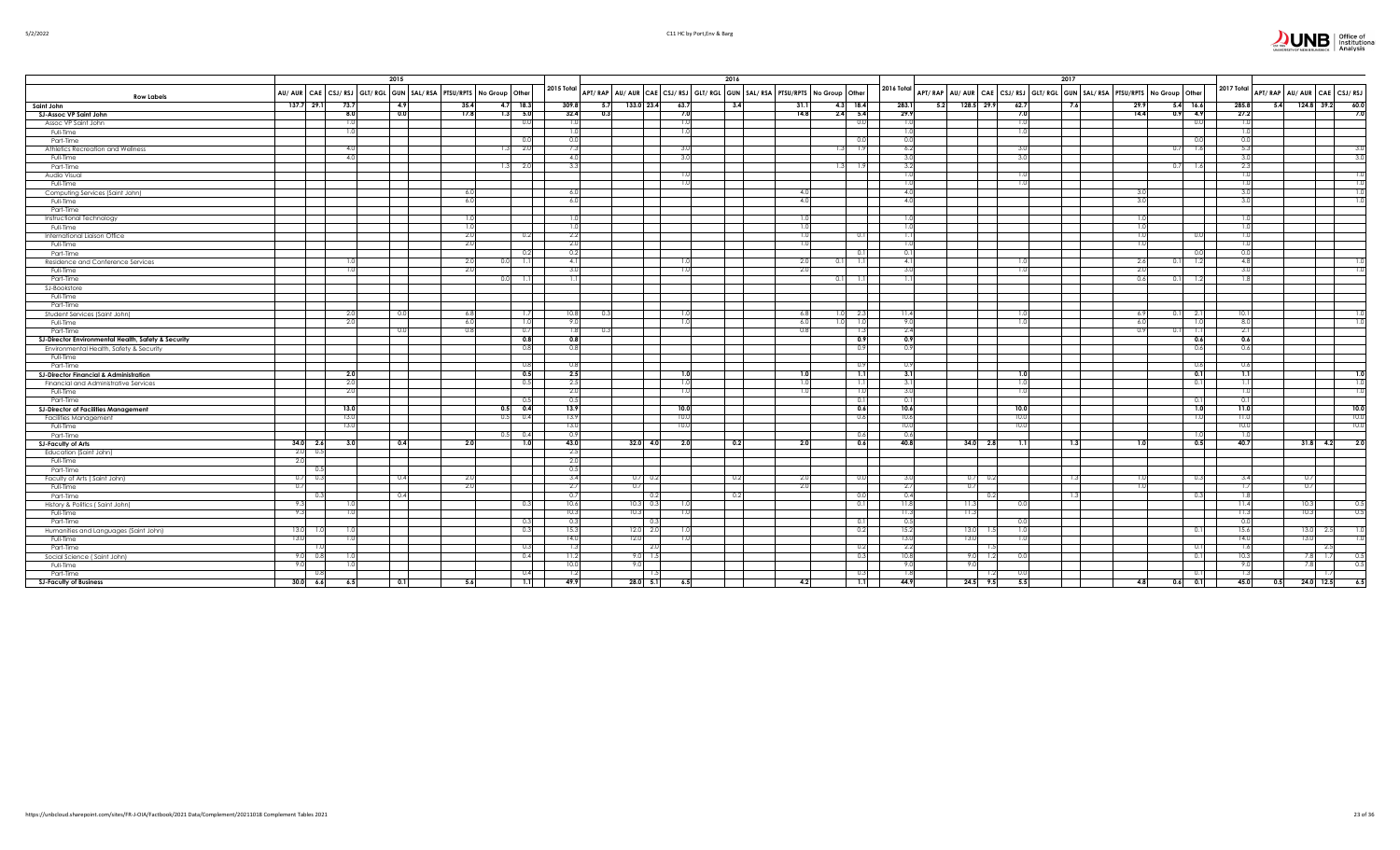| Row Labels | 2015 | | | | | | | | | | 2016 | | | | | | | | | | | 2017 | | | | | | | | | | | | | | |
|---|---|---|---|---|---|---|---|---|---|---|---|---|---|---|---|---|---|---|---|---|---|---|---|---|---|---|---|---|---|---|---|---|---|---|---|---|
| | AU/ AUR | CAE | CSJ/ RSJ | GLT/ RGL | GUN | SAL/ RSA | PTSU/RPTS | No Group | Other | 2015 Total | APT/ RAP | AU/ AUR | CAE | CSJ/ RSJ | GLT/ RGL | GUN | SAL/ RSA | PTSU/RPTS | No Group | Other | 2016 Total | APT/ RAP | AU/ AUR | CAE | CSJ/ RSJ | GLT/ RGL | GUN | SAL/ RSA | PTSU/RPTS | No Group | Other | 2017 Total | APT/ RAP | AU/ AUR | CAE | CSJ/ RSJ |
| **Saint John** | 137.7 | 29.1 | 73.7 | 4.9 | | | 35.4 | 4.7 | 18.3 | 309.8 | 5.7 | 133.0 | 23.4 | 63.7 | | 3.4 | | 31.1 | 4.3 | 18.4 | 283.1 | 5.2 | 128.5 | 29.9 | 62.7 | | 7.6 | | 29.9 | 5.4 | 16.6 | 285.8 | 5.4 | 124.8 | 39.2 | 60.0 |
| **SJ-Assoc VP Saint John** | | | 8.0 | 0.0 | | | 17.8 | 1.3 | 5.0 | 32.4 | 0.3 | | | 7.0 | | | | 14.8 | 2.4 | 5.4 | 29.9 | | | | 7.0 | | | | 14.4 | 0.9 | 4.9 | 27.2 | | | | 7.0 |
| Assoc VP Saint John | | | 1.0 | | | | | | 0.0 | 1.0 | | | | 1.0 | | | | | | 0.0 | 1.0 | | | | 1.0 | | | | | | 0.0 | 1.0 | | | | |
| Full-Time | | | 1.0 | | | | | | | 1.0 | | | | 1.0 | | | | | | | 1.0 | | | | 1.0 | | | | | | | 1.0 | | | | |
| Part-Time | | | | | | | | | 0.0 | 0.0 | | | | | | | | | | 0.0 | 0.0 | | | | | | | | | | 0.0 | 0.0 | | | | |
| Athletics Recreation and Wellness | | | 4.0 | | | | | 1.3 | 2.0 | 7.3 | | | | 3.0 | | | | | 1.3 | 1.9 | 6.2 | | | | 3.0 | | | | | 0.7 | 1.6 | 5.3 | | | | 3.0 |
| Full-Time | | | 4.0 | | | | | | | 4.0 | | | | 3.0 | | | | | | | 3.0 | | | | 3.0 | | | | | | | 3.0 | | | | 3.0 |
| Part-Time | | | | | | | | 1.3 | 2.0 | 3.3 | | | | | | | | | 1.3 | 1.9 | 3.2 | | | | | | | | | 0.7 | 1.6 | 2.3 | | | | |
| Audio Visual | | | | | | | | | | | | | | 1.0 | | | | | | | 1.0 | | | | 1.0 | | | | | | | 1.0 | | | | 1.0 |
| Full-Time | | | | | | | | | | | | | | 1.0 | | | | | | | 1.0 | | | | 1.0 | | | | | | | 1.0 | | | | 1.0 |
| Computing Services (Saint John) | | | | | | | 6.0 | | | 6.0 | | | | | | | | 4.0 | | | 4.0 | | | | | | | | 3.0 | | | 3.0 | | | | 1.0 |
| Full-Time | | | | | | | 6.0 | | | 6.0 | | | | | | | | 4.0 | | | 4.0 | | | | | | | | 3.0 | | | 3.0 | | | | 1.0 |
| Part-Time | | | | | | | | | | | | | | | | | | | | | | | | | | | | | | | | | | | | |
| Instructional Technology | | | | | | | 1.0 | | | 1.0 | | | | | | | | 1.0 | | | 1.0 | | | | | | | | 1.0 | | | 1.0 | | | | |
| Full-Time | | | | | | | 1.0 | | | 1.0 | | | | | | | | 1.0 | | | 1.0 | | | | | | | | 1.0 | | | 1.0 | | | | |
| International Liaison Office | | | | | | | 2.0 | | 0.2 | 2.2 | | | | | | | | 1.0 | | 0.1 | 1.1 | | | | | | | | 1.0 | | 0.0 | 1.0 | | | | |
| Full-Time | | | | | | | 2.0 | | | 2.0 | | | | | | | | 1.0 | | | 1.0 | | | | | | | | 1.0 | | | 1.0 | | | | |
| Part-Time | | | | | | | | | 0.2 | 0.2 | | | | | | | | | | 0.1 | 0.1 | | | | | | | | | | 0.0 | 0.0 | | | | |
| Residence and Conference Services | | | 1.0 | | | | 2.0 | 0.0 | 1.1 | 4.1 | | | | 1.0 | | | | 2.0 | 0.1 | 1.1 | 4.1 | | | | 1.0 | | | | 2.6 | 0.1 | 1.2 | 4.8 | | | | 1.0 |
| Full-Time | | | 1.0 | | | | 2.0 | | | 3.0 | | | | 1.0 | | | | 2.0 | | | 3.0 | | | | 1.0 | | | | 2.0 | | | 3.0 | | | | 1.0 |
| Part-Time | | | | | | | | 0.0 | 1.1 | 1.1 | | | | | | | | | 0.1 | 1.1 | 1.1 | | | | | | | | 0.6 | 0.1 | 1.2 | 1.8 | | | | |
| SJ-Bookstore | | | | | | | | | | | | | | | | | | | | | | | | | | | | | | | | | | | | |
| Full-Time | | | | | | | | | | | | | | | | | | | | | | | | | | | | | | | | | | | | |
| Part-Time | | | | | | | | | | | | | | | | | | | | | | | | | | | | | | | | | | | | |
| Student Services (Saint John) | | | 2.0 | 0.0 | | | 6.8 | | 1.7 | 10.8 | 0.3 | | | 1.0 | | | | 6.8 | 1.0 | 2.3 | 11.4 | | | | 1.0 | | | | 6.9 | 0.1 | 2.1 | 10.1 | | | | 1.0 |
| Full-Time | | | 2.0 | | | | 6.0 | | 1.0 | 9.0 | | | | 1.0 | | | | 6.0 | 1.0 | 1.0 | 9.0 | | | | 1.0 | | | | 6.0 | | 1.0 | 8.0 | | | | 1.0 |
| Part-Time | | | | 0.0 | | | 0.8 | | 0.7 | 1.8 | 0.3 | | | | | | | 0.8 | | 1.3 | 2.4 | | | | | | | | 0.9 | 0.1 | 1.1 | 2.1 | | | | |
| **SJ-Director Environmental Health, Safety & Security** | | | | | | | | | 0.8 | 0.8 | | | | | | | | | | 0.9 | 0.9 | | | | | | | | | | 0.6 | 0.6 | | | | |
| Environmental Health, Safety & Security | | | | | | | | | 0.8 | 0.8 | | | | | | | | | | 0.9 | 0.9 | | | | | | | | | | 0.6 | 0.6 | | | | |
| Full-Time | | | | | | | | | | | | | | | | | | | | | | | | | | | | | | | | | | | | |
| Part-Time | | | | | | | | | 0.8 | 0.8 | | | | | | | | | | 0.9 | 0.9 | | | | | | | | | | 0.6 | 0.6 | | | | |
| **SJ-Director Financial & Administration** | | | 2.0 | | | | | | 0.5 | 2.5 | | | | 1.0 | | | | 1.0 | | 1.1 | 3.1 | | | | 1.0 | | | | | | 0.1 | 1.1 | | | | 1.0 |
| Financial and Administrative Services | | | 2.0 | | | | | | 0.5 | 2.5 | | | | 1.0 | | | | 1.0 | | 1.1 | 3.1 | | | | 1.0 | | | | | | 0.1 | 1.1 | | | | 1.0 |
| Full-Time | | | 2.0 | | | | | | | 2.0 | | | | 1.0 | | | | 1.0 | | 1.0 | 3.0 | | | | 1.0 | | | | | | | 1.0 | | | | 1.0 |
| Part-Time | | | | | | | | | 0.5 | 0.5 | | | | | | | | | | 0.1 | 0.1 | | | | | | | | | | 0.1 | 0.1 | | | | |
| **SJ-Director of Facilities Management** | | | 13.0 | | | | | 0.5 | 0.4 | 13.9 | | | | 10.0 | | | | | | 0.6 | 10.6 | | | | 10.0 | | | | | | 1.0 | 11.0 | | | | 10.0 |
| Facilities Management | | | 13.0 | | | | | 0.5 | 0.4 | 13.9 | | | | 10.0 | | | | | | 0.6 | 10.6 | | | | 10.0 | | | | | | 1.0 | 11.0 | | | | 10.0 |
| Full-Time | | | 13.0 | | | | | | | 13.0 | | | | 10.0 | | | | | | | 10.0 | | | | 10.0 | | | | | | | 10.0 | | | | 10.0 |
| Part-Time | | | | | | | | 0.5 | 0.4 | 0.9 | | | | | | | | | | 0.6 | 0.6 | | | | | | | | | | 1.0 | 1.0 | | | | |
| **SJ-Faculty of Arts** | 34.0 | 2.6 | 3.0 | 0.4 | | | 2.0 | | 1.0 | 43.0 | | 32.0 | 4.0 | 2.0 | | 0.2 | | 2.0 | | 0.6 | 40.8 | | 34.0 | 2.8 | 1.1 | | 1.3 | | 1.0 | | 0.5 | 40.7 | | 31.8 | 4.2 | 2.0 |
| Education (Saint John) | 2.0 | 0.5 | | | | | | | | 2.5 | | | | | | | | | | | | | | | | | | | | | | | | | | |
| Full-Time | 2.0 | | | | | | | | | 2.0 | | | | | | | | | | | | | | | | | | | | | | | | | | |
| Part-Time | | 0.5 | | | | | | | | 0.5 | | | | | | | | | | | | | | | | | | | | | | | | | | |
| Faculty of Arts ( Saint John) | 0.7 | 0.3 | | 0.4 | | | 2.0 | | | 3.4 | | 0.7 | 0.2 | | | 0.2 | | 2.0 | | 0.0 | 3.0 | | 0.7 | 0.2 | | | 1.3 | | 1.0 | | 0.3 | 3.4 | | 0.7 | | |
| Full-Time | 0.7 | | | | | | 2.0 | | | 2.7 | | 0.7 | | | | | | 2.0 | | | 2.7 | | 0.7 | | | | | | 1.0 | | | 1.7 | | 0.7 | | |
| Part-Time | | 0.3 | | 0.4 | | | | | | 0.7 | | | 0.2 | | | 0.2 | | | | 0.0 | 0.4 | | | 0.2 | | | 1.3 | | | | 0.3 | 1.8 | | | | |
| History & Politics ( Saint John) | 9.3 | | 1.0 | | | | | | 0.3 | 10.6 | | 10.3 | 0.3 | 1.0 | | | | | | 0.1 | 11.8 | | 11.3 | | 0.0 | | | | | | | 11.4 | | 10.3 | | 0.5 |
| Full-Time | 9.3 | | 1.0 | | | | | | | 10.3 | | 10.3 | | 1.0 | | | | | | | 11.3 | | 11.3 | | | | | | | | | 11.3 | | 10.3 | | 0.5 |
| Part-Time | | | | | | | | | 0.3 | 0.3 | | | 0.3 | | | | | | | 0.1 | 0.5 | | | | 0.0 | | | | | | | 0.0 | | | | |
| Humanities and Languages (Saint John) | 13.0 | 1.0 | 1.0 | | | | | | 0.3 | 15.3 | | 12.0 | 2.0 | 1.0 | | | | | | 0.2 | 15.2 | | 13.0 | 1.5 | 1.0 | | | | | | 0.1 | 15.6 | | 13.0 | 2.5 | 1.0 |
| Full-Time | 13.0 | | 1.0 | | | | | | | 14.0 | | 12.0 | | 1.0 | | | | | | | 13.0 | | 13.0 | | 1.0 | | | | | | | 14.0 | | 13.0 | | 1.0 |
| Part-Time | | 1.0 | | | | | | | 0.3 | 1.3 | | | 2.0 | | | | | | | 0.2 | 2.2 | | | 1.5 | | | | | | | 0.1 | 1.6 | | | 2.5 | |
| Social Science ( Saint John) | 9.0 | 0.8 | 1.0 | | | | | | 0.4 | 11.2 | | 9.0 | 1.5 | | | | | | | 0.3 | 10.8 | | 9.0 | 1.2 | 0.0 | | | | | | 0.1 | 10.3 | | 7.8 | 1.7 | 0.5 |
| Full-Time | 9.0 | | 1.0 | | | | | | | 10.0 | | 9.0 | | | | | | | | | 9.0 | | 9.0 | | | | | | | | | 9.0 | | 7.8 | | 0.5 |
| Part-Time | | 0.8 | | | | | | | 0.4 | 1.2 | | | 1.5 | | | | | | | 0.3 | 1.8 | | | 1.2 | 0.0 | | | | | | 0.1 | 1.3 | | | 1.7 | |
| **SJ-Faculty of Business** | 30.0 | 6.6 | 6.5 | 0.1 | | | 5.6 | | 1.1 | 49.9 | | 28.0 | 5.1 | 6.5 | | | | 4.2 | | 1.1 | 44.9 | | 24.5 | 9.5 | 5.5 | | | | 4.8 | 0.6 | 0.1 | 45.0 | 0.5 | 24.0 | 12.5 | 6.5 |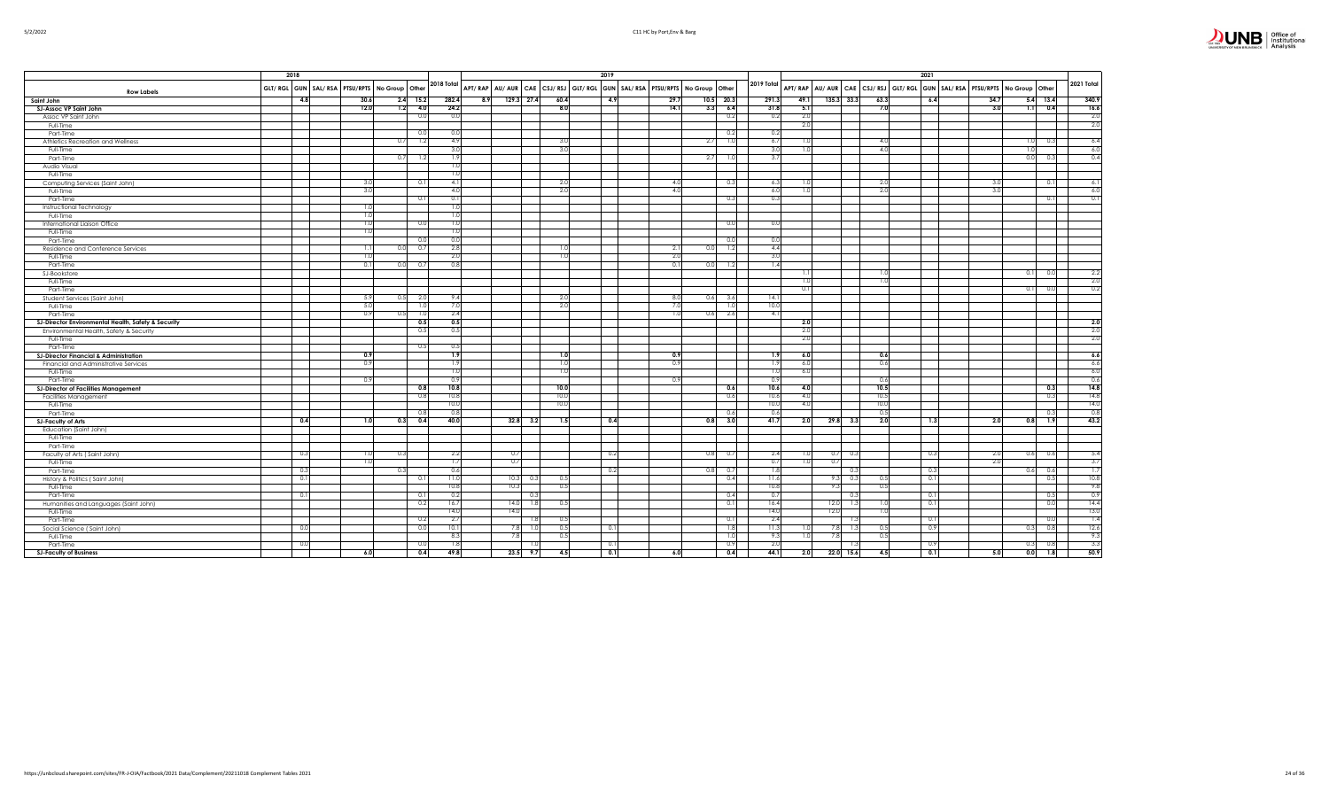| Row Labels | 2018 | | | | | | | 2019 | | | | | | | | | | | 2021 | | | | | | | | | | |
|---|---|---|---|---|---|---|---|---|---|---|---|---|---|---|---|---|---|---|---|---|---|---|---|---|---|---|---|---|---|
| | GLT/ RGL | GUN | SAL/ RSA | PTSU/RPTS | No Group | Other | 2018 Total | APT/ RAP | AU/ AUR | CAE | CSJ/ RSJ | GLT/ RGL | GUN | SAL/ RSA | PTSU/RPTS | No Group | Other | 2019 Total | APT/ RAP | AU/ AUR | CAE | CSJ/ RSJ | GLT/ RGL | GUN | SAL/ RSA | PTSU/RPTS | No Group | Other | 2021 Total |
| **Saint John** | | **4.8** | | **30.6** | **2.4** | **15.2** | **282.4** | **8.9** | **129.3** | **27.4** | **60.4** | | **4.9** | | **29.7** | **10.5** | **20.3** | **291.3** | **49.1** | **135.3** | **33.3** | **63.3** | | **6.4** | | **34.7** | **5.4** | **13.4** | **340.9** |
| **SJ-Assoc VP Saint John** | | | | **12.0** | **1.2** | **4.0** | **24.2** | | | | **8.0** | | | | **14.1** | **3.3** | **6.4** | **31.8** | **5.1** | | | **7.0** | | | | **3.0** | **1.1** | **0.4** | **16.6** |
| Assoc VP Saint John | | | | | | 0.0 | 0.0 | | | | | | | | | | 0.2 | 0.2 | 2.0 | | | | | | | | | | 2.0 |
| Full-Time | | | | | | | | | | | | | | | | | | | 2.0 | | | | | | | | | | 2.0 |
| Part-Time | | | | | | 0.0 | 0.0 | | | | | | | | | | 0.2 | 0.2 | | | | | | | | | | | |
| Athletics Recreation and Wellness | | | | | 0.7 | 1.2 | 4.9 | | | | 3.0 | | | | | 2.7 | 1.0 | 6.7 | 1.0 | | | 4.0 | | | | | 1.0 | 0.3 | 6.4 |
| Full-Time | | | | | | | 3.0 | | | | 3.0 | | | | | | | 3.0 | 1.0 | | | 4.0 | | | | | 1.0 | | 6.0 |
| Part-Time | | | | | 0.7 | 1.2 | 1.9 | | | | | | | | | 2.7 | 1.0 | 3.7 | | | | | | | | | 0.0 | 0.3 | 0.4 |
| Audio Visual | | | | | | | 1.0 | | | | | | | | | | | | | | | | | | | | | | |
| Full-Time | | | | | | | 1.0 | | | | | | | | | | | | | | | | | | | | | | |
| Computing Services (Saint John) | | | | 3.0 | | 0.1 | 4.1 | | | | 2.0 | | | | 4.0 | | 0.3 | 6.3 | 1.0 | | | 2.0 | | | | 3.0 | | 0.1 | 6.1 |
| Full-Time | | | | 3.0 | | | 4.0 | | | | 2.0 | | | | 4.0 | | | 6.0 | 1.0 | | | 2.0 | | | | 3.0 | | | 6.0 |
| Part-Time | | | | | | 0.1 | 0.1 | | | | | | | | | | 0.3 | 0.3 | | | | | | | | | | 0.1 | 0.1 |
| Instructional Technology | | | | 1.0 | | | 1.0 | | | | | | | | | | | | | | | | | | | | | | |
| Full-Time | | | | 1.0 | | | 1.0 | | | | | | | | | | | | | | | | | | | | | | |
| International Liaison Office | | | | 1.0 | | 0.0 | 1.0 | | | | | | | | | | 0.0 | 0.0 | | | | | | | | | | | |
| Full-Time | | | | 1.0 | | | 1.0 | | | | | | | | | | | | | | | | | | | | | | |
| Part-Time | | | | | | 0.0 | 0.0 | | | | | | | | | | 0.0 | 0.0 | | | | | | | | | | | |
| Residence and Conference Services | | | | 1.1 | 0.0 | 0.7 | 2.8 | | | | 1.0 | | | | 2.1 | 0.0 | 1.2 | 4.4 | | | | | | | | | | | |
| Full-Time | | | | 1.0 | | | 2.0 | | | | 1.0 | | | | 2.0 | | | 3.0 | | | | | | | | | | | |
| Part-Time | | | | 0.1 | 0.0 | 0.7 | 0.8 | | | | | | | | 0.1 | 0.0 | 1.2 | 1.4 | | | | | | | | | | | |
| SJ-Bookstore | | | | | | | | | | | | | | | | | | | 1.1 | | | 1.0 | | | | | 0.1 | 0.0 | 2.2 |
| Full-Time | | | | | | | | | | | | | | | | | | | 1.0 | | | 1.0 | | | | | | | 2.0 |
| Part-Time | | | | | | | | | | | | | | | | | | | 0.1 | | | | | | | | 0.1 | 0.0 | 0.2 |
| Student Services (Saint John) | | | | 5.9 | 0.5 | 2.0 | 9.4 | | | | 2.0 | | | | 8.0 | 0.6 | 3.6 | 14.1 | | | | | | | | | | | |
| Full-Time | | | | 5.0 | | 1.0 | 7.0 | | | | 2.0 | | | | 7.0 | | 1.0 | 10.0 | | | | | | | | | | | |
| Part-Time | | | | 0.9 | 0.5 | 1.0 | 2.4 | | | | | | | | 1.0 | 0.6 | 2.6 | 4.1 | | | | | | | | | | | |
| **SJ-Director Environmental Health, Safety & Security** | | | | | | **0.5** | **0.5** | | | | | | | | | | | | **2.0** | | | | | | | | | | **2.0** |
| Environmental Health, Safety & Security | | | | | | 0.5 | 0.5 | | | | | | | | | | | | 2.0 | | | | | | | | | | 2.0 |
| Full-Time | | | | | | | | | | | | | | | | | | | 2.0 | | | | | | | | | | 2.0 |
| Part-Time | | | | | | 0.5 | 0.5 | | | | | | | | | | | | | | | | | | | | | | |
| **SJ-Director Financial & Administration** | | | | **0.9** | | | **1.9** | | | | **1.0** | | | | **0.9** | | | **1.9** | **6.0** | | | **0.6** | | | | | | | **6.6** |
| Financial and Administrative Services | | | | 0.9 | | | 1.9 | | | | 1.0 | | | | 0.9 | | | 1.9 | 6.0 | | | 0.6 | | | | | | | 6.6 |
| Full-Time | | | | | | | 1.0 | | | | 1.0 | | | | | | | 1.0 | 6.0 | | | | | | | | | | 6.0 |
| Part-Time | | | | 0.9 | | | 0.9 | | | | | | | | 0.9 | | | 0.9 | | | | 0.6 | | | | | | | 0.6 |
| **SJ-Director of Facilities Management** | | | | | | **0.8** | **10.8** | | | | **10.0** | | | | | | **0.6** | **10.6** | **4.0** | | | **10.5** | | | | | | **0.3** | **14.8** |
| Facilities Management | | | | | | 0.8 | 10.8 | | | | 10.0 | | | | | | 0.6 | 10.6 | 4.0 | | | 10.5 | | | | | | 0.3 | 14.8 |
| Full-Time | | | | | | | 10.0 | | | | 10.0 | | | | | | | 10.0 | 4.0 | | | 10.0 | | | | | | | 14.0 |
| Part-Time | | | | | | 0.8 | 0.8 | | | | | | | | | | 0.6 | 0.6 | | | | 0.5 | | | | | | 0.3 | 0.8 |
| **SJ-Faculty of Arts** | | **0.4** | | **1.0** | **0.3** | **0.4** | **40.0** | | **32.8** | **3.2** | **1.5** | | **0.4** | | | **0.8** | **3.0** | **41.7** | **2.0** | **29.8** | **3.3** | **2.0** | | **1.3** | | **2.0** | **0.8** | **1.9** | **43.2** |
| Education (Saint John) | | | | | | | | | | | | | | | | | | | | | | | | | | | | | |
| Full-Time | | | | | | | | | | | | | | | | | | | | | | | | | | | | | |
| Part-Time | | | | | | | | | | | | | | | | | | | | | | | | | | | | | |
| Faculty of Arts ( Saint John) | | 0.3 | | 1.0 | 0.3 | | 2.2 | | 0.7 | | | | 0.2 | | | 0.8 | 0.7 | 2.4 | 1.0 | 0.7 | 0.3 | | | 0.3 | | 2.0 | 0.6 | 0.6 | 5.4 |
| Full-Time | | | | 1.0 | | | 1.7 | | 0.7 | | | | | | | | | 0.7 | 1.0 | 0.7 | | | | | | 2.0 | | | 3.7 |
| Part-Time | | 0.3 | | | 0.3 | | 0.6 | | | | | | 0.2 | | | 0.8 | 0.7 | 1.8 | | | 0.3 | | | 0.3 | | | 0.6 | 0.6 | 1.7 |
| History & Politics ( Saint John) | | 0.1 | | | | 0.1 | 11.0 | | 10.3 | 0.3 | 0.5 | | | | | | 0.4 | 11.6 | | 9.3 | 0.3 | 0.5 | | 0.1 | | | | 0.5 | 10.8 |
| Full-Time | | | | | | | 10.8 | | 10.3 | | 0.5 | | | | | | | 10.8 | | 9.3 | | 0.5 | | | | | | | 9.8 |
| Part-Time | | 0.1 | | | | 0.1 | 0.2 | | | 0.3 | | | | | | | 0.4 | 0.7 | | | 0.3 | | | 0.1 | | | | 0.5 | 0.9 |
| Humanities and Languages (Saint John) | | | | | | 0.2 | 16.7 | | 14.0 | 1.8 | 0.5 | | | | | | 0.1 | 16.4 | | 12.0 | 1.3 | 1.0 | | 0.1 | | | | 0.0 | 14.4 |
| Full-Time | | | | | | | 14.0 | | 14.0 | | | | | | | | | 14.0 | | 12.0 | | 1.0 | | | | | | | 13.0 |
| Part-Time | | | | | | 0.2 | 2.7 | | | 1.8 | 0.5 | | | | | | 0.1 | 2.4 | | | 1.3 | | | 0.1 | | | | 0.0 | 1.4 |
| Social Science ( Saint John) | | 0.0 | | | | 0.0 | 10.1 | | 7.8 | 1.0 | 0.5 | | 0.1 | | | | 1.8 | 11.3 | 1.0 | 7.8 | 1.3 | 0.5 | | 0.9 | | | 0.3 | 0.8 | 12.6 |
| Full-Time | | | | | | | 8.3 | | 7.8 | | 0.5 | | | | | | 1.0 | 9.3 | 1.0 | 7.8 | | 0.5 | | | | | | | 9.3 |
| Part-Time | | 0.0 | | | | 0.0 | 1.8 | | | 1.0 | | | 0.1 | | | | 0.9 | 2.0 | | | 1.3 | | | 0.9 | | | 0.3 | 0.8 | 3.3 |
| **SJ-Faculty of Business** | | | | **6.0** | | **0.4** | **49.8** | | **23.5** | **9.7** | **4.5** | | **0.1** | | **6.0** | | **0.4** | **44.1** | **2.0** | **22.0** | **15.6** | **4.5** | | **0.1** | | **5.0** | **0.0** | **1.8** | **50.9** |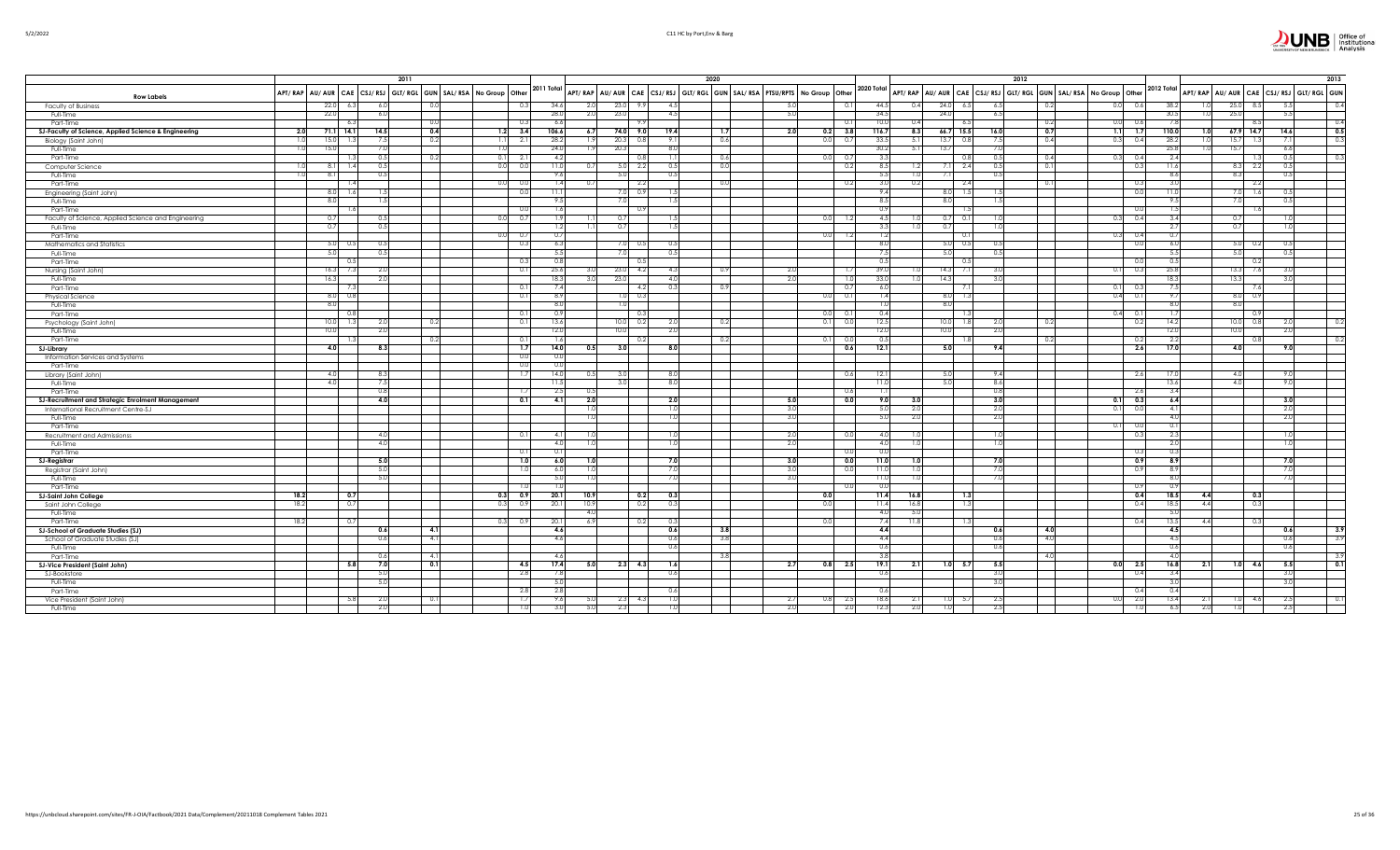| Row Labels | 2011 | | | | | | | | | | 2020 | | | | | | | | | | | 2012 | | | | | | | | | | 2013 | | | | | |
|---|---|---|---|---|---|---|---|---|---|---|---|---|---|---|---|---|---|---|---|---|---|---|---|---|---|---|---|---|---|---|---|---|---|---|---|---|---|
| | APT/RAP | AU/AUR | CAE | CSJ/RSJ | GLT/RGL | GUN | SAL/RSA | No Group | Other | 2011 Total | APT/RAP | AU/AUR | CAE | CSJ/RSJ | GLT/RGL | GUN | SAL/RSA | PTSU/RPTS | No Group | Other | 2020 Total | APT/RAP | AU/AUR | CAE | CSJ/RSJ | GLT/RGL | GUN | SAL/RSA | No Group | Other | 2012 Total | APT/RAP | AU/AUR | CAE | CSJ/RSJ | GLT/RGL | GUN |
| Faculty of Business | | 22.0 | 6.3 | 6.0 | | 0.0 | | | 0.3 | 34.6 | 2.0 | 23.0 | 9.9 | 4.5 | | | | 5.0 | | 0.1 | 44.5 | 0.4 | 24.0 | 6.5 | 6.5 | | 0.2 | | 0.0 | 0.6 | 38.2 | 1.0 | 25.0 | 8.3 | 5.5 | | 0.4 |
| Full-Time | | 22.0 | | 6.0 | | | | | | 28.0 | 2.0 | 23.0 | | 4.5 | | | | 5.0 | | | 34.5 | | 24.0 | | 6.5 | | | | | | 30.5 | 1.0 | 25.0 | | 5.5 | | |
| Part-Time | | | 6.3 | | | 0.0 | | | 0.3 | 6.6 | | | 9.9 | | | | | | | 0.1 | 10.0 | 0.4 | | 6.5 | | | 0.2 | | 0.0 | 0.6 | 7.8 | | | 8.3 | | | 0.4 |
| **SJ-Faculty of Science, Applied Science & Engineering** | **2.0** | **71.1** | **14.1** | **14.5** | | **0.4** | | **1.2** | **3.4** | **106.6** | **6.7** | **74.0** | **9.0** | **19.4** | | **1.7** | | **2.0** | **0.2** | **3.8** | **116.7** | **8.3** | **66.7** | **15.5** | **16.0** | | **0.7** | | **1.1** | **1.7** | **110.0** | **1.0** | **67.9** | **14.7** | **14.6** | | **0.5** |
| Biology (Saint John) | 1.0 | 15.0 | 1.3 | 7.5 | | 0.2 | | 1.1 | 2.1 | 28.2 | 1.9 | 20.3 | 0.8 | 9.1 | | 0.6 | | | 0.0 | 0.7 | 33.5 | 5.1 | 13.7 | 0.8 | 7.5 | | 0.4 | | 0.3 | 0.4 | 28.2 | 1.0 | 15.7 | 1.3 | 7.1 | | 0.3 |
| Full-Time | 1.0 | 15.0 | | 7.0 | | | | 1.0 | | 24.0 | 1.9 | 20.3 | | 8.0 | | | | | | | 30.2 | 5.1 | 13.7 | | 7.0 | | | | | | 25.8 | 1.0 | 15.7 | | 6.6 | | |
| Part-Time | | | 1.3 | 0.5 | | 0.2 | | 0.1 | 2.1 | 4.2 | | | 0.8 | 1.1 | | 0.6 | | | 0.0 | 0.7 | 3.3 | | | 0.8 | 0.5 | | 0.4 | | 0.3 | 0.4 | 2.4 | | | 1.3 | 0.5 | | 0.3 |
| Computer Science | 1.0 | 8.1 | 1.4 | 0.5 | | | | 0.0 | 0.0 | 11.0 | 0.7 | 5.0 | 2.2 | 0.5 | | 0.0 | | | | 0.2 | 8.5 | 1.2 | 7.1 | 2.4 | 0.5 | | 0.1 | | | 0.3 | 11.6 | | 8.3 | 2.2 | 0.5 | | |
| Full-Time | 1.0 | 8.1 | | 0.5 | | | | | | 9.6 | | 5.0 | | 0.5 | | | | | | | 5.5 | 1.0 | 7.1 | | 0.5 | | | | | | 8.6 | | 8.3 | | 0.5 | | |
| Part-Time | | | 1.4 | | | | | 0.0 | 0.0 | 1.4 | 0.7 | | 2.2 | | | 0.0 | | | | 0.2 | 3.0 | 0.2 | | 2.4 | | | 0.1 | | | 0.3 | 3.0 | | | 2.2 | | | |
| Engineering (Saint John) | | 8.0 | 1.6 | 1.5 | | | | | 0.0 | 11.1 | | 7.0 | 0.9 | 1.5 | | | | | | | 9.4 | | 8.0 | 1.5 | 1.5 | | | | | 0.0 | 11.0 | | 7.0 | 1.6 | 0.5 | | |
| Full-Time | | 8.0 | | 1.5 | | | | | | 9.5 | | 7.0 | | 1.5 | | | | | | | 8.5 | | 8.0 | | 1.5 | | | | | | 9.5 | | 7.0 | | 0.5 | | |
| Part-Time | | | 1.6 | | | | | | 0.0 | 1.6 | | | 0.9 | | | | | | | | 0.9 | | | 1.5 | | | | | | 0.0 | 1.5 | | | 1.6 | | | |
| Faculty of Science, Applied Science and Engineering | | 0.7 | | 0.5 | | | | 0.0 | 0.7 | 1.9 | 1.1 | 0.7 | | 1.5 | | | | | 0.0 | 1.2 | 4.5 | 1.0 | 0.7 | 0.1 | 1.0 | | | | 0.3 | 0.4 | 3.4 | | 0.7 | | 1.0 | | |
| Full-Time | | 0.7 | | 0.5 | | | | | | 1.2 | 1.1 | 0.7 | | 1.5 | | | | | | | 3.3 | 1.0 | 0.7 | | 1.0 | | | | | | 2.7 | | 0.7 | | 1.0 | | |
| Part-Time | | | | | | | | 0.0 | 0.7 | 0.7 | | | | | | | | | 0.0 | 1.2 | 1.2 | | | 0.1 | | | | | 0.3 | 0.4 | 0.7 | | | | | | |
| Mathematics and Statistics | | 5.0 | 0.5 | 0.5 | | | | | 0.3 | 6.3 | | 7.0 | 0.5 | 0.5 | | | | | | | 8.0 | | 5.0 | 0.5 | 0.5 | | | | | 0.0 | 6.0 | | 5.0 | 0.2 | 0.5 | | |
| Full-Time | | 5.0 | | 0.5 | | | | | | 5.5 | | 7.0 | | 0.5 | | | | | | | 7.5 | | 5.0 | | 0.5 | | | | | | 5.5 | | 5.0 | | 0.5 | | |
| Part-Time | | | 0.5 | | | | | | 0.3 | 0.8 | | | 0.5 | | | | | | | | 0.5 | | | 0.5 | | | | | | 0.0 | 0.5 | | | 0.2 | | | |
| Nursing (Saint John) | | 16.3 | 7.3 | 2.0 | | | | | 0.1 | 25.6 | 3.0 | 23.0 | 4.2 | 4.3 | | 0.9 | | 2.0 | | 1.7 | 39.0 | 1.0 | 14.3 | 7.1 | 3.0 | | | | 0.1 | 0.3 | 25.8 | | 13.3 | 7.6 | 3.0 | | |
| Full-Time | | 16.3 | | 2.0 | | | | | | 18.3 | 3.0 | 23.0 | | 4.0 | | | | 2.0 | | 1.0 | 33.0 | 1.0 | 14.3 | | 3.0 | | | | | | 18.3 | | 13.3 | | 3.0 | | |
| Part-Time | | | 7.3 | | | | | | 0.1 | 7.4 | | | 4.2 | 0.3 | | 0.9 | | | | 0.7 | 6.0 | | | 7.1 | | | | | 0.1 | 0.3 | 7.5 | | | 7.6 | | | |
| Physical Science | | 8.0 | 0.8 | | | | | | 0.1 | 8.9 | | 1.0 | 0.3 | | | | | | 0.0 | 0.1 | 1.4 | | 8.0 | 1.3 | | | | | 0.4 | 0.1 | 9.7 | | 8.0 | 0.9 | | | |
| Full-Time | | 8.0 | | | | | | | | 8.0 | | 1.0 | | | | | | | | | 1.0 | | 8.0 | | | | | | | | 8.0 | | 8.0 | | | | |
| Part-Time | | | 0.8 | | | | | | 0.1 | 0.9 | | | 0.3 | | | | | | 0.0 | 0.1 | 0.4 | | | 1.3 | | | | | 0.4 | 0.1 | 1.7 | | | 0.9 | | | |
| Psychology (Saint John) | | 10.0 | 1.3 | 2.0 | | 0.2 | | | 0.1 | 13.6 | | 10.0 | 0.2 | 2.0 | | 0.2 | | | 0.1 | 0.0 | 12.5 | | 10.0 | 1.8 | 2.0 | | 0.2 | | | 0.2 | 14.2 | | 10.0 | 0.8 | 2.0 | | 0.2 |
| Full-Time | | 10.0 | | 2.0 | | | | | | 12.0 | | 10.0 | | 2.0 | | | | | | | 12.0 | | 10.0 | | 2.0 | | | | | | 12.0 | | 10.0 | | 2.0 | | |
| Part-Time | | | 1.3 | | | 0.2 | | | 0.1 | 1.6 | | | 0.2 | | | 0.2 | | | 0.1 | 0.0 | 0.5 | | | 1.8 | | | 0.2 | | | 0.2 | 2.2 | | | 0.8 | | | 0.2 |
| **SJ-Library** | | **4.0** | | **8.3** | | | | | **1.7** | **14.0** | **0.5** | **3.0** | | **8.0** | | | | | | **0.6** | **12.1** | | **5.0** | | **9.4** | | | | | **2.6** | **17.0** | | **4.0** | | **9.0** | | |
| Information Services and Systems | | | | | | | | | 0.0 | 0.0 | | | | | | | | | | | | | | | | | | | | | | | | | | | |
| Part-Time | | | | | | | | | 0.0 | 0.0 | | | | | | | | | | | | | | | | | | | | | | | | | | | |
| Library (Saint John) | | 4.0 | | 8.3 | | | | | 1.7 | 14.0 | 0.5 | 3.0 | | 8.0 | | | | | | 0.6 | 12.1 | | 5.0 | | 9.4 | | | | | 2.6 | 17.0 | | 4.0 | | 9.0 | | |
| Full-Time | | 4.0 | | 7.5 | | | | | | 11.5 | | 3.0 | | 8.0 | | | | | | | 11.0 | | 5.0 | | 8.6 | | | | | | 13.6 | | 4.0 | | 9.0 | | |
| Part-Time | | | | 0.8 | | | | | 1.7 | 2.5 | 0.5 | | | | | | | | | 0.6 | 1.1 | | | | 0.8 | | | | | 2.6 | 3.4 | | | | | | |
| **SJ-Recruitment and Strategic Enrolment Management** | | | | **4.0** | | | | | **0.1** | **4.1** | **2.0** | | | **2.0** | | | | **5.0** | | **0.0** | **9.0** | **3.0** | | | **3.0** | | | | **0.1** | **0.3** | **6.4** | | | | **3.0** | | |
| International Recruitment Centre-SJ | | | | | | | | | | | 1.0 | | | 1.0 | | | | 3.0 | | | 5.0 | 2.0 | | | 2.0 | | | | 0.1 | 0.0 | 4.1 | | | | 2.0 | | |
| Full-Time | | | | | | | | | | | 1.0 | | | 1.0 | | | | 3.0 | | | 5.0 | 2.0 | | | 2.0 | | | | | | 4.0 | | | | 2.0 | | |
| Part-Time | | | | | | | | | | | | | | | | | | | | | | | | | | | | | 0.1 | 0.0 | 0.1 | | | | | | |
| Recruitment and Admissions | | | | 4.0 | | | | | 0.1 | 4.1 | 1.0 | | | 1.0 | | | | 2.0 | | 0.0 | 4.0 | 1.0 | | | 1.0 | | | | | 0.3 | 2.3 | | | | 1.0 | | |
| Full-Time | | | | 4.0 | | | | | | 4.0 | 1.0 | | | 1.0 | | | | 2.0 | | | 4.0 | 1.0 | | | 1.0 | | | | | | 2.0 | | | | 1.0 | | |
| Part-Time | | | | | | | | | 0.1 | 0.1 | | | | | | | | | | 0.0 | 0.0 | | | | | | | | | 0.3 | 0.3 | | | | | | |
| **SJ-Registrar** | | | | **5.0** | | | | | **1.0** | **6.0** | **1.0** | | | **7.0** | | | | **3.0** | | **0.0** | **11.0** | **1.0** | | | **7.0** | | | | | **0.9** | **8.9** | | | | **7.0** | | |
| Registrar (Saint John) | | | | 5.0 | | | | | 1.0 | 6.0 | 1.0 | | | 7.0 | | | | 3.0 | | 0.0 | 11.0 | 1.0 | | | 7.0 | | | | | 0.9 | 8.9 | | | | 7.0 | | |
| Full-Time | | | | 5.0 | | | | | | 5.0 | 1.0 | | | 7.0 | | | | 3.0 | | | 11.0 | 1.0 | | | 7.0 | | | | | | 8.0 | | | | 7.0 | | |
| Part-Time | | | | | | | | | 1.0 | 1.0 | | | | | | | | | | 0.0 | 0.0 | | | | | | | | | 0.9 | 0.9 | | | | | | |
| **SJ-Saint John College** | **18.2** | | **0.7** | | | | | **0.3** | **0.9** | **20.1** | **10.9** | | **0.2** | **0.3** | | | | | **0.0** | | **11.4** | **16.8** | | **1.3** | | | | | | **0.4** | **18.5** | **4.4** | | **0.3** | | | |
| Saint John College | 18.2 | | 0.7 | | | | | 0.3 | 0.9 | 20.1 | 10.9 | | 0.2 | 0.3 | | | | | 0.0 | | 11.4 | 16.8 | | 1.3 | | | | | | 0.4 | 18.5 | 4.4 | | 0.3 | | | |
| Full-Time | | | | | | | | | | | 4.0 | | | | | | | | | | 4.0 | 5.0 | | | | | | | | | 5.0 | | | | | | |
| Part-Time | 18.2 | | 0.7 | | | | | 0.3 | 0.9 | 20.1 | 6.9 | | 0.2 | 0.3 | | | | | 0.0 | | 7.4 | 11.8 | | 1.3 | | | | | | 0.4 | 13.5 | 4.4 | | 0.3 | | | |
| **SJ-School of Graduate Studies (SJ)** | | | | **0.6** | | **4.1** | | | | **4.6** | | | | **0.6** | | **3.8** | | | | | **4.4** | | | | **0.6** | | **4.0** | | | | **4.5** | | | | **0.6** | | **3.9** |
| School of Graduate Studies (SJ) | | | | 0.6 | | 4.1 | | | | 4.6 | | | | 0.6 | | 3.8 | | | | | 4.4 | | | | 0.6 | | 4.0 | | | | 4.5 | | | | 0.6 | | 3.9 |
| Full-Time | | | | | | | | | | | | | | 0.6 | | | | | | | 0.6 | | | | 0.6 | | | | | | 0.6 | | | | 0.6 | | |
| Part-Time | | | | 0.6 | | 4.1 | | | | 4.6 | | | | | | 3.8 | | | | | 3.8 | | | | | | 4.0 | | | | 4.0 | | | | | | 3.9 |
| **SJ-Vice President (Saint John)** | | | **5.8** | **7.0** | | **0.1** | | | **4.5** | **17.4** | **5.0** | **2.3** | **4.3** | **1.6** | | | | **2.7** | **0.8** | **2.5** | **19.1** | **2.1** | **1.0** | **5.7** | **5.5** | | | | **0.0** | **2.5** | **16.8** | **2.1** | **1.0** | **4.6** | **5.5** | | **0.1** |
| SJ-Bookstore | | | | 5.0 | | | | | 2.8 | 7.8 | | | | 0.6 | | | | | | | 0.6 | | | | 3.0 | | | | | 0.4 | 3.4 | | | | 3.0 | | |
| Full-Time | | | | 5.0 | | | | | | 5.0 | | | | | | | | | | | | | | | 3.0 | | | | | | 3.0 | | | | 3.0 | | |
| Part-Time | | | | | | | | | 2.8 | 2.8 | | | | 0.6 | | | | | | | 0.6 | | | | | | | | | 0.4 | 0.4 | | | | | | |
| Vice President (Saint John) | | | 5.8 | 2.0 | | 0.1 | | | 1.7 | 9.6 | 5.0 | 2.3 | 4.3 | 1.0 | | | | 2.7 | 0.8 | 2.5 | 18.6 | 2.1 | 1.0 | 5.7 | 2.5 | | | | 0.0 | 2.0 | 13.4 | 2.1 | 1.0 | 4.6 | 2.5 | | 0.1 |
| Full-Time | | | | 2.0 | | | | | 1.0 | 3.0 | 5.0 | 2.3 | | 1.0 | | | | 2.0 | | 2.0 | 12.3 | 2.0 | 1.0 | | 2.5 | | | | | 1.0 | 6.5 | 2.0 | 1.0 | | 2.5 | | |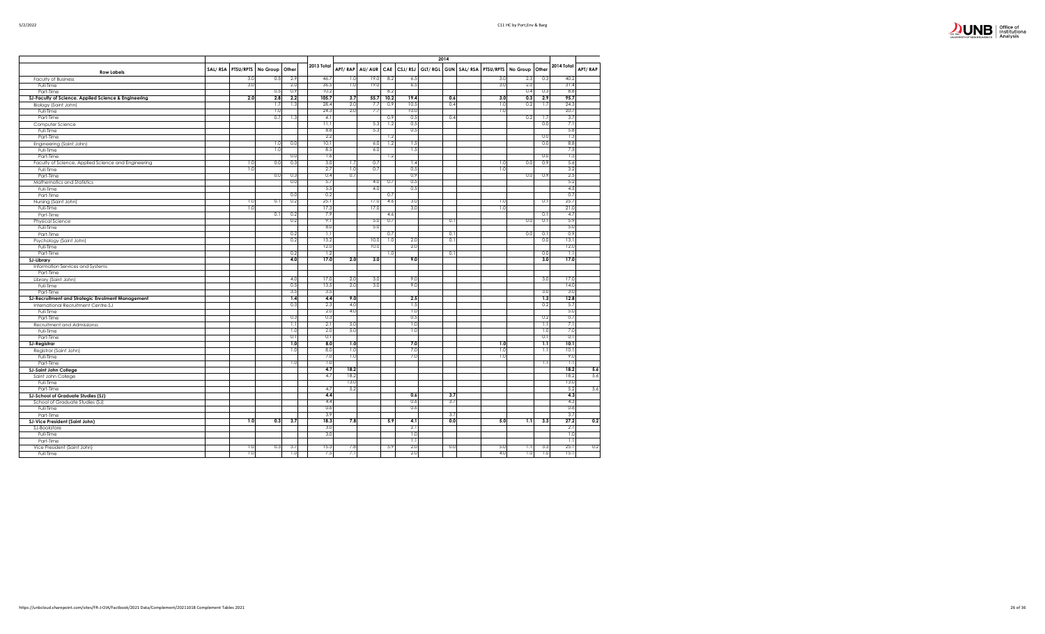| | | | | | | 2014 | | | | | | | | | | | |
|---|---|---|---|---|---|---|---|---|---|---|---|---|---|---|---|---|---|
| **Row Labels** | SAL/ RSA | PTSU/RPTS | No Group | Other | 2013 Total | APT/ RAP | AU/ AUR | CAE | CSJ/ RSJ | GLT/ RGL | GUN | SAL/ RSA | PTSU/RPTS | No Group | Other | 2014 Total | APT/ RAP |
| Faculty of Business | | 3.0 | 0.5 | 2.9 | 46.7 | 1.0 | 19.0 | 8.2 | 6.5 | | | | 3.0 | 2.3 | 0.3 | 40.2 | |
| Full-Time | | 3.0 | | 2.0 | 36.5 | 1.0 | 19.0 | | 6.5 | | | | 3.0 | 2.0 | | 31.4 | |
| Part-Time | | | 0.5 | 0.9 | 10.2 | | | 8.2 | | | | | | 0.4 | 0.3 | 8.8 | |
| **SJ-Faculty of Science, Applied Science & Engineering** | | **2.0** | **2.8** | **2.2** | **105.7** | **3.7** | **55.7** | **10.2** | **19.4** | | **0.6** | | **3.0** | **0.3** | **2.9** | **95.7** | |
| Biology (Saint John) | | | 1.7 | 1.3 | 28.4 | 2.0 | 7.7 | 0.9 | 10.5 | | 0.4 | | 1.0 | 0.2 | 1.7 | 24.3 | |
| Full-Time | | | 1.0 | | 24.3 | 2.0 | 7.7 | | 10.0 | | | | 1.0 | | | 20.7 | |
| Part-Time | | | 0.7 | 1.3 | 4.1 | | | 0.9 | 0.5 | | 0.4 | | | 0.2 | 1.7 | 3.7 | |
| Computer Science | | | | | 11.1 | | 5.3 | 1.2 | 0.5 | | | | | | 0.0 | 7.1 | |
| Full-Time | | | | | 8.8 | | 5.3 | | 0.5 | | | | | | | 5.8 | |
| Part-Time | | | | | 2.2 | | | 1.2 | | | | | | | 0.0 | 1.3 | |
| Engineering (Saint John) | | | 1.0 | 0.0 | 10.1 | | 6.0 | 1.2 | 1.5 | | | | | | 0.0 | 8.8 | |
| Full-Time | | | 1.0 | | 8.5 | | 6.0 | | 1.5 | | | | | | | 7.5 | |
| Part-Time | | | | 0.0 | 1.6 | | | 1.2 | | | | | | | 0.0 | 1.3 | |
| Faculty of Science, Applied Science and Engineering | | 1.0 | 0.0 | 0.3 | 3.0 | 1.7 | 0.7 | | 1.4 | | | | 1.0 | 0.0 | 0.9 | 5.6 | |
| Full-Time | | 1.0 | | | 2.7 | 1.0 | 0.7 | | 0.5 | | | | 1.0 | | | 3.2 | |
| Part-Time | | | 0.0 | 0.3 | 0.4 | 0.7 | | | 0.9 | | | | | 0.0 | 0.9 | 2.5 | |
| Mathematics and Statistics | | | | 0.0 | 5.7 | | 4.0 | 0.7 | 0.5 | | | | | | | 5.2 | |
| Full-Time | | | | | 5.5 | | 4.0 | | 0.5 | | | | | | | 4.5 | |
| Part-Time | | | | 0.0 | 0.2 | | | 0.7 | | | | | | | | 0.7 | |
| Nursing (Saint John) | | 1.0 | 0.1 | 0.2 | 25.1 | | 17.0 | 4.6 | 3.0 | | | | 1.0 | | 0.1 | 25.7 | |
| Full-Time | | 1.0 | | | 17.3 | | 17.0 | | 3.0 | | | | 1.0 | | | 21.0 | |
| Part-Time | | | 0.1 | 0.2 | 7.9 | | | 4.6 | | | | | | | 0.1 | 4.7 | |
| Physical Science | | | | 0.2 | 9.1 | | 5.0 | 0.7 | | | 0.1 | | | 0.0 | 0.1 | 5.9 | |
| Full-Time | | | | | 8.0 | | 5.0 | | | | | | | | | 5.0 | |
| Part-Time | | | | 0.2 | 1.1 | | | 0.7 | | | 0.1 | | | 0.0 | 0.1 | 0.9 | |
| Psychology (Saint John) | | | | 0.2 | 13.2 | | 10.0 | 1.0 | 2.0 | | 0.1 | | | | 0.0 | 13.1 | |
| Full-Time | | | | | 12.0 | | 10.0 | | 2.0 | | | | | | | 12.0 | |
| Part-Time | | | | 0.2 | 1.2 | | | 1.0 | | | 0.1 | | | | 0.0 | 1.1 | |
| **SJ-Library** | | | | **4.0** | **17.0** | **2.0** | **3.0** | | **9.0** | | | | | | **3.0** | **17.0** | |
| Information Services and Systems | | | | | | | | | | | | | | | | | |
| Part-Time | | | | | | | | | | | | | | | | | |
| Library (Saint John) | | | | 4.0 | 17.0 | 2.0 | 3.0 | | 9.0 | | | | | | 3.0 | 17.0 | |
| Full-Time | | | | 0.5 | 13.5 | 2.0 | 3.0 | | 9.0 | | | | | | | 14.0 | |
| Part-Time | | | | 3.5 | 3.5 | | | | | | | | | | 3.0 | 3.0 | |
| **SJ-Recruitment and Strategic Enrolment Management** | | | | **1.4** | **4.4** | **9.0** | | | **2.5** | | | | | | **1.3** | **12.8** | |
| International Recruitment Centre-SJ | | | | 0.3 | 2.3 | 4.0 | | | 1.5 | | | | | | 0.2 | 5.7 | |
| Full-Time | | | | | 2.0 | 4.0 | | | 1.0 | | | | | | | 5.0 | |
| Part-Time | | | | 0.3 | 0.3 | | | | 0.5 | | | | | | 0.2 | 0.7 | |
| Recruitment and Admissions | | | | 1.1 | 2.1 | 5.0 | | | 1.0 | | | | | | 1.1 | 7.1 | |
| Full-Time | | | | 1.0 | 2.0 | 5.0 | | | 1.0 | | | | | | 1.0 | 7.0 | |
| Part-Time | | | | 0.1 | 0.1 | | | | | | | | | | 0.1 | 0.1 | |
| **SJ-Registrar** | | | | **1.0** | **8.0** | **1.0** | | | **7.0** | | | | **1.0** | | **1.1** | **10.1** | |
| Registrar (Saint John) | | | | 1.0 | 8.0 | 1.0 | | | 7.0 | | | | 1.0 | | 1.1 | 10.1 | |
| Full-Time | | | | | 7.0 | 1.0 | | | 7.0 | | | | 1.0 | | | 9.0 | |
| Part-Time | | | | 1.0 | 1.0 | | | | | | | | | | 1.1 | 1.1 | |
| **SJ-Saint John College** | | | | | **4.7** | **18.2** | | | | | | | | | | **18.2** | **5.6** |
| Saint John College | | | | | 4.7 | 18.2 | | | | | | | | | | 18.2 | 5.6 |
| Full-Time | | | | | | 13.0 | | | | | | | | | | 13.0 | |
| Part-Time | | | | | 4.7 | 5.2 | | | | | | | | | | 5.2 | 5.6 |
| **SJ-School of Graduate Studies (SJ)** | | | | | **4.4** | | | | **0.6** | | **3.7** | | | | | **4.3** | |
| School of Graduate Studies (SJ) | | | | | 4.4 | | | | 0.6 | | 3.7 | | | | | 4.3 | |
| Full-Time | | | | | 0.6 | | | | 0.6 | | | | | | | 0.6 | |
| Part-Time | | | | | 3.9 | | | | | | 3.7 | | | | | 3.7 | |
| **SJ-Vice President (Saint John)** | | **1.0** | **0.3** | **3.7** | **18.3** | **7.8** | | **5.9** | **4.1** | | **0.0** | | **5.0** | **1.1** | **3.3** | **27.2** | **0.2** |
| SJ-Bookstore | | | | | 3.0 | | | | 2.1 | | | | | | | 2.1 | |
| Full-Time | | | | | 3.0 | | | | 1.0 | | | | | | | 1.0 | |
| Part-Time | | | | | | | | | 1.1 | | | | | | | 1.1 | |
| Vice President (Saint John) | | 1.0 | 0.3 | 3.7 | 15.3 | 7.8 | | 5.9 | 2.0 | | 0.0 | | 5.0 | 1.1 | 3.3 | 25.1 | 0.2 |
| Full-Time | | 1.0 | | 1.0 | 7.5 | 7.1 | | | 2.0 | | | | 4.0 | 1.0 | 1.0 | 15.1 | |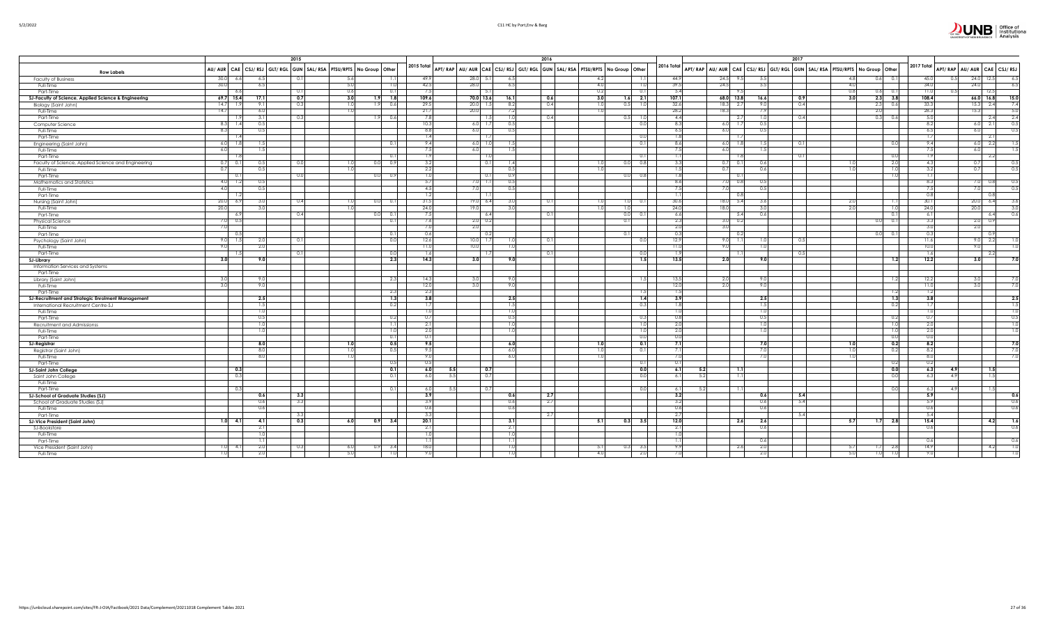| Row Labels | 2015 | | | | | | | | | 2015 Total | 2016 | | | | | | | | | | 2016 Total | 2017 | | | | | | | | | | 2017 Total | | | | |
|---|---|---|---|---|---|---|---|---|---|---|---|---|---|---|---|---|---|---|---|---|---|---|---|---|---|---|---|---|---|---|---|---|---|---|---|---|
| | AU/ AUR | CAE | CSJ/ RSJ | GLT/ RGL | GUN | SAL/ RSA | PTSU/RPTS | No Group | Other | | APT/ RAP | AU/ AUR | CAE | CSJ/ RSJ | GLT/ RGL | GUN | SAL/ RSA | PTSU/RPTS | No Group | Other | | APT/ RAP | AU/ AUR | CAE | CSJ/ RSJ | GLT/ RGL | GUN | SAL/ RSA | PTSU/RPTS | No Group | Other | | APT/ RAP | AU/ AUR | CAE | CSJ/ RSJ |
| Faculty of Business | 30.0 | 6.6 | 6.5 | | 0.1 | | 5.6 | | 1.1 | 49.9 | | 28.0 | 5.1 | 6.5 | | | | 4.2 | | 1.1 | 44.9 | | 24.5 | 9.5 | 5.5 | | | | 4.8 | 0.6 | 0.1 | 45.0 | 0.5 | 24.0 | 12.5 | 6.5 |
| Full-Time | 30.0 | | 6.5 | | | | 5.0 | | 1.0 | 42.5 | | 28.0 | | 6.5 | | | | 4.0 | | 1.0 | 39.5 | | 24.5 | | 5.5 | | | | 4.0 | | | 34.0 | | 24.0 | | 6.5 |
| Part-Time | | 6.6 | | | 0.1 | | 0.6 | | 0.1 | 7.5 | | | 5.1 | | | | | 0.2 | | 0.1 | 5.4 | | | 9.5 | | | | | 0.8 | 0.6 | 0.1 | 11.0 | 0.5 | | 12.5 | |
| SJ-Faculty of Science, Applied Science & Engineering | 69.7 | 15.4 | 17.1 | | 0.7 | | 3.0 | 1.9 | 1.8 | 109.6 | | 70.0 | 13.6 | 16.1 | | 0.6 | | 3.0 | 1.6 | 2.1 | 107.1 | | 68.0 | 13.8 | 16.6 | | 0.9 | | 3.0 | 2.3 | 3.8 | 108.4 | | 66.0 | 16.8 | 15.0 |
| Biology (Saint John) | 14.7 | 1.9 | 9.1 | | 0.3 | | 1.0 | 1.9 | 0.6 | 29.5 | | 20.0 | 1.5 | 8.2 | | 0.4 | | 1.0 | 0.5 | 1.0 | 32.6 | | 18.3 | 2.7 | 9.0 | | 0.4 | | | 2.3 | 0.6 | 33.3 | | 15.3 | 2.4 | 7.4 |
| Full-Time | 14.7 | | 6.0 | | | | 1.0 | | | 21.7 | | 20.0 | | 7.2 | | | | 1.0 | | | 28.2 | | 18.3 | | 7.9 | | | | | 2.0 | | 28.3 | | 15.3 | | 5.0 |
| Part-Time | | 1.9 | 3.1 | | 0.3 | | | 1.9 | 0.6 | 7.8 | | | 1.5 | 1.0 | | 0.4 | | | 0.5 | 1.0 | 4.4 | | | 2.7 | 1.0 | | 0.4 | | | 0.3 | 0.6 | 5.0 | | | 2.4 | 2.4 |
| Computer Science | 8.3 | 1.4 | 0.5 | | | | | | | 10.3 | | 6.0 | 1.7 | 0.5 | | | | | | 0.0 | 8.3 | | 6.0 | 1.7 | 0.5 | | | | | | | 8.2 | | 6.0 | 2.1 | 0.5 |
| Full-Time | 8.3 | | 0.5 | | | | | | | 8.8 | | 6.0 | | 0.5 | | | | | | | 6.5 | | 6.0 | | 0.5 | | | | | | | 6.5 | | 6.0 | | 0.5 |
| Part-Time | | 1.4 | | | | | | | | 1.4 | | | 1.7 | | | | | | | 0.0 | 1.8 | | | 1.7 | | | | | | | | 1.7 | | | 2.1 | |
| Engineering (Saint John) | 6.0 | 1.8 | 1.5 | | | | | | 0.1 | 9.4 | | 6.0 | 1.0 | 1.5 | | | | | | 0.1 | 8.6 | | 6.0 | 1.8 | 1.5 | | 0.1 | | | | 0.0 | 9.4 | | 6.0 | 2.2 | 1.5 |
| Full-Time | 6.0 | | 1.5 | | | | | | | 7.5 | | 6.0 | | 1.5 | | | | | | | 7.5 | | 6.0 | | 1.5 | | | | | | | 7.5 | | 6.0 | | 1.5 |
| Part-Time | | 1.8 | | | | | | | 0.1 | 1.9 | | | 1.0 | | | | | | | 0.1 | 1.1 | | | 1.8 | | | 0.1 | | | | 0.0 | 1.9 | | | 2.2 | |
| Faculty of Science, Applied Science and Engineering | 0.7 | 0.1 | 0.5 | | 0.0 | | 1.0 | 0.0 | 0.9 | 3.2 | | | 0.1 | 1.4 | | | | 1.0 | 0.0 | 0.8 | 3.3 | | 0.7 | 0.1 | 0.6 | | | | 1.0 | | 2.0 | 4.3 | | 0.7 | | 0.5 |
| Full-Time | 0.7 | | 0.5 | | | | 1.0 | | | 2.2 | | | | 0.5 | | | | 1.0 | | | 1.5 | | 0.7 | | 0.6 | | | | 1.0 | | 1.0 | 3.2 | | 0.7 | | 0.5 |
| Part-Time | | 0.1 | | | 0.0 | | | 0.0 | 0.9 | 1.0 | | | 0.1 | 0.9 | | | | | 0.0 | 0.8 | 1.8 | | | 0.1 | | | | | | | 1.0 | 1.1 | | | | |
| Mathematics and Statistics | 4.0 | 1.2 | 0.5 | | | | | | | 5.7 | | 7.0 | 1.1 | 0.5 | | | | | | | 8.6 | | 7.0 | 0.8 | 0.5 | | | | | | | 8.3 | | 7.0 | 0.8 | 0.5 |
| Full-Time | 4.0 | | 0.5 | | | | | | | 4.5 | | 7.0 | | 0.5 | | | | | | | 7.5 | | 7.0 | | 0.5 | | | | | | | 7.5 | | 7.0 | | 0.5 |
| Part-Time | | 1.2 | | | | | | | | 1.2 | | | 1.1 | | | | | | | | 1.1 | | | 0.8 | | | | | | | | 0.8 | | | 0.8 | |
| Nursing (Saint John) | 20.0 | 6.9 | 3.0 | | 0.4 | | 1.0 | 0.0 | 0.1 | 31.5 | | 19.0 | 6.4 | 3.0 | | 0.1 | | 1.0 | 1.0 | 0.1 | 30.6 | | 18.0 | 5.4 | 3.6 | | | | 2.0 | | 1.1 | 30.1 | | 20.0 | 6.4 | 3.6 |
| Full-Time | 20.0 | | 3.0 | | | | 1.0 | | | 24.0 | | 19.0 | | 3.0 | | | | 1.0 | 1.0 | | 24.0 | | 18.0 | | 3.0 | | | | 2.0 | | 1.0 | 24.0 | | 20.0 | | 3.0 |
| Part-Time | | 6.9 | | | 0.4 | | | 0.0 | 0.1 | 7.5 | | | 6.4 | | | 0.1 | | | 0.0 | 0.1 | 6.6 | | | 5.4 | 0.6 | | | | | | 0.1 | 6.1 | | | 6.4 | 0.6 |
| Physical Science | 7.0 | 0.5 | | | | | | | 0.1 | 7.6 | | 2.0 | 0.2 | | | | | | 0.1 | | 2.3 | | 3.0 | 0.2 | | | | | | 0.0 | 0.1 | 3.3 | | 2.0 | 0.9 | |
| Full-Time | 7.0 | | | | | | | | | 7.0 | | 2.0 | | | | | | | | | 2.0 | | 3.0 | | | | | | | | | 3.0 | | 2.0 | | |
| Part-Time | | 0.5 | | | | | | | 0.1 | 0.6 | | | 0.2 | | | | | | 0.1 | | 0.3 | | | 0.2 | | | | | | 0.0 | 0.1 | 0.3 | | | 0.9 | |
| Psychology (Saint John) | 9.0 | 1.5 | 2.0 | | 0.1 | | | | 0.0 | 12.6 | | 10.0 | 1.7 | 1.0 | | 0.1 | | | | 0.0 | 12.9 | | 9.0 | 1.1 | 1.0 | | 0.5 | | | | | 11.6 | | 9.0 | 2.2 | 1.0 |
| Full-Time | 9.0 | | 2.0 | | | | | | | 11.0 | | 10.0 | | 1.0 | | | | | | | 11.0 | | 9.0 | | 1.0 | | | | | | | 10.0 | | 9.0 | | 1.0 |
| Part-Time | | 1.5 | | | 0.1 | | | | 0.0 | 1.6 | | | 1.7 | | | 0.1 | | | | 0.0 | 1.9 | | | 1.1 | | | 0.5 | | | | | 1.6 | | | 2.2 | |
| SJ-Library | 3.0 | | 9.0 | | | | | | 2.3 | 14.3 | | 3.0 | | 9.0 | | | | | | 1.5 | 13.5 | | 2.0 | | 9.0 | | | | | | 1.2 | 12.2 | | 3.0 | | 7.0 |
| Information Services and Systems | | | | | | | | | | | | | | | | | | | | | | | | | | | | | | | | | | | | |
| Part-Time | | | | | | | | | | | | | | | | | | | | | | | | | | | | | | | | | | | | |
| Library (Saint John) | 3.0 | | 9.0 | | | | | | 2.3 | 14.3 | | 3.0 | | 9.0 | | | | | | 1.5 | 13.5 | | 2.0 | | 9.0 | | | | | | 1.2 | 12.2 | | 3.0 | | 7.0 |
| Full-Time | 3.0 | | 9.0 | | | | | | | 12.0 | | 3.0 | | 9.0 | | | | | | | 12.0 | | 2.0 | | 9.0 | | | | | | | 11.0 | | 3.0 | | 7.0 |
| Part-Time | | | | | | | | | 2.3 | 2.3 | | | | | | | | | | 1.5 | 1.5 | | | | | | | | | | 1.2 | 1.2 | | | | |
| SJ-Recruitment and Strategic Enrolment Management | | | 2.5 | | | | | | 1.3 | 3.8 | | | | 2.5 | | | | | | 1.4 | 3.9 | | | | 2.5 | | | | | | 1.3 | 3.8 | | | | 2.5 |
| International Recruitment Centre-SJ | | | 1.5 | | | | | | 0.2 | 1.7 | | | | 1.5 | | | | | | 0.3 | 1.8 | | | | 1.5 | | | | | | 0.2 | 1.7 | | | | 1.5 |
| Full-Time | | | 1.0 | | | | | | | 1.0 | | | | 1.0 | | | | | | | 1.0 | | | | 1.0 | | | | | | | 1.0 | | | | 1.0 |
| Part-Time | | | 0.5 | | | | | | 0.2 | 0.7 | | | | 0.5 | | | | | | 0.3 | 0.8 | | | | 0.5 | | | | | | 0.2 | 0.7 | | | | 0.5 |
| Recruitment and Admissions | | | 1.0 | | | | | | 1.1 | 2.1 | | | | 1.0 | | | | | | 1.0 | 2.0 | | | | 1.0 | | | | | | 1.0 | 2.0 | | | | 1.0 |
| Full-Time | | | 1.0 | | | | | | 1.0 | 2.0 | | | | 1.0 | | | | | | 1.0 | 2.0 | | | | 1.0 | | | | | | 1.0 | 2.0 | | | | 1.0 |
| Part-Time | | | | | | | | | 0.1 | 0.1 | | | | | | | | | | 0.0 | 0.0 | | | | | | | | | | 0.0 | 0.0 | | | | |
| SJ-Registrar | | | 8.0 | | | | 1.0 | | 0.5 | 9.5 | | | | 6.0 | | | | 1.0 | | 0.1 | 7.1 | | | | 7.0 | | | | 1.0 | | 0.2 | 8.2 | | | | 7.0 |
| Registrar (Saint John) | | | 8.0 | | | | 1.0 | | 0.5 | 9.5 | | | | 6.0 | | | | 1.0 | | 0.1 | 7.1 | | | | 7.0 | | | | 1.0 | | 0.2 | 8.2 | | | | 7.0 |
| Full-Time | | | 8.0 | | | | 1.0 | | | 9.0 | | | | 6.0 | | | | 1.0 | | | 7.0 | | | | 7.0 | | | | 1.0 | | | 8.0 | | | | 7.0 |
| Part-Time | | | | | | | | | 0.5 | 0.5 | | | | | | | | | | 0.1 | 0.1 | | | | | | | | | | 0.2 | 0.2 | | | | |
| SJ-Saint John College | | 0.3 | | | | | | | 0.1 | 6.0 | 5.5 | | 0.7 | | | | | | | 0.0 | 6.1 | 5.2 | | 1.1 | | | | | | | 0.0 | 6.3 | 4.9 | | 1.5 | |
| Saint John College | | 0.3 | | | | | | | 0.1 | 6.0 | 5.5 | | 0.7 | | | | | | | 0.0 | 6.1 | 5.2 | | 1.1 | | | | | | | 0.0 | 6.3 | 4.9 | | 1.5 | |
| Full-Time | | | | | | | | | | | | | | | | | | | | | | | | | | | | | | | | | | | | |
| Part-Time | | 0.3 | | | | | | | 0.1 | 6.0 | 5.5 | | 0.7 | | | | | | | 0.0 | 6.1 | 5.2 | | 1.1 | | | | | | | 0.0 | 6.3 | 4.9 | | 1.5 | |
| SJ-School of Graduate Studies (SJ) | | | 0.6 | | 3.3 | | | | | 3.9 | | | | 0.6 | | 2.7 | | | | | 3.2 | | | | 0.6 | | 5.4 | | | | | 5.9 | | | | 0.6 |
| School of Graduate Studies (SJ) | | | 0.6 | | 3.3 | | | | | 3.9 | | | | 0.6 | | 2.7 | | | | | 3.2 | | | | 0.6 | | 5.4 | | | | | 5.9 | | | | 0.6 |
| Full-Time | | | 0.6 | | | | | | | 0.6 | | | | 0.6 | | | | | | | 0.6 | | | | 0.6 | | | | | | | 0.6 | | | | 0.6 |
| Part-Time | | | | | 3.3 | | | | | 3.3 | | | | | | 2.7 | | | | | 2.7 | | | | | | 5.4 | | | | | 5.4 | | | | |
| SJ-Vice President (Saint John) | 1.0 | 4.1 | 4.1 | | 0.3 | | 6.0 | 0.9 | 3.4 | 20.1 | | | | 3.1 | | | | 5.1 | 0.3 | 3.5 | 12.0 | | | 2.6 | 2.6 | | | | 5.7 | 1.7 | 2.8 | 15.4 | | | 4.2 | 1.6 |
| SJ-Bookstore | | | 2.1 | | | | | | | 2.1 | | | | 2.1 | | | | | | | 2.1 | | | | 0.6 | | | | | | | 0.6 | | | | 0.6 |
| Full-Time | | | 1.0 | | | | | | | 1.0 | | | | 1.0 | | | | | | | 1.0 | | | | | | | | | | | | | | | |
| Part-Time | | | 1.1 | | | | | | | 1.1 | | | | 1.1 | | | | | | | 1.1 | | | | 0.6 | | | | | | | 0.6 | | | | 0.6 |
| Vice President (Saint John) | 1.0 | 4.1 | 2.0 | | 0.3 | | 6.0 | 0.9 | 3.4 | 18.0 | | | | 1.0 | | | | 5.1 | 0.3 | 3.5 | 9.9 | | | 2.6 | 2.0 | | | | 5.7 | 1.7 | 2.8 | 14.9 | | | 4.2 | 1.0 |
| Full-Time | 1.0 | | 2.0 | | | | 5.0 | | 1.0 | 9.0 | | | | 1.0 | | | | 4.0 | | 2.0 | 7.0 | | | | 2.0 | | | | 5.0 | 1.0 | 1.0 | 9.0 | | | | 1.0 |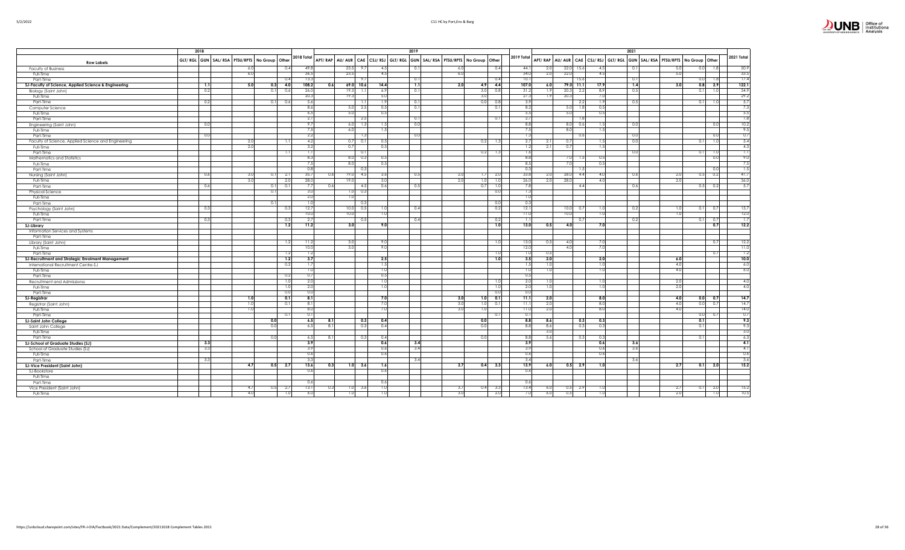| | 2018 | | | | | | | 2019 | | | | | | | | | | | 2021 | | | | | | | | | | |
|---|---|---|---|---|---|---|---|---|---|---|---|---|---|---|---|---|---|---|---|---|---|---|---|---|---|---|---|---|---|
| **Row Labels** | GLT/ RGL | GUN | SAL/ RSA | PTSU/RPTS | No Group | Other | 2018 Total | APT/ RAP | AU/ AUR | CAE | CSJ/ RSJ | GLT/ RGL | GUN | SAL/ RSA | PTSU/RPTS | No Group | Other | 2019 Total | APT/ RAP | AU/ AUR | CAE | CSJ/ RSJ | GLT/ RGL | GUN | SAL/ RSA | PTSU/RPTS | No Group | Other | 2021 Total |
| Faculty of Business | | | | 6.0 | | 0.4 | 49.8 | | 23.5 | 9.7 | 4.5 | | 0.1 | | 6.0 | | 0.4 | 44.1 | 2.0 | 22.0 | 15.6 | 4.5 | | 0.1 | | 5.0 | 0.0 | 1.8 | 50.9 |
| Full-Time | | | | 6.0 | | | 36.5 | | 23.5 | | 4.5 | | | | 6.0 | | | 34.0 | 2.0 | 22.0 | | 4.5 | | | | 5.0 | | | 33.5 |
| Part-Time | | | | | | 0.4 | 13.3 | | | 9.7 | | | 0.1 | | | | 0.4 | 10.1 | | | 15.6 | | | 0.1 | | | 0.0 | 1.8 | 17.4 |
| **SJ-Faculty of Science, Applied Science & Engineering** | | **1.1** | | **5.0** | **0.3** | **4.0** | **108.2** | **0.6** | **69.0** | **10.6** | **14.4** | | **1.1** | | **2.0** | **4.9** | **4.4** | **107.0** | **6.0** | **79.0** | **11.1** | **17.9** | | **1.4** | | **3.0** | **0.8** | **2.9** | **122.1** |
| Biology (Saint John) | | 0.2 | | | 0.1 | 0.6 | 26.0 | | 19.3 | 1.1 | 6.9 | | 0.1 | | | 3.0 | 0.8 | 31.2 | 1.9 | 20.3 | 2.2 | 8.9 | | 0.5 | | | 0.1 | 1.0 | 34.9 |
| Full-Time | | | | | | | 20.3 | | 19.3 | | 5.0 | | | | | 3.0 | | 27.3 | 1.9 | 20.3 | | 7.0 | | | | | | | 29.2 |
| Part-Time | | 0.2 | | | 0.1 | 0.6 | 5.6 | | | 1.1 | 1.9 | | 0.1 | | | 0.0 | 0.8 | 3.9 | | | 2.2 | 1.9 | | 0.5 | | | 0.1 | 1.0 | 5.7 |
| Computer Science | | | | | | | 8.6 | | 5.0 | 2.5 | 0.5 | | 0.1 | | | | 0.1 | 8.2 | | 5.0 | 1.8 | 0.5 | | | | | | | 7.3 |
| Full-Time | | | | | | | 6.5 | | 5.0 | | 0.5 | | | | | | | 5.5 | | 5.0 | | 0.5 | | | | | | | 5.5 |
| Part-Time | | | | | | | 2.1 | | | 2.5 | | | 0.1 | | | | 0.1 | 2.7 | | | 1.8 | | | | | | | | 1.8 |
| Engineering (Saint John) | | 0.0 | | | | | 9.7 | | 6.0 | 1.3 | 1.5 | | 0.0 | | | | | 8.8 | | 8.0 | 0.6 | 1.5 | | 0.0 | | | | 0.0 | 10.2 |
| Full-Time | | | | | | | 7.5 | | 6.0 | | 1.5 | | | | | | | 7.5 | | 8.0 | | 1.5 | | | | | | | 9.5 |
| Part-Time | | 0.0 | | | | | 2.2 | | | 1.3 | | | 0.0 | | | | | 1.3 | | | 0.6 | | | 0.0 | | | | 0.0 | 0.7 |
| Faculty of Science, Applied Science and Engineering | | | | 2.0 | | 1.1 | 4.2 | | 0.7 | 0.1 | 0.5 | | | | | 0.2 | 1.3 | 2.7 | 2.1 | 0.7 | | 1.5 | | 0.0 | | | 0.1 | 1.0 | 5.4 |
| Full-Time | | | | 2.0 | | | 3.2 | | 0.7 | | 0.5 | | | | | | | 1.2 | 2.1 | 0.7 | | 1.5 | | | | | | | 4.3 |
| Part-Time | | | | | | 1.1 | 1.1 | | | 0.1 | | | | | | 0.2 | 1.3 | 1.6 | | | | | | 0.0 | | | 0.1 | 1.0 | 1.1 |
| Mathematics and Statistics | | | | | | | 8.3 | | 8.0 | 0.3 | 0.5 | | | | | | | 8.8 | | 7.0 | 1.5 | 0.5 | | | | | | 0.0 | 9.0 |
| Full-Time | | | | | | | 7.5 | | 8.0 | | 0.5 | | | | | | | 8.5 | | 7.0 | | 0.5 | | | | | | | 7.5 |
| Part-Time | | | | | | | 0.8 | | | 0.3 | | | | | | | | 0.3 | | | 1.5 | | | | | | | 0.0 | 1.5 |
| Nursing (Saint John) | | 0.6 | | 3.0 | 0.1 | 2.1 | 35.7 | 0.6 | 19.0 | 4.5 | 3.6 | | 0.5 | | 2.0 | 1.7 | 2.0 | 33.8 | 2.0 | 28.0 | 4.4 | 4.0 | | 0.6 | | 2.0 | 0.5 | 0.2 | 41.7 |
| Full-Time | | | | 3.0 | | 2.0 | 28.0 | | 19.0 | | 3.0 | | | | 2.0 | 1.0 | 1.0 | 26.0 | 2.0 | 28.0 | | 4.0 | | | | 2.0 | | | 36.0 |
| Part-Time | | 0.6 | | | 0.1 | 0.1 | 7.7 | 0.6 | | 4.5 | 0.6 | | 0.5 | | | 0.7 | 1.0 | 7.8 | | | 4.4 | | | 0.6 | | | 0.5 | 0.2 | 5.7 |
| Physical Science | | | | | 0.1 | | 3.0 | | 1.0 | 0.3 | | | | | | | 0.0 | 1.3 | | | | | | | | | | | |
| Full-Time | | | | | | | 2.0 | | 1.0 | | | | | | | | | 1.0 | | | | | | | | | | | |
| Part-Time | | | | | 0.1 | | 1.0 | | | 0.3 | | | | | | | 0.0 | 0.3 | | | | | | | | | | | |
| Psychology (Saint John) | | 0.3 | | | | 0.3 | 12.7 | | 10.0 | 0.5 | 1.0 | | 0.4 | | | | 0.2 | 12.1 | | 10.0 | 0.7 | 1.0 | | 0.2 | | 1.0 | 0.1 | 0.7 | 13.7 |
| Full-Time | | | | | | | 10.0 | | 10.0 | | 1.0 | | | | | | | 11.0 | | 10.0 | | 1.0 | | | | 1.0 | | | 12.0 |
| Part-Time | | 0.3 | | | | 0.3 | 2.7 | | | 0.5 | | | 0.4 | | | | 0.2 | 1.1 | | | 0.7 | | | 0.2 | | | 0.1 | 0.7 | 1.7 |
| **SJ-Library** | | | | | | **1.2** | **11.2** | | **3.0** | | **9.0** | | | | | | **1.0** | **13.0** | **0.5** | **4.0** | | **7.0** | | | | | | **0.7** | **12.2** |
| Information Services and Systems | | | | | | | | | | | | | | | | | | | | | | | | | | | | | |
| Part-Time | | | | | | | | | | | | | | | | | | | | | | | | | | | | | |
| Library (Saint John) | | | | | | 1.2 | 11.2 | | 3.0 | | 9.0 | | | | | | 1.0 | 13.0 | 0.5 | 4.0 | | 7.0 | | | | | | 0.7 | 12.2 |
| Full-Time | | | | | | | 10.0 | | 3.0 | | 9.0 | | | | | | | 12.0 | | 4.0 | | 7.0 | | | | | | | 11.0 |
| Part-Time | | | | | | 1.2 | 1.2 | | | | | | | | | | 1.0 | 1.0 | 0.5 | | | | | | | | | 0.7 | 1.2 |
| **SJ-Recruitment and Strategic Enrolment Management** | | | | | | **1.2** | **3.7** | | | | **2.5** | | | | | | **1.0** | **3.5** | **2.0** | | | **2.0** | | | | **6.0** | | | **10.0** |
| International Recruitment Centre-SJ | | | | | | 0.2 | 1.7 | | | | 1.5 | | | | | | | 1.5 | 1.0 | | | 1.0 | | | | 4.0 | | | 6.0 |
| Full-Time | | | | | | | 1.0 | | | | 1.0 | | | | | | | 1.0 | 1.0 | | | 1.0 | | | | 4.0 | | | 6.0 |
| Part-Time | | | | | | 0.2 | 0.7 | | | | 0.5 | | | | | | | 0.5 | | | | | | | | | | | |
| Recruitment and Admissions | | | | | | 1.0 | 2.0 | | | | 1.0 | | | | | | 1.0 | 2.0 | 1.0 | | | 1.0 | | | | 2.0 | | | 4.0 |
| Full-Time | | | | | | 1.0 | 2.0 | | | | 1.0 | | | | | | 1.0 | 2.0 | 1.0 | | | 1.0 | | | | 2.0 | | | 4.0 |
| Part-Time | | | | | | 0.0 | 0.0 | | | | | | | | | | 0.0 | 0.0 | | | | | | | | | | | |
| **SJ-Registrar** | | | | **1.0** | | **0.1** | **8.1** | | | | **7.0** | | | | **3.0** | **1.0** | **0.1** | **11.1** | **2.0** | | | **8.0** | | | | **4.0** | **0.0** | **0.7** | **14.7** |
| Registrar (Saint John) | | | | 1.0 | | 0.1 | 8.1 | | | | 7.0 | | | | 3.0 | 1.0 | 0.1 | 11.1 | 2.0 | | | 8.0 | | | | 4.0 | 0.0 | 0.7 | 14.7 |
| Full-Time | | | | 1.0 | | | 8.0 | | | | 7.0 | | | | 3.0 | 1.0 | | 11.0 | 2.0 | | | 8.0 | | | | 4.0 | | | 14.0 |
| Part-Time | | | | | | 0.1 | 0.1 | | | | | | | | | | 0.1 | 0.1 | | | | | | | | | 0.0 | 0.7 | 0.7 |
| **SJ-Saint John College** | | | | | **0.0** | | **6.5** | **8.1** | | **0.3** | **0.4** | | | | | **0.0** | | **8.8** | **8.6** | | **0.3** | **0.3** | | | | | **0.1** | | **9.3** |
| Saint John College | | | | | 0.0 | | 6.5 | 8.1 | | 0.3 | 0.4 | | | | | 0.0 | | 8.8 | 8.6 | | 0.3 | 0.3 | | | | | 0.1 | | 9.3 |
| Full-Time | | | | | | | | | | | | | | | | | | | 3.0 | | | | | | | | | | 3.0 |
| Part-Time | | | | | 0.0 | | 6.5 | 8.1 | | 0.3 | 0.4 | | | | | 0.0 | | 8.8 | 5.6 | | 0.3 | 0.3 | | | | | 0.1 | | 6.3 |
| **SJ-School of Graduate Studies (SJ)** | | **3.3** | | | | | **3.9** | | | | **0.6** | | **3.4** | | | | | **3.9** | | | | **0.6** | | **3.6** | | | | | **4.1** |
| School of Graduate Studies (SJ) | | 3.3 | | | | | 3.9 | | | | 0.6 | | 3.4 | | | | | 3.9 | | | | 0.6 | | 3.6 | | | | | 4.1 |
| Full-Time | | | | | | | 0.6 | | | | 0.6 | | | | | | | 0.6 | | | | 0.6 | | | | | | | 0.6 |
| Part-Time | | 3.3 | | | | | 3.3 | | | | | | 3.4 | | | | | 3.4 | | | | | | 3.6 | | | | | 3.6 |
| **SJ-Vice President (Saint John)** | | | | **4.7** | **0.5** | **2.7** | **13.6** | **0.3** | **1.0** | **3.6** | **1.6** | | | | **3.7** | **0.4** | **3.3** | **13.9** | **6.0** | **0.5** | **2.9** | **1.0** | | | | **2.7** | **0.1** | **2.0** | **15.2** |
| SJ-Bookstore | | | | | | | 0.6 | | | | 0.6 | | | | | | | 0.6 | | | | | | | | | | | |
| Full-Time | | | | | | | | | | | | | | | | | | | | | | | | | | | | | |
| Part-Time | | | | | | | 0.6 | | | | 0.6 | | | | | | | 0.6 | | | | | | | | | | | |
| Vice President (Saint John) | | | | 4.7 | 0.5 | 2.7 | 13.1 | 0.3 | 1.0 | 3.6 | 1.0 | | | | 3.7 | 0.4 | 3.3 | 13.4 | 6.0 | 0.5 | 2.9 | 1.0 | | | | 2.7 | 0.1 | 2.0 | 15.2 |
| Full-Time | | | | 4.0 | | 1.0 | 6.0 | | 1.0 | | 1.0 | | | | 3.0 | | 2.0 | 7.0 | 6.0 | 0.5 | | 1.0 | | | | 2.0 | | 1.0 | 10.5 |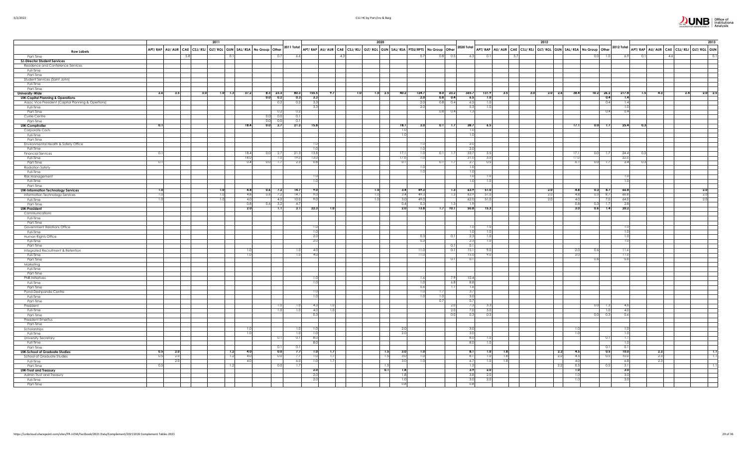| Row Labels | 2011 | | | | | | | | | | 2020 | | | | | | | | | | | 2012 | | | | | | | | | | 2013 | | | | | |
|---|---|---|---|---|---|---|---|---|---|---|---|---|---|---|---|---|---|---|---|---|---|---|---|---|---|---|---|---|---|---|---|---|---|---|---|---|---|
| | APT/RAP | AU/AUR | CAE | CSJ/RSJ | GLT/RGL | GUN | SAL/RSA | No Group | Other | 2011 Total | APT/RAP | AU/AUR | CAE | CSJ/RSJ | GLT/RGL | GUN | SAL/RSA | PTSU/RPTS | No Group | Other | 2020 Total | APT/RAP | AU/AUR | CAE | CSJ/RSJ | GLT/RGL | GUN | SAL/RSA | No Group | Other | 2012 Total | APT/RAP | AU/AUR | CAE | CSJ/RSJ | GLT/RGL | GUN |
| Part-Time | | | 5.8 | | | 0.1 | | | 0.7 | 6.6 | | | 4.3 | | | | | 0.7 | 0.8 | 0.5 | 6.3 | 0.1 | | 5.7 | | | | | 0.0 | 1.0 | 6.9 | 0.1 | | 4.6 | | | 0.1 |
| **SJ-Director Student Services** | | | | | | | | | | | | | | | | | | | | | | | | | | | | | | | | | | | | | |
| Residence and Conference Services | | | | | | | | | | | | | | | | | | | | | | | | | | | | | | | | | | | | | |
| Full-Time | | | | | | | | | | | | | | | | | | | | | | | | | | | | | | | | | | | | | |
| Part-Time | | | | | | | | | | | | | | | | | | | | | | | | | | | | | | | | | | | | | |
| Student Services (Saint John) | | | | | | | | | | | | | | | | | | | | | | | | | | | | | | | | | | | | | |
| Full-Time | | | | | | | | | | | | | | | | | | | | | | | | | | | | | | | | | | | | | |
| Part-Time | | | | | | | | | | | | | | | | | | | | | | | | | | | | | | | | | | | | | |
| **University-Wide** | **2.6** | **3.5** | | **3.0** | **1.0** | **1.3** | **37.2** | **8.3** | **23.3** | **80.3** | **155.5** | **9.7** | | **1.0** | **1.0** | **2.5** | **40.2** | **124.7** | **8.0** | **23.2** | **365.7** | **131.9** | **3.5** | | **3.0** | **2.0** | **2.6** | **38.4** | **10.2** | **26.2** | **217.8** | **1.5** | **4.3** | | **2.4** | **2.0** | **2.5** |
| **UW-Capital Planning & Operations** | | | | | | | | **0.0** | **0.2** | **0.3** | **3.3** | | | | | | | **2.0** | **0.8** | **0.4** | **6.5** | **1.0** | | | | | | | | **0.4** | **1.4** | | | | | | |
| Assoc Vice President (Capital Planning & Opertions) | | | | | | | | | 0.2 | 0.2 | 3.3 | | | | | | | 2.0 | 0.8 | 0.4 | 6.5 | 1.0 | | | | | | | | 0.4 | 1.4 | | | | | | |
| Full-Time | | | | | | | | | | | 3.3 | | | | | | | 2.0 | | | 5.3 | 1.0 | | | | | | | | | 1.0 | | | | | | |
| Part-Time | | | | | | | | | 0.2 | 0.2 | | | | | | | | | 0.8 | 0.4 | 1.3 | | | | | | | | | 0.4 | 0.4 | | | | | | |
| Currie Centre | | | | | | | | 0.0 | 0.0 | 0.1 | | | | | | | | | | | | | | | | | | | | | | | | | | | |
| Part-Time | | | | | | | | 0.0 | 0.0 | 0.1 | | | | | | | | | | | | | | | | | | | | | | | | | | | |
| **UW-Comptroller** | **0.1** | | | | | | **18.4** | **0.0** | **2.7** | **21.3** | **15.8** | | | | | | **18.1** | **3.0** | **0.1** | **1.7** | **38.7** | **6.5** | | | | | | **17.1** | **0.0** | **1.7** | **25.4** | **0.3** | | | | | |
| Corporate Costs | | | | | | | | | | | | | | | | | 1.0 | | | | 1.0 | | | | | | | | | | | | | | | | |
| Full-Time | | | | | | | | | | | | | | | | | 1.0 | | | | 1.0 | | | | | | | | | | | | | | | | |
| Part-Time | | | | | | | | | | | | | | | | | | | | | | | | | | | | | | | | | | | | | |
| Environmental Health & Safety Office | | | | | | | | | | | 1.0 | | | | | | | 1.0 | | | 2.0 | | | | | | | | | | | | | | | | |
| Full-Time | | | | | | | | | | | 1.0 | | | | | | | 1.0 | | | 2.0 | | | | | | | | | | | | | | | | |
| Financial Services | 0.1 | | | | | | 18.4 | 0.0 | 2.7 | 21.3 | 13.8 | | | | | | 17.1 | 1.0 | 0.1 | 1.7 | 33.7 | 5.5 | | | | | | 17.1 | 0.0 | 1.7 | 24.4 | 0.3 | | | | | |
| Full-Time | | | | | | | 18.0 | | 1.0 | 19.0 | 13.0 | | | | | | 17.0 | 1.0 | | | 31.0 | 5.0 | | | | | | 17.0 | | | 22.0 | | | | | | |
| Part-Time | 0.1 | | | | | | 0.4 | 0.0 | 1.7 | 2.3 | 0.8 | | | | | | 0.1 | | 0.1 | 1.7 | 2.7 | 0.5 | | | | | | 0.1 | 0.0 | 1.7 | 2.4 | 0.3 | | | | | |
| Radiation Safety | | | | | | | | | | | | | | | | | | 1.0 | | | 1.0 | | | | | | | | | | | | | | | | |
| Full-Time | | | | | | | | | | | | | | | | | | 1.0 | | | 1.0 | | | | | | | | | | | | | | | | |
| Risk Management | | | | | | | | | | | 1.0 | | | | | | | | | | 1.0 | 1.0 | | | | | | | | | 1.0 | | | | | | |
| Full-Time | | | | | | | | | | | 1.0 | | | | | | | | | | 1.0 | 1.0 | | | | | | | | | 1.0 | | | | | | |
| Part-Time | | | | | | | | | | | | | | | | | | | | | | | | | | | | | | | | | | | | | |
| **UW-Information Technology Services** | **1.0** | | | | **1.0** | | **4.8** | **0.6** | **7.2** | **14.7** | **9.0** | | | | **1.0** | | **3.4** | **49.3** | | **1.3** | **63.9** | **51.0** | | | | **2.0** | | **4.8** | **0.3** | **8.7** | **66.8** | | | | | **2.0** | |
| Information Technology Services | 1.0 | | | | 1.0 | | 4.8 | 0.6 | 7.2 | 14.7 | 9.0 | | | | 1.0 | | 3.4 | 49.3 | | 1.3 | 63.9 | 51.0 | | | | 2.0 | | 4.8 | 0.3 | 8.7 | 66.8 | | | | | 2.0 | |
| Full-Time | 1.0 | | | | 1.0 | | 4.0 | | 4.0 | 10.0 | 9.0 | | | | 1.0 | | 3.0 | 49.0 | | | 62.0 | 51.0 | | | | 2.0 | | 4.0 | | 7.0 | 64.0 | | | | | 2.0 | |
| Part-Time | | | | | | | 0.8 | 0.6 | 3.2 | 4.7 | | | | | | | 0.4 | 0.3 | | 1.3 | 1.9 | | | | | | | 0.8 | 0.3 | 1.7 | 2.8 | | | | | | |
| **UW-President** | | | | | | | **2.0** | | **1.1** | **3.1** | **22.3** | **1.0** | | | | | **2.0** | **13.8** | **1.7** | **10.1** | **50.8** | **15.3** | | | | | | **3.0** | **0.6** | **1.4** | **20.2** | | | | | | |
| Communications | | | | | | | | | | | | | | | | | | | | | | | | | | | | | | | | | | | | | |
| Full-Time | | | | | | | | | | | | | | | | | | | | | | | | | | | | | | | | | | | | | |
| Part-Time | | | | | | | | | | | | | | | | | | | | | | | | | | | | | | | | | | | | | |
| Government Relations Office | | | | | | | | | | | 1.0 | | | | | | | | | | 1.0 | 1.0 | | | | | | | | | 1.0 | | | | | | |
| Full-Time | | | | | | | | | | | 1.0 | | | | | | | | | | 1.0 | 1.0 | | | | | | | | | 1.0 | | | | | | |
| Human Rights Office | | | | | | | | | | | 2.0 | | | | | | | 0.3 | | 0.1 | 2.3 | 1.0 | | | | | | | | | 1.0 | | | | | | |
| Full-Time | | | | | | | | | | | 2.0 | | | | | | | 0.3 | | | 2.3 | 1.0 | | | | | | | | | 1.0 | | | | | | |
| Part-Time | | | | | | | | | | | | | | | | | | | | 0.1 | 0.1 | | | | | | | | | | | | | | | | |
| Integrated Recruitment & Retention | | | | | | | 1.0 | | | 1.0 | 4.0 | | | | | | | 11.0 | | 0.1 | 15.1 | 9.0 | | | | | | 2.0 | 0.6 | | 11.6 | | | | | | |
| Full-Time | | | | | | | 1.0 | | | 1.0 | 4.0 | | | | | | | 11.0 | | | 15.0 | 9.0 | | | | | | 2.0 | | | 11.0 | | | | | | |
| Part-Time | | | | | | | | | | | | | | | | | | | | 0.1 | 0.1 | | | | | | | | 0.6 | | 0.6 | | | | | | |
| Marketing | | | | | | | | | | | | | | | | | | | | | | | | | | | | | | | | | | | | | |
| Full-Time | | | | | | | | | | | | | | | | | | | | | | | | | | | | | | | | | | | | | |
| Part-Time | | | | | | | | | | | | | | | | | | | | | | | | | | | | | | | | | | | | | |
| PNB Initiatives | | | | | | | | | | | 1.0 | | | | | | | 1.6 | | 7.9 | 10.4 | | | | | | | | | | | | | | | | |
| Full-Time | | | | | | | | | | | 1.0 | | | | | | | 1.0 | | 6.8 | 8.8 | | | | | | | | | | | | | | | | |
| Part-Time | | | | | | | | | | | | | | | | | | 0.6 | | 1.1 | 1.6 | | | | | | | | | | | | | | | | |
| Pond-Deshpande Centre | | | | | | | | | | | 1.0 | | | | | | | 1.0 | 1.7 | | 3.7 | | | | | | | | | | | | | | | | |
| Full-Time | | | | | | | | | | | 1.0 | | | | | | | 1.0 | 1.0 | | 3.0 | | | | | | | | | | | | | | | | |
| Part-Time | | | | | | | | | | | | | | | | | | | 0.7 | | 0.7 | | | | | | | | | | | | | | | | |
| President | | | | | | | | | 1.0 | 1.0 | 4.3 | 1.0 | | | | | | | | 2.0 | 7.3 | 3.3 | | | | | | | 0.0 | 1.3 | 4.6 | | | | | | |
| Full-Time | | | | | | | | | 1.0 | 1.0 | 4.0 | 1.0 | | | | | | | | 2.0 | 7.0 | 3.0 | | | | | | | | 1.0 | 4.0 | | | | | | |
| Part-Time | | | | | | | | | | | 0.3 | | | | | | | | | 0.0 | 0.3 | 0.3 | | | | | | | 0.0 | 0.3 | 0.6 | | | | | | |
| President Emeritus | | | | | | | | | | | | | | | | | | | | | | | | | | | | | | | | | | | | | |
| Part-Time | | | | | | | | | | | | | | | | | | | | | | | | | | | | | | | | | | | | | |
| Scholarships | | | | | | | 1.0 | | | 1.0 | 1.0 | | | | | | 2.0 | | | | 3.0 | | | | | | | 1.0 | | | 1.0 | | | | | | |
| Full-Time | | | | | | | 1.0 | | | 1.0 | 1.0 | | | | | | 2.0 | | | | 3.0 | | | | | | | 1.0 | | | 1.0 | | | | | | |
| University Secretary | | | | | | | | | 0.1 | 0.1 | 8.0 | | | | | | | | | | 8.0 | 1.0 | | | | | | | | 0.1 | 1.1 | | | | | | |
| Full-Time | | | | | | | | | | | 8.0 | | | | | | | | | | 8.0 | 1.0 | | | | | | | | | 1.0 | | | | | | |
| Part-Time | | | | | | | | | 0.1 | 0.1 | | | | | | | | | | | | | | | | | | | | 0.1 | 0.1 | | | | | | |
| **UW-School of Graduate Studies** | **0.5** | **2.0** | | | | **1.2** | **4.0** | | **0.0** | **7.7** | **1.0** | **1.7** | | | | **1.5** | **3.0** | **1.0** | | | **8.1** | **1.0** | **1.8** | | | | **2.2** | **4.5** | | **0.5** | **10.0** | | **2.3** | | | | **1.1** |
| School of Graduate Studies | 0.5 | 2.0 | | | | 1.2 | 4.0 | | 0.0 | 7.7 | 1.0 | 1.7 | | | | 1.5 | 3.0 | 1.0 | | | 8.1 | 1.0 | 1.8 | | | | 2.2 | 4.5 | | 0.5 | 10.0 | | 2.3 | | | | 1.1 |
| Full-Time | | 2.0 | | | | | 4.0 | | | 6.0 | 1.0 | 1.7 | | | | | 3.0 | 1.0 | | | 6.7 | 1.0 | 1.8 | | | | | 4.0 | | | 6.8 | | 2.3 | | | | |
| Part-Time | 0.5 | | | | | 1.2 | | | 0.0 | 1.7 | | | | | | 1.5 | | | | | 1.5 | | | | | | 2.2 | 0.5 | | 0.5 | 3.1 | | | | | | 1.1 |
| **UW-Trust and Treasury** | | | | | | | | | | | **2.0** | | | | | **0.1** | **1.8** | | | | **3.9** | **2.0** | | | | | | **1.0** | | | **3.0** | | | | | | |
| Admin Trust and Treasury | | | | | | | | | | | 2.0 | | | | | | 1.8 | | | | 3.8 | 2.0 | | | | | | 1.0 | | | 3.0 | | | | | | |
| Full-Time | | | | | | | | | | | 2.0 | | | | | | 1.0 | | | | 3.0 | 2.0 | | | | | | 1.0 | | | 3.0 | | | | | | |
| Part-Time | | | | | | | | | | | | | | | | | 0.8 | | | | 0.8 | | | | | | | | | | | | | | | | |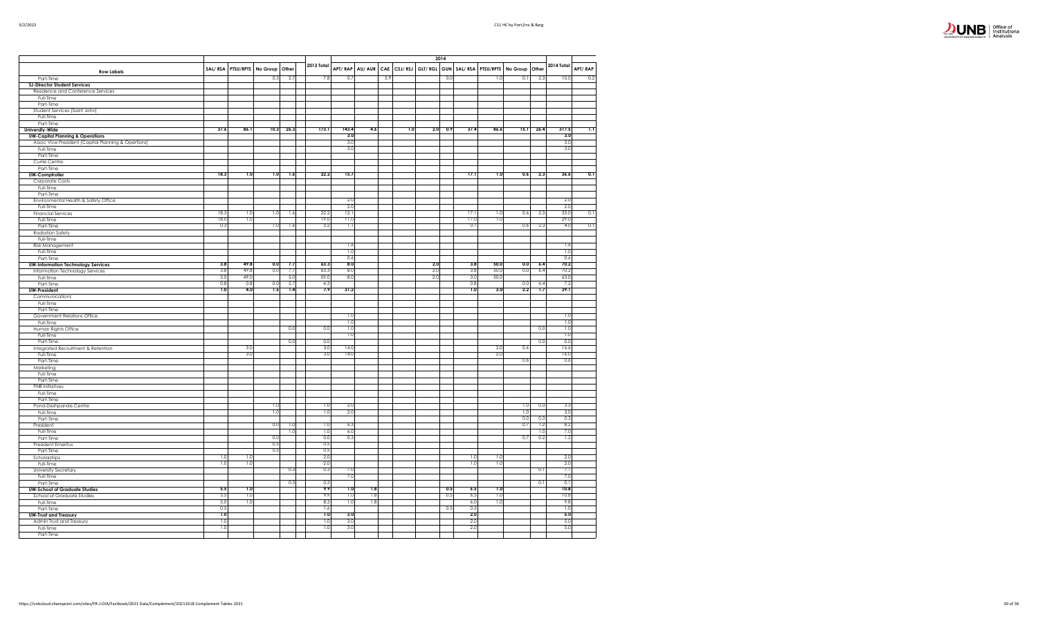| Row Labels | SAL/ RSA | PTSU/RPTS | No Group | Other | 2013 Total | 2014 | | | | | | | | | | | |
|---|---|---|---|---|---|---|---|---|---|---|---|---|---|---|---|---|---|
| | | | | | | APT/ RAP | AU/ AUR | CAE | CSJ/ RSJ | GLT/ RGL | GUN | SAL/ RSA | PTSU/RPTS | No Group | Other | 2014 Total | APT/ RAP |
| Part-Time | | | 0.3 | 2.7 | 7.8 | 0.7 | | 5.9 | | | 0.0 | | 1.0 | 0.1 | 2.3 | 10.0 | 0.2 |
| **SJ-Director Student Services** | | | | | | | | | | | | | | | | | |
| Residence and Conference Services | | | | | | | | | | | | | | | | | |
| Full-Time | | | | | | | | | | | | | | | | | |
| Part-Time | | | | | | | | | | | | | | | | | |
| Student Services (Saint John) | | | | | | | | | | | | | | | | | |
| Full-Time | | | | | | | | | | | | | | | | | |
| Part-Time | | | | | | | | | | | | | | | | | |
| **University-Wide** | **37.6** | **86.1** | **10.3** | **26.3** | **173.1** | **143.4** | **4.6** | | **1.0** | **2.0** | **0.9** | **37.4** | **86.6** | **15.1** | **26.4** | **317.5** | **1.1** |
| **UW-Capital Planning & Operations** | | | | | | **3.0** | | | | | | | | | | **3.0** | |
| Assoc Vice President (Capital Planning & Opertions) | | | | | | 3.0 | | | | | | | | | | 3.0 | |
| Full-Time | | | | | | 3.0 | | | | | | | | | | 3.0 | |
| Part-Time | | | | | | | | | | | | | | | | | |
| Currie Centre | | | | | | | | | | | | | | | | | |
| Part-Time | | | | | | | | | | | | | | | | | |
| **UW-Comptroller** | **18.3** | **1.0** | **1.0** | **1.6** | **22.2** | **15.7** | | | | | | **17.1** | **1.0** | **0.6** | **2.3** | **36.8** | **0.1** |
| Corporate Costs | | | | | | | | | | | | | | | | | |
| Full-Time | | | | | | | | | | | | | | | | | |
| Part-Time | | | | | | | | | | | | | | | | | |
| Environmental Health & Safety Office | | | | | | 2.0 | | | | | | | | | | 2.0 | |
| Full-Time | | | | | | 2.0 | | | | | | | | | | 2.0 | |
| Financial Services | 18.3 | 1.0 | 1.0 | 1.6 | 22.2 | 12.1 | | | | | | 17.1 | 1.0 | 0.6 | 2.3 | 33.0 | 0.1 |
| Full-Time | 18.0 | 1.0 | | | 19.0 | 11.0 | | | | | | 17.0 | 1.0 | | | 29.0 | |
| Part-Time | 0.3 | | 1.0 | 1.6 | 3.2 | 1.1 | | | | | | 0.1 | | 0.6 | 2.3 | 4.0 | 0.1 |
| Radiation Safety | | | | | | | | | | | | | | | | | |
| Full-Time | | | | | | | | | | | | | | | | | |
| Risk Management | | | | | | 1.6 | | | | | | | | | | 1.6 | |
| Full-Time | | | | | | 1.0 | | | | | | | | | | 1.0 | |
| Part-Time | | | | | | 0.6 | | | | | | | | | | 0.6 | |
| **UW-Information Technology Services** | **3.8** | **49.8** | **0.0** | **7.7** | **63.3** | **8.0** | | | | **2.0** | | **3.8** | **50.0** | **0.0** | **6.4** | **70.2** | |
| Information Technology Services | 3.8 | 49.8 | 0.0 | 7.7 | 63.3 | 8.0 | | | | 2.0 | | 3.8 | 50.0 | 0.0 | 6.4 | 70.2 | |
| Full-Time | 3.0 | 49.0 | | 5.0 | 59.0 | 8.0 | | | | 2.0 | | 3.0 | 50.0 | | | 63.0 | |
| Part-Time | 0.8 | 0.8 | 0.0 | 2.7 | 4.3 | | | | | | | 0.8 | | 0.0 | 6.4 | 7.2 | |
| **UW-President** | **1.0** | **4.0** | **1.5** | **1.4** | **7.9** | **31.2** | | | | | | **1.0** | **3.0** | **2.2** | **1.7** | **39.1** | |
| Communications | | | | | | | | | | | | | | | | | |
| Full-Time | | | | | | | | | | | | | | | | | |
| Part-Time | | | | | | | | | | | | | | | | | |
| Government Relations Office | | | | | | 1.0 | | | | | | | | | | 1.0 | |
| Full-Time | | | | | | 1.0 | | | | | | | | | | 1.0 | |
| Human Rights Office | | | | 0.0 | 0.0 | 1.0 | | | | | | | | | 0.0 | 1.0 | |
| Full-Time | | | | | | 1.0 | | | | | | | | | | 1.0 | |
| Part-Time | | | | 0.0 | 0.0 | | | | | | | | | | 0.0 | 0.0 | |
| Integrated Recruitment & Retention | | 3.0 | | | 3.0 | 14.0 | | | | | | | 2.0 | 0.6 | | 16.6 | |
| Full-Time | | 3.0 | | | 3.0 | 14.0 | | | | | | | 2.0 | | | 16.0 | |
| Part-Time | | | | | | | | | | | | | | 0.6 | | 0.6 | |
| Marketing | | | | | | | | | | | | | | | | | |
| Full-Time | | | | | | | | | | | | | | | | | |
| Part-Time | | | | | | | | | | | | | | | | | |
| PNB Initiatives | | | | | | | | | | | | | | | | | |
| Full-Time | | | | | | | | | | | | | | | | | |
| Part-Time | | | | | | | | | | | | | | | | | |
| Pond-Deshpande Centre | | | 1.0 | | 1.0 | 2.0 | | | | | | | | 1.0 | 0.3 | 3.3 | |
| Full-Time | | | 1.0 | | 1.0 | 2.0 | | | | | | | | 1.0 | | 3.0 | |
| Part-Time | | | | | | | | | | | | | | 0.0 | 0.3 | 0.3 | |
| President | | | 0.0 | 1.0 | 1.0 | 6.3 | | | | | | | | 0.7 | 1.2 | 8.2 | |
| Full-Time | | | | 1.0 | 1.0 | 6.0 | | | | | | | | | 1.0 | 7.0 | |
| Part-Time | | | 0.0 | | 0.0 | 0.3 | | | | | | | | 0.7 | 0.2 | 1.2 | |
| President Emeritus | | | 0.5 | | 0.5 | | | | | | | | | | | | |
| Part-Time | | | 0.5 | | 0.5 | | | | | | | | | | | | |
| Scholarships | 1.0 | 1.0 | | | 2.0 | | | | | | | 1.0 | 1.0 | | | 2.0 | |
| Full-Time | 1.0 | 1.0 | | | 2.0 | | | | | | | 1.0 | 1.0 | | | 2.0 | |
| University Secretary | | | | 0.3 | 0.3 | 7.0 | | | | | | | | | 0.1 | 7.1 | |
| Full-Time | | | | | | 7.0 | | | | | | | | | | 7.0 | |
| Part-Time | | | | 0.3 | 0.3 | | | | | | | | | | 0.1 | 0.1 | |
| **UW-School of Graduate Studies** | **5.5** | **1.0** | | | **9.9** | **1.0** | **1.8** | | | | **0.5** | **6.5** | **1.0** | | | **10.8** | |
| School of Graduate Studies | 5.5 | 1.0 | | | 9.9 | 1.0 | 1.8 | | | | 0.5 | 6.5 | 1.0 | | | 10.8 | |
| Full-Time | 5.0 | 1.0 | | | 8.3 | 1.0 | 1.8 | | | | | 6.0 | 1.0 | | | 9.8 | |
| Part-Time | 0.5 | | | | 1.6 | | | | | | 0.5 | 0.5 | | | | 1.0 | |
| **UW-Trust and Treasury** | **1.0** | | | | **1.0** | **3.0** | | | | | | **2.0** | | | | **5.0** | |
| Admin Trust and Treasury | 1.0 | | | | 1.0 | 3.0 | | | | | | 2.0 | | | | 5.0 | |
| Full-Time | 1.0 | | | | 1.0 | 3.0 | | | | | | 2.0 | | | | 5.0 | |
| Part-Time | | | | | | | | | | | | | | | | | |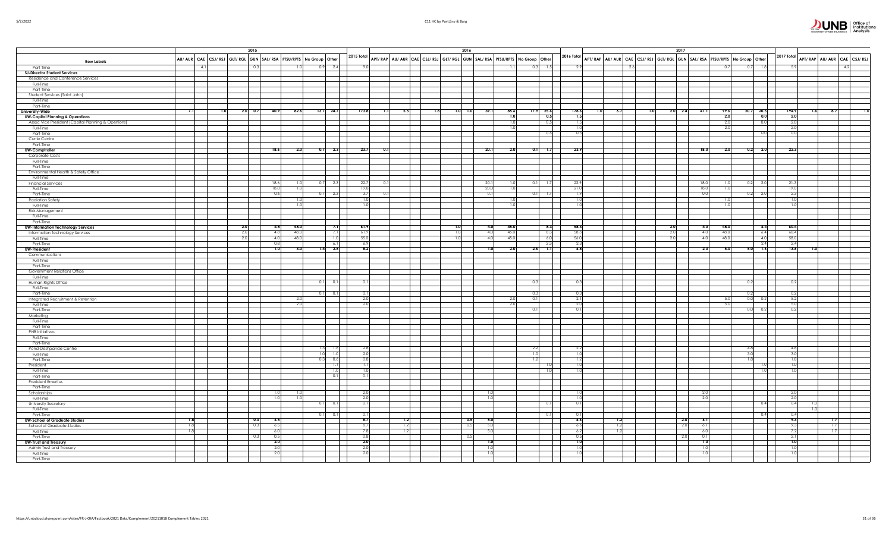| Row Labels | 2015 | | | | | | | | | | 2016 | | | | | | | | | | | 2017 | | | | | | | | | | | | | | |
|---|---|---|---|---|---|---|---|---|---|---|---|---|---|---|---|---|---|---|---|---|---|---|---|---|---|---|---|---|---|---|---|---|---|---|---|---|
| | AU/ AUR | CAE | CSJ/ RSJ | GLT/ RGL | GUN | SAL/ RSA | PTSU/RPTS | No Group | Other | 2015 Total | APT/ RAP | AU/ AUR | CAE | CSJ/ RSJ | GLT/ RGL | GUN | SAL/ RSA | PTSU/RPTS | No Group | Other | 2016 Total | APT/ RAP | AU/ AUR | CAE | CSJ/ RSJ | GLT/ RGL | GUN | SAL/ RSA | PTSU/RPTS | No Group | Other | 2017 Total | APT/ RAP | AU/ AUR | CAE | CSJ/ RSJ |
| Part-Time | | 4.1 | | | 0.3 | | 1.0 | 0.9 | 2.4 | 9.0 | | | | | | | | 1.1 | 0.3 | 1.5 | 2.9 | | | 2.6 | | | | | 0.7 | 0.7 | 1.8 | 5.9 | | | 4.2 | |
| **SJ-Director Student Services** | | | | | | | | | | | | | | | | | | | | | | | | | | | | | | | | | | | | |
| Residence and Conference Services | | | | | | | | | | | | | | | | | | | | | | | | | | | | | | | | | | | | |
| Full-Time | | | | | | | | | | | | | | | | | | | | | | | | | | | | | | | | | | | | |
| Part-Time | | | | | | | | | | | | | | | | | | | | | | | | | | | | | | | | | | | | |
| Student Services (Saint John) | | | | | | | | | | | | | | | | | | | | | | | | | | | | | | | | | | | | |
| Full-Time | | | | | | | | | | | | | | | | | | | | | | | | | | | | | | | | | | | | |
| Part-Time | | | | | | | | | | | | | | | | | | | | | | | | | | | | | | | | | | | | |
| **University-Wide** | 7.1 | | 1.0 | 2.0 | 0.7 | 40.9 | 82.6 | 13.7 | 24.7 | 173.8 | 1.1 | 5.5 | | 1.8 | 1.0 | 1.0 | 39.1 | 85.6 | 17.9 | 25.6 | 178.6 | 1.0 | 6.7 | | 1.0 | 2.0 | 2.4 | 41.1 | 99.6 | 20.7 | 20.5 | 194.9 | 1.6 | 8.7 | | 1.0 |
| **UW-Capital Planning & Operations** | | | | | | | | | | | | | | | | | | 1.0 | | 0.5 | 1.5 | | | | | | | | 2.0 | | 0.0 | 2.0 | | | | |
| Assoc Vice President (Capital Planning & Opertions) | | | | | | | | | | | | | | | | | | 1.0 | | 0.5 | 1.5 | | | | | | | | 2.0 | | 0.0 | 2.0 | | | | |
| Full-Time | | | | | | | | | | | | | | | | | | 1.0 | | | 1.0 | | | | | | | | 2.0 | | | 2.0 | | | | |
| Part-Time | | | | | | | | | | | | | | | | | | | | 0.5 | 0.5 | | | | | | | | | | 0.0 | 0.0 | | | | |
| Currie Centre | | | | | | | | | | | | | | | | | | | | | | | | | | | | | | | | | | | | |
| Part-Time | | | | | | | | | | | | | | | | | | | | | | | | | | | | | | | | | | | | |
| **UW-Comptroller** | | | | | | 18.6 | 2.0 | 0.7 | 2.3 | 23.7 | 0.1 | | | | | | 20.1 | 2.0 | 0.1 | 1.7 | 23.9 | | | | | | | 18.0 | 2.0 | 0.2 | 2.0 | 22.3 | | | | |
| Corporate Costs | | | | | | | | | | | | | | | | | | | | | | | | | | | | | | | | | | | | |
| Full-Time | | | | | | | | | | | | | | | | | | | | | | | | | | | | | | | | | | | | |
| Part-Time | | | | | | | | | | | | | | | | | | | | | | | | | | | | | | | | | | | | |
| Environmental Health & Safety Office | | | | | | | | | | | | | | | | | | | | | | | | | | | | | | | | | | | | |
| Full-Time | | | | | | | | | | | | | | | | | | | | | | | | | | | | | | | | | | | | |
| Financial Services | | | | | | 18.6 | 1.0 | 0.7 | 2.3 | 22.7 | 0.1 | | | | | | 20.1 | 1.0 | 0.1 | 1.7 | 22.9 | | | | | | | 18.0 | 1.0 | 0.2 | 2.0 | 21.3 | | | | |
| Full-Time | | | | | | 18.0 | 1.0 | | | 19.0 | | | | | | | 20.0 | 1.0 | | | 21.0 | | | | | | | 18.0 | 1.0 | | | 19.0 | | | | |
| Part-Time | | | | | | 0.6 | | 0.7 | 2.3 | 3.7 | 0.1 | | | | | | 0.1 | | 0.1 | 1.7 | 1.9 | | | | | | | 0.0 | | 0.2 | 2.0 | 2.3 | | | | |
| Radiation Safety | | | | | | | 1.0 | | | 1.0 | | | | | | | | 1.0 | | | 1.0 | | | | | | | | 1.0 | | | 1.0 | | | | |
| Full-Time | | | | | | | 1.0 | | | 1.0 | | | | | | | | 1.0 | | | 1.0 | | | | | | | | 1.0 | | | 1.0 | | | | |
| Risk Management | | | | | | | | | | | | | | | | | | | | | | | | | | | | | | | | | | | | |
| Full-Time | | | | | | | | | | | | | | | | | | | | | | | | | | | | | | | | | | | | |
| Part-Time | | | | | | | | | | | | | | | | | | | | | | | | | | | | | | | | | | | | |
| **UW-Information Technology Services** | | | | 2.0 | | 4.8 | 48.0 | | 7.1 | 61.9 | | | | | 1.0 | | 4.0 | 45.0 | | 8.3 | 58.3 | | | | | 2.0 | | 4.0 | 48.0 | | 6.4 | 60.4 | | | | |
| Information Technology Services | | | | 2.0 | | 4.8 | 48.0 | | 7.1 | 61.9 | | | | | 1.0 | | 4.0 | 45.0 | | 8.3 | 58.3 | | | | | 2.0 | | 4.0 | 48.0 | | 6.4 | 60.4 | | | | |
| Full-Time | | | | 2.0 | | 4.0 | 48.0 | | 1.0 | 55.0 | | | | | 1.0 | | 4.0 | 45.0 | | 6.0 | 56.0 | | | | | 2.0 | | 4.0 | 48.0 | | 4.0 | 58.0 | | | | |
| Part-Time | | | | | | 0.8 | | | 6.1 | 6.9 | | | | | | | | | | 2.3 | 2.3 | | | | | | | | | | 2.4 | 2.4 | | | | |
| **UW-President** | | | | | | 1.0 | 3.0 | 1.4 | 2.8 | 8.2 | | | | | | | 1.0 | 2.0 | 2.6 | 1.1 | 6.8 | | | | | | | 2.0 | 5.0 | 5.0 | 1.6 | 13.6 | 1.0 | | | |
| Communications | | | | | | | | | | | | | | | | | | | | | | | | | | | | | | | | | | | | |
| Full-Time | | | | | | | | | | | | | | | | | | | | | | | | | | | | | | | | | | | | |
| Part-Time | | | | | | | | | | | | | | | | | | | | | | | | | | | | | | | | | | | | |
| Government Relations Office | | | | | | | | | | | | | | | | | | | | | | | | | | | | | | | | | | | | |
| Full-Time | | | | | | | | | | | | | | | | | | | | | | | | | | | | | | | | | | | | |
| Human Rights Office | | | | | | | | 0.1 | 0.1 | 0.1 | | | | | | | | | 0.3 | | 0.3 | | | | | | | | | 0.2 | | 0.2 | | | | |
| Full-Time | | | | | | | | | | | | | | | | | | | | | | | | | | | | | | | | | | | | |
| Part-Time | | | | | | | | 0.1 | 0.1 | 0.1 | | | | | | | | | 0.3 | | 0.3 | | | | | | | | | 0.2 | | 0.2 | | | | |
| Integrated Recruitment & Retention | | | | | | | 2.0 | | | 2.0 | | | | | | | | 2.0 | 0.1 | | 2.1 | | | | | | | | 5.0 | 0.0 | 0.2 | 5.2 | | | | |
| Full-Time | | | | | | | 2.0 | | | 2.0 | | | | | | | | 2.0 | | | 2.0 | | | | | | | | 5.0 | | | 5.0 | | | | |
| Part-Time | | | | | | | | | | | | | | | | | | | 0.1 | | 0.1 | | | | | | | | | 0.0 | 0.2 | 0.2 | | | | |
| Marketing | | | | | | | | | | | | | | | | | | | | | | | | | | | | | | | | | | | | |
| Full-Time | | | | | | | | | | | | | | | | | | | | | | | | | | | | | | | | | | | | |
| Part-Time | | | | | | | | | | | | | | | | | | | | | | | | | | | | | | | | | | | | |
| PNB Initiatives | | | | | | | | | | | | | | | | | | | | | | | | | | | | | | | | | | | | |
| Full-Time | | | | | | | | | | | | | | | | | | | | | | | | | | | | | | | | | | | | |
| Part-Time | | | | | | | | | | | | | | | | | | | | | | | | | | | | | | | | | | | | |
| Pond-Deshpande Centre | | | | | | | | 1.3 | 1.6 | 2.8 | | | | | | | | | 2.2 | | 2.2 | | | | | | | | | 4.8 | | 4.8 | | | | |
| Full-Time | | | | | | | | 1.0 | 1.0 | 2.0 | | | | | | | | | 1.0 | | 1.0 | | | | | | | | | 3.0 | | 3.0 | | | | |
| Part-Time | | | | | | | | 0.3 | 0.6 | 0.8 | | | | | | | | | 1.2 | | 1.2 | | | | | | | | | 1.8 | | 1.8 | | | | |
| President | | | | | | | | | 1.1 | 1.1 | | | | | | | | | | 1.0 | 1.0 | | | | | | | | | | 1.0 | 1.0 | | | | |
| Full-Time | | | | | | | | | 1.0 | 1.0 | | | | | | | | | | 1.0 | 1.0 | | | | | | | | | | 1.0 | 1.0 | | | | |
| Part-Time | | | | | | | | | 0.1 | 0.1 | | | | | | | | | | | | | | | | | | | | | | | | | | |
| President Emeritus | | | | | | | | | | | | | | | | | | | | | | | | | | | | | | | | | | | | |
| Part-Time | | | | | | | | | | | | | | | | | | | | | | | | | | | | | | | | | | | | |
| Scholarships | | | | | | 1.0 | 1.0 | | | 2.0 | | | | | | | 1.0 | | | | 1.0 | | | | | | | 2.0 | | | | 2.0 | | | | |
| Full-Time | | | | | | 1.0 | 1.0 | | | 2.0 | | | | | | | 1.0 | | | | 1.0 | | | | | | | 2.0 | | | | 2.0 | | | | |
| University Secretary | | | | | | | | 0.1 | 0.1 | 0.1 | | | | | | | | | | 0.1 | 0.1 | | | | | | | | | | 0.4 | 0.4 | 1.0 | | | |
| Full-Time | | | | | | | | | | | | | | | | | | | | | | | | | | | | | | | | | 1.0 | | | |
| Part-Time | | | | | | | | 0.1 | 0.1 | 0.1 | | | | | | | | | | 0.1 | 0.1 | | | | | | | | | | 0.4 | 0.4 | | | | |
| **UW-School of Graduate Studies** | 1.8 | | | | 0.3 | 6.5 | | | | 8.7 | | 1.2 | | | | 0.5 | 5.0 | | | | 6.6 | | 1.2 | | | | 2.0 | 6.1 | | | | 9.3 | | | 1.7 | |
| School of Graduate Studies | 1.8 | | | | 0.3 | 6.5 | | | | 8.7 | | 1.2 | | | | 0.5 | 5.0 | | | | 6.6 | | 1.2 | | | | 2.0 | 6.1 | | | | 9.3 | | | 1.7 | |
| Full-Time | 1.8 | | | | | 6.0 | | | | 7.8 | | 1.2 | | | | | 5.0 | | | | 6.2 | | 1.2 | | | | | 6.0 | | | | 7.2 | | | 1.7 | |
| Part-Time | | | | | 0.3 | 0.5 | | | | 0.8 | | | | | | 0.5 | | | | | 0.5 | | | | | | 2.0 | 0.1 | | | | 2.1 | | | | |
| **UW-Trust and Treasury** | | | | | | 2.0 | | | | 2.0 | | | | | | | 1.0 | | | | 1.0 | | | | | | | 1.0 | | | | 1.0 | | | | |
| Admin Trust and Treasury | | | | | | 2.0 | | | | 2.0 | | | | | | | 1.0 | | | | 1.0 | | | | | | | 1.0 | | | | 1.0 | | | | |
| Full-Time | | | | | | 2.0 | | | | 2.0 | | | | | | | 1.0 | | | | 1.0 | | | | | | | 1.0 | | | | 1.0 | | | | |
| Part-Time | | | | | | | | | | | | | | | | | | | | | | | | | | | | | | | | | | | | |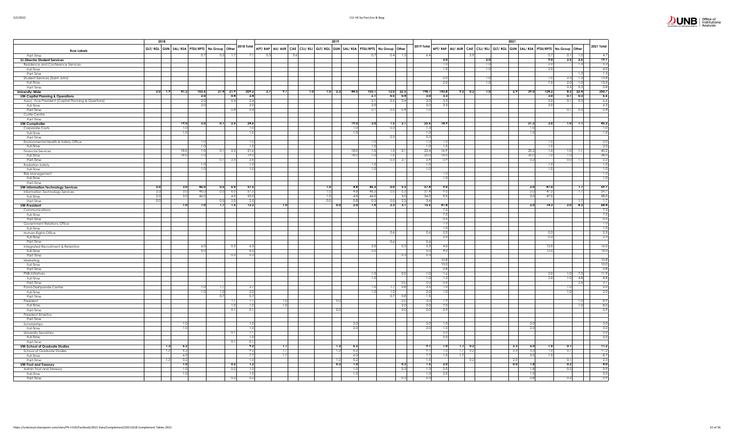| Row Labels | 2018 | | | | | | | 2019 | | | | | | | | | | | 2021 | | | | | | | | | | |
|---|---|---|---|---|---|---|---|---|---|---|---|---|---|---|---|---|---|---|---|---|---|---|---|---|---|---|---|---|---|
| | GLT/RGL | GUN | SAL/RSA | PTSU/RPTS | No Group | Other | 2018 Total | APT/RAP | AU/AUR | CAE | CSJ/RSJ | GLT/RGL | GUN | SAL/RSA | PTSU/RPTS | No Group | Other | 2019 Total | APT/RAP | AU/AUR | CAE | CSJ/RSJ | GLT/RGL | GUN | SAL/RSA | PTSU/RPTS | No Group | Other | 2021 Total |
| Part-Time | | | | 0.7 | 0.5 | 1.7 | 7.1 | 0.3 | | 3.6 | | | | | 0.7 | 0.4 | 1.3 | 6.4 | | | 2.9 | | | | | 0.7 | 0.1 | 1.0 | 4.7 |
| **SJ-Director Student Services** | | | | | | | | | | | | | | | | | | | 3.0 | | | 2.0 | | | | 9.0 | 2.5 | 2.6 | 19.1 |
| Residence and Conference Services | | | | | | | | | | | | | | | | | | | 1.0 | | | 1.0 | | | | 2.0 | | 1.3 | 5.3 |
| Full-Time | | | | | | | | | | | | | | | | | | | 1.0 | | | 1.0 | | | | 2.0 | | | 4.0 |
| Part-Time | | | | | | | | | | | | | | | | | | | | | | | | | | | | 1.3 | 1.3 |
| Student Services (Saint John) | | | | | | | | | | | | | | | | | | | 2.0 | | | 1.0 | | | | 7.0 | 2.5 | 1.3 | 13.8 |
| Full-Time | | | | | | | | | | | | | | | | | | | 2.0 | | | 1.0 | | | | 7.0 | 2.0 | 1.0 | 13.0 |
| Part-Time | | | | | | | | | | | | | | | | | | | | | | | | | | | 0.5 | 0.3 | 0.8 |
| **University-Wide** | 2.0 | 1.9 | 41.2 | 103.6 | 27.4 | 21.9 | 209.2 | 2.7 | 9.7 | | 1.0 | 1.0 | 2.3 | 44.5 | 103.1 | 12.0 | 22.5 | 198.7 | 143.8 | 9.2 | 0.2 | 1.0 | | 2.9 | 39.0 | 124.2 | 8.2 | 22.4 | 350.7 |
| **UW-Capital Planning & Operations** | | | | 2.0 | | 0.4 | 2.4 | | | | | | | | 2.1 | 0.5 | 0.4 | 3.0 | 3.3 | | | | | | | 3.0 | 0.1 | 0.3 | 6.6 |
| Assoc Vice President (Capital Planning & Opertions) | | | | 2.0 | | 0.4 | 2.4 | | | | | | | | 2.1 | 0.5 | 0.4 | 3.0 | 3.3 | | | | | | | 3.0 | 0.1 | 0.3 | 6.6 |
| Full-Time | | | | 2.0 | | | 2.0 | | | | | | | | 2.0 | | | 2.0 | 3.3 | | | | | | | 3.0 | | | 6.3 |
| Part-Time | | | | | | 0.4 | 0.4 | | | | | | | | 0.1 | 0.5 | 0.4 | 1.0 | | | | | | | | | 0.1 | 0.3 | 0.4 |
| Currie Centre | | | | | | | | | | | | | | | | | | | | | | | | | | | | | |
| Part-Time | | | | | | | | | | | | | | | | | | | | | | | | | | | | | |
| **UW-Comptroller** | | | 19.0 | 3.0 | 0.1 | 2.5 | 24.6 | | | | | | | 19.0 | 3.0 | 1.5 | 2.1 | 25.6 | 18.9 | | | | | | 21.2 | 3.0 | 1.0 | 1.1 | 45.2 |
| Corporate Costs | | | 1.0 | | | | 1.0 | | | | | | | 1.0 | | 0.3 | | 1.3 | | | | | | | 1.0 | | | | 1.0 |
| Full-Time | | | 1.0 | | | | 1.0 | | | | | | | 1.0 | | | | 1.0 | | | | | | | 1.0 | | | | 1.0 |
| Part-Time | | | | | | | | | | | | | | | | 0.3 | | 0.3 | | | | | | | | | | | |
| Environmental Health & Safety Office | | | | 1.0 | | | 1.0 | | | | | | | | 1.0 | | | 1.0 | 1.0 | | | | | | | 1.0 | | | 2.0 |
| Full-Time | | | | 1.0 | | | 1.0 | | | | | | | | 1.0 | | | 1.0 | 1.0 | | | | | | | 1.0 | | | 2.0 |
| Financial Services | | | 18.0 | 1.0 | 0.1 | 2.5 | 21.6 | | | | | | | 18.0 | 1.0 | 1.3 | 2.1 | 22.4 | 16.9 | | | | | | 20.2 | 1.0 | 1.0 | 1.1 | 40.2 |
| Full-Time | | | 18.0 | 1.0 | | | 19.0 | | | | | | | 18.0 | 1.0 | 1.0 | | 20.0 | 16.0 | | | | | | 20.0 | 1.0 | 1.0 | | 38.0 |
| Part-Time | | | | | 0.1 | 2.5 | 2.6 | | | | | | | | | 0.3 | 2.1 | 2.4 | 0.9 | | | | | | 0.2 | | 0.0 | 1.1 | 2.2 |
| Radiation Safety | | | | 1.0 | | | 1.0 | | | | | | | | 1.0 | | | 1.0 | | | | | | | | 1.0 | | | 1.0 |
| Full-Time | | | | 1.0 | | | 1.0 | | | | | | | | 1.0 | | | 1.0 | | | | | | | | 1.0 | | | 1.0 |
| Risk Management | | | | | | | | | | | | | | | | | | | 1.0 | | | | | | | | | | 1.0 |
| Full-Time | | | | | | | | | | | | | | | | | | | 1.0 | | | | | | | | | | 1.0 |
| Part-Time | | | | | | | | | | | | | | | | | | | | | | | | | | | | | |
| **UW-Information Technology Services** | 2.0 | | 3.0 | 46.0 | 0.5 | 6.0 | 57.5 | | | | | 1.0 | | 4.8 | 46.3 | 0.0 | 5.3 | 57.4 | 9.0 | | | | | | 2.0 | 47.0 | | 1.7 | 59.7 |
| Information Technology Services | 2.0 | | 3.0 | 46.0 | 0.5 | 6.0 | 57.5 | | | | | 1.0 | | 4.8 | 46.3 | 0.0 | 5.3 | 57.4 | 9.0 | | | | | | 2.0 | 47.0 | | 1.7 | 59.7 |
| Full-Time | 2.0 | | 3.0 | 46.0 | | 4.0 | 55.0 | | | | | 1.0 | | 4.0 | 46.0 | | 3.0 | 54.0 | 9.0 | | | | | | 2.0 | 47.0 | | | 58.0 |
| Part-Time | 0.0 | | | | 0.5 | 2.0 | 2.5 | | | | | 0.0 | | 0.8 | 0.3 | 0.0 | 2.3 | 3.4 | | | | | | | | | | 1.7 | 1.7 |
| **UW-President** | | | 1.0 | 7.0 | 1.7 | 1.5 | 12.2 | | 1.0 | | | | 0.0 | 2.0 | 7.0 | 2.3 | 3.1 | 15.5 | 41.8 | | | | | | 2.0 | 14.3 | 2.0 | 8.3 | 68.4 |
| Communications | | | | | | | | | | | | | | | | | | | 7.5 | | | | | | | | | | 7.5 |
| Full-Time | | | | | | | | | | | | | | | | | | | 7.0 | | | | | | | | | | 7.0 |
| Part-Time | | | | | | | | | | | | | | | | | | | 0.5 | | | | | | | | | | 0.5 |
| Government Relations Office | | | | | | | | | | | | | | | | | | | 1.0 | | | | | | | | | | 1.0 |
| Full-Time | | | | | | | | | | | | | | | | | | | 1.0 | | | | | | | | | | 1.0 |
| Human Rights Office | | | | | | | | | | | | | | | | 0.6 | | 0.6 | 2.0 | | | | | | | 0.3 | | | 2.3 |
| Full-Time | | | | | | | | | | | | | | | | | | | 2.0 | | | | | | | 0.3 | | | 2.3 |
| Part-Time | | | | | | | | | | | | | | | | 0.6 | | 0.6 | | | | | | | | | | | |
| Integrated Recruitment & Retention | | | | 6.0 | | 0.3 | 6.3 | | | | | | | | 5.0 | | 0.3 | 5.3 | 4.0 | | | | | | | 12.0 | | | 16.0 |
| Full-Time | | | | 6.0 | | | 6.0 | | | | | | | | 5.0 | | | 5.0 | 4.0 | | | | | | | 12.0 | | | 16.0 |
| Part-Time | | | | | | 0.3 | 0.3 | | | | | | | | | | 0.3 | 0.3 | | | | | | | | | | | |
| Marketing | | | | | | | | | | | | | | | | | | | 10.8 | | | | | | | | | | 10.8 |
| Full-Time | | | | | | | | | | | | | | | | | | | 10.0 | | | | | | | | | | 10.0 |
| Part-Time | | | | | | | | | | | | | | | | | | | 0.8 | | | | | | | | | | 0.8 |
| PNB Initiatives | | | | | | | | | | | | | | | 1.0 | | 0.0 | 1.0 | 1.6 | | | | | | | 2.0 | 1.0 | 7.3 | 11.9 |
| Full-Time | | | | | | | | | | | | | | | 1.0 | | | 1.0 | 1.0 | | | | | | | 2.0 | 1.0 | 4.8 | 8.8 |
| Part-Time | | | | | | | | | | | | | | | | | 0.0 | 0.0 | 0.6 | | | | | | | | | 2.6 | 3.1 |
| Pond-Deshpande Centre | | | | 1.0 | 1.7 | | 2.7 | | | | | | | | 1.0 | 1.7 | 0.8 | 3.5 | 1.0 | | | | | | | | 1.0 | | 2.0 |
| Full-Time | | | | 1.0 | 1.0 | | 2.0 | | | | | | | | 1.0 | 1.0 | | 2.0 | 1.0 | | | | | | | | 1.0 | | 2.0 |
| Part-Time | | | | | 0.7 | | 0.7 | | | | | | | | | 0.7 | 0.8 | 1.5 | | | | | | | | | | | |
| President | | | | | | 1.1 | 1.1 | | 1.0 | | | | 0.0 | | | | 2.0 | 3.0 | 7.9 | | | | | | | | | 1.0 | 8.9 |
| Full-Time | | | | | | 1.0 | 1.0 | | 1.0 | | | | | | | | 2.0 | 3.0 | 7.0 | | | | | | | | | 1.0 | 8.0 |
| Part-Time | | | | | | 0.1 | 0.1 | | | | | | 0.0 | | | | 0.0 | 0.0 | 0.9 | | | | | | | | | | 0.9 |
| President Emeritus | | | | | | | | | | | | | | | | | | | | | | | | | | | | | |
| Part-Time | | | | | | | | | | | | | | | | | | | | | | | | | | | | | |
| Scholarships | | | 1.0 | | | | 1.0 | | | | | | | 2.0 | | | | 2.0 | 1.0 | | | | | | 2.0 | | | | 3.0 |
| Full-Time | | | 1.0 | | | | 1.0 | | | | | | | 2.0 | | | | 2.0 | 1.0 | | | | | | 2.0 | | | | 3.0 |
| University Secretary | | | | | | 1.1 | 1.1 | | | | | | | | | | | | 5.0 | | | | | | | | | | 5.0 |
| Full-Time | | | | | | | 1.0 | | | | | | | | | | | | 5.0 | | | | | | | | | | 5.0 |
| Part-Time | | | | | | 0.1 | 0.1 | | | | | | | | | | | | | | | | | | | | | | |
| **UW-School of Graduate Studies** | | 1.3 | 6.2 | | | | 9.2 | | 1.7 | | | | 1.2 | 6.2 | | | | 9.1 | 1.0 | 1.7 | 0.2 | | | 2.3 | 5.0 | 1.0 | 0.1 | | 11.2 |
| School of Graduate Studies | | 1.3 | 6.2 | | | | 9.2 | | 1.7 | | | | 1.2 | 6.2 | | | | 9.1 | 1.0 | 1.7 | 0.2 | | | 2.3 | 5.0 | 1.0 | 0.1 | | 11.2 |
| Full-Time | | | 6.0 | | | | 7.7 | | 1.7 | | | | | 6.0 | | | | 7.7 | 1.0 | 1.7 | | | | | 5.0 | 1.0 | | | 8.7 |
| Part-Time | | 1.3 | 0.2 | | | | 1.5 | | | | | | 1.2 | 0.2 | | | | 1.5 | | | 0.2 | | | 2.3 | | | 0.1 | | 2.5 |
| **UW-Trust and Treasury** | | | 1.0 | | | 0.2 | 1.2 | | | | | | 0.2 | 1.0 | | | 0.3 | 1.5 | 2.0 | | | | | 0.0 | 1.8 | | 0.2 | | 4.0 |
| Admin Trust and Treasury | | | 1.0 | | | 0.2 | 1.2 | | | | | | | 1.0 | | | 0.3 | 1.3 | 2.0 | | | | | | 1.8 | | 0.2 | | 3.9 |
| Full-Time | | | 1.0 | | | | 1.0 | | | | | | | 1.0 | | | | 1.0 | 2.0 | | | | | | 1.0 | | | | 3.0 |
| Part-Time | | | | | | 0.2 | 0.2 | | | | | | | | | | 0.3 | 0.3 | | | | | | | 0.8 | | 0.2 | | 0.9 |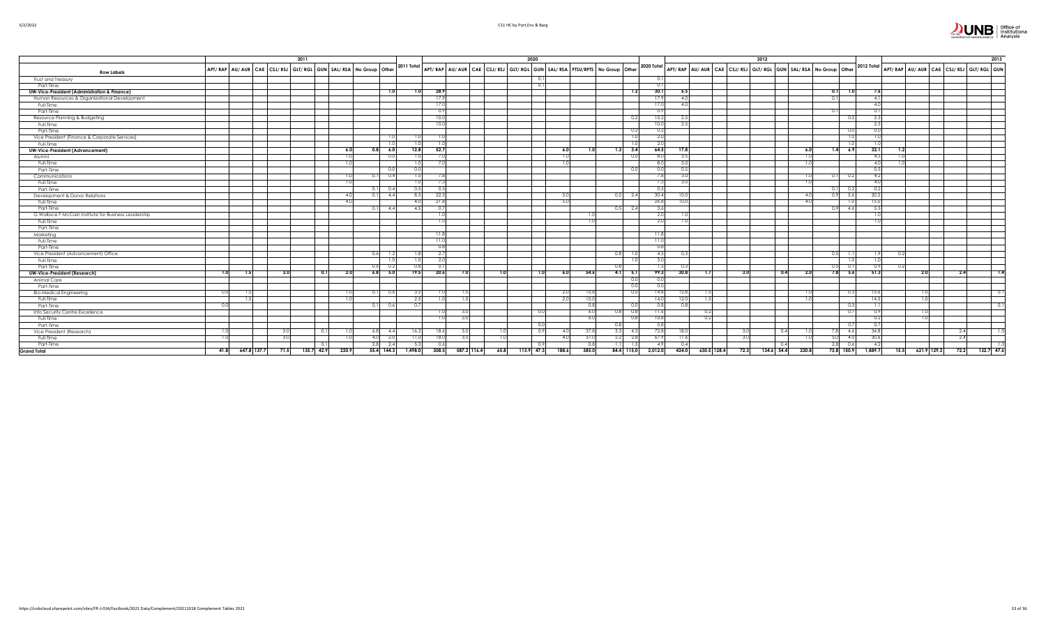| | 2011 | | | | | | | | | | 2020 | | | | | | | | | | | 2012 | | | | | | | | | | 2013 | | | | | |
|---|---|---|---|---|---|---|---|---|---|---|---|---|---|---|---|---|---|---|---|---|---|---|---|---|---|---|---|---|---|---|---|---|---|---|---|---|---|
| **Row Labels** | APT/ RAP | AU/ AUR | CAE | CSJ/ RSJ | GLT/ RGL | GUN | SAL/ RSA | No Group | Other | 2011 Total | APT/ RAP | AU/ AUR | CAE | CSJ/ RSJ | GLT/ RGL | GUN | SAL/ RSA | PTSU/RPTS | No Group | Other | 2020 Total | APT/ RAP | AU/ AUR | CAE | CSJ/ RSJ | GLT/ RGL | GUN | SAL/ RSA | No Group | Other | 2012 Total | APT/ RAP | AU/ AUR | CAE | CSJ/ RSJ | GLT/ RGL | GUN |
| Trust and Treasury | | | | | | | | | | | | | | | | 0.1 | | | | | 0.1 | | | | | | | | | | | | | | | | |
| Part-Time | | | | | | | | | | | | | | | | 0.1 | | | | | 0.1 | | | | | | | | | | | | | | | | |
| **UW-Vice-President (Administration & Finance)** | | | | | | | | | **1.0** | **1.0** | **28.9** | | | | | | | | | **1.2** | **30.1** | **6.5** | | | | | | | **0.1** | **1.0** | **7.6** | | | | | | |
| Human Resources & Organizational Development | | | | | | | | | | | 17.9 | | | | | | | | | | 17.9 | 4.0 | | | | | | | 0.1 | | 4.1 | | | | | | |
| Full-Time | | | | | | | | | | | 17.0 | | | | | | | | | | 17.0 | 4.0 | | | | | | | | | 4.0 | | | | | | |
| Part-Time | | | | | | | | | | | 0.9 | | | | | | | | | | 0.9 | | | | | | | | 0.1 | | 0.1 | | | | | | |
| Resource Planning & Budgeting | | | | | | | | | | | 10.0 | | | | | | | | | 0.2 | 10.2 | 2.5 | | | | | | | | 0.0 | 2.5 | | | | | | |
| Full-Time | | | | | | | | | | | 10.0 | | | | | | | | | | 10.0 | 2.5 | | | | | | | | | 2.5 | | | | | | |
| Part-Time | | | | | | | | | | | | | | | | | | | | 0.2 | 0.2 | | | | | | | | | 0.0 | 0.0 | | | | | | |
| Vice President (Finance & Corporate Services) | | | | | | | | | 1.0 | 1.0 | 1.0 | | | | | | | | | 1.0 | 2.0 | | | | | | | | | 1.0 | 1.0 | | | | | | |
| Full-Time | | | | | | | | | 1.0 | 1.0 | 1.0 | | | | | | | | | 1.0 | 2.0 | | | | | | | | | 1.0 | 1.0 | | | | | | |
| **UW-Vice-President (Advancement)** | | | | | | | **6.0** | **0.8** | **6.0** | **12.8** | **52.7** | | | | | | **6.0** | **1.0** | **1.3** | **3.4** | **64.5** | **17.8** | | | | | | **6.0** | **1.4** | **6.9** | **32.1** | **1.2** | | | | | |
| Alumni | | | | | | | 1.0 | | 0.0 | 1.0 | 7.0 | | | | | | 1.0 | | | 0.0 | 8.0 | 3.5 | | | | | | 1.0 | | | 4.5 | 1.0 | | | | | |
| Full-Time | | | | | | | 1.0 | | | 1.0 | 7.0 | | | | | | 1.0 | | | | 8.0 | 3.0 | | | | | | 1.0 | | | 4.0 | 1.0 | | | | | |
| Part-Time | | | | | | | | | 0.0 | 0.0 | | | | | | | | | | 0.0 | 0.0 | 0.5 | | | | | | | | | 0.5 | | | | | | |
| Communications | | | | | | | 1.0 | 0.1 | 0.4 | 1.5 | 7.8 | | | | | | | | | | 7.8 | 3.0 | | | | | | 1.0 | 0.1 | 0.2 | 4.2 | | | | | | |
| Full-Time | | | | | | | 1.0 | | | 1.0 | 7.3 | | | | | | | | | | 7.3 | 3.0 | | | | | | 1.0 | | | 4.0 | | | | | | |
| Part-Time | | | | | | | | 0.1 | 0.4 | 0.5 | 0.5 | | | | | | | | | | 0.5 | | | | | | | | 0.1 | 0.2 | 0.2 | | | | | | |
| Development & Donor Relations | | | | | | | 4.0 | 0.1 | 4.4 | 8.5 | 22.5 | | | | | | 5.0 | | 0.5 | 2.4 | 30.4 | 10.0 | | | | | | 4.0 | 0.9 | 5.6 | 20.5 | | | | | | |
| Full-Time | | | | | | | 4.0 | | | 4.0 | 21.8 | | | | | | 5.0 | | | | 26.8 | 10.0 | | | | | | 4.0 | | 1.0 | 15.0 | | | | | | |
| Part-Time | | | | | | | | 0.1 | 4.4 | 4.5 | 0.7 | | | | | | | | 0.5 | 2.4 | 3.6 | | | | | | | | 0.9 | 4.6 | 5.5 | | | | | | |
| G Wallace F McCain Institute for Business Leadership | | | | | | | | | | | 1.0 | | | | | | | 1.0 | | | 2.0 | 1.0 | | | | | | | | | 1.0 | | | | | | |
| Full-Time | | | | | | | | | | | 1.0 | | | | | | | 1.0 | | | 2.0 | 1.0 | | | | | | | | | 1.0 | | | | | | |
| Part-Time | | | | | | | | | | | | | | | | | | | | | | | | | | | | | | | | | | | | | |
| Marketing | | | | | | | | | | | 11.8 | | | | | | | | | | 11.8 | | | | | | | | | | | | | | | | |
| Full-Time | | | | | | | | | | | 11.0 | | | | | | | | | | 11.0 | | | | | | | | | | | | | | | | |
| Part-Time | | | | | | | | | | | 0.8 | | | | | | | | | | 0.8 | | | | | | | | | | | | | | | | |
| Vice President (Advancement) Office | | | | | | | | 0.6 | 1.2 | 1.8 | 2.7 | | | | | | | | 0.8 | 1.0 | 4.5 | 0.3 | | | | | | | 0.5 | 1.1 | 1.9 | 0.2 | | | | | |
| Full-Time | | | | | | | | | 1.0 | 1.0 | 2.0 | | | | | | | | | 1.0 | 3.0 | | | | | | | | | 1.0 | 1.0 | | | | | | |
| Part-Time | | | | | | | | 0.6 | 0.2 | 0.8 | 0.7 | | | | | | | | 0.8 | | 1.5 | 0.3 | | | | | | | 0.5 | 0.1 | 0.9 | 0.2 | | | | | |
| **UW-Vice-President (Research)** | **1.0** | **1.5** | | **3.0** | | **0.1** | **2.0** | **6.8** | **5.0** | **19.5** | **20.6** | **7.0** | | **1.0** | | **1.0** | **6.0** | **54.6** | **4.1** | **5.1** | **99.3** | **30.8** | **1.7** | | **3.0** | | **0.4** | **2.0** | **7.8** | **5.6** | **51.3** | | **2.0** | | **2.4** | | **1.4** |
| Animal Care | | | | | | | | | | | | | | | | | | | | 0.0 | 0.0 | | | | | | | | | | | | | | | | |
| Part-Time | | | | | | | | | | | | | | | | | | | | 0.0 | 0.0 | | | | | | | | | | | | | | | | |
| Bio-Medical Engineering | 0.0 | 1.5 | | | | | 1.0 | 0.1 | 0.6 | 3.2 | 1.0 | 1.0 | | | | | 2.0 | 10.8 | | 0.0 | 14.8 | 12.8 | 1.5 | | | | | 1.0 | | 0.3 | 15.6 | | 1.0 | | | | 0.1 |
| Full-Time | | 1.5 | | | | | 1.0 | | | 2.5 | 1.0 | 1.0 | | | | | 2.0 | 10.0 | | | 14.0 | 12.0 | 1.5 | | | | | 1.0 | | | 14.5 | | 1.0 | | | | |
| Part-Time | 0.0 | | | | | | | 0.1 | 0.6 | 0.7 | | | | | | | | 0.8 | | 0.0 | 0.8 | 0.8 | | | | | | | | 0.3 | 1.1 | | | | | | 0.1 |
| Info Security Centre Excellence | | | | | | | | | | | 1.0 | 3.0 | | | | 0.0 | | 6.0 | 0.8 | 0.8 | 11.6 | | 0.2 | | | | | | | 0.7 | 0.9 | | 1.0 | | | | |
| Full-Time | | | | | | | | | | | 1.0 | 3.0 | | | | | | 6.0 | | 0.8 | 10.8 | | 0.2 | | | | | | | | 0.2 | | 1.0 | | | | |
| Part-Time | | | | | | | | | | | | | | | | 0.0 | | | 0.8 | | 0.8 | | | | | | | | | 0.7 | 0.7 | | | | | | |
| Vice President (Research) | 1.0 | | | 3.0 | | 0.1 | 1.0 | 6.8 | 4.4 | 16.3 | 18.6 | 3.0 | | 1.0 | | 0.9 | 4.0 | 37.8 | 3.3 | 4.3 | 72.8 | 18.0 | | | 3.0 | | 0.4 | 1.0 | 7.8 | 4.6 | 34.8 | | | | 2.4 | | 1.3 |
| Full-Time | 1.0 | | | 3.0 | | | 1.0 | 4.0 | 2.0 | 11.0 | 18.0 | 3.0 | | 1.0 | | | 4.0 | 37.0 | 2.2 | 2.8 | 67.9 | 17.6 | | | 3.0 | | | 1.0 | 5.0 | 4.0 | 30.6 | | | | 2.4 | | |
| Part-Time | | | | | | 0.1 | | 2.8 | 2.4 | 5.3 | 0.6 | | | | | 0.9 | | 0.8 | 1.1 | 1.5 | 4.9 | 0.4 | | | | | 0.4 | | 2.8 | 0.6 | 4.2 | | | | | | 1.3 |
| **Grand Total** | **41.8** | **647.8** | **137.7** | **71.5** | **135.7** | **42.9** | **220.9** | **55.4** | **144.3** | **1,498.0** | **308.5** | **587.2** | **116.4** | **65.8** | **113.9** | **47.3** | **188.6** | **385.0** | **84.4** | **115.0** | **2,012.0** | **424.0** | **630.5** | **128.4** | **72.3** | **134.6** | **54.4** | **220.8** | **73.8** | **150.9** | **1,889.7** | **15.5** | **621.9** | **129.2** | **72.2** | **132.7** | **47.6** |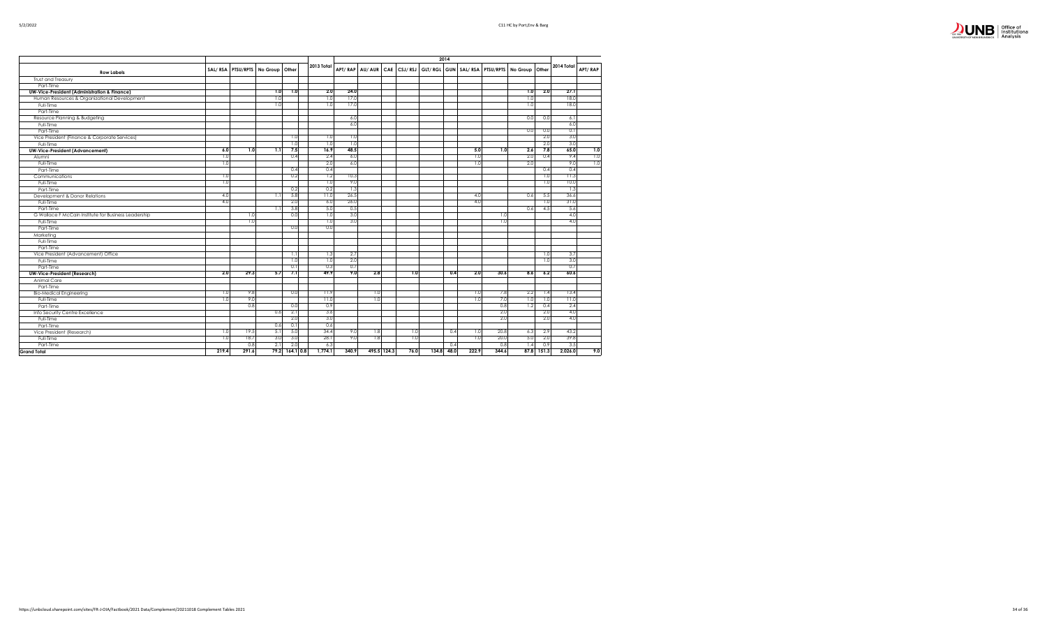| Row Labels | SAL/ RSA | PTSU/RPTS | No Group | Other | | 2013 Total | 2014 APT/ RAP | AU/ AUR | CAE | CSJ/ RSJ | GLT/ RGL | GUN | SAL/ RSA | PTSU/RPTS | No Group | Other | 2014 Total | APT/ RAP |
|---|---|---|---|---|---|---|---|---|---|---|---|---|---|---|---|---|---|---|
| Trust and Treasury | | | | | | | | | | | | | | | | | | |
| Part-Time | | | | | | | | | | | | | | | | | | |
| **UW-Vice-President (Administration & Finance)** | | | 1.0 | 1.0 | | 2.0 | 24.0 | | | | | | | | 1.0 | 2.0 | 27.1 | |
| Human Resources & Organizational Development | | | 1.0 | | | 1.0 | 17.0 | | | | | | | | 1.0 | | 18.0 | |
| Full-Time | | | 1.0 | | | 1.0 | 17.0 | | | | | | | | 1.0 | | 18.0 | |
| Part-Time | | | | | | | | | | | | | | | | | | |
| Resource Planning & Budgeting | | | | | | | 6.0 | | | | | | | | 0.0 | 0.0 | 6.1 | |
| Full-Time | | | | | | | 6.0 | | | | | | | | | | 6.0 | |
| Part-Time | | | | | | | | | | | | | | | 0.0 | 0.0 | 0.1 | |
| Vice President (Finance & Corporate Services) | | | | 1.0 | | 1.0 | 1.0 | | | | | | | | | 2.0 | 3.0 | |
| Full-Time | | | | 1.0 | | 1.0 | 1.0 | | | | | | | | | 2.0 | 3.0 | |
| **UW-Vice-President (Advancement)** | 6.0 | 1.0 | 1.1 | 7.5 | | 16.9 | 48.5 | | | | | | 5.0 | 1.0 | 2.6 | 7.8 | 65.0 | 1.0 |
| Alumni | 1.0 | | | 0.4 | | 2.4 | 6.0 | | | | | | 1.0 | | 2.0 | 0.4 | 9.4 | 1.0 |
| Full-Time | 1.0 | | | | | 2.0 | 6.0 | | | | | | 1.0 | | 2.0 | | 9.0 | 1.0 |
| Part-Time | | | | 0.4 | | 0.4 | | | | | | | | | | 0.4 | 0.4 | |
| Communications | 1.0 | | | 0.2 | | 1.2 | 10.3 | | | | | | | | | 1.0 | 11.3 | |
| Full-Time | 1.0 | | | | | 1.0 | 9.0 | | | | | | | | | 1.0 | 10.0 | |
| Part-Time | | | | 0.2 | | 0.2 | 1.3 | | | | | | | | | | 1.3 | |
| Development & Donor Relations | 4.0 | | 1.1 | 5.8 | | 11.0 | 26.5 | | | | | | 4.0 | | 0.6 | 5.5 | 36.6 | |
| Full-Time | 4.0 | | | 2.0 | | 6.0 | 26.0 | | | | | | 4.0 | | | 1.0 | 31.0 | |
| Part-Time | | | 1.1 | 3.8 | | 5.0 | 0.5 | | | | | | | | 0.6 | 4.5 | 5.6 | |
| G Wallace F McCain Institute for Business Leadership | | 1.0 | | 0.0 | | 1.0 | 3.0 | | | | | | | 1.0 | | | 4.0 | |
| Full-Time | | 1.0 | | | | 1.0 | 3.0 | | | | | | | 1.0 | | | 4.0 | |
| Part-Time | | | | 0.0 | | 0.0 | | | | | | | | | | | | |
| Marketing | | | | | | | | | | | | | | | | | | |
| Full-Time | | | | | | | | | | | | | | | | | | |
| Part-Time | | | | | | | | | | | | | | | | | | |
| Vice President (Advancement) Office | | | | 1.1 | | 1.3 | 2.7 | | | | | | | | | 1.0 | 3.7 | |
| Full-Time | | | | 1.0 | | 1.0 | 2.0 | | | | | | | | | 1.0 | 3.0 | |
| Part-Time | | | | 0.1 | | 0.3 | 0.7 | | | | | | | | | | 0.7 | |
| **UW-Vice-President (Research)** | 2.0 | 29.3 | 5.7 | 7.1 | | 49.9 | 9.0 | 2.8 | | 1.0 | | 0.4 | 2.0 | 30.6 | 8.6 | 6.2 | 60.6 | |
| Animal Care | | | | | | | | | | | | | | | | | | |
| Part-Time | | | | | | | | | | | | | | | | | | |
| Bio-Medical Engineering | 1.0 | 9.8 | | 0.0 | | 11.9 | | 1.0 | | | | | 1.0 | 7.8 | 2.2 | 1.4 | 13.4 | |
| Full-Time | 1.0 | 9.0 | | | | 11.0 | | 1.0 | | | | | 1.0 | 7.0 | 1.0 | 1.0 | 11.0 | |
| Part-Time | | 0.8 | | 0.0 | | 0.9 | | | | | | | | 0.8 | 1.2 | 0.4 | 2.4 | |
| Info Security Centre Excellence | | | 0.6 | 2.1 | | 3.6 | | | | | | | | 2.0 | | 2.0 | 4.0 | |
| Full-Time | | | | 2.0 | | 3.0 | | | | | | | | 2.0 | | 2.0 | 4.0 | |
| Part-Time | | | 0.6 | 0.1 | | 0.6 | | | | | | | | | | | | |
| Vice President (Research) | 1.0 | 19.5 | 5.1 | 5.0 | | 34.4 | 9.0 | 1.8 | | 1.0 | | 0.4 | 1.0 | 20.8 | 6.3 | 2.9 | 43.2 | |
| Full-Time | 1.0 | 18.7 | 3.0 | 3.0 | | 28.1 | 9.0 | 1.8 | | 1.0 | | | 1.0 | 20.0 | 5.0 | 2.0 | 39.8 | |
| Part-Time | | 0.8 | 2.1 | 2.0 | | 6.3 | | | | | | 0.4 | | 0.8 | 1.4 | 0.9 | 3.5 | |
| **Grand Total** | 219.4 | 291.6 | 79.2 | 164.1 | 0.8 | 1,774.1 | 340.9 | 495.5 | 124.3 | 76.0 | 134.8 | 48.0 | 222.9 | 344.6 | 87.8 | 151.3 | 2,026.0 | 9.0 |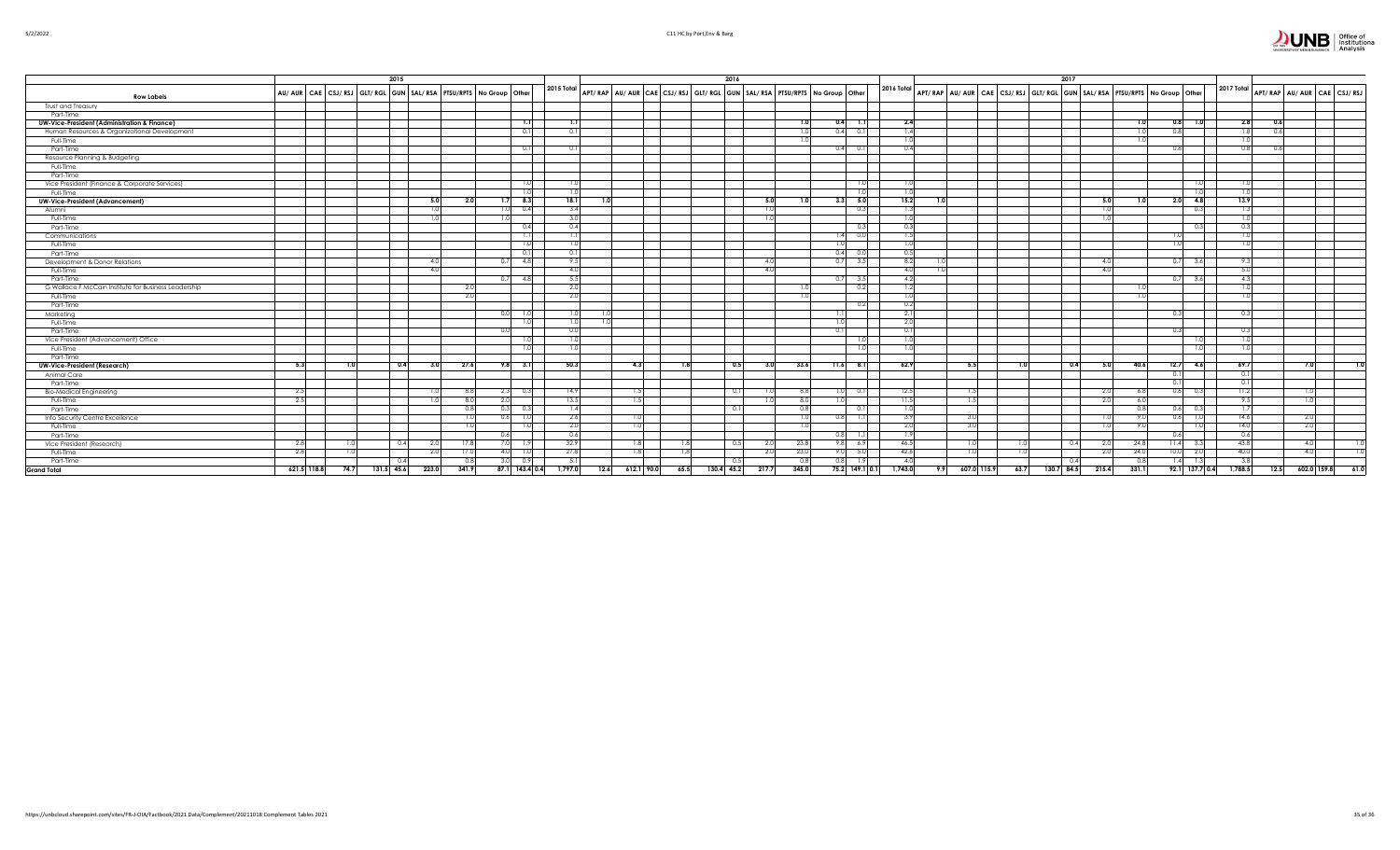| Row Labels | 2015 | | | | | | | | | | | 2016 | | | | | | | | | | | | 2017 | | | | | | | | | | | | | | | |
|---|---|---|---|---|---|---|---|---|---|---|---|---|---|---|---|---|---|---|---|---|---|---|---|---|---|---|---|---|---|---|---|---|---|---|---|---|---|---|---|
| | AU/ AUR | CAE | CSJ/ RSJ | GLT/ RGL | GUN | SAL/ RSA | PTSU/RPTS | No Group | Other | | 2015 Total | APT/ RAP | AU/ AUR | CAE | CSJ/ RSJ | GLT/ RGL | GUN | SAL/ RSA | PTSU/RPTS | No Group | Other | | 2016 Total | APT/ RAP | AU/ AUR | CAE | CSJ/ RSJ | GLT/ RGL | GUN | SAL/ RSA | PTSU/RPTS | No Group | Other | | 2017 Total | APT/ RAP | AU/ AUR | CAE | CSJ/ RSJ |
| Trust and Treasury | | | | | | | | | | | | | | | | | | | | | | | | | | | | | | | | | | | | | | | |
| Part-Time | | | | | | | | | | | | | | | | | | | | | | | | | | | | | | | | | | | | | | | |
| **UW-Vice-President (Administration & Finance)** | | | | | | | | | 1.1 | | 1.1 | | | | | | | | 1.0 | 0.4 | 1.1 | | 2.4 | | | | | | | | 1.0 | 0.8 | 1.0 | | 2.8 | 0.6 | | | |
| Human Resources & Organizational Development | | | | | | | | | 0.1 | | 0.1 | | | | | | | | 1.0 | 0.4 | 0.1 | | 1.4 | | | | | | | | 1.0 | 0.8 | | | 1.8 | 0.6 | | | |
| Full-Time | | | | | | | | | | | | | | | | | | | 1.0 | | | | 1.0 | | | | | | | | 1.0 | | | | 1.0 | | | | |
| Part-Time | | | | | | | | | 0.1 | | 0.1 | | | | | | | | | 0.4 | 0.1 | | 0.4 | | | | | | | | | 0.8 | | | 0.8 | 0.6 | | | |
| Resource Planning & Budgeting | | | | | | | | | | | | | | | | | | | | | | | | | | | | | | | | | | | | | | | |
| Full-Time | | | | | | | | | | | | | | | | | | | | | | | | | | | | | | | | | | | | | | | |
| Part-Time | | | | | | | | | | | | | | | | | | | | | | | | | | | | | | | | | | | | | | | |
| Vice President (Finance & Corporate Services) | | | | | | | | | 1.0 | | 1.0 | | | | | | | | | | 1.0 | | 1.0 | | | | | | | | | | 1.0 | | 1.0 | | | | |
| Full-Time | | | | | | | | | 1.0 | | 1.0 | | | | | | | | | | 1.0 | | 1.0 | | | | | | | | | | 1.0 | | 1.0 | | | | |
| **UW-Vice-President (Advancement)** | | | | | | 5.0 | 2.0 | 1.7 | 8.3 | | 18.1 | 1.0 | | | | | | 5.0 | 1.0 | 3.3 | 5.0 | | 15.2 | 1.0 | | | | | | 5.0 | 1.0 | 2.0 | 4.8 | | 13.9 | | | | |
| Alumni | | | | | | 1.0 | | 1.0 | 0.4 | | 3.4 | | | | | | | 1.0 | | | 0.3 | | 1.3 | | | | | | | 1.0 | | | 0.3 | | 1.3 | | | | |
| Full-Time | | | | | | 1.0 | | 1.0 | | | 3.0 | | | | | | | 1.0 | | | | | 1.0 | | | | | | | 1.0 | | | | | 1.0 | | | | |
| Part-Time | | | | | | | | | 0.4 | | 0.4 | | | | | | | | | | 0.3 | | 0.3 | | | | | | | | | | 0.3 | | 0.3 | | | | |
| Communications | | | | | | | | | 1.1 | | 1.1 | | | | | | | | | 1.4 | 0.0 | | 1.5 | | | | | | | | 1.0 | | | | 1.0 | | | | |
| Full-Time | | | | | | | | | 1.0 | | 1.0 | | | | | | | | | 1.0 | | | 1.0 | | | | | | | | 1.0 | | | | 1.0 | | | | |
| Part-Time | | | | | | | | | 0.1 | | 0.1 | | | | | | | | | 0.4 | 0.0 | | 0.5 | | | | | | | | | | | | | | | | |
| Development & Donor Relations | | | | | | 4.0 | | 0.7 | 4.8 | | 9.5 | | | | | | | 4.0 | | 0.7 | 3.5 | | 8.2 | 1.0 | | | | | | 4.0 | | 0.7 | 3.6 | | 9.3 | | | | |
| Full-Time | | | | | | 4.0 | | | | | 4.0 | | | | | | | 4.0 | | | | | 4.0 | 1.0 | | | | | | 4.0 | | | | | 5.0 | | | | |
| Part-Time | | | | | | | | 0.7 | 4.8 | | 5.5 | | | | | | | | | 0.7 | 3.5 | | 4.2 | | | | | | | | | 0.7 | 3.6 | | 4.3 | | | | |
| G Wallace F McCain Institute for Business Leadership | | | | | | | 2.0 | | | | 2.0 | | | | | | | | 1.0 | | 0.2 | | 1.2 | | | | | | | | 1.0 | | | | 1.0 | | | | |
| Full-Time | | | | | | | 2.0 | | | | 2.0 | | | | | | | | 1.0 | | | | 1.0 | | | | | | | | 1.0 | | | | 1.0 | | | | |
| Part-Time | | | | | | | | | | | | | | | | | | | | | 0.2 | | 0.2 | | | | | | | | | | | | | | | | |
| Marketing | | | | | | | | 0.0 | 1.0 | | 1.0 | 1.0 | | | | | | | | 1.1 | | | 2.1 | | | | | | | | | 0.3 | | | 0.3 | | | | |
| Full-Time | | | | | | | | | 1.0 | | 1.0 | 1.0 | | | | | | | | 1.0 | | | 2.0 | | | | | | | | | | | | | | | | |
| Part-Time | | | | | | | | 0.0 | | | 0.0 | | | | | | | | | 0.1 | | | 0.1 | | | | | | | | | 0.3 | | | 0.3 | | | | |
| Vice President (Advancement) Office | | | | | | | | | 1.0 | | 1.0 | | | | | | | | | | 1.0 | | 1.0 | | | | | | | | | | 1.0 | | 1.0 | | | | |
| Full-Time | | | | | | | | | 1.0 | | 1.0 | | | | | | | | | | 1.0 | | 1.0 | | | | | | | | | | 1.0 | | 1.0 | | | | |
| Part-Time | | | | | | | | | | | | | | | | | | | | | | | | | | | | | | | | | | | | | | | |
| **UW-Vice-President (Research)** | 5.3 | | 1.0 | | 0.4 | 3.0 | 27.6 | 9.8 | 3.1 | | 50.3 | | 4.3 | | 1.8 | | 0.5 | 3.0 | 33.6 | 11.6 | 8.1 | | 62.9 | | 5.5 | | 1.0 | | 0.4 | 5.0 | 40.6 | 12.7 | 4.6 | | 69.7 | | 7.0 | | 1.0 |
| Animal Care | | | | | | | | | | | | | | | | | | | | | | | | | | | | | | | | 0.1 | | | 0.1 | | | | |
| Part-Time | | | | | | | | | | | | | | | | | | | | | | | | | | | | | | | | 0.1 | | | 0.1 | | | | |
| Bio-Medical Engineering | 2.5 | | | | | 1.0 | 8.8 | 2.3 | 0.3 | | 14.9 | | 1.5 | | | | 0.1 | 1.0 | 8.8 | 1.0 | 0.1 | | 12.5 | | 1.5 | | | | | 2.0 | 6.8 | 0.6 | 0.3 | | 11.2 | | 1.0 | | |
| Full-Time | 2.5 | | | | | 1.0 | 8.0 | 2.0 | | | 13.5 | | 1.5 | | | | | 1.0 | 8.0 | 1.0 | | | 11.5 | | 1.5 | | | | | 2.0 | 6.0 | | | | 9.5 | | 1.0 | | |
| Part-Time | | | | | | | 0.8 | 0.3 | 0.3 | | 1.4 | | | | | | 0.1 | | 0.8 | | 0.1 | | 1.0 | | | | | | | | 0.8 | 0.6 | 0.3 | | 1.7 | | | | |
| Info Security Centre Excellence | | | | | | | 1.0 | 0.6 | 1.0 | | 2.6 | | 1.0 | | | | | | 1.0 | 0.8 | 1.1 | | 3.9 | | 3.0 | | | | | 1.0 | 9.0 | 0.6 | 1.0 | | 14.6 | | 2.0 | | |
| Full-Time | | | | | | | 1.0 | | 1.0 | | 2.0 | | 1.0 | | | | | | 1.0 | | | | 2.0 | | 3.0 | | | | | 1.0 | 9.0 | | 1.0 | | 14.0 | | 2.0 | | |
| Part-Time | | | | | | | | 0.6 | | | 0.6 | | | | | | | | | 0.8 | 1.1 | | 1.9 | | | | | | | | | 0.6 | | | 0.6 | | | | |
| Vice President (Research) | 2.8 | | 1.0 | | 0.4 | 2.0 | 17.8 | 7.0 | 1.9 | | 32.9 | | 1.8 | | 1.8 | | 0.5 | 2.0 | 23.8 | 9.8 | 6.9 | | 46.5 | | 1.0 | | 1.0 | | 0.4 | 2.0 | 24.8 | 11.4 | 3.3 | | 43.8 | | 4.0 | | 1.0 |
| Full-Time | 2.8 | | 1.0 | | | 2.0 | 17.0 | 4.0 | 1.0 | | 27.8 | | 1.8 | | 1.8 | | | 2.0 | 23.0 | 9.0 | 5.0 | | 42.6 | | 1.0 | | 1.0 | | | 2.0 | 24.0 | 10.0 | 2.0 | | 40.0 | | 4.0 | | 1.0 |
| Part-Time | | | | | 0.4 | | 0.8 | 3.0 | 0.9 | | 5.1 | | | | | | 0.5 | | 0.8 | 0.8 | 1.9 | | 4.0 | | | | | | 0.4 | | 0.8 | 1.4 | 1.3 | | 3.8 | | | | |
| **Grand Total** | 621.5 | 118.8 | 74.7 | 131.5 | 45.6 | 223.0 | 341.9 | 87.1 | 143.4 | 0.4 | 1,797.0 | 12.6 | 612.1 | 90.0 | 65.5 | 130.4 | 45.2 | 217.7 | 345.0 | 75.2 | 149.1 | 0.1 | 1,743.0 | 9.9 | 607.0 | 115.9 | 63.7 | 130.7 | 84.5 | 215.4 | 331.1 | 92.1 | 137.7 | 0.4 | 1,788.5 | 12.5 | 602.0 | 159.8 | 61.0 |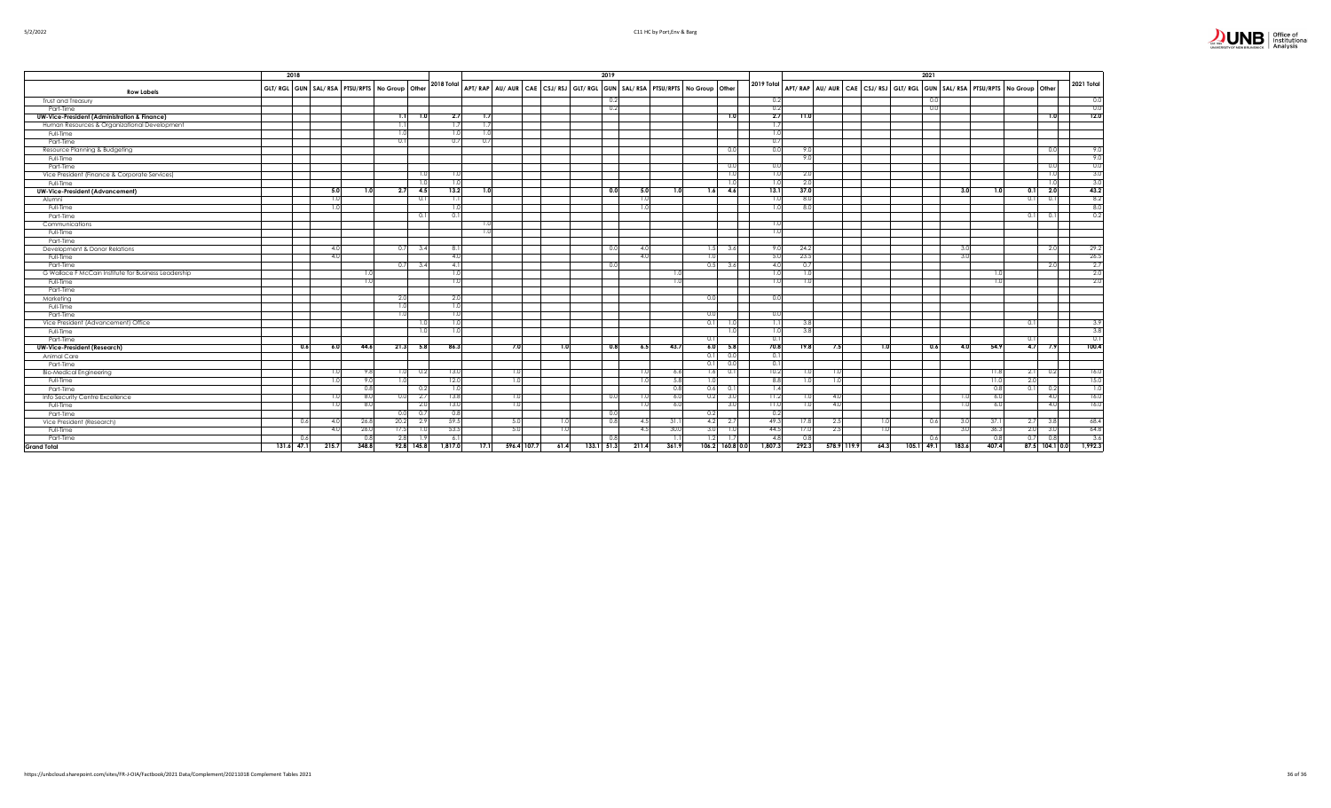| Row Labels | 2018 | | | | | | | 2019 | | | | | | | | | | | | 2021 | | | | | | | | | | | |
|---|---|---|---|---|---|---|---|---|---|---|---|---|---|---|---|---|---|---|---|---|---|---|---|---|---|---|---|---|---|---|---|
| | GLT/ RGL | GUN | SAL/ RSA | PTSU/RPTS | No Group | Other | 2018 Total | APT/ RAP | AU/ AUR | CAE | CSJ/ RSJ | GLT/ RGL | GUN | SAL/ RSA | PTSU/RPTS | No Group | Other | | 2019 Total | APT/ RAP | AU/ AUR | CAE | CSJ/ RSJ | GLT/ RGL | GUN | SAL/ RSA | PTSU/RPTS | No Group | Other | | 2021 Total |
| Trust and Treasury | | | | | | | | | | | | | 0.2 | | | | | | 0.2 | | | | | | 0.0 | | | | | | 0.0 |
| Part-Time | | | | | | | | | | | | | 0.2 | | | | | | 0.2 | | | | | | 0.0 | | | | | | 0.0 |
| **UW-Vice-President (Administration & Finance)** | | | | | 1.1 | 1.0 | 2.7 | 1.7 | | | | | | | | | 1.0 | | 2.7 | 11.0 | | | | | | | | | 1.0 | | 12.0 |
| Human Resources & Organizational Development | | | | | 1.1 | | 1.7 | 1.7 | | | | | | | | | | | 1.7 | | | | | | | | | | | | |
| Full-Time | | | | | 1.0 | | 1.0 | 1.0 | | | | | | | | | | | 1.0 | | | | | | | | | | | | |
| Part-Time | | | | | 0.1 | | 0.7 | 0.7 | | | | | | | | | | | 0.7 | | | | | | | | | | | | |
| Resource Planning & Budgeting | | | | | | | | | | | | | | | | | 0.0 | | 0.0 | 9.0 | | | | | | | | | 0.0 | | 9.0 |
| Full-Time | | | | | | | | | | | | | | | | | | | | 9.0 | | | | | | | | | | | 9.0 |
| Part-Time | | | | | | | | | | | | | | | | | 0.0 | | 0.0 | | | | | | | | | | 0.0 | | 0.0 |
| Vice President (Finance & Corporate Services) | | | | | | 1.0 | 1.0 | | | | | | | | | | 1.0 | | 1.0 | 2.0 | | | | | | | | | 1.0 | | 3.0 |
| Full-Time | | | | | | 1.0 | 1.0 | | | | | | | | | | 1.0 | | 1.0 | 2.0 | | | | | | | | | 1.0 | | 3.0 |
| **UW-Vice-President (Advancement)** | | | 5.0 | 1.0 | 2.7 | 4.5 | 13.2 | 1.0 | | | | | 0.0 | 5.0 | 1.0 | 1.6 | 4.6 | | 13.1 | 37.0 | | | | | | 3.0 | 1.0 | 0.1 | 2.0 | | 43.2 |
| Alumni | | | 1.0 | | 0.1 | | 1.1 | | | | | | | 1.0 | | | | | 1.0 | 8.0 | | | | | | | | 0.1 | 0.1 | | 8.2 |
| Full-Time | | | 1.0 | | | | 1.0 | | | | | | | 1.0 | | | | | 1.0 | 8.0 | | | | | | | | | | | 8.0 |
| Part-Time | | | | | | 0.1 | 0.1 | | | | | | | | | | | | | | | | | | | | | 0.1 | 0.1 | | 0.2 |
| Communications | | | | | | | | 1.0 | | | | | | | | | | | 1.0 | | | | | | | | | | | | |
| Full-Time | | | | | | | | 1.0 | | | | | | | | | | | 1.0 | | | | | | | | | | | | |
| Part-Time | | | | | | | | | | | | | | | | | | | | | | | | | | | | | | | |
| Development & Donor Relations | | | 4.0 | | 0.7 | 3.4 | 8.1 | | | | | | 0.0 | 4.0 | | 1.5 | 3.6 | | 9.0 | 24.2 | | | | | | 3.0 | | | 2.0 | | 29.2 |
| Full-Time | | | 4.0 | | | | 4.0 | | | | | | | 4.0 | | 1.0 | | | 5.0 | 23.5 | | | | | | 3.0 | | | | | 26.5 |
| Part-Time | | | | | 0.7 | 3.4 | 4.1 | | | | | | 0.0 | | | 0.5 | 3.6 | | 4.0 | 0.7 | | | | | | | | | 2.0 | | 2.7 |
| G Wallace F McCain Institute for Business Leadership | | | | 1.0 | | | 1.0 | | | | | | | | 1.0 | | | | 1.0 | 1.0 | | | | | | | 1.0 | | | | 2.0 |
| Full-Time | | | | 1.0 | | | 1.0 | | | | | | | | 1.0 | | | | 1.0 | 1.0 | | | | | | | 1.0 | | | | 2.0 |
| Part-Time | | | | | | | | | | | | | | | | | | | | | | | | | | | | | | | |
| Marketing | | | | | 2.0 | | 2.0 | | | | | | | | | 0.0 | | | 0.0 | | | | | | | | | | | | |
| Full-Time | | | | | 1.0 | | 1.0 | | | | | | | | | | | | | | | | | | | | | | | | |
| Part-Time | | | | | 1.0 | | 1.0 | | | | | | | | | 0.0 | | | 0.0 | | | | | | | | | | | | |
| Vice President (Advancement) Office | | | | | | 1.0 | 1.0 | | | | | | | | | 0.1 | 1.0 | | 1.1 | 3.8 | | | | | | | | 0.1 | | | 3.9 |
| Full-Time | | | | | | 1.0 | 1.0 | | | | | | | | | | 1.0 | | 1.0 | 3.8 | | | | | | | | | | | 3.8 |
| Part-Time | | | | | | | | | | | | | | | | 0.1 | | | 0.1 | | | | | | | | | 0.1 | | | 0.1 |
| **UW-Vice-President (Research)** | | 0.6 | 6.0 | 44.6 | 21.3 | 5.8 | 86.3 | | 7.0 | | 1.0 | | 0.8 | 6.5 | 43.7 | 6.0 | 5.8 | | 70.8 | 19.8 | 7.5 | | 1.0 | | 0.6 | 4.0 | 54.9 | 4.7 | 7.9 | | 100.4 |
| Animal Care | | | | | | | | | | | | | | | | 0.1 | 0.0 | | 0.1 | | | | | | | | | | | | |
| Part-Time | | | | | | | | | | | | | | | | 0.1 | 0.0 | | 0.1 | | | | | | | | | | | | |
| Bio-Medical Engineering | | | 1.0 | 9.8 | 1.0 | 0.2 | 13.0 | | 1.0 | | | | | 1.0 | 6.6 | 1.6 | 0.1 | | 10.2 | 1.0 | 1.0 | | | | | | 11.8 | 2.1 | 0.2 | | 16.0 |
| Full-Time | | | 1.0 | 9.0 | 1.0 | | 12.0 | | 1.0 | | | | | 1.0 | 5.8 | 1.0 | | | 8.8 | 1.0 | 1.0 | | | | | | 11.0 | 2.0 | | | 15.0 |
| Part-Time | | | | 0.8 | | 0.2 | 1.0 | | | | | | | | 0.8 | 0.6 | 0.1 | | 1.4 | | | | | | | | 0.8 | 0.1 | 0.2 | | 1.0 |
| Info Security Centre Excellence | | | 1.0 | 8.0 | 0.0 | 2.7 | 13.8 | | 1.0 | | | | 0.0 | 1.0 | 6.0 | 0.2 | 3.0 | | 11.2 | 1.0 | 4.0 | | | | | 1.0 | 6.0 | | 4.0 | | 16.0 |
| Full-Time | | | 1.0 | 8.0 | | 2.0 | 13.0 | | 1.0 | | | | | 1.0 | 6.0 | | 3.0 | | 11.0 | 1.0 | 4.0 | | | | | 1.0 | 6.0 | | 4.0 | | 16.0 |
| Part-Time | | | | | 0.0 | 0.7 | 0.8 | | | | | | 0.0 | | | 0.2 | | | 0.2 | | | | | | | | | | | | |
| Vice President (Research) | | 0.6 | 4.0 | 26.8 | 20.2 | 2.9 | 59.5 | | 5.0 | | 1.0 | | 0.8 | 4.5 | 31.1 | 4.2 | 2.7 | | 49.3 | 17.8 | 2.5 | | 1.0 | | 0.6 | 3.0 | 37.1 | 2.7 | 3.8 | | 68.4 |
| Full-Time | | | 4.0 | 26.0 | 17.5 | 1.0 | 53.5 | | 5.0 | | 1.0 | | | 4.5 | 30.0 | 3.0 | 1.0 | | 44.5 | 17.0 | 2.5 | | 1.0 | | | 3.0 | 36.3 | 2.0 | 3.0 | | 64.8 |
| Part-Time | | 0.6 | | 0.8 | 2.8 | 1.9 | 6.1 | | | | | | 0.8 | | 1.1 | 1.2 | 1.7 | | 4.8 | 0.8 | | | | | 0.6 | | 0.8 | 0.7 | 0.8 | | 3.6 |
| **Grand Total** | 131.6 | 47.1 | 215.7 | 348.8 | 92.8 | 145.8 | 1,817.0 | 17.1 | 596.4 | 107.7 | 61.4 | 133.1 | 51.3 | 211.4 | 361.9 | 106.2 | 160.8 | 0.0 | 1,807.3 | 292.3 | 578.9 | 119.9 | 64.3 | 105.1 | 49.1 | 183.6 | 407.4 | 87.5 | 104.1 | 0.0 | 1,992.3 |